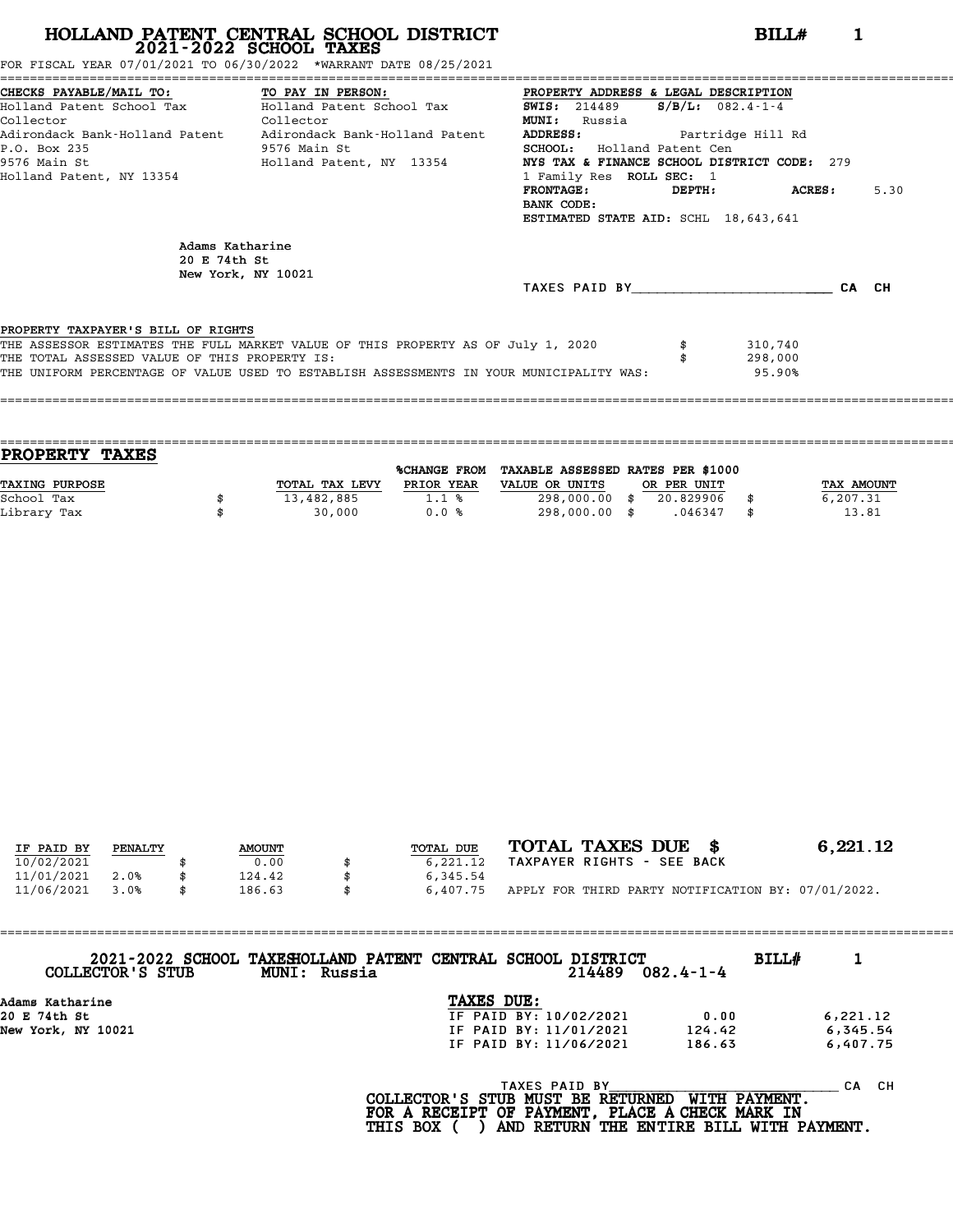# HOLLAND PATENT CENTRAL SCHOOL DISTRICT
## 2021-2022 SCHOOL TAXES

**BILL# 1**

FOR FISCAL YEAR 07/01/2021 TO 06/30/2022 *WARRANT DATE 08/25/2021

| CHECKS PAYABLE/MAIL TO: | TO PAY IN PERSON: | PROPERTY ADDRESS & LEGAL DESCRIPTION |
|---|---|---|
| Holland Patent School Tax Collector | Holland Patent School Tax Collector | SWIS: 214489 S/B/L: 082.4-1-4 |
| Adirondack Bank-Holland Patent | Adirondack Bank-Holland Patent | MUNI: Russia |
| P.O. Box 235 | 9576 Main St | ADDRESS: Partridge Hill Rd |
| 9576 Main St | Holland Patent, NY 13354 | SCHOOL: Holland Patent Cen |
| Holland Patent, NY 13354 | | NYS TAX & FINANCE SCHOOL DISTRICT CODE: 279 |
| | | 1 Family Res ROLL SEC: 1 |
| | | FRONTAGE: DEPTH: ACRES: 5.30 |
| | | BANK CODE: |
| | | ESTIMATED STATE AID: SCHL 18,643,641 |

Adams Katharine
20 E 74th St
New York, NY 10021

TAXES PAID BY________________________ CA CH

**PROPERTY TAXPAYER'S BILL OF RIGHTS**

THE ASSESSOR ESTIMATES THE FULL MARKET VALUE OF THIS PROPERTY AS OF July 1, 2020 $ 310,740
THE TOTAL ASSESSED VALUE OF THIS PROPERTY IS: $ 298,000
THE UNIFORM PERCENTAGE OF VALUE USED TO ESTABLISH ASSESSMENTS IN YOUR MUNICIPALITY WAS: 95.90%

## PROPERTY TAXES

| TAXING PURPOSE | | TOTAL TAX LEVY | %CHANGE FROM PRIOR YEAR | TAXABLE ASSESSED VALUE OR UNITS | | RATES PER $1000 OR PER UNIT | | TAX AMOUNT |
|---|---|---|---|---|---|---|---|---|
| School Tax | $ | 13,482,885 | 1.1 % | 298,000.00 | $ | 20.829906 | $ | 6,207.31 |
| Library Tax | $ | 30,000 | 0.0 % | 298,000.00 | $ | .046347 | $ | 13.81 |

| IF PAID BY | PENALTY | | AMOUNT | | TOTAL DUE |
|---|---|---|---|---|---|
| 10/02/2021 | | $ | 0.00 | $ | 6,221.12 |
| 11/01/2021 | 2.0% | $ | 124.42 | $ | 6,345.54 |
| 11/06/2021 | 3.0% | $ | 186.63 | $ | 6,407.75 |

**TOTAL TAXES DUE $ 6,221.12**

TAXPAYER RIGHTS - SEE BACK

APPLY FOR THIRD PARTY NOTIFICATION BY: 07/01/2022.

---

**2021-2022 SCHOOL TAXES HOLLAND PATENT CENTRAL SCHOOL DISTRICT** BILL# 1

COLLECTOR'S STUB MUNI: Russia 214489 082.4-1-4

Adams Katharine
20 E 74th St
New York, NY 10021

**TAXES DUE:**

| | | |
|---|---|---|
| IF PAID BY: 10/02/2021 | 0.00 | 6,221.12 |
| IF PAID BY: 11/01/2021 | 124.42 | 6,345.54 |
| IF PAID BY: 11/06/2021 | 186.63 | 6,407.75 |

TAXES PAID BY____________________________ CA CH

**COLLECTOR'S STUB MUST BE RETURNED WITH PAYMENT.
FOR A RECEIPT OF PAYMENT, PLACE A CHECK MARK IN
THIS BOX ( ) AND RETURN THE ENTIRE BILL WITH PAYMENT.**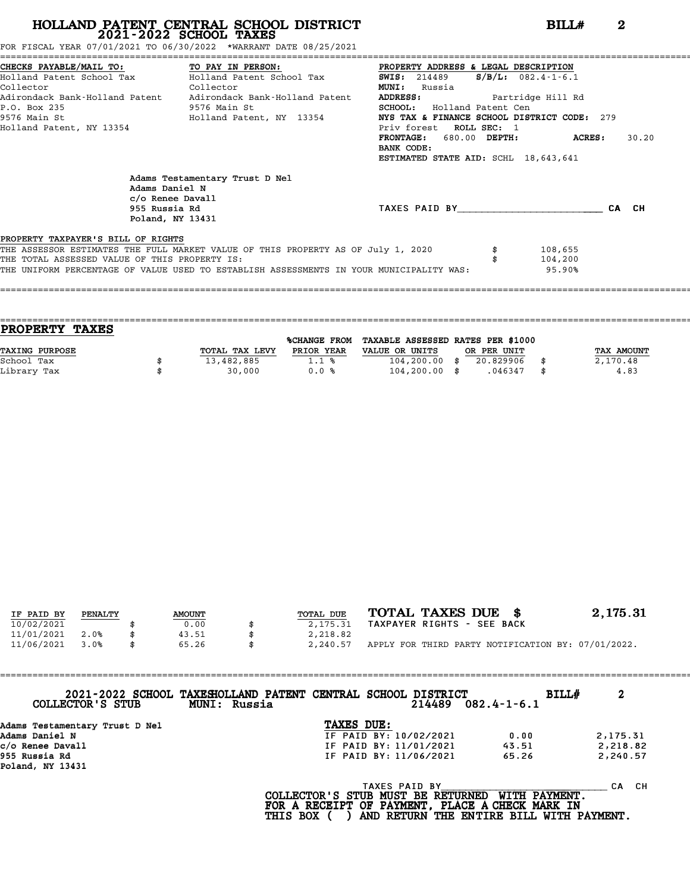# HOLLAND PATENT CENTRAL SCHOOL DISTRICT
## 2021-2022 SCHOOL TAXES

**BILL# 2**

FOR FISCAL YEAR 07/01/2021 TO 06/30/2022 *WARRANT DATE 08/25/2021

**CHECKS PAYABLE/MAIL TO:**
Holland Patent School Tax Collector
Adirondack Bank-Holland Patent
P.O. Box 235
9576 Main St
Holland Patent, NY 13354

**TO PAY IN PERSON:**
Holland Patent School Tax Collector
Adirondack Bank-Holland Patent
9576 Main St
Holland Patent, NY 13354

**PROPERTY ADDRESS & LEGAL DESCRIPTION**
**SWIS:** 214489 **S/B/L:** 082.4-1-6.1
**MUNI:** Russia
**ADDRESS:** Partridge Hill Rd
**SCHOOL:** Holland Patent Cen
**NYS TAX & FINANCE SCHOOL DISTRICT CODE:** 279
Priv forest **ROLL SEC:** 1
**FRONTAGE:** 680.00 **DEPTH:** **ACRES:** 30.20
**BANK CODE:**
**ESTIMATED STATE AID:** SCHL 18,643,641

Adams Testamentary Trust D Nel
Adams Daniel N
c/o Renee Davall
955 Russia Rd
Poland, NY 13431

TAXES PAID BY________________________ CA CH

**PROPERTY TAXPAYER'S BILL OF RIGHTS**

THE ASSESSOR ESTIMATES THE FULL MARKET VALUE OF THIS PROPERTY AS OF July 1, 2020 $ 108,655
THE TOTAL ASSESSED VALUE OF THIS PROPERTY IS: $ 104,200
THE UNIFORM PERCENTAGE OF VALUE USED TO ESTABLISH ASSESSMENTS IN YOUR MUNICIPALITY WAS: 95.90%

## PROPERTY TAXES

| TAXING PURPOSE | TOTAL TAX LEVY | %CHANGE FROM PRIOR YEAR | TAXABLE ASSESSED VALUE OR UNITS | RATES PER $1000 OR PER UNIT | TAX AMOUNT |
|---|---|---|---|---|---|
| School Tax | $ 13,482,885 | 1.1 % | 104,200.00 | $ 20.829906 | $ 2,170.48 |
| Library Tax | $ 30,000 | 0.0 % | 104,200.00 | $ .046347 | $ 4.83 |

| IF PAID BY | PENALTY | AMOUNT | TOTAL DUE |
|---|---|---|---|
| 10/02/2021 | | $ 0.00 | $ 2,175.31 |
| 11/01/2021 | 2.0% | $ 43.51 | $ 2,218.82 |
| 11/06/2021 | 3.0% | $ 65.26 | $ 2,240.57 |

**TOTAL TAXES DUE $ 2,175.31**
TAXPAYER RIGHTS - SEE BACK
APPLY FOR THIRD PARTY NOTIFICATION BY: 07/01/2022.

---

**2021-2022 SCHOOL TAXES HOLLAND PATENT CENTRAL SCHOOL DISTRICT BILL# 2**
**COLLECTOR'S STUB MUNI: Russia** 214489 082.4-1-6.1

**Adams Testamentary Trust D Nel**
**Adams Daniel N**
**c/o Renee Davall**
**955 Russia Rd**
**Poland, NY 13431**

**TAXES DUE:**

| | | |
|---|---|---|
| IF PAID BY: 10/02/2021 | 0.00 | 2,175.31 |
| IF PAID BY: 11/01/2021 | 43.51 | 2,218.82 |
| IF PAID BY: 11/06/2021 | 65.26 | 2,240.57 |

TAXES PAID BY____________________________ CA CH

**COLLECTOR'S STUB MUST BE RETURNED WITH PAYMENT.**
**FOR A RECEIPT OF PAYMENT, PLACE A CHECK MARK IN**
**THIS BOX ( ) AND RETURN THE ENTIRE BILL WITH PAYMENT.**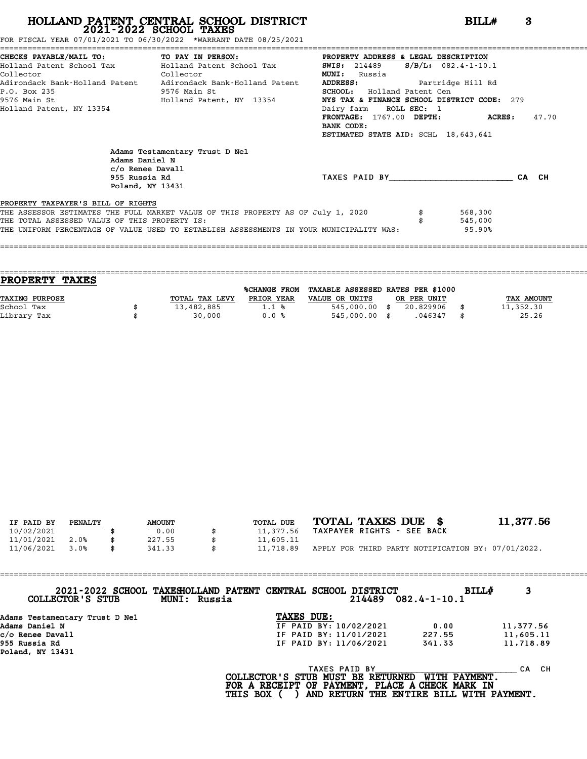# HOLLAND PATENT CENTRAL SCHOOL DISTRICT

## 2021-2022 SCHOOL TAXES

**BILL# 3**

FOR FISCAL YEAR 07/01/2021 TO 06/30/2022 *WARRANT DATE 08/25/2021

| CHECKS PAYABLE/MAIL TO: | TO PAY IN PERSON: | PROPERTY ADDRESS & LEGAL DESCRIPTION |
|---|---|---|
| Holland Patent School Tax | Holland Patent School Tax | **SWIS:** 214489 **S/B/L:** 082.4-1-10.1 |
| Collector | Collector | **MUNI:** Russia |
| Adirondack Bank-Holland Patent | Adirondack Bank-Holland Patent | **ADDRESS:** Partridge Hill Rd |
| P.O. Box 235 | 9576 Main St | **SCHOOL:** Holland Patent Cen |
| 9576 Main St | Holland Patent, NY 13354 | **NYS TAX & FINANCE SCHOOL DISTRICT CODE:** 279 |
| Holland Patent, NY 13354 | | Dairy farm **ROLL SEC:** 1 |
| | | **FRONTAGE:** 1767.00 **DEPTH:** **ACRES:** 47.70 |
| | | **BANK CODE:** |
| | | **ESTIMATED STATE AID:** SCHL 18,643,641 |

Adams Testamentary Trust D Nel
Adams Daniel N
c/o Renee Davall
955 Russia Rd
Poland, NY 13431

TAXES PAID BY________________________ CA CH

**PROPERTY TAXPAYER'S BILL OF RIGHTS**

THE ASSESSOR ESTIMATES THE FULL MARKET VALUE OF THIS PROPERTY AS OF July 1, 2020 $ 568,300
THE TOTAL ASSESSED VALUE OF THIS PROPERTY IS: $ 545,000
THE UNIFORM PERCENTAGE OF VALUE USED TO ESTABLISH ASSESSMENTS IN YOUR MUNICIPALITY WAS: 95.90%

## PROPERTY TAXES

| TAXING PURPOSE | TOTAL TAX LEVY | %CHANGE FROM PRIOR YEAR | TAXABLE ASSESSED VALUE OR UNITS | RATES PER $1000 OR PER UNIT | TAX AMOUNT |
|---|---|---|---|---|---|
| School Tax | $ 13,482,885 | 1.1 % | 545,000.00 | $ 20.829906 | $ 11,352.30 |
| Library Tax | $ 30,000 | 0.0 % | 545,000.00 | $ .046347 | $ 25.26 |

| IF PAID BY | PENALTY | AMOUNT | TOTAL DUE |
|---|---|---|---|
| 10/02/2021 | | $ 0.00 | $ 11,377.56 |
| 11/01/2021 | 2.0% | $ 227.55 | $ 11,605.11 |
| 11/06/2021 | 3.0% | $ 341.33 | $ 11,718.89 |

**TOTAL TAXES DUE $ 11,377.56**

TAXPAYER RIGHTS - SEE BACK

APPLY FOR THIRD PARTY NOTIFICATION BY: 07/01/2022.

---

**2021-2022 SCHOOL TAXES HOLLAND PATENT CENTRAL SCHOOL DISTRICT** **BILL# 3**

**COLLECTOR'S STUB** **MUNI: Russia** 214489 082.4-1-10.1

**Adams Testamentary Trust D Nel**
**Adams Daniel N**
**c/o Renee Davall**
**955 Russia Rd**
**Poland, NY 13431**

**TAXES DUE:**

| | | |
|---|---|---|
| IF PAID BY: 10/02/2021 | 0.00 | 11,377.56 |
| IF PAID BY: 11/01/2021 | 227.55 | 11,605.11 |
| IF PAID BY: 11/06/2021 | 341.33 | 11,718.89 |

TAXES PAID BY______________________________ CA CH

**COLLECTOR'S STUB MUST BE RETURNED WITH PAYMENT.**
**FOR A RECEIPT OF PAYMENT, PLACE A CHECK MARK IN**
**THIS BOX ( ) AND RETURN THE ENTIRE BILL WITH PAYMENT.**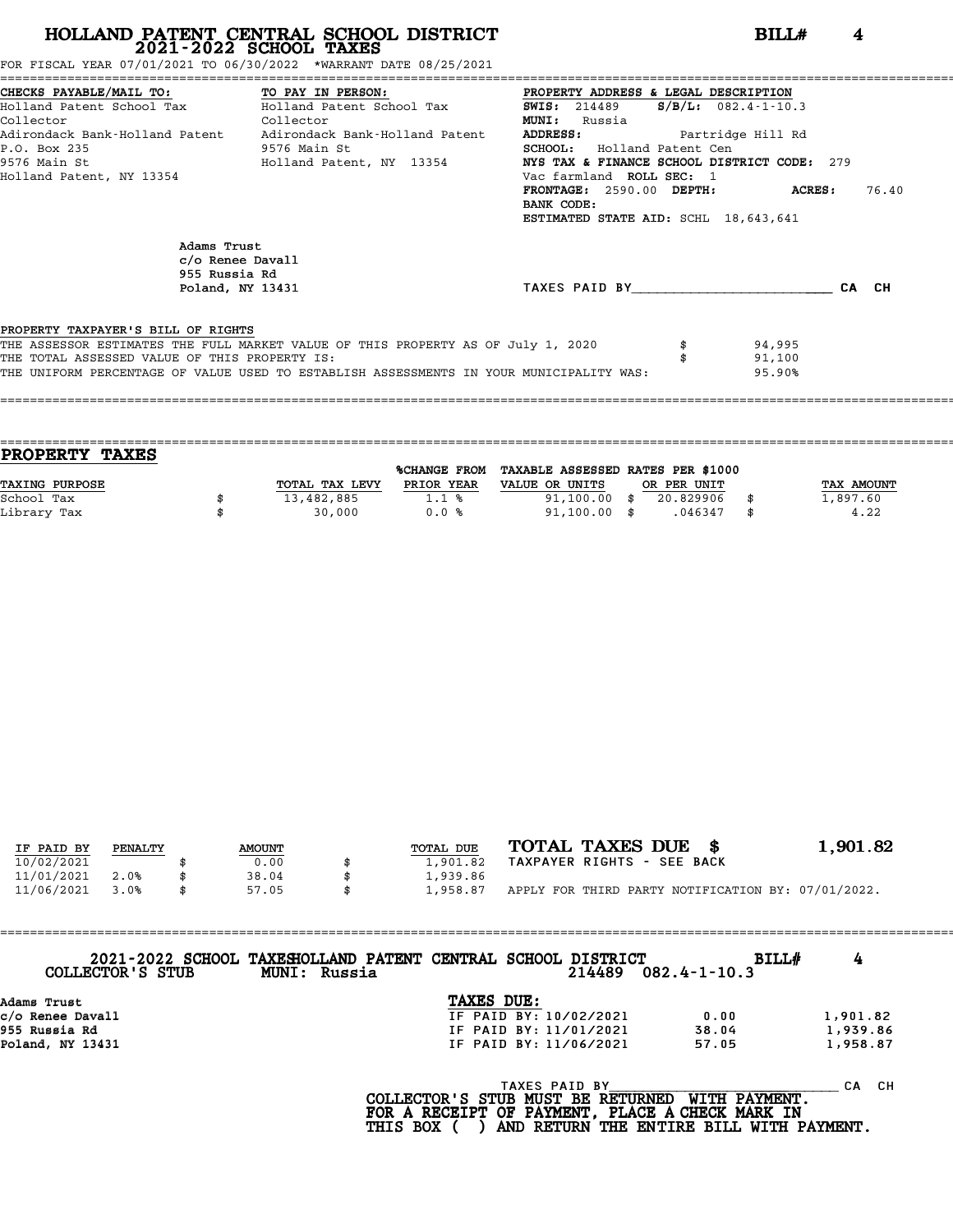# HOLLAND PATENT CENTRAL SCHOOL DISTRICT
## 2021-2022 SCHOOL TAXES

**BILL# 4**

FOR FISCAL YEAR 07/01/2021 TO 06/30/2022 *WARRANT DATE 08/25/2021

| CHECKS PAYABLE/MAIL TO: | TO PAY IN PERSON: | PROPERTY ADDRESS & LEGAL DESCRIPTION |
|---|---|---|
| Holland Patent School Tax Collector | Holland Patent School Tax Collector | **SWIS:** 214489 **S/B/L:** 082.4-1-10.3 |
| Adirondack Bank-Holland Patent | Adirondack Bank-Holland Patent | **MUNI:** Russia |
| P.O. Box 235 | 9576 Main St | **ADDRESS:** Partridge Hill Rd |
| 9576 Main St | Holland Patent, NY 13354 | **SCHOOL:** Holland Patent Cen |
| Holland Patent, NY 13354 | | **NYS TAX & FINANCE SCHOOL DISTRICT CODE:** 279 |
| | | Vac farmland **ROLL SEC:** 1 |
| | | **FRONTAGE:** 2590.00 **DEPTH:** **ACRES:** 76.40 |
| | | **BANK CODE:** |
| | | **ESTIMATED STATE AID:** SCHL 18,643,641 |

Adams Trust
c/o Renee Davall
955 Russia Rd
Poland, NY 13431

TAXES PAID BY________________________ CA CH

**PROPERTY TAXPAYER'S BILL OF RIGHTS**

| | | |
|---|---|---|
| THE ASSESSOR ESTIMATES THE FULL MARKET VALUE OF THIS PROPERTY AS OF July 1, 2020 | $ | 94,995 |
| THE TOTAL ASSESSED VALUE OF THIS PROPERTY IS: | $ | 91,100 |
| THE UNIFORM PERCENTAGE OF VALUE USED TO ESTABLISH ASSESSMENTS IN YOUR MUNICIPALITY WAS: | | 95.90% |

## PROPERTY TAXES

| TAXING PURPOSE | TOTAL TAX LEVY | %CHANGE FROM PRIOR YEAR | TAXABLE ASSESSED VALUE OR UNITS | RATES PER $1000 OR PER UNIT | TAX AMOUNT |
|---|---|---|---|---|---|
| School Tax | $ 13,482,885 | 1.1 % | 91,100.00 | $ 20.829906 | $ 1,897.60 |
| Library Tax | $ 30,000 | 0.0 % | 91,100.00 | $ .046347 | $ 4.22 |

| IF PAID BY | PENALTY | AMOUNT | TOTAL DUE |
|---|---|---|---|
| 10/02/2021 | | $ 0.00 | $ 1,901.82 |
| 11/01/2021 | 2.0% | $ 38.04 | $ 1,939.86 |
| 11/06/2021 | 3.0% | $ 57.05 | $ 1,958.87 |

**TOTAL TAXES DUE $ 1,901.82**

TAXPAYER RIGHTS - SEE BACK

APPLY FOR THIRD PARTY NOTIFICATION BY: 07/01/2022.

---

**2021-2022 SCHOOL TAXES HOLLAND PATENT CENTRAL SCHOOL DISTRICT BILL# 4**

**COLLECTOR'S STUB MUNI: Russia 214489 082.4-1-10.3**

Adams Trust
c/o Renee Davall
955 Russia Rd
Poland, NY 13431

**TAXES DUE:**

| | | |
|---|---|---|
| IF PAID BY: 10/02/2021 | 0.00 | 1,901.82 |
| IF PAID BY: 11/01/2021 | 38.04 | 1,939.86 |
| IF PAID BY: 11/06/2021 | 57.05 | 1,958.87 |

TAXES PAID BY______________________________ CA CH

**COLLECTOR'S STUB MUST BE RETURNED WITH PAYMENT.
FOR A RECEIPT OF PAYMENT, PLACE A CHECK MARK IN
THIS BOX ( ) AND RETURN THE ENTIRE BILL WITH PAYMENT.**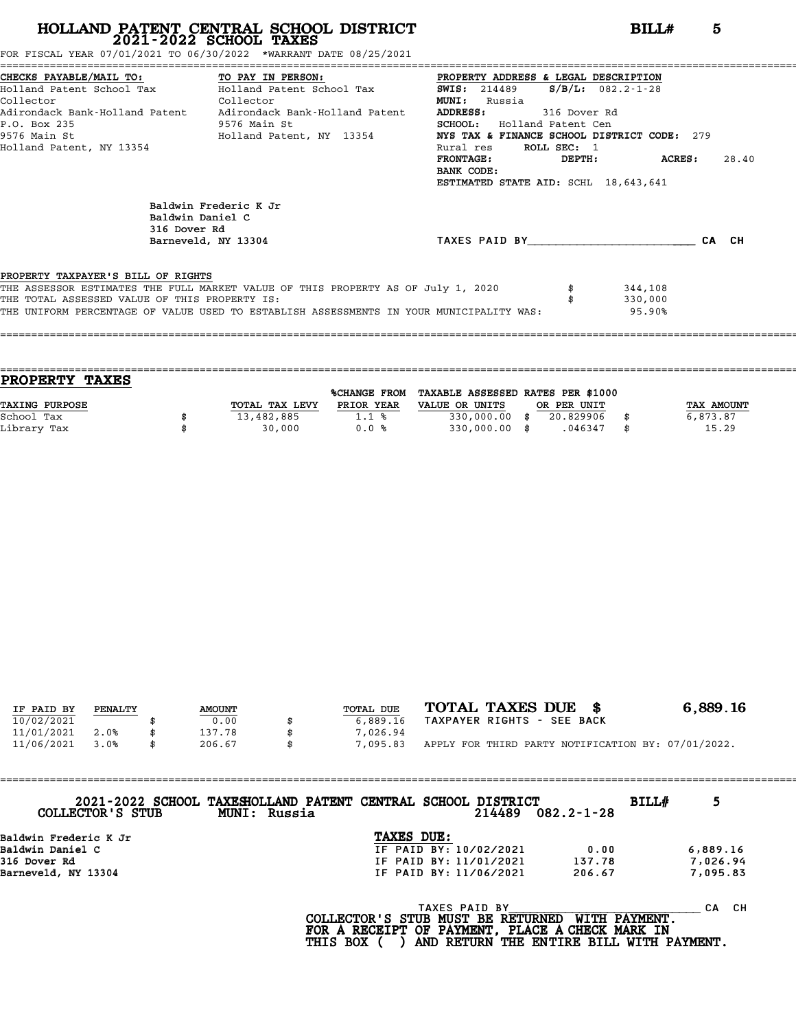# HOLLAND PATENT CENTRAL SCHOOL DISTRICT
## 2021-2022 SCHOOL TAXES

**BILL# 5**

FOR FISCAL YEAR 07/01/2021 TO 06/30/2022 *WARRANT DATE 08/25/2021

| CHECKS PAYABLE/MAIL TO: | TO PAY IN PERSON: | PROPERTY ADDRESS & LEGAL DESCRIPTION |
|---|---|---|
| Holland Patent School Tax | Holland Patent School Tax | **SWIS:** 214489 **S/B/L:** 082.2-1-28 |
| Collector | Collector | **MUNI:** Russia |
| Adirondack Bank-Holland Patent | Adirondack Bank-Holland Patent | **ADDRESS:** 316 Dover Rd |
| P.O. Box 235 | 9576 Main St | **SCHOOL:** Holland Patent Cen |
| 9576 Main St | Holland Patent, NY 13354 | **NYS TAX & FINANCE SCHOOL DISTRICT CODE:** 279 |
| Holland Patent, NY 13354 | | Rural res **ROLL SEC:** 1 |
| | | **FRONTAGE:** **DEPTH:** **ACRES:** 28.40 |
| | | **BANK CODE:** |
| | | **ESTIMATED STATE AID:** SCHL 18,643,641 |

Baldwin Frederic K Jr
Baldwin Daniel C
316 Dover Rd
Barneveld, NY 13304

TAXES PAID BY________________________ CA CH

PROPERTY TAXPAYER'S BILL OF RIGHTS

| | | |
|---|---|---|
| THE ASSESSOR ESTIMATES THE FULL MARKET VALUE OF THIS PROPERTY AS OF July 1, 2020 | $ | 344,108 |
| THE TOTAL ASSESSED VALUE OF THIS PROPERTY IS: | $ | 330,000 |
| THE UNIFORM PERCENTAGE OF VALUE USED TO ESTABLISH ASSESSMENTS IN YOUR MUNICIPALITY WAS: | | 95.90% |

## PROPERTY TAXES

| TAXING PURPOSE | TOTAL TAX LEVY | %CHANGE FROM PRIOR YEAR | TAXABLE ASSESSED VALUE OR UNITS | RATES PER $1000 OR PER UNIT | TAX AMOUNT |
|---|---|---|---|---|---|
| School Tax | $ 13,482,885 | 1.1 % | 330,000.00 | $ 20.829906 | $ 6,873.87 |
| Library Tax | $ 30,000 | 0.0 % | 330,000.00 | $ .046347 | $ 15.29 |

| IF PAID BY | PENALTY | AMOUNT | TOTAL DUE |
|---|---|---|---|
| 10/02/2021 | | $ 0.00 | $ 6,889.16 |
| 11/01/2021 | 2.0% | $ 137.78 | $ 7,026.94 |
| 11/06/2021 | 3.0% | $ 206.67 | $ 7,095.83 |

**TOTAL TAXES DUE $ 6,889.16**

TAXPAYER RIGHTS - SEE BACK

APPLY FOR THIRD PARTY NOTIFICATION BY: 07/01/2022.

---

2021-2022 SCHOOL TAXES HOLLAND PATENT CENTRAL SCHOOL DISTRICT **BILL# 5**

COLLECTOR'S STUB MUNI: Russia 214489 082.2-1-28

Baldwin Frederic K Jr
Baldwin Daniel C
316 Dover Rd
Barneveld, NY 13304

**TAXES DUE:**

| | | |
|---|---|---|
| IF PAID BY: 10/02/2021 | 0.00 | 6,889.16 |
| IF PAID BY: 11/01/2021 | 137.78 | 7,026.94 |
| IF PAID BY: 11/06/2021 | 206.67 | 7,095.83 |

TAXES PAID BY______________________________ CA CH

**COLLECTOR'S STUB MUST BE RETURNED WITH PAYMENT.
FOR A RECEIPT OF PAYMENT, PLACE A CHECK MARK IN
THIS BOX ( ) AND RETURN THE ENTIRE BILL WITH PAYMENT.**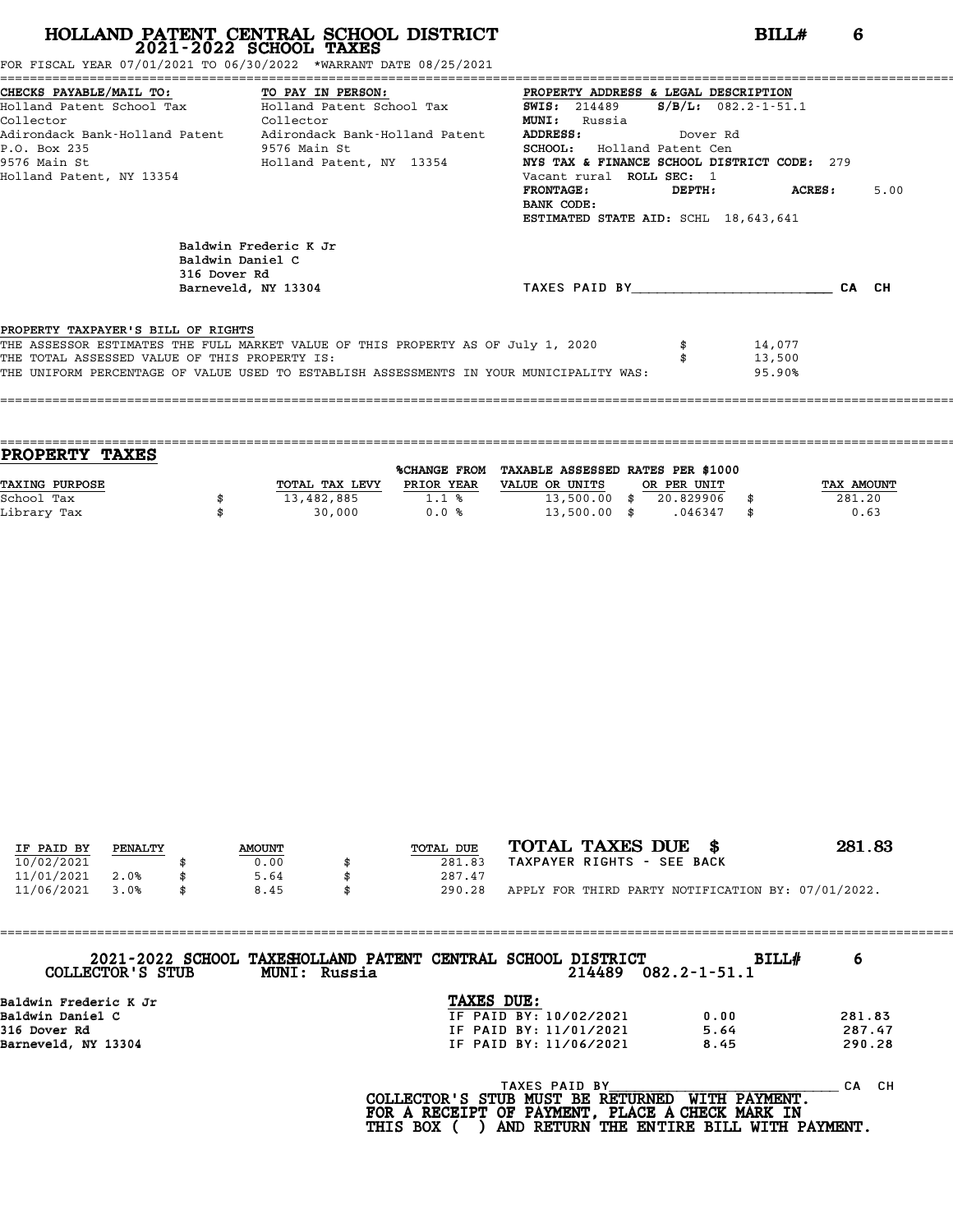# HOLLAND PATENT CENTRAL SCHOOL DISTRICT
## 2021-2022 SCHOOL TAXES

**BILL# 6**

FOR FISCAL YEAR 07/01/2021 TO 06/30/2022 *WARRANT DATE 08/25/2021

| CHECKS PAYABLE/MAIL TO: | TO PAY IN PERSON: | PROPERTY ADDRESS & LEGAL DESCRIPTION |
|---|---|---|
| Holland Patent School Tax Collector | Holland Patent School Tax Collector | **SWIS:** 214489 **S/B/L:** 082.2-1-51.1 |
| Adirondack Bank-Holland Patent | Adirondack Bank-Holland Patent | **MUNI:** Russia |
| P.O. Box 235 | 9576 Main St | **ADDRESS:** Dover Rd |
| 9576 Main St | Holland Patent, NY 13354 | **SCHOOL:** Holland Patent Cen |
| Holland Patent, NY 13354 | | **NYS TAX & FINANCE SCHOOL DISTRICT CODE:** 279 |
| | | Vacant rural **ROLL SEC:** 1 |
| | | **FRONTAGE:** **DEPTH:** **ACRES:** 5.00 |
| | | **BANK CODE:** |
| | | **ESTIMATED STATE AID:** SCHL 18,643,641 |

Baldwin Frederic K Jr
Baldwin Daniel C
316 Dover Rd
Barneveld, NY 13304

TAXES PAID BY________________________ CA CH

PROPERTY TAXPAYER'S BILL OF RIGHTS

| | | |
|---|---|---|
| THE ASSESSOR ESTIMATES THE FULL MARKET VALUE OF THIS PROPERTY AS OF July 1, 2020 | $ | 14,077 |
| THE TOTAL ASSESSED VALUE OF THIS PROPERTY IS: | $ | 13,500 |
| THE UNIFORM PERCENTAGE OF VALUE USED TO ESTABLISH ASSESSMENTS IN YOUR MUNICIPALITY WAS: | | 95.90% |

## PROPERTY TAXES

| TAXING PURPOSE | TOTAL TAX LEVY | %CHANGE FROM PRIOR YEAR | TAXABLE ASSESSED VALUE OR UNITS | RATES PER $1000 OR PER UNIT | TAX AMOUNT |
|---|---|---|---|---|---|
| School Tax | $ 13,482,885 | 1.1 % | 13,500.00 | $ 20.829906 | $ 281.20 |
| Library Tax | $ 30,000 | 0.0 % | 13,500.00 | $ .046347 | $ 0.63 |

| IF PAID BY | PENALTY | AMOUNT | TOTAL DUE |
|---|---|---|---|
| 10/02/2021 | | $ 0.00 | $ 281.83 |
| 11/01/2021 | 2.0% | $ 5.64 | $ 287.47 |
| 11/06/2021 | 3.0% | $ 8.45 | $ 290.28 |

**TOTAL TAXES DUE $ 281.83**

TAXPAYER RIGHTS - SEE BACK

APPLY FOR THIRD PARTY NOTIFICATION BY: 07/01/2022.

---

**2021-2022 SCHOOL TAXES HOLLAND PATENT CENTRAL SCHOOL DISTRICT** **BILL# 6**

**COLLECTOR'S STUB** **MUNI: Russia** 214489 082.2-1-51.1

Baldwin Frederic K Jr
Baldwin Daniel C
316 Dover Rd
Barneveld, NY 13304

**TAXES DUE:**

| | | |
|---|---|---|
| IF PAID BY: 10/02/2021 | 0.00 | 281.83 |
| IF PAID BY: 11/01/2021 | 5.64 | 287.47 |
| IF PAID BY: 11/06/2021 | 8.45 | 290.28 |

TAXES PAID BY______________________________ CA CH

**COLLECTOR'S STUB MUST BE RETURNED WITH PAYMENT.**
**FOR A RECEIPT OF PAYMENT, PLACE A CHECK MARK IN**
**THIS BOX ( ) AND RETURN THE ENTIRE BILL WITH PAYMENT.**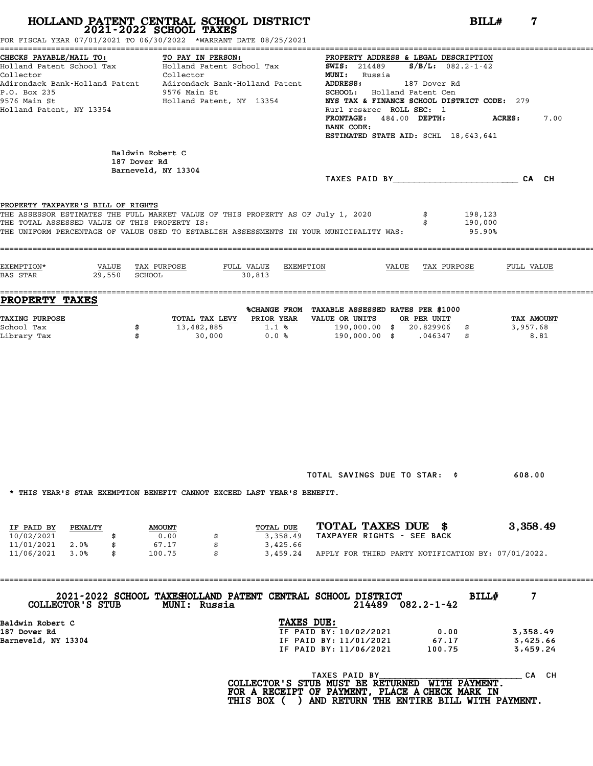# HOLLAND PATENT CENTRAL SCHOOL DISTRICT
## 2021-2022 SCHOOL TAXES

**BILL# 7**

FOR FISCAL YEAR 07/01/2021 TO 06/30/2022 *WARRANT DATE 08/25/2021

**CHECKS PAYABLE/MAIL TO:**
Holland Patent School Tax Collector
Adirondack Bank-Holland Patent
P.O. Box 235
9576 Main St
Holland Patent, NY 13354

**TO PAY IN PERSON:**
Holland Patent School Tax Collector
Adirondack Bank-Holland Patent
9576 Main St
Holland Patent, NY 13354

**PROPERTY ADDRESS & LEGAL DESCRIPTION**
**SWIS:** 214489 **S/B/L:** 082.2-1-42
**MUNI:** Russia
**ADDRESS:** 187 Dover Rd
**SCHOOL:** Holland Patent Cen
**NYS TAX & FINANCE SCHOOL DISTRICT CODE:** 279
Rurl res&rec **ROLL SEC:** 1
**FRONTAGE:** 484.00 **DEPTH:** **ACRES:** 7.00
**BANK CODE:**
**ESTIMATED STATE AID:** SCHL 18,643,641

Baldwin Robert C
187 Dover Rd
Barneveld, NY 13304

TAXES PAID BY________________________ CA CH

**PROPERTY TAXPAYER'S BILL OF RIGHTS**

THE ASSESSOR ESTIMATES THE FULL MARKET VALUE OF THIS PROPERTY AS OF July 1, 2020 $ 198,123
THE TOTAL ASSESSED VALUE OF THIS PROPERTY IS: $ 190,000
THE UNIFORM PERCENTAGE OF VALUE USED TO ESTABLISH ASSESSMENTS IN YOUR MUNICIPALITY WAS: 95.90%

| EXEMPTION* | VALUE | TAX PURPOSE | FULL VALUE | EXEMPTION | VALUE | TAX PURPOSE | FULL VALUE |
|---|---|---|---|---|---|---|---|
| BAS STAR | 29,550 | SCHOOL | 30,813 | | | | |

## PROPERTY TAXES

| TAXING PURPOSE | | TOTAL TAX LEVY | %CHANGE FROM PRIOR YEAR | TAXABLE ASSESSED VALUE OR UNITS | RATES PER $1000 OR PER UNIT | | TAX AMOUNT |
|---|---|---|---|---|---|---|---|
| School Tax | $ | 13,482,885 | 1.1 % | 190,000.00 | $ 20.829906 | $ | 3,957.68 |
| Library Tax | $ | 30,000 | 0.0 % | 190,000.00 | $ .046347 | $ | 8.81 |

TOTAL SAVINGS DUE TO STAR: $ 608.00

* THIS YEAR'S STAR EXEMPTION BENEFIT CANNOT EXCEED LAST YEAR'S BENEFIT.

| IF PAID BY | PENALTY | | AMOUNT | | TOTAL DUE |
|---|---|---|---|---|---|
| 10/02/2021 | | $ | 0.00 | $ | 3,358.49 |
| 11/01/2021 | 2.0% | $ | 67.17 | $ | 3,425.66 |
| 11/06/2021 | 3.0% | $ | 100.75 | $ | 3,459.24 |

**TOTAL TAXES DUE $ 3,358.49**
TAXPAYER RIGHTS - SEE BACK

APPLY FOR THIRD PARTY NOTIFICATION BY: 07/01/2022.

---

**2021-2022 SCHOOL TAXES HOLLAND PATENT CENTRAL SCHOOL DISTRICT** **BILL# 7**
COLLECTOR'S STUB MUNI: Russia 214489 082.2-1-42

Baldwin Robert C
187 Dover Rd
Barneveld, NY 13304

**TAXES DUE:**

| | | |
|---|---|---|
| IF PAID BY: 10/02/2021 | 0.00 | 3,358.49 |
| IF PAID BY: 11/01/2021 | 67.17 | 3,425.66 |
| IF PAID BY: 11/06/2021 | 100.75 | 3,459.24 |

TAXES PAID BY________________________ CA CH

**COLLECTOR'S STUB MUST BE RETURNED WITH PAYMENT.**
**FOR A RECEIPT OF PAYMENT, PLACE A CHECK MARK IN THIS BOX ( ) AND RETURN THE ENTIRE BILL WITH PAYMENT.**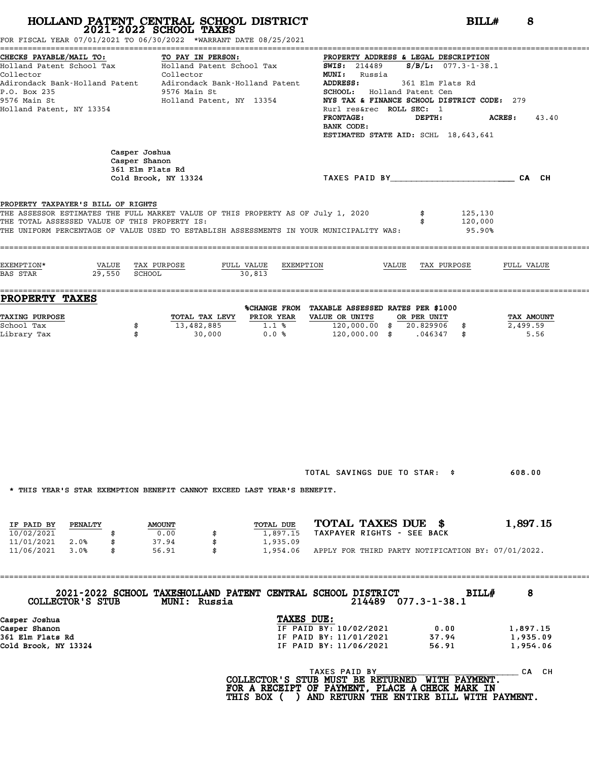# HOLLAND PATENT CENTRAL SCHOOL DISTRICT
## 2021-2022 SCHOOL TAXES

**BILL# 8**

FOR FISCAL YEAR 07/01/2021 TO 06/30/2022 *WARRANT DATE 08/25/2021

**CHECKS PAYABLE/MAIL TO:**
Holland Patent School Tax Collector
Adirondack Bank-Holland Patent
P.O. Box 235
9576 Main St
Holland Patent, NY 13354

**TO PAY IN PERSON:**
Holland Patent School Tax Collector
Adirondack Bank-Holland Patent
9576 Main St
Holland Patent, NY 13354

**PROPERTY ADDRESS & LEGAL DESCRIPTION**
**SWIS:** 214489 **S/B/L:** 077.3-1-38.1
**MUNI:** Russia
**ADDRESS:** 361 Elm Flats Rd
**SCHOOL:** Holland Patent Cen
**NYS TAX & FINANCE SCHOOL DISTRICT CODE:** 279
Rurl res&rec **ROLL SEC:** 1
**FRONTAGE:** **DEPTH:** **ACRES:** 43.40
**BANK CODE:**
**ESTIMATED STATE AID:** SCHL 18,643,641

Casper Joshua
Casper Shanon
361 Elm Flats Rd
Cold Brook, NY 13324

TAXES PAID BY________________________ CA CH

PROPERTY TAXPAYER'S BILL OF RIGHTS

THE ASSESSOR ESTIMATES THE FULL MARKET VALUE OF THIS PROPERTY AS OF July 1, 2020 $ 125,130
THE TOTAL ASSESSED VALUE OF THIS PROPERTY IS: $ 120,000
THE UNIFORM PERCENTAGE OF VALUE USED TO ESTABLISH ASSESSMENTS IN YOUR MUNICIPALITY WAS: 95.90%

| EXEMPTION* | VALUE | TAX PURPOSE | FULL VALUE | EXEMPTION | VALUE | TAX PURPOSE | FULL VALUE |
|---|---|---|---|---|---|---|---|
| BAS STAR | 29,550 | SCHOOL | 30,813 | | | | |

## PROPERTY TAXES

| TAXING PURPOSE | | TOTAL TAX LEVY | %CHANGE FROM PRIOR YEAR | TAXABLE ASSESSED VALUE OR UNITS | RATES PER $1000 OR PER UNIT | | TAX AMOUNT |
|---|---|---|---|---|---|---|---|
| School Tax | $ | 13,482,885 | 1.1 % | 120,000.00 $ | 20.829906 | $ | 2,499.59 |
| Library Tax | $ | 30,000 | 0.0 % | 120,000.00 $ | .046347 | $ | 5.56 |

TOTAL SAVINGS DUE TO STAR: $ 608.00

* THIS YEAR'S STAR EXEMPTION BENEFIT CANNOT EXCEED LAST YEAR'S BENEFIT.

| IF PAID BY | PENALTY | | AMOUNT | | TOTAL DUE |
|---|---|---|---|---|---|
| 10/02/2021 | | $ | 0.00 | $ | 1,897.15 |
| 11/01/2021 | 2.0% | $ | 37.94 | $ | 1,935.09 |
| 11/06/2021 | 3.0% | $ | 56.91 | $ | 1,954.06 |

**TOTAL TAXES DUE $ 1,897.15**
TAXPAYER RIGHTS - SEE BACK
APPLY FOR THIRD PARTY NOTIFICATION BY: 07/01/2022.

---

2021-2022 SCHOOL TAXES HOLLAND PATENT CENTRAL SCHOOL DISTRICT **BILL# 8**
COLLECTOR'S STUB MUNI: Russia 214489 077.3-1-38.1

Casper Joshua
Casper Shanon
361 Elm Flats Rd
Cold Brook, NY 13324

**TAXES DUE:**

| | | |
|---|---|---|
| IF PAID BY: 10/02/2021 | 0.00 | 1,897.15 |
| IF PAID BY: 11/01/2021 | 37.94 | 1,935.09 |
| IF PAID BY: 11/06/2021 | 56.91 | 1,954.06 |

TAXES PAID BY______________________________ CA CH

**COLLECTOR'S STUB MUST BE RETURNED WITH PAYMENT.**
**FOR A RECEIPT OF PAYMENT, PLACE A CHECK MARK IN THIS BOX ( ) AND RETURN THE ENTIRE BILL WITH PAYMENT.**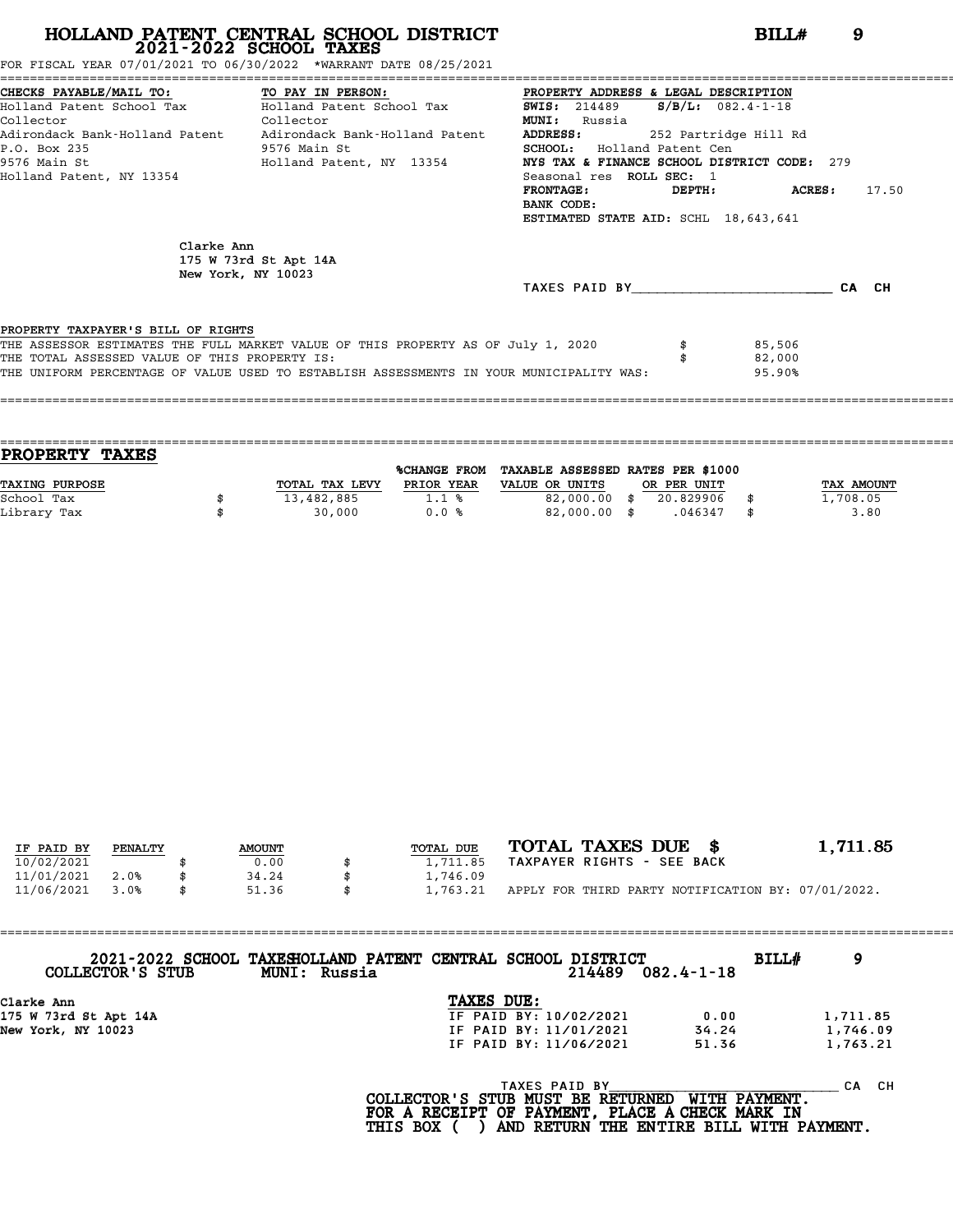# HOLLAND PATENT CENTRAL SCHOOL DISTRICT
## 2021-2022 SCHOOL TAXES

**BILL# 9**

FOR FISCAL YEAR 07/01/2021 TO 06/30/2022 *WARRANT DATE 08/25/2021

**CHECKS PAYABLE/MAIL TO:**
Holland Patent School Tax Collector
Adirondack Bank-Holland Patent
P.O. Box 235
9576 Main St
Holland Patent, NY 13354

**TO PAY IN PERSON:**
Holland Patent School Tax Collector
Adirondack Bank-Holland Patent
9576 Main St
Holland Patent, NY 13354

**PROPERTY ADDRESS & LEGAL DESCRIPTION**
**SWIS:** 214489 **S/B/L:** 082.4-1-18
**MUNI:** Russia
**ADDRESS:** 252 Partridge Hill Rd
**SCHOOL:** Holland Patent Cen
**NYS TAX & FINANCE SCHOOL DISTRICT CODE:** 279
Seasonal res **ROLL SEC:** 1
**FRONTAGE:** **DEPTH:** **ACRES:** 17.50
**BANK CODE:**
**ESTIMATED STATE AID:** SCHL 18,643,641

Clarke Ann
175 W 73rd St Apt 14A
New York, NY 10023

TAXES PAID BY________________________ CA CH

PROPERTY TAXPAYER'S BILL OF RIGHTS
THE ASSESSOR ESTIMATES THE FULL MARKET VALUE OF THIS PROPERTY AS OF July 1, 2020 $ 85,506
THE TOTAL ASSESSED VALUE OF THIS PROPERTY IS: $ 82,000
THE UNIFORM PERCENTAGE OF VALUE USED TO ESTABLISH ASSESSMENTS IN YOUR MUNICIPALITY WAS: 95.90%

## PROPERTY TAXES

| TAXING PURPOSE | TOTAL TAX LEVY | %CHANGE FROM PRIOR YEAR | TAXABLE ASSESSED VALUE OR UNITS | RATES PER $1000 OR PER UNIT | TAX AMOUNT |
|---|---|---|---|---|---|
| School Tax | $ 13,482,885 | 1.1 % | 82,000.00 | $ 20.829906 | $ 1,708.05 |
| Library Tax | $ 30,000 | 0.0 % | 82,000.00 | $ .046347 | $ 3.80 |

| IF PAID BY | PENALTY | AMOUNT | TOTAL DUE |
|---|---|---|---|
| 10/02/2021 | | $ 0.00 | $ 1,711.85 |
| 11/01/2021 | 2.0% | $ 34.24 | $ 1,746.09 |
| 11/06/2021 | 3.0% | $ 51.36 | $ 1,763.21 |

**TOTAL TAXES DUE $ 1,711.85**
TAXPAYER RIGHTS - SEE BACK
APPLY FOR THIRD PARTY NOTIFICATION BY: 07/01/2022.

---

2021-2022 SCHOOL TAXES HOLLAND PATENT CENTRAL SCHOOL DISTRICT **BILL# 9**
COLLECTOR'S STUB MUNI: Russia 214489 082.4-1-18

Clarke Ann
175 W 73rd St Apt 14A
New York, NY 10023

**TAXES DUE:**

| | | |
|---|---|---|
| IF PAID BY: 10/02/2021 | 0.00 | 1,711.85 |
| IF PAID BY: 11/01/2021 | 34.24 | 1,746.09 |
| IF PAID BY: 11/06/2021 | 51.36 | 1,763.21 |

TAXES PAID BY____________________________ CA CH

COLLECTOR'S STUB MUST BE RETURNED WITH PAYMENT.
FOR A RECEIPT OF PAYMENT, PLACE A CHECK MARK IN
THIS BOX ( ) AND RETURN THE ENTIRE BILL WITH PAYMENT.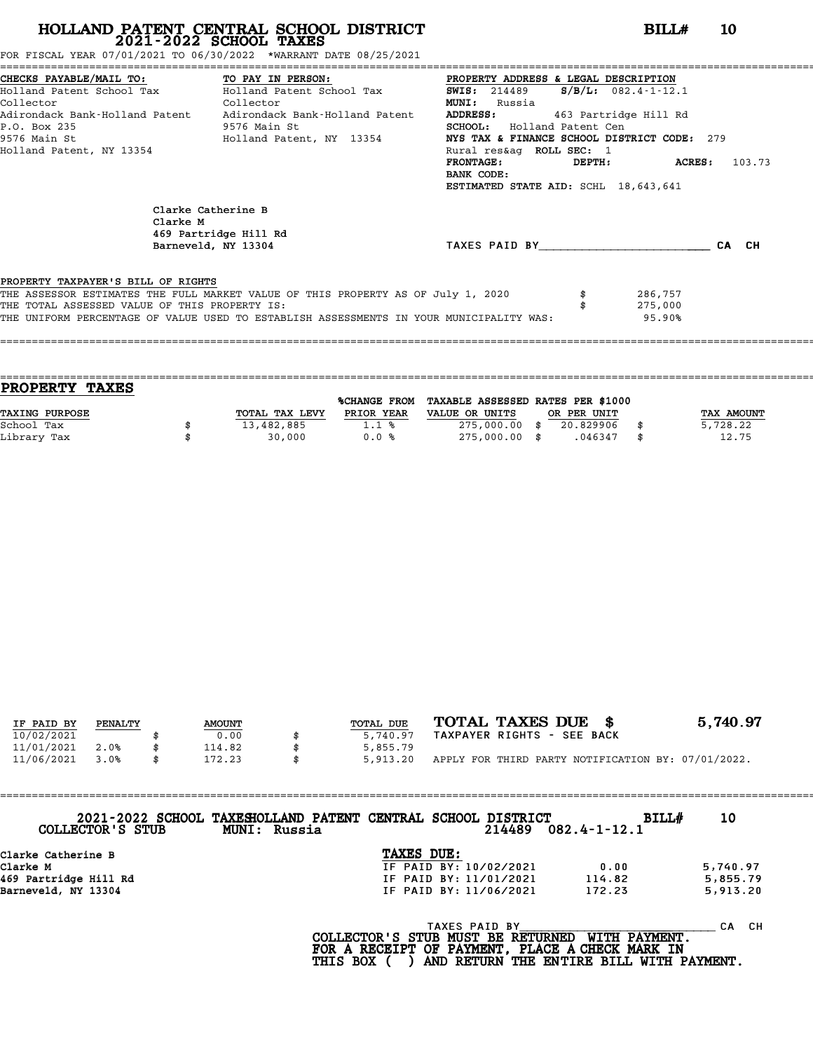# HOLLAND PATENT CENTRAL SCHOOL DISTRICT
## 2021-2022 SCHOOL TAXES

**BILL# 10**

FOR FISCAL YEAR 07/01/2021 TO 06/30/2022 *WARRANT DATE 08/25/2021

**CHECKS PAYABLE/MAIL TO:**
Holland Patent School Tax Collector
Adirondack Bank-Holland Patent
P.O. Box 235
9576 Main St
Holland Patent, NY 13354

**TO PAY IN PERSON:**
Holland Patent School Tax Collector
Adirondack Bank-Holland Patent
9576 Main St
Holland Patent, NY 13354

**PROPERTY ADDRESS & LEGAL DESCRIPTION**
**SWIS:** 214489 **S/B/L:** 082.4-1-12.1
**MUNI:** Russia
**ADDRESS:** 463 Partridge Hill Rd
**SCHOOL:** Holland Patent Cen
**NYS TAX & FINANCE SCHOOL DISTRICT CODE:** 279
Rural res&ag **ROLL SEC:** 1
**FRONTAGE:** **DEPTH:** **ACRES:** 103.73
**BANK CODE:**
**ESTIMATED STATE AID:** SCHL 18,643,641

Clarke Catherine B
Clarke M
469 Partridge Hill Rd
Barneveld, NY 13304

TAXES PAID BY________________________ CA CH

**PROPERTY TAXPAYER'S BILL OF RIGHTS**

| | | |
|---|---|---|
| THE ASSESSOR ESTIMATES THE FULL MARKET VALUE OF THIS PROPERTY AS OF July 1, 2020 | $ | 286,757 |
| THE TOTAL ASSESSED VALUE OF THIS PROPERTY IS: | $ | 275,000 |
| THE UNIFORM PERCENTAGE OF VALUE USED TO ESTABLISH ASSESSMENTS IN YOUR MUNICIPALITY WAS: | | 95.90% |

## PROPERTY TAXES

| TAXING PURPOSE | TOTAL TAX LEVY | %CHANGE FROM PRIOR YEAR | TAXABLE ASSESSED VALUE OR UNITS | RATES PER $1000 OR PER UNIT | TAX AMOUNT |
|---|---|---|---|---|---|
| School Tax | $ 13,482,885 | 1.1 % | 275,000.00 | $ 20.829906 | $ 5,728.22 |
| Library Tax | $ 30,000 | 0.0 % | 275,000.00 | $ .046347 | $ 12.75 |

| IF PAID BY | PENALTY | AMOUNT | TOTAL DUE |
|---|---|---|---|
| 10/02/2021 | | $ 0.00 | $ 5,740.97 |
| 11/01/2021 | 2.0% | $ 114.82 | $ 5,855.79 |
| 11/06/2021 | 3.0% | $ 172.23 | $ 5,913.20 |

**TOTAL TAXES DUE $ 5,740.97**
TAXPAYER RIGHTS - SEE BACK
APPLY FOR THIRD PARTY NOTIFICATION BY: 07/01/2022.

---

**2021-2022 SCHOOL TAXES HOLLAND PATENT CENTRAL SCHOOL DISTRICT BILL# 10**
**COLLECTOR'S STUB MUNI: Russia** 214489 082.4-1-12.1

**Clarke Catherine B**
**Clarke M**
**469 Partridge Hill Rd**
**Barneveld, NY 13304**

**TAXES DUE:**

| | | |
|---|---|---|
| IF PAID BY: 10/02/2021 | 0.00 | 5,740.97 |
| IF PAID BY: 11/01/2021 | 114.82 | 5,855.79 |
| IF PAID BY: 11/06/2021 | 172.23 | 5,913.20 |

TAXES PAID BY____________________________ CA CH

**COLLECTOR'S STUB MUST BE RETURNED WITH PAYMENT.**
**FOR A RECEIPT OF PAYMENT, PLACE A CHECK MARK IN THIS BOX ( ) AND RETURN THE ENTIRE BILL WITH PAYMENT.**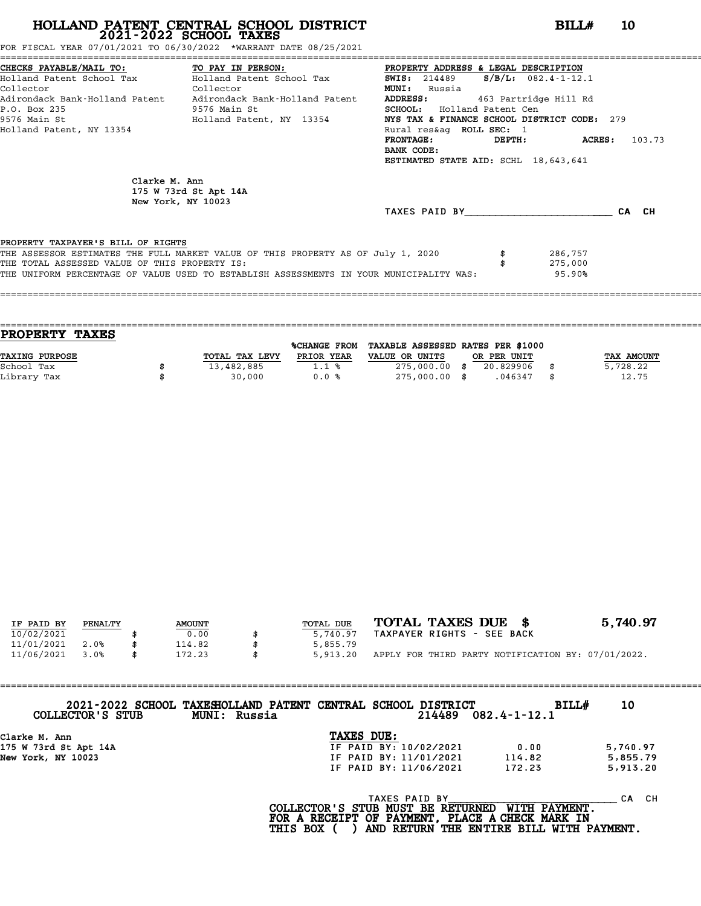# HOLLAND PATENT CENTRAL SCHOOL DISTRICT
## 2021-2022 SCHOOL TAXES

**BILL# 10**

FOR FISCAL YEAR 07/01/2021 TO 06/30/2022 *WARRANT DATE 08/25/2021

**CHECKS PAYABLE/MAIL TO:**
Holland Patent School Tax Collector
Adirondack Bank-Holland Patent
P.O. Box 235
9576 Main St
Holland Patent, NY 13354

**TO PAY IN PERSON:**
Holland Patent School Tax Collector
Adirondack Bank-Holland Patent
9576 Main St
Holland Patent, NY 13354

**PROPERTY ADDRESS & LEGAL DESCRIPTION**
**SWIS:** 214489 **S/B/L:** 082.4-1-12.1
**MUNI:** Russia
**ADDRESS:** 463 Partridge Hill Rd
**SCHOOL:** Holland Patent Cen
**NYS TAX & FINANCE SCHOOL DISTRICT CODE:** 279
Rural res&ag **ROLL SEC:** 1
**FRONTAGE:** **DEPTH:** **ACRES:** 103.73
**BANK CODE:**
**ESTIMATED STATE AID:** SCHL 18,643,641

Clarke M. Ann
175 W 73rd St Apt 14A
New York, NY 10023

TAXES PAID BY________________________ CA CH

PROPERTY TAXPAYER'S BILL OF RIGHTS

| | | |
|---|---|---|
| THE ASSESSOR ESTIMATES THE FULL MARKET VALUE OF THIS PROPERTY AS OF July 1, 2020 | $ | 286,757 |
| THE TOTAL ASSESSED VALUE OF THIS PROPERTY IS: | $ | 275,000 |
| THE UNIFORM PERCENTAGE OF VALUE USED TO ESTABLISH ASSESSMENTS IN YOUR MUNICIPALITY WAS: | | 95.90% |

## PROPERTY TAXES

| TAXING PURPOSE | | TOTAL TAX LEVY | %CHANGE FROM PRIOR YEAR | TAXABLE ASSESSED VALUE OR UNITS | | RATES PER $1000 OR PER UNIT | | TAX AMOUNT |
|---|---|---|---|---|---|---|---|---|
| School Tax | $ | 13,482,885 | 1.1 % | 275,000.00 | $ | 20.829906 | $ | 5,728.22 |
| Library Tax | $ | 30,000 | 0.0 % | 275,000.00 | $ | .046347 | $ | 12.75 |

| IF PAID BY | PENALTY | | AMOUNT | | TOTAL DUE |
|---|---|---|---|---|---|
| 10/02/2021 | | $ | 0.00 | $ | 5,740.97 |
| 11/01/2021 | 2.0% | $ | 114.82 | $ | 5,855.79 |
| 11/06/2021 | 3.0% | $ | 172.23 | $ | 5,913.20 |

**TOTAL TAXES DUE $ 5,740.97**
TAXPAYER RIGHTS - SEE BACK
APPLY FOR THIRD PARTY NOTIFICATION BY: 07/01/2022.

2021-2022 SCHOOL TAXES HOLLAND PATENT CENTRAL SCHOOL DISTRICT **BILL# 10**
COLLECTOR'S STUB MUNI: Russia 214489 082.4-1-12.1

Clarke M. Ann
175 W 73rd St Apt 14A
New York, NY 10023

**TAXES DUE:**

| | | |
|---|---|---|
| IF PAID BY: 10/02/2021 | 0.00 | 5,740.97 |
| IF PAID BY: 11/01/2021 | 114.82 | 5,855.79 |
| IF PAID BY: 11/06/2021 | 172.23 | 5,913.20 |

TAXES PAID BY____________________________ CA CH

**COLLECTOR'S STUB MUST BE RETURNED WITH PAYMENT.**
**FOR A RECEIPT OF PAYMENT, PLACE A CHECK MARK IN THIS BOX ( ) AND RETURN THE ENTIRE BILL WITH PAYMENT.**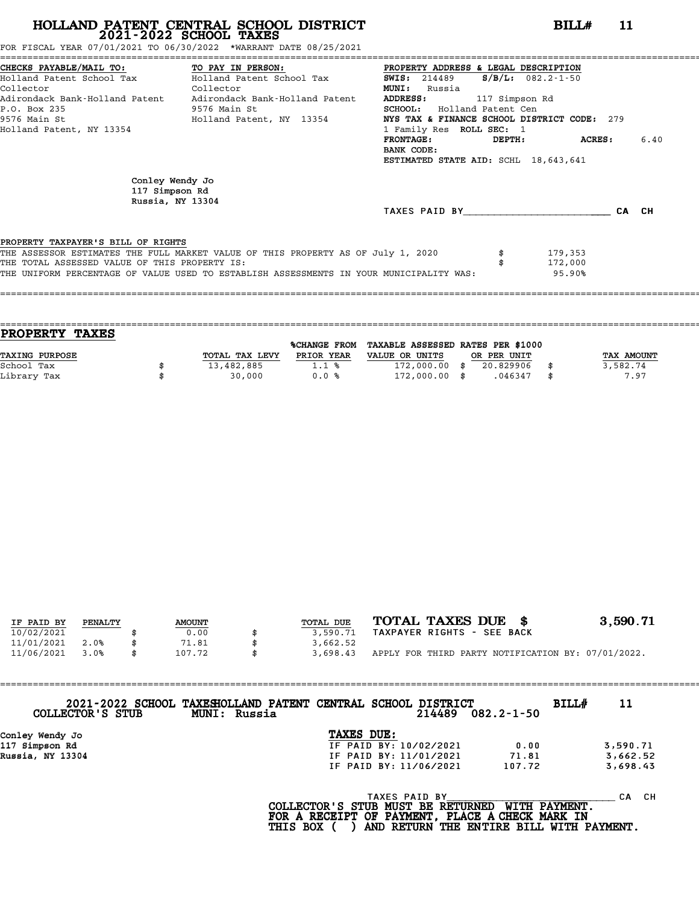# HOLLAND PATENT CENTRAL SCHOOL DISTRICT
## 2021-2022 SCHOOL TAXES

**BILL# 11**

FOR FISCAL YEAR 07/01/2021 TO 06/30/2022 *WARRANT DATE 08/25/2021

**CHECKS PAYABLE/MAIL TO:**
Holland Patent School Tax Collector
Adirondack Bank-Holland Patent
P.O. Box 235
9576 Main St
Holland Patent, NY 13354

**TO PAY IN PERSON:**
Holland Patent School Tax Collector
Adirondack Bank-Holland Patent
9576 Main St
Holland Patent, NY 13354

**PROPERTY ADDRESS & LEGAL DESCRIPTION**
**SWIS:** 214489 **S/B/L:** 082.2-1-50
**MUNI:** Russia
**ADDRESS:** 117 Simpson Rd
**SCHOOL:** Holland Patent Cen
**NYS TAX & FINANCE SCHOOL DISTRICT CODE:** 279
1 Family Res **ROLL SEC:** 1
**FRONTAGE:** **DEPTH:** **ACRES:** 6.40
**BANK CODE:**
**ESTIMATED STATE AID:** SCHL 18,643,641

Conley Wendy Jo
117 Simpson Rd
Russia, NY 13304

TAXES PAID BY________________________ CA CH

PROPERTY TAXPAYER'S BILL OF RIGHTS

THE ASSESSOR ESTIMATES THE FULL MARKET VALUE OF THIS PROPERTY AS OF July 1, 2020 $ 179,353
THE TOTAL ASSESSED VALUE OF THIS PROPERTY IS: $ 172,000
THE UNIFORM PERCENTAGE OF VALUE USED TO ESTABLISH ASSESSMENTS IN YOUR MUNICIPALITY WAS: 95.90%

## PROPERTY TAXES

| TAXING PURPOSE | | TOTAL TAX LEVY | %CHANGE FROM PRIOR YEAR | TAXABLE ASSESSED VALUE OR UNITS | | RATES PER $1000 OR PER UNIT | | TAX AMOUNT |
|---|---|---|---|---|---|---|---|---|
| School Tax | $ | 13,482,885 | 1.1 % | 172,000.00 | $ | 20.829906 | $ | 3,582.74 |
| Library Tax | $ | 30,000 | 0.0 % | 172,000.00 | $ | .046347 | $ | 7.97 |

| IF PAID BY | PENALTY | | AMOUNT | | TOTAL DUE |
|---|---|---|---|---|---|
| 10/02/2021 | | $ | 0.00 | $ | 3,590.71 |
| 11/01/2021 | 2.0% | $ | 71.81 | $ | 3,662.52 |
| 11/06/2021 | 3.0% | $ | 107.72 | $ | 3,698.43 |

**TOTAL TAXES DUE $ 3,590.71**
TAXPAYER RIGHTS - SEE BACK
APPLY FOR THIRD PARTY NOTIFICATION BY: 07/01/2022.

---

2021-2022 SCHOOL TAXES HOLLAND PATENT CENTRAL SCHOOL DISTRICT **BILL# 11**
COLLECTOR'S STUB MUNI: Russia 214489 082.2-1-50

Conley Wendy Jo
117 Simpson Rd
Russia, NY 13304

**TAXES DUE:**

| | | |
|---|---|---|
| IF PAID BY: 10/02/2021 | 0.00 | 3,590.71 |
| IF PAID BY: 11/01/2021 | 71.81 | 3,662.52 |
| IF PAID BY: 11/06/2021 | 107.72 | 3,698.43 |

TAXES PAID BY________________________ CA CH

COLLECTOR'S STUB MUST BE RETURNED WITH PAYMENT.
FOR A RECEIPT OF PAYMENT, PLACE A CHECK MARK IN THIS BOX ( ) AND RETURN THE ENTIRE BILL WITH PAYMENT.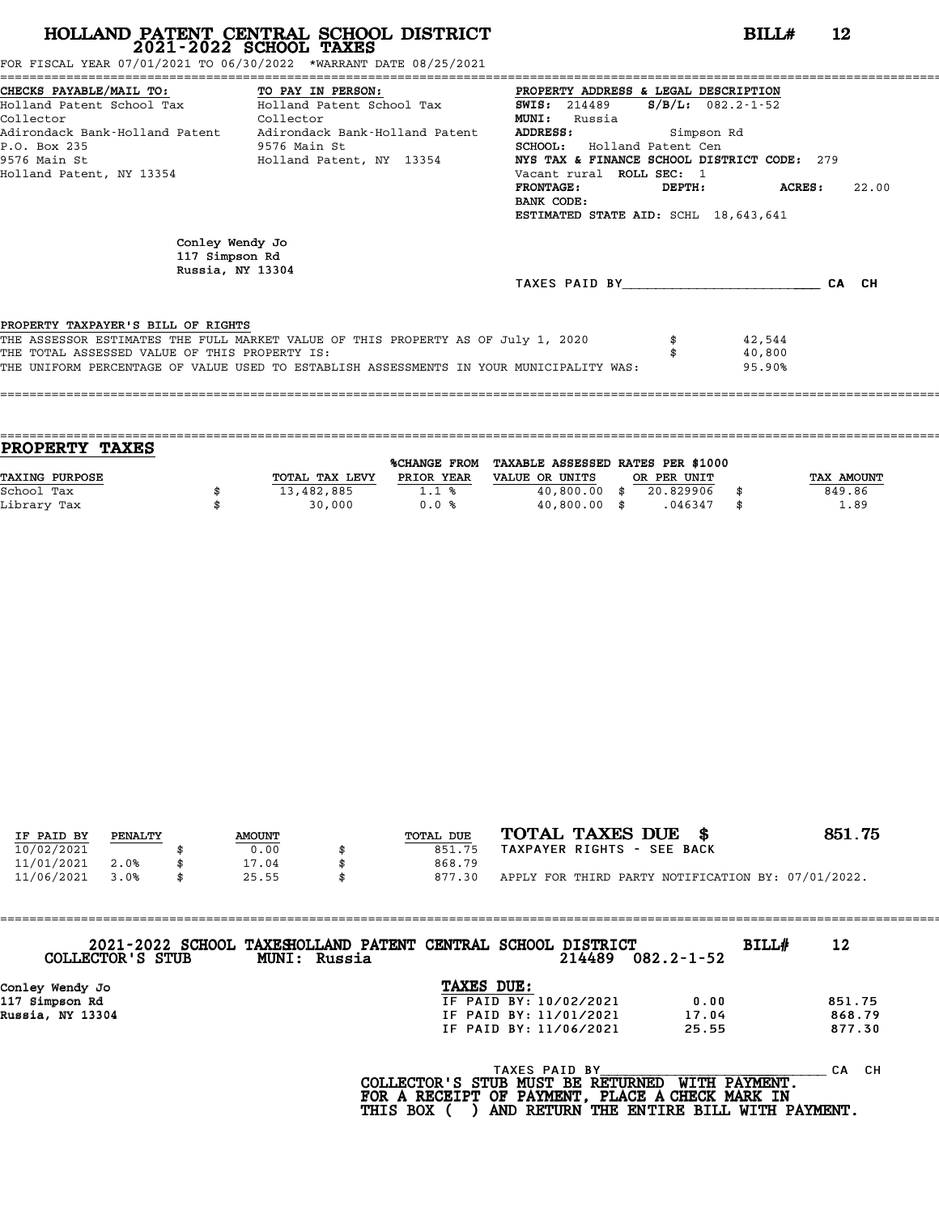# HOLLAND PATENT CENTRAL SCHOOL DISTRICT
## 2021-2022 SCHOOL TAXES

**BILL# 12**

FOR FISCAL YEAR 07/01/2021 TO 06/30/2022 *WARRANT DATE 08/25/2021

**CHECKS PAYABLE/MAIL TO:**
Holland Patent School Tax Collector
Adirondack Bank-Holland Patent
P.O. Box 235
9576 Main St
Holland Patent, NY 13354

**TO PAY IN PERSON:**
Holland Patent School Tax Collector
Adirondack Bank-Holland Patent
9576 Main St
Holland Patent, NY 13354

**PROPERTY ADDRESS & LEGAL DESCRIPTION**
**SWIS:** 214489 **S/B/L:** 082.2-1-52
**MUNI:** Russia
**ADDRESS:** Simpson Rd
**SCHOOL:** Holland Patent Cen
**NYS TAX & FINANCE SCHOOL DISTRICT CODE:** 279
Vacant rural **ROLL SEC:** 1
**FRONTAGE:** **DEPTH:** **ACRES:** 22.00
**BANK CODE:**
**ESTIMATED STATE AID:** SCHL 18,643,641

Conley Wendy Jo
117 Simpson Rd
Russia, NY 13304

TAXES PAID BY\_\_\_\_\_\_\_\_\_\_\_\_\_\_\_\_\_\_\_\_\_\_\_\_ CA CH

PROPERTY TAXPAYER'S BILL OF RIGHTS

| | | |
|---|---|---|
| THE ASSESSOR ESTIMATES THE FULL MARKET VALUE OF THIS PROPERTY AS OF July 1, 2020 | $ | 42,544 |
| THE TOTAL ASSESSED VALUE OF THIS PROPERTY IS: | $ | 40,800 |
| THE UNIFORM PERCENTAGE OF VALUE USED TO ESTABLISH ASSESSMENTS IN YOUR MUNICIPALITY WAS: | | 95.90% |

## PROPERTY TAXES

| TAXING PURPOSE | | TOTAL TAX LEVY | %CHANGE FROM PRIOR YEAR | TAXABLE ASSESSED VALUE OR UNITS | | RATES PER $1000 OR PER UNIT | | TAX AMOUNT |
|---|---|---|---|---|---|---|---|---|
| School Tax | $ | 13,482,885 | 1.1 % | 40,800.00 | $ | 20.829906 | $ | 849.86 |
| Library Tax | $ | 30,000 | 0.0 % | 40,800.00 | $ | .046347 | $ | 1.89 |

| IF PAID BY | PENALTY | | AMOUNT | | TOTAL DUE |
|---|---|---|---|---|---|
| 10/02/2021 | | $ | 0.00 | $ | 851.75 |
| 11/01/2021 | 2.0% | $ | 17.04 | $ | 868.79 |
| 11/06/2021 | 3.0% | $ | 25.55 | $ | 877.30 |

**TOTAL TAXES DUE $ 851.75**

TAXPAYER RIGHTS - SEE BACK

APPLY FOR THIRD PARTY NOTIFICATION BY: 07/01/2022.

---

2021-2022 SCHOOL TAXES HOLLAND PATENT CENTRAL SCHOOL DISTRICT **BILL# 12**

COLLECTOR'S STUB MUNI: Russia 214489 082.2-1-52

Conley Wendy Jo
117 Simpson Rd
Russia, NY 13304

**TAXES DUE:**

| | | |
|---|---|---|
| IF PAID BY: 10/02/2021 | 0.00 | 851.75 |
| IF PAID BY: 11/01/2021 | 17.04 | 868.79 |
| IF PAID BY: 11/06/2021 | 25.55 | 877.30 |

TAXES PAID BY\_\_\_\_\_\_\_\_\_\_\_\_\_\_\_\_\_\_\_\_\_\_\_\_ CA CH

**COLLECTOR'S STUB MUST BE RETURNED WITH PAYMENT.**
**FOR A RECEIPT OF PAYMENT, PLACE A CHECK MARK IN THIS BOX ( ) AND RETURN THE ENTIRE BILL WITH PAYMENT.**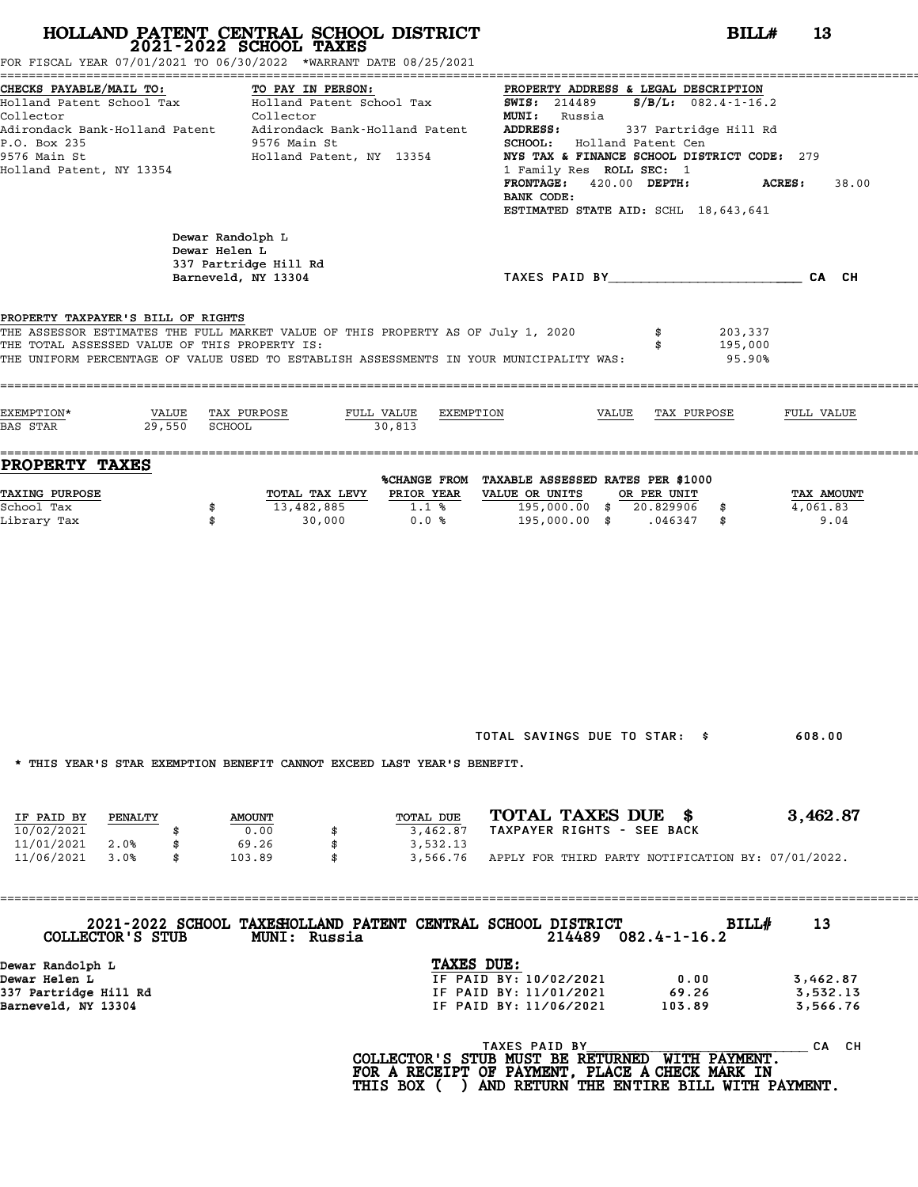# HOLLAND PATENT CENTRAL SCHOOL DISTRICT
## 2021-2022 SCHOOL TAXES

**BILL# 13**

FOR FISCAL YEAR 07/01/2021 TO 06/30/2022 *WARRANT DATE 08/25/2021

| CHECKS PAYABLE/MAIL TO: | TO PAY IN PERSON: | PROPERTY ADDRESS & LEGAL DESCRIPTION |
|---|---|---|
| Holland Patent School Tax Collector | Holland Patent School Tax Collector | **SWIS:** 214489 **S/B/L:** 082.4-1-16.2 |
| Adirondack Bank-Holland Patent | Adirondack Bank-Holland Patent | **MUNI:** Russia |
| P.O. Box 235 | 9576 Main St | **ADDRESS:** 337 Partridge Hill Rd |
| 9576 Main St | Holland Patent, NY 13354 | **SCHOOL:** Holland Patent Cen |
| Holland Patent, NY 13354 | | NYS TAX & FINANCE SCHOOL DISTRICT CODE: 279 |
| | | 1 Family Res **ROLL SEC:** 1 |
| | | **FRONTAGE:** 420.00 **DEPTH:** **ACRES:** 38.00 |
| | | **BANK CODE:** |
| | | **ESTIMATED STATE AID:** SCHL 18,643,641 |

Dewar Randolph L
Dewar Helen L
337 Partridge Hill Rd
Barneveld, NY 13304

TAXES PAID BY________________________ CA CH

**PROPERTY TAXPAYER'S BILL OF RIGHTS**

THE ASSESSOR ESTIMATES THE FULL MARKET VALUE OF THIS PROPERTY AS OF July 1, 2020 $ 203,337
THE TOTAL ASSESSED VALUE OF THIS PROPERTY IS: $ 195,000
THE UNIFORM PERCENTAGE OF VALUE USED TO ESTABLISH ASSESSMENTS IN YOUR MUNICIPALITY WAS: 95.90%

| EXEMPTION* | VALUE | TAX PURPOSE | FULL VALUE | EXEMPTION | VALUE | TAX PURPOSE | FULL VALUE |
|---|---|---|---|---|---|---|---|
| BAS STAR | 29,550 | SCHOOL | 30,813 | | | | |

## PROPERTY TAXES

| TAXING PURPOSE | TOTAL TAX LEVY | %CHANGE FROM PRIOR YEAR | TAXABLE ASSESSED VALUE OR UNITS | RATES PER $1000 OR PER UNIT | TAX AMOUNT |
|---|---|---|---|---|---|
| School Tax | $ 13,482,885 | 1.1 % | 195,000.00 | $ 20.829906 | $ 4,061.83 |
| Library Tax | $ 30,000 | 0.0 % | 195,000.00 | $ .046347 | $ 9.04 |

TOTAL SAVINGS DUE TO STAR: $ 608.00

* THIS YEAR'S STAR EXEMPTION BENEFIT CANNOT EXCEED LAST YEAR'S BENEFIT.

| IF PAID BY | PENALTY | AMOUNT | TOTAL DUE |
|---|---|---|---|
| 10/02/2021 | | $ 0.00 | $ 3,462.87 |
| 11/01/2021 | 2.0% | $ 69.26 | $ 3,532.13 |
| 11/06/2021 | 3.0% | $ 103.89 | $ 3,566.76 |

**TOTAL TAXES DUE $ 3,462.87**

TAXPAYER RIGHTS - SEE BACK

APPLY FOR THIRD PARTY NOTIFICATION BY: 07/01/2022.

---

**2021-2022 SCHOOL TAXES HOLLAND PATENT CENTRAL SCHOOL DISTRICT** **BILL# 13**
**COLLECTOR'S STUB** MUNI: Russia 214489 082.4-1-16.2

Dewar Randolph L
Dewar Helen L
337 Partridge Hill Rd
Barneveld, NY 13304

**TAXES DUE:**

| | | |
|---|---|---|
| IF PAID BY: 10/02/2021 | 0.00 | 3,462.87 |
| IF PAID BY: 11/01/2021 | 69.26 | 3,532.13 |
| IF PAID BY: 11/06/2021 | 103.89 | 3,566.76 |

TAXES PAID BY____________________________ CA CH

**COLLECTOR'S STUB MUST BE RETURNED WITH PAYMENT.**
**FOR A RECEIPT OF PAYMENT, PLACE A CHECK MARK IN THIS BOX ( ) AND RETURN THE ENTIRE BILL WITH PAYMENT.**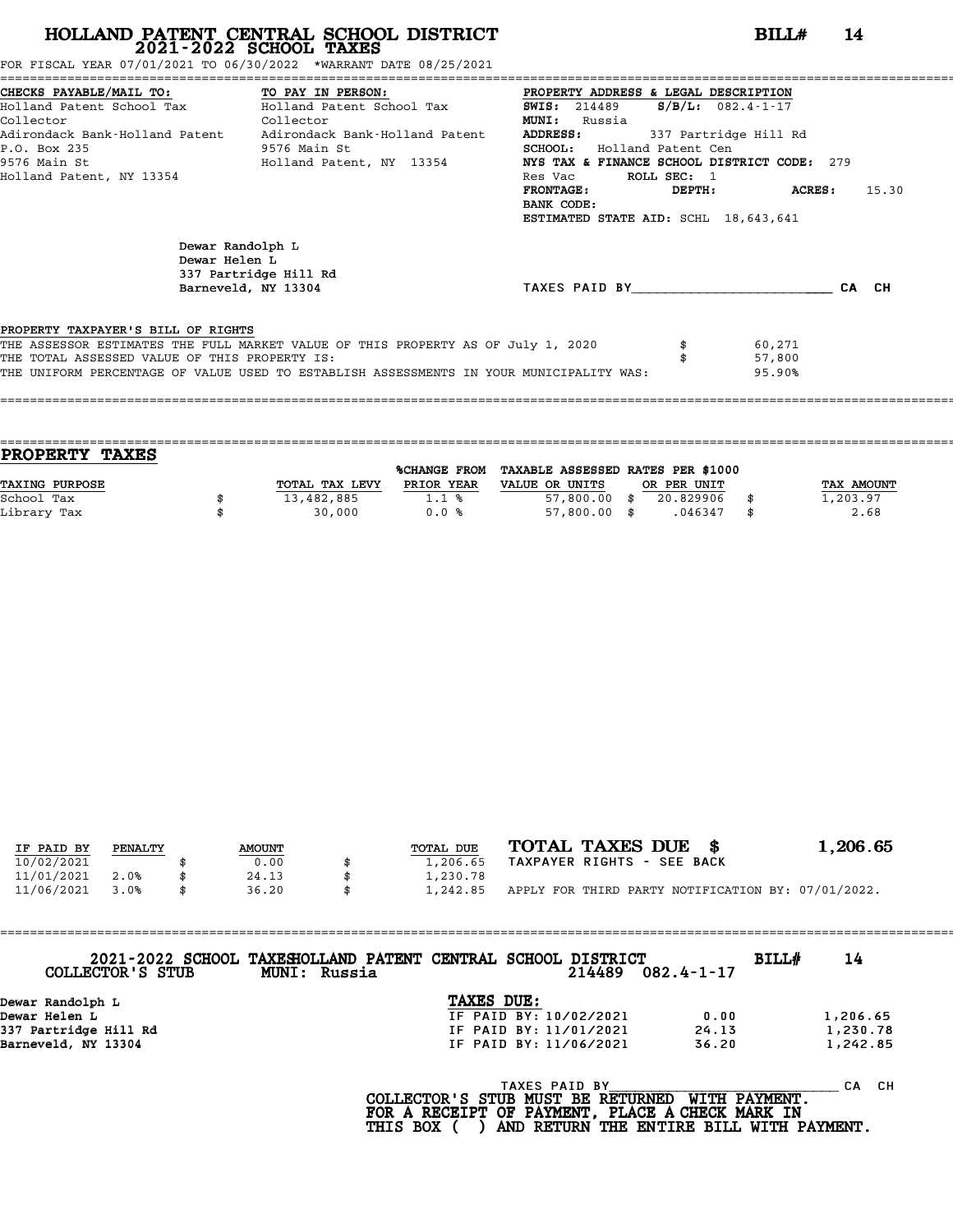# HOLLAND PATENT CENTRAL SCHOOL DISTRICT
## 2021-2022 SCHOOL TAXES

**BILL# 14**

FOR FISCAL YEAR 07/01/2021 TO 06/30/2022 *WARRANT DATE 08/25/2021

**CHECKS PAYABLE/MAIL TO:**
Holland Patent School Tax Collector
Adirondack Bank-Holland Patent
P.O. Box 235
9576 Main St
Holland Patent, NY 13354

**TO PAY IN PERSON:**
Holland Patent School Tax Collector
Adirondack Bank-Holland Patent
9576 Main St
Holland Patent, NY 13354

**PROPERTY ADDRESS & LEGAL DESCRIPTION**
**SWIS:** 214489 **S/B/L:** 082.4-1-17
**MUNI:** Russia
**ADDRESS:** 337 Partridge Hill Rd
**SCHOOL:** Holland Patent Cen
**NYS TAX & FINANCE SCHOOL DISTRICT CODE:** 279
Res Vac **ROLL SEC:** 1
**FRONTAGE:** **DEPTH:** **ACRES:** 15.30
**BANK CODE:**
**ESTIMATED STATE AID:** SCHL 18,643,641

Dewar Randolph L
Dewar Helen L
337 Partridge Hill Rd
Barneveld, NY 13304

TAXES PAID BY_________________________ CA CH

PROPERTY TAXPAYER'S BILL OF RIGHTS

THE ASSESSOR ESTIMATES THE FULL MARKET VALUE OF THIS PROPERTY AS OF July 1, 2020 $ 60,271
THE TOTAL ASSESSED VALUE OF THIS PROPERTY IS: $ 57,800
THE UNIFORM PERCENTAGE OF VALUE USED TO ESTABLISH ASSESSMENTS IN YOUR MUNICIPALITY WAS: 95.90%

## PROPERTY TAXES

| TAXING PURPOSE | TOTAL TAX LEVY | %CHANGE FROM PRIOR YEAR | TAXABLE ASSESSED VALUE OR UNITS | RATES PER $1000 OR PER UNIT | TAX AMOUNT |
|---|---|---|---|---|---|
| School Tax | $ 13,482,885 | 1.1 % | 57,800.00 | $ 20.829906 | $ 1,203.97 |
| Library Tax | $ 30,000 | 0.0 % | 57,800.00 | $ .046347 | $ 2.68 |

| IF PAID BY | PENALTY | AMOUNT | TOTAL DUE |
|---|---|---|---|
| 10/02/2021 | | $ 0.00 | $ 1,206.65 |
| 11/01/2021 | 2.0% | $ 24.13 | $ 1,230.78 |
| 11/06/2021 | 3.0% | $ 36.20 | $ 1,242.85 |

**TOTAL TAXES DUE $ 1,206.65**

TAXPAYER RIGHTS - SEE BACK

APPLY FOR THIRD PARTY NOTIFICATION BY: 07/01/2022.

---

**2021-2022 SCHOOL TAXES HOLLAND PATENT CENTRAL SCHOOL DISTRICT** **BILL# 14**

**COLLECTOR'S STUB** **MUNI: Russia** 214489 082.4-1-17

**Dewar Randolph L**
**Dewar Helen L**
**337 Partridge Hill Rd**
**Barneveld, NY 13304**

**TAXES DUE:**

| | | |
|---|---|---|
| IF PAID BY: 10/02/2021 | 0.00 | 1,206.65 |
| IF PAID BY: 11/01/2021 | 24.13 | 1,230.78 |
| IF PAID BY: 11/06/2021 | 36.20 | 1,242.85 |

TAXES PAID BY_____________________________ CA CH

**COLLECTOR'S STUB MUST BE RETURNED WITH PAYMENT.**
**FOR A RECEIPT OF PAYMENT, PLACE A CHECK MARK IN**
**THIS BOX ( ) AND RETURN THE ENTIRE BILL WITH PAYMENT.**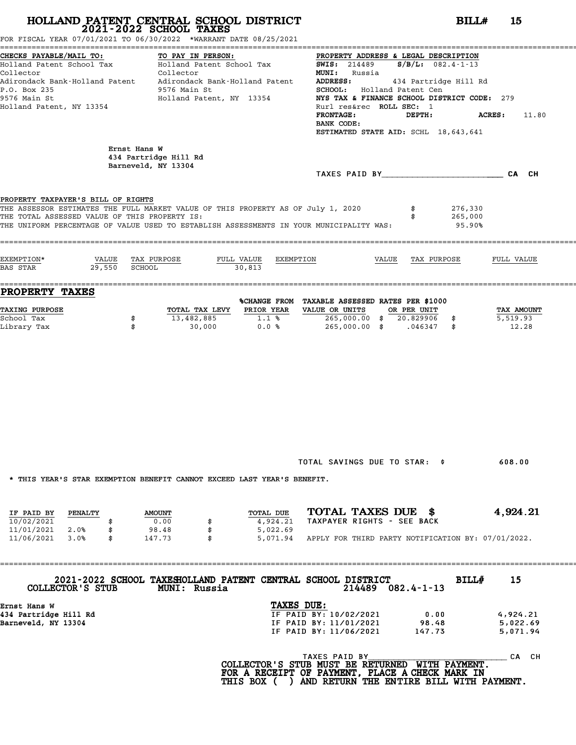# HOLLAND PATENT CENTRAL SCHOOL DISTRICT
## 2021-2022 SCHOOL TAXES

**BILL# 15**

FOR FISCAL YEAR 07/01/2021 TO 06/30/2022 *WARRANT DATE 08/25/2021

**CHECKS PAYABLE/MAIL TO:**
Holland Patent School Tax Collector
Adirondack Bank-Holland Patent
P.O. Box 235
9576 Main St
Holland Patent, NY 13354

**TO PAY IN PERSON:**
Holland Patent School Tax Collector
Adirondack Bank-Holland Patent
9576 Main St
Holland Patent, NY 13354

**PROPERTY ADDRESS & LEGAL DESCRIPTION**
**SWIS:** 214489 **S/B/L:** 082.4-1-13
**MUNI:** Russia
**ADDRESS:** 434 Partridge Hill Rd
**SCHOOL:** Holland Patent Cen
**NYS TAX & FINANCE SCHOOL DISTRICT CODE:** 279
Rurl res&rec **ROLL SEC:** 1
**FRONTAGE:** **DEPTH:** **ACRES:** 11.80
**BANK CODE:**
**ESTIMATED STATE AID:** SCHL 18,643,641

Ernst Hans W
434 Partridge Hill Rd
Barneveld, NY 13304

TAXES PAID BY________________________ CA CH

PROPERTY TAXPAYER'S BILL OF RIGHTS

THE ASSESSOR ESTIMATES THE FULL MARKET VALUE OF THIS PROPERTY AS OF July 1, 2020 $ 276,330
THE TOTAL ASSESSED VALUE OF THIS PROPERTY IS: $ 265,000
THE UNIFORM PERCENTAGE OF VALUE USED TO ESTABLISH ASSESSMENTS IN YOUR MUNICIPALITY WAS: 95.90%

| EXEMPTION* | VALUE | TAX PURPOSE | FULL VALUE | EXEMPTION | VALUE | TAX PURPOSE | FULL VALUE |
|---|---|---|---|---|---|---|---|
| BAS STAR | 29,550 | SCHOOL | 30,813 | | | | |

## PROPERTY TAXES

| TAXING PURPOSE | | TOTAL TAX LEVY | %CHANGE FROM PRIOR YEAR | TAXABLE ASSESSED VALUE OR UNITS | | RATES PER $1000 OR PER UNIT | | TAX AMOUNT |
|---|---|---|---|---|---|---|---|---|
| School Tax | $ | 13,482,885 | 1.1 % | 265,000.00 | $ | 20.829906 | $ | 5,519.93 |
| Library Tax | $ | 30,000 | 0.0 % | 265,000.00 | $ | .046347 | $ | 12.28 |

TOTAL SAVINGS DUE TO STAR: $ 608.00

* THIS YEAR'S STAR EXEMPTION BENEFIT CANNOT EXCEED LAST YEAR'S BENEFIT.

| IF PAID BY | PENALTY | | AMOUNT | | TOTAL DUE |
|---|---|---|---|---|---|
| 10/02/2021 | | $ | 0.00 | $ | 4,924.21 |
| 11/01/2021 | 2.0% | $ | 98.48 | $ | 5,022.69 |
| 11/06/2021 | 3.0% | $ | 147.73 | $ | 5,071.94 |

**TOTAL TAXES DUE $ 4,924.21**
TAXPAYER RIGHTS - SEE BACK
APPLY FOR THIRD PARTY NOTIFICATION BY: 07/01/2022.

---

2021-2022 SCHOOL TAXES HOLLAND PATENT CENTRAL SCHOOL DISTRICT **BILL# 15**
COLLECTOR'S STUB MUNI: Russia 214489 082.4-1-13

Ernst Hans W
434 Partridge Hill Rd
Barneveld, NY 13304

**TAXES DUE:**

| | | |
|---|---|---|
| IF PAID BY: 10/02/2021 | 0.00 | 4,924.21 |
| IF PAID BY: 11/01/2021 | 98.48 | 5,022.69 |
| IF PAID BY: 11/06/2021 | 147.73 | 5,071.94 |

TAXES PAID BY____________________________ CA CH

**COLLECTOR'S STUB MUST BE RETURNED WITH PAYMENT.
FOR A RECEIPT OF PAYMENT, PLACE A CHECK MARK IN
THIS BOX ( ) AND RETURN THE ENTIRE BILL WITH PAYMENT.**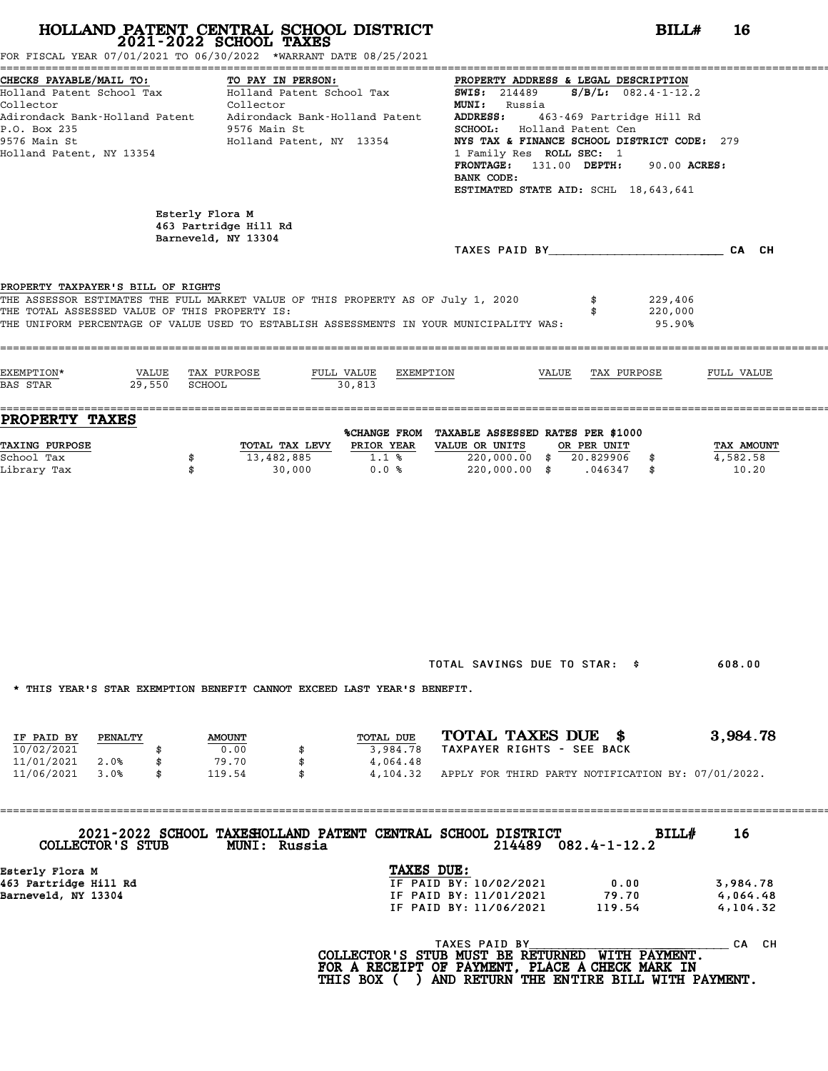# HOLLAND PATENT CENTRAL SCHOOL DISTRICT
## 2021-2022 SCHOOL TAXES

**BILL# 16**

FOR FISCAL YEAR 07/01/2021 TO 06/30/2022 *WARRANT DATE 08/25/2021

| CHECKS PAYABLE/MAIL TO: | TO PAY IN PERSON: | PROPERTY ADDRESS & LEGAL DESCRIPTION |
|---|---|---|
| Holland Patent School Tax Collector | Holland Patent School Tax Collector | **SWIS:** 214489 **S/B/L:** 082.4-1-12.2 |
| Adirondack Bank-Holland Patent | Adirondack Bank-Holland Patent | **MUNI:** Russia |
| P.O. Box 235 | 9576 Main St | **ADDRESS:** 463-469 Partridge Hill Rd |
| 9576 Main St | Holland Patent, NY 13354 | **SCHOOL:** Holland Patent Cen |
| Holland Patent, NY 13354 | | **NYS TAX & FINANCE SCHOOL DISTRICT CODE:** 279 |
| | | 1 Family Res **ROLL SEC:** 1 |
| | | **FRONTAGE:** 131.00 **DEPTH:** 90.00 **ACRES:** |
| | | **BANK CODE:** |
| | | **ESTIMATED STATE AID:** SCHL 18,643,641 |

Esterly Flora M
463 Partridge Hill Rd
Barneveld, NY 13304

TAXES PAID BY________________________ CA CH

**PROPERTY TAXPAYER'S BILL OF RIGHTS**

THE ASSESSOR ESTIMATES THE FULL MARKET VALUE OF THIS PROPERTY AS OF July 1, 2020 $ 229,406
THE TOTAL ASSESSED VALUE OF THIS PROPERTY IS: $ 220,000
THE UNIFORM PERCENTAGE OF VALUE USED TO ESTABLISH ASSESSMENTS IN YOUR MUNICIPALITY WAS: 95.90%

| EXEMPTION* | VALUE | TAX PURPOSE | FULL VALUE | EXEMPTION | VALUE | TAX PURPOSE | FULL VALUE |
|---|---|---|---|---|---|---|---|
| BAS STAR | 29,550 | SCHOOL | 30,813 | | | | |

## PROPERTY TAXES

| TAXING PURPOSE | TOTAL TAX LEVY | %CHANGE FROM PRIOR YEAR | TAXABLE ASSESSED VALUE OR UNITS | RATES PER $1000 OR PER UNIT | TAX AMOUNT |
|---|---|---|---|---|---|
| School Tax | $ 13,482,885 | 1.1 % | 220,000.00 | $ 20.829906 | $ 4,582.58 |
| Library Tax | $ 30,000 | 0.0 % | 220,000.00 | $ .046347 | $ 10.20 |

TOTAL SAVINGS DUE TO STAR: $ 608.00

* THIS YEAR'S STAR EXEMPTION BENEFIT CANNOT EXCEED LAST YEAR'S BENEFIT.

| IF PAID BY | PENALTY | AMOUNT | TOTAL DUE |
|---|---|---|---|
| 10/02/2021 | | $ 0.00 | $ 3,984.78 |
| 11/01/2021 | 2.0% | $ 79.70 | $ 4,064.48 |
| 11/06/2021 | 3.0% | $ 119.54 | $ 4,104.32 |

**TOTAL TAXES DUE $ 3,984.78**

TAXPAYER RIGHTS - SEE BACK

APPLY FOR THIRD PARTY NOTIFICATION BY: 07/01/2022.

---

**2021-2022 SCHOOL TAXES HOLLAND PATENT CENTRAL SCHOOL DISTRICT BILL# 16**

COLLECTOR'S STUB MUNI: Russia 214489 082.4-1-12.2

Esterly Flora M
463 Partridge Hill Rd
Barneveld, NY 13304

**TAXES DUE:**

| | | |
|---|---|---|
| IF PAID BY: 10/02/2021 | 0.00 | 3,984.78 |
| IF PAID BY: 11/01/2021 | 79.70 | 4,064.48 |
| IF PAID BY: 11/06/2021 | 119.54 | 4,104.32 |

TAXES PAID BY____________________________ CA CH

**COLLECTOR'S STUB MUST BE RETURNED WITH PAYMENT.**
**FOR A RECEIPT OF PAYMENT, PLACE A CHECK MARK IN THIS BOX ( ) AND RETURN THE ENTIRE BILL WITH PAYMENT.**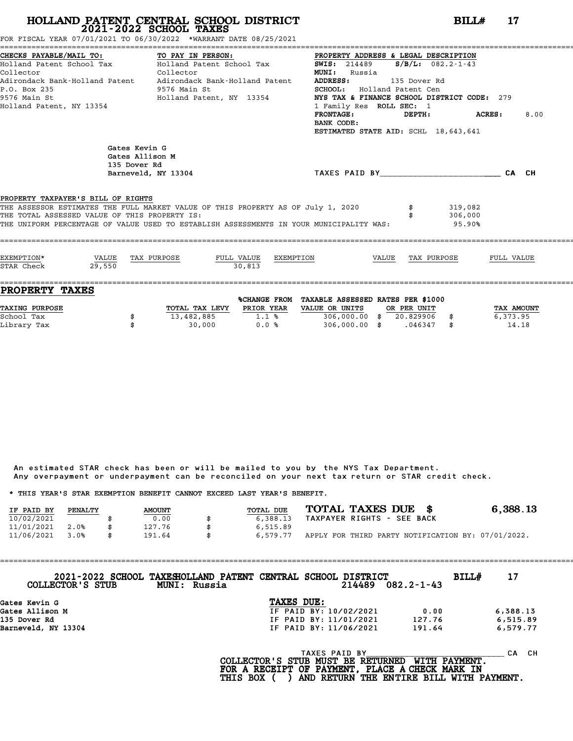# HOLLAND PATENT CENTRAL SCHOOL DISTRICT
## 2021-2022 SCHOOL TAXES

**BILL# 17**

FOR FISCAL YEAR 07/01/2021 TO 06/30/2022 *WARRANT DATE 08/25/2021

| CHECKS PAYABLE/MAIL TO: | TO PAY IN PERSON: | PROPERTY ADDRESS & LEGAL DESCRIPTION |
|---|---|---|
| Holland Patent School Tax Collector | Holland Patent School Tax Collector | SWIS: 214489 S/B/L: 082.2-1-43 |
| Adirondack Bank-Holland Patent | Adirondack Bank-Holland Patent | MUNI: Russia |
| P.O. Box 235 | 9576 Main St | ADDRESS: 135 Dover Rd |
| 9576 Main St | Holland Patent, NY 13354 | SCHOOL: Holland Patent Cen |
| Holland Patent, NY 13354 | | NYS TAX & FINANCE SCHOOL DISTRICT CODE: 279 |
| | | 1 Family Res ROLL SEC: 1 |
| | | FRONTAGE: DEPTH: ACRES: 8.00 |
| | | BANK CODE: |
| | | ESTIMATED STATE AID: SCHL 18,643,641 |

Gates Kevin G
Gates Allison M
135 Dover Rd
Barneveld, NY 13304

TAXES PAID BY________________________ CA CH

**PROPERTY TAXPAYER'S BILL OF RIGHTS**

| | |
|---|---|
| THE ASSESSOR ESTIMATES THE FULL MARKET VALUE OF THIS PROPERTY AS OF July 1, 2020 | $ 319,082 |
| THE TOTAL ASSESSED VALUE OF THIS PROPERTY IS: | $ 306,000 |
| THE UNIFORM PERCENTAGE OF VALUE USED TO ESTABLISH ASSESSMENTS IN YOUR MUNICIPALITY WAS: | 95.90% |

| EXEMPTION* | VALUE | TAX PURPOSE | FULL VALUE | EXEMPTION | VALUE | TAX PURPOSE | FULL VALUE |
|---|---|---|---|---|---|---|---|
| STAR Check | 29,550 | | 30,813 | | | | |

## PROPERTY TAXES

| TAXING PURPOSE | TOTAL TAX LEVY | %CHANGE FROM PRIOR YEAR | TAXABLE ASSESSED VALUE OR UNITS | RATES PER $1000 OR PER UNIT | TAX AMOUNT |
|---|---|---|---|---|---|
| School Tax | $ 13,482,885 | 1.1 % | 306,000.00 | $ 20.829906 | $ 6,373.95 |
| Library Tax | $ 30,000 | 0.0 % | 306,000.00 | $ .046347 | $ 14.18 |

An estimated STAR check has been or will be mailed to you by the NYS Tax Department.
Any overpayment or underpayment can be reconciled on your next tax return or STAR credit check.

* THIS YEAR'S STAR EXEMPTION BENEFIT CANNOT EXCEED LAST YEAR'S BENEFIT.

| IF PAID BY | PENALTY | AMOUNT | TOTAL DUE |
|---|---|---|---|
| 10/02/2021 | | $ 0.00 | $ 6,388.13 |
| 11/01/2021 | 2.0% | $ 127.76 | $ 6,515.89 |
| 11/06/2021 | 3.0% | $ 191.64 | $ 6,579.77 |

**TOTAL TAXES DUE $ 6,388.13**

TAXPAYER RIGHTS - SEE BACK

APPLY FOR THIRD PARTY NOTIFICATION BY: 07/01/2022.

---

**2021-2022 SCHOOL TAXES HOLLAND PATENT CENTRAL SCHOOL DISTRICT BILL# 17**

**COLLECTOR'S STUB MUNI: Russia 214489 082.2-1-43**

Gates Kevin G
Gates Allison M
135 Dover Rd
Barneveld, NY 13304

**TAXES DUE:**

| | | |
|---|---|---|
| IF PAID BY: 10/02/2021 | 0.00 | 6,388.13 |
| IF PAID BY: 11/01/2021 | 127.76 | 6,515.89 |
| IF PAID BY: 11/06/2021 | 191.64 | 6,579.77 |

TAXES PAID BY______________________________ CA CH

**COLLECTOR'S STUB MUST BE RETURNED WITH PAYMENT. FOR A RECEIPT OF PAYMENT, PLACE A CHECK MARK IN THIS BOX ( ) AND RETURN THE ENTIRE BILL WITH PAYMENT.**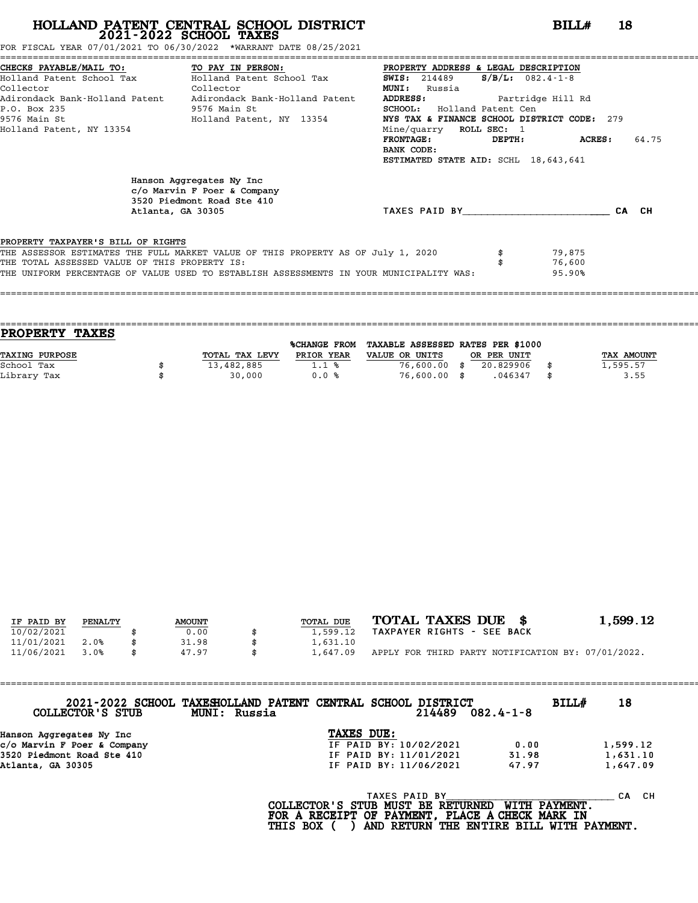# HOLLAND PATENT CENTRAL SCHOOL DISTRICT
## 2021-2022 SCHOOL TAXES

**BILL# 18**

FOR FISCAL YEAR 07/01/2021 TO 06/30/2022 *WARRANT DATE 08/25/2021

**CHECKS PAYABLE/MAIL TO:**
Holland Patent School Tax Collector
Adirondack Bank-Holland Patent
P.O. Box 235
9576 Main St
Holland Patent, NY 13354

**TO PAY IN PERSON:**
Holland Patent School Tax Collector
Adirondack Bank-Holland Patent
9576 Main St
Holland Patent, NY 13354

**PROPERTY ADDRESS & LEGAL DESCRIPTION**
**SWIS:** 214489 **S/B/L:** 082.4-1-8
**MUNI:** Russia
**ADDRESS:** Partridge Hill Rd
**SCHOOL:** Holland Patent Cen
**NYS TAX & FINANCE SCHOOL DISTRICT CODE:** 279
Mine/quarry **ROLL SEC:** 1
**FRONTAGE:** **DEPTH:** **ACRES:** 64.75
**BANK CODE:**
**ESTIMATED STATE AID:** SCHL 18,643,641

Hanson Aggregates Ny Inc
c/o Marvin F Poer & Company
3520 Piedmont Road Ste 410
Atlanta, GA 30305

TAXES PAID BY________________________ CA CH

PROPERTY TAXPAYER'S BILL OF RIGHTS

THE ASSESSOR ESTIMATES THE FULL MARKET VALUE OF THIS PROPERTY AS OF July 1, 2020 $ 79,875
THE TOTAL ASSESSED VALUE OF THIS PROPERTY IS: $ 76,600
THE UNIFORM PERCENTAGE OF VALUE USED TO ESTABLISH ASSESSMENTS IN YOUR MUNICIPALITY WAS: 95.90%

## PROPERTY TAXES

| TAXING PURPOSE | TOTAL TAX LEVY | %CHANGE FROM PRIOR YEAR | TAXABLE ASSESSED VALUE OR UNITS | RATES PER $1000 OR PER UNIT | TAX AMOUNT |
|---|---|---|---|---|---|
| School Tax | $ 13,482,885 | 1.1 % | 76,600.00 | $ 20.829906 | $ 1,595.57 |
| Library Tax | $ 30,000 | 0.0 % | 76,600.00 | $ .046347 | $ 3.55 |

| IF PAID BY | PENALTY | AMOUNT | TOTAL DUE |
|---|---|---|---|
| 10/02/2021 | | $ 0.00 | $ 1,599.12 |
| 11/01/2021 | 2.0% | $ 31.98 | $ 1,631.10 |
| 11/06/2021 | 3.0% | $ 47.97 | $ 1,647.09 |

**TOTAL TAXES DUE $ 1,599.12**
TAXPAYER RIGHTS - SEE BACK

APPLY FOR THIRD PARTY NOTIFICATION BY: 07/01/2022.

---

2021-2022 SCHOOL TAXES HOLLAND PATENT CENTRAL SCHOOL DISTRICT **BILL# 18**
COLLECTOR'S STUB MUNI: Russia 214489 082.4-1-8

Hanson Aggregates Ny Inc
c/o Marvin F Poer & Company
3520 Piedmont Road Ste 410
Atlanta, GA 30305

**TAXES DUE:**

| | | |
|---|---|---|
| IF PAID BY: 10/02/2021 | 0.00 | 1,599.12 |
| IF PAID BY: 11/01/2021 | 31.98 | 1,631.10 |
| IF PAID BY: 11/06/2021 | 47.97 | 1,647.09 |

TAXES PAID BY_____________________________ CA CH

**COLLECTOR'S STUB MUST BE RETURNED WITH PAYMENT.**
**FOR A RECEIPT OF PAYMENT, PLACE A CHECK MARK IN THIS BOX ( ) AND RETURN THE ENTIRE BILL WITH PAYMENT.**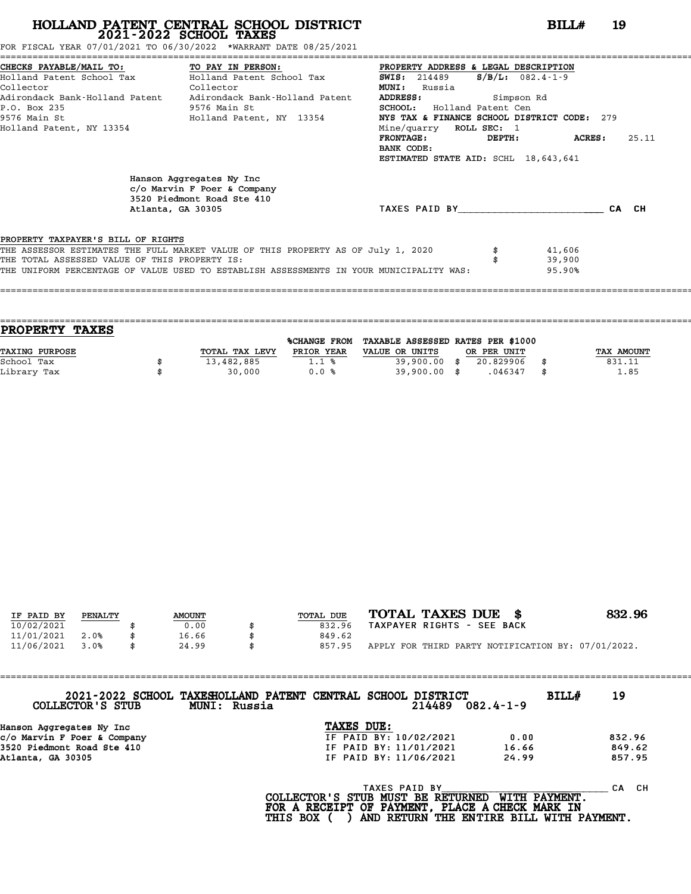# HOLLAND PATENT CENTRAL SCHOOL DISTRICT
## 2021-2022 SCHOOL TAXES

**BILL# 19**

FOR FISCAL YEAR 07/01/2021 TO 06/30/2022 *WARRANT DATE 08/25/2021

| CHECKS PAYABLE/MAIL TO: | TO PAY IN PERSON: | PROPERTY ADDRESS & LEGAL DESCRIPTION |
|---|---|---|
| Holland Patent School Tax Collector | Holland Patent School Tax Collector | SWIS: 214489 S/B/L: 082.4-1-9 |
| Adirondack Bank-Holland Patent | Adirondack Bank-Holland Patent | MUNI: Russia |
| P.O. Box 235 | 9576 Main St | ADDRESS: Simpson Rd |
| 9576 Main St | Holland Patent, NY 13354 | SCHOOL: Holland Patent Cen |
| Holland Patent, NY 13354 | | NYS TAX & FINANCE SCHOOL DISTRICT CODE: 279 |
| | | Mine/quarry ROLL SEC: 1 |
| | | FRONTAGE: DEPTH: ACRES: 25.11 |
| | | BANK CODE: |
| | | ESTIMATED STATE AID: SCHL 18,643,641 |

Hanson Aggregates Ny Inc
c/o Marvin F Poer & Company
3520 Piedmont Road Ste 410
Atlanta, GA 30305

TAXES PAID BY________________________ CA CH

**PROPERTY TAXPAYER'S BILL OF RIGHTS**

THE ASSESSOR ESTIMATES THE FULL MARKET VALUE OF THIS PROPERTY AS OF July 1, 2020 $ 41,606
THE TOTAL ASSESSED VALUE OF THIS PROPERTY IS: $ 39,900
THE UNIFORM PERCENTAGE OF VALUE USED TO ESTABLISH ASSESSMENTS IN YOUR MUNICIPALITY WAS: 95.90%

## PROPERTY TAXES

| TAXING PURPOSE | TOTAL TAX LEVY | %CHANGE FROM PRIOR YEAR | TAXABLE ASSESSED VALUE OR UNITS | RATES PER $1000 OR PER UNIT | TAX AMOUNT |
|---|---|---|---|---|---|
| School Tax | $ 13,482,885 | 1.1 % | 39,900.00 | $ 20.829906 | $ 831.11 |
| Library Tax | $ 30,000 | 0.0 % | 39,900.00 | $ .046347 | $ 1.85 |

| IF PAID BY | PENALTY | AMOUNT | TOTAL DUE |
|---|---|---|---|
| 10/02/2021 | | $ 0.00 | $ 832.96 |
| 11/01/2021 | 2.0% | $ 16.66 | $ 849.62 |
| 11/06/2021 | 3.0% | $ 24.99 | $ 857.95 |

**TOTAL TAXES DUE $ 832.96**

TAXPAYER RIGHTS - SEE BACK

APPLY FOR THIRD PARTY NOTIFICATION BY: 07/01/2022.

---

2021-2022 SCHOOL TAXES HOLLAND PATENT CENTRAL SCHOOL DISTRICT BILL# 19

COLLECTOR'S STUB MUNI: Russia 214489 082.4-1-9

Hanson Aggregates Ny Inc
c/o Marvin F Poer & Company
3520 Piedmont Road Ste 410
Atlanta, GA 30305

**TAXES DUE:**

| | | |
|---|---|---|
| IF PAID BY: 10/02/2021 | 0.00 | 832.96 |
| IF PAID BY: 11/01/2021 | 16.66 | 849.62 |
| IF PAID BY: 11/06/2021 | 24.99 | 857.95 |

TAXES PAID BY____________________________ CA CH

COLLECTOR'S STUB MUST BE RETURNED WITH PAYMENT.
FOR A RECEIPT OF PAYMENT, PLACE A CHECK MARK IN
THIS BOX ( ) AND RETURN THE ENTIRE BILL WITH PAYMENT.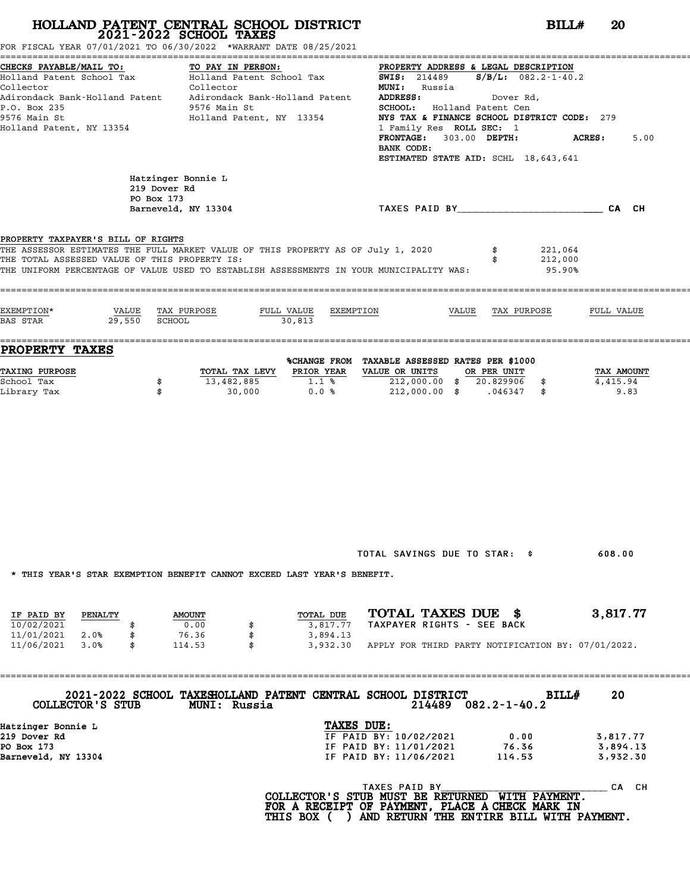# HOLLAND PATENT CENTRAL SCHOOL DISTRICT
## 2021-2022 SCHOOL TAXES

**BILL# 20**

FOR FISCAL YEAR 07/01/2021 TO 06/30/2022 *WARRANT DATE 08/25/2021

| CHECKS PAYABLE/MAIL TO: | TO PAY IN PERSON: | PROPERTY ADDRESS & LEGAL DESCRIPTION |
|---|---|---|
| Holland Patent School Tax Collector | Holland Patent School Tax Collector | **SWIS:** 214489 **S/B/L:** 082.2-1-40.2 |
| Adirondack Bank-Holland Patent | Adirondack Bank-Holland Patent | **MUNI:** Russia |
| P.O. Box 235 | 9576 Main St | **ADDRESS:** Dover Rd, |
| 9576 Main St | Holland Patent, NY 13354 | **SCHOOL:** Holland Patent Cen |
| Holland Patent, NY 13354 | | **NYS TAX & FINANCE SCHOOL DISTRICT CODE:** 279 |
| | | 1 Family Res **ROLL SEC:** 1 |
| | | **FRONTAGE:** 303.00 **DEPTH:** **ACRES:** 5.00 |
| | | **BANK CODE:** |
| | | **ESTIMATED STATE AID:** SCHL 18,643,641 |

Hatzinger Bonnie L
219 Dover Rd
PO Box 173
Barneveld, NY 13304

TAXES PAID BY________________________ CA CH

**PROPERTY TAXPAYER'S BILL OF RIGHTS**

THE ASSESSOR ESTIMATES THE FULL MARKET VALUE OF THIS PROPERTY AS OF July 1, 2020 $ 221,064
THE TOTAL ASSESSED VALUE OF THIS PROPERTY IS: $ 212,000
THE UNIFORM PERCENTAGE OF VALUE USED TO ESTABLISH ASSESSMENTS IN YOUR MUNICIPALITY WAS: 95.90%

| EXEMPTION* | VALUE | TAX PURPOSE | FULL VALUE | EXEMPTION | VALUE | TAX PURPOSE | FULL VALUE |
|---|---|---|---|---|---|---|---|
| BAS STAR | 29,550 | SCHOOL | 30,813 | | | | |

## PROPERTY TAXES

| TAXING PURPOSE | TOTAL TAX LEVY | %CHANGE FROM PRIOR YEAR | TAXABLE ASSESSED VALUE OR UNITS | RATES PER $1000 OR PER UNIT | TAX AMOUNT |
|---|---|---|---|---|---|
| School Tax | $ 13,482,885 | 1.1 % | 212,000.00 | $ 20.829906 | $ 4,415.94 |
| Library Tax | $ 30,000 | 0.0 % | 212,000.00 | $ .046347 | $ 9.83 |

TOTAL SAVINGS DUE TO STAR: $ 608.00

* THIS YEAR'S STAR EXEMPTION BENEFIT CANNOT EXCEED LAST YEAR'S BENEFIT.

| IF PAID BY | PENALTY | AMOUNT | TOTAL DUE |
|---|---|---|---|
| 10/02/2021 | | $ 0.00 | $ 3,817.77 |
| 11/01/2021 | 2.0% | $ 76.36 | $ 3,894.13 |
| 11/06/2021 | 3.0% | $ 114.53 | $ 3,932.30 |

**TOTAL TAXES DUE $ 3,817.77**

TAXPAYER RIGHTS - SEE BACK

APPLY FOR THIRD PARTY NOTIFICATION BY: 07/01/2022.

---

**2021-2022 SCHOOL TAXES HOLLAND PATENT CENTRAL SCHOOL DISTRICT BILL# 20**

**COLLECTOR'S STUB MUNI: Russia** 214489 082.2-1-40.2

Hatzinger Bonnie L
219 Dover Rd
PO Box 173
Barneveld, NY 13304

**TAXES DUE:**

| | | |
|---|---|---|
| IF PAID BY: 10/02/2021 | 0.00 | 3,817.77 |
| IF PAID BY: 11/01/2021 | 76.36 | 3,894.13 |
| IF PAID BY: 11/06/2021 | 114.53 | 3,932.30 |

TAXES PAID BY________________________ CA CH

**COLLECTOR'S STUB MUST BE RETURNED WITH PAYMENT.**
**FOR A RECEIPT OF PAYMENT, PLACE A CHECK MARK IN THIS BOX ( ) AND RETURN THE ENTIRE BILL WITH PAYMENT.**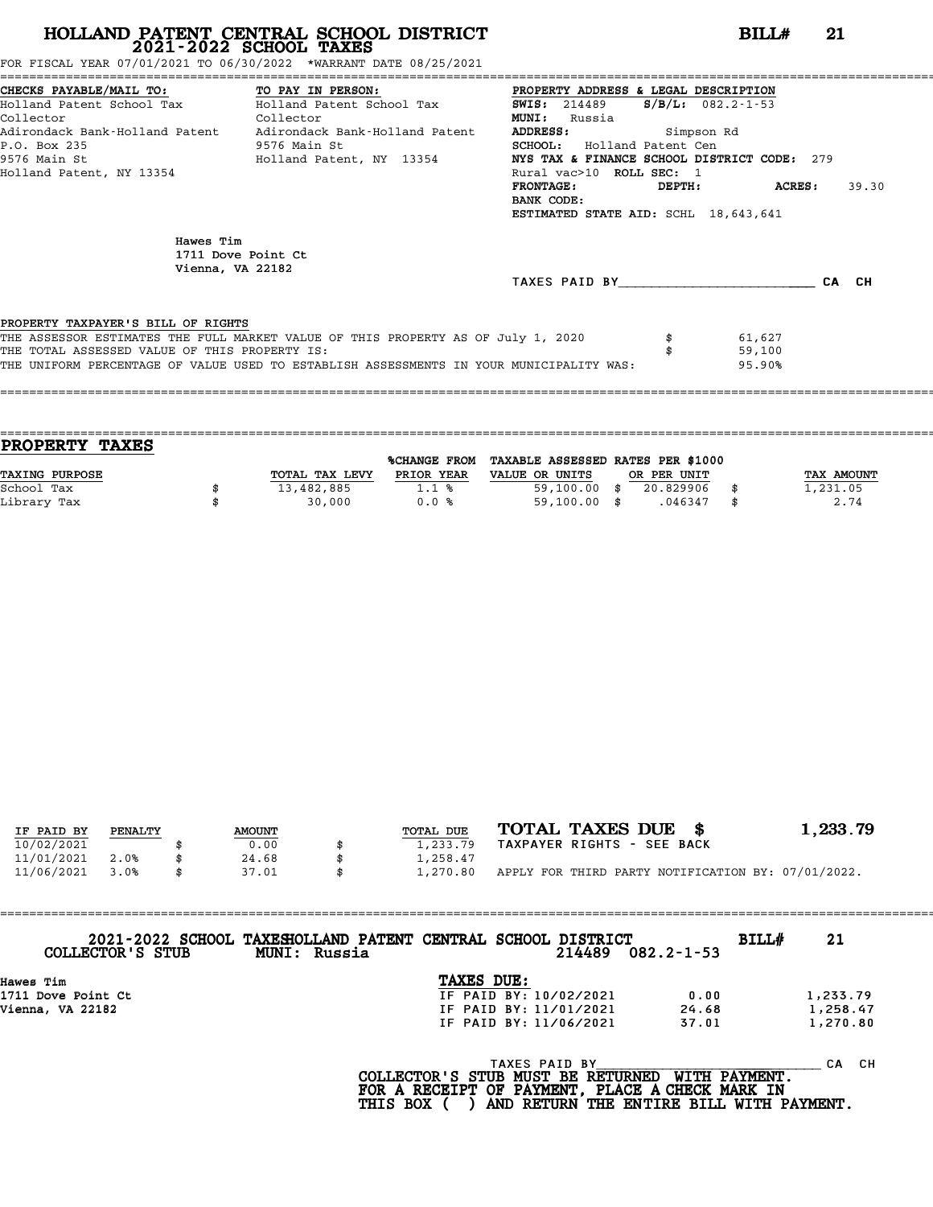# HOLLAND PATENT CENTRAL SCHOOL DISTRICT
## 2021-2022 SCHOOL TAXES

**BILL# 21**

FOR FISCAL YEAR 07/01/2021 TO 06/30/2022 *WARRANT DATE 08/25/2021

| CHECKS PAYABLE/MAIL TO: | TO PAY IN PERSON: | PROPERTY ADDRESS & LEGAL DESCRIPTION |
|---|---|---|
| Holland Patent School Tax Collector | Holland Patent School Tax Collector | SWIS: 214489 S/B/L: 082.2-1-53 |
| Adirondack Bank-Holland Patent | Adirondack Bank-Holland Patent | MUNI: Russia |
| P.O. Box 235 | 9576 Main St | ADDRESS: Simpson Rd |
| 9576 Main St | Holland Patent, NY 13354 | SCHOOL: Holland Patent Cen |
| Holland Patent, NY 13354 | | NYS TAX & FINANCE SCHOOL DISTRICT CODE: 279 |
| | | Rural vac>10 ROLL SEC: 1 |
| | | FRONTAGE: DEPTH: ACRES: 39.30 |
| | | BANK CODE: |
| | | ESTIMATED STATE AID: SCHL 18,643,641 |

Hawes Tim
1711 Dove Point Ct
Vienna, VA 22182

TAXES PAID BY________________________ CA CH

**PROPERTY TAXPAYER'S BILL OF RIGHTS**

THE ASSESSOR ESTIMATES THE FULL MARKET VALUE OF THIS PROPERTY AS OF July 1, 2020 $ 61,627
THE TOTAL ASSESSED VALUE OF THIS PROPERTY IS: $ 59,100
THE UNIFORM PERCENTAGE OF VALUE USED TO ESTABLISH ASSESSMENTS IN YOUR MUNICIPALITY WAS: 95.90%

## PROPERTY TAXES

| TAXING PURPOSE | | TOTAL TAX LEVY | %CHANGE FROM PRIOR YEAR | TAXABLE ASSESSED VALUE OR UNITS | | RATES PER $1000 OR PER UNIT | | TAX AMOUNT |
|---|---|---|---|---|---|---|---|---|
| School Tax | $ | 13,482,885 | 1.1 % | 59,100.00 | $ | 20.829906 | $ | 1,231.05 |
| Library Tax | $ | 30,000 | 0.0 % | 59,100.00 | $ | .046347 | $ | 2.74 |

| IF PAID BY | PENALTY | | AMOUNT | | TOTAL DUE |
|---|---|---|---|---|---|
| 10/02/2021 | | $ | 0.00 | $ | 1,233.79 |
| 11/01/2021 | 2.0% | $ | 24.68 | $ | 1,258.47 |
| 11/06/2021 | 3.0% | $ | 37.01 | $ | 1,270.80 |

**TOTAL TAXES DUE $ 1,233.79**

TAXPAYER RIGHTS - SEE BACK

APPLY FOR THIRD PARTY NOTIFICATION BY: 07/01/2022.

---

**2021-2022 SCHOOL TAXES HOLLAND PATENT CENTRAL SCHOOL DISTRICT** BILL# 21

COLLECTOR'S STUB MUNI: Russia 214489 082.2-1-53

Hawes Tim
1711 Dove Point Ct
Vienna, VA 22182

**TAXES DUE:**

| | | |
|---|---|---|
| IF PAID BY: 10/02/2021 | 0.00 | 1,233.79 |
| IF PAID BY: 11/01/2021 | 24.68 | 1,258.47 |
| IF PAID BY: 11/06/2021 | 37.01 | 1,270.80 |

TAXES PAID BY______________________________ CA CH

**COLLECTOR'S STUB MUST BE RETURNED WITH PAYMENT.**
**FOR A RECEIPT OF PAYMENT, PLACE A CHECK MARK IN**
**THIS BOX ( ) AND RETURN THE ENTIRE BILL WITH PAYMENT.**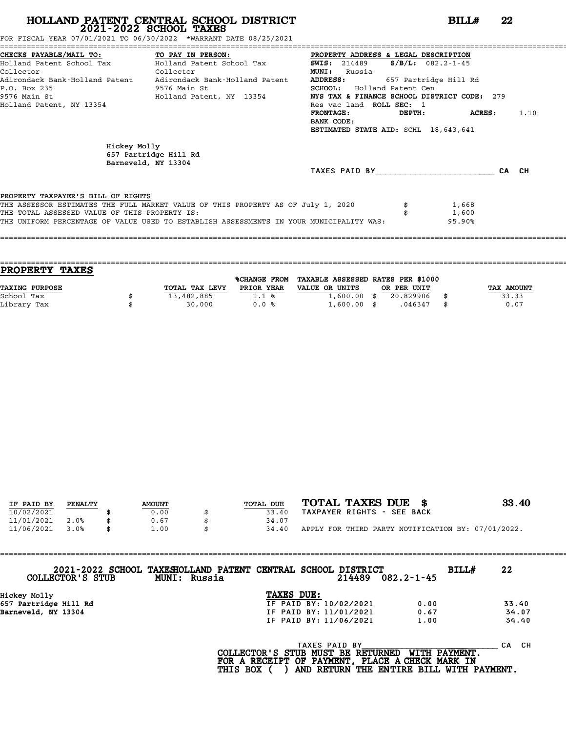# HOLLAND PATENT CENTRAL SCHOOL DISTRICT
## 2021-2022 SCHOOL TAXES

**BILL# 22**

FOR FISCAL YEAR 07/01/2021 TO 06/30/2022 *WARRANT DATE 08/25/2021

| CHECKS PAYABLE/MAIL TO: | TO PAY IN PERSON: | PROPERTY ADDRESS & LEGAL DESCRIPTION |
|---|---|---|
| Holland Patent School Tax | Holland Patent School Tax | SWIS: 214489 S/B/L: 082.2-1-45 |
| Collector | Collector | MUNI: Russia |
| Adirondack Bank-Holland Patent | Adirondack Bank-Holland Patent | ADDRESS: 657 Partridge Hill Rd |
| P.O. Box 235 | 9576 Main St | SCHOOL: Holland Patent Cen |
| 9576 Main St | Holland Patent, NY 13354 | NYS TAX & FINANCE SCHOOL DISTRICT CODE: 279 |
| Holland Patent, NY 13354 | | Res vac land ROLL SEC: 1 |
| | | FRONTAGE: DEPTH: ACRES: 1.10 |
| | | BANK CODE: |
| | | ESTIMATED STATE AID: SCHL 18,643,641 |

Hickey Molly
657 Partridge Hill Rd
Barneveld, NY 13304

TAXES PAID BY________________________ CA CH

**PROPERTY TAXPAYER'S BILL OF RIGHTS**

THE ASSESSOR ESTIMATES THE FULL MARKET VALUE OF THIS PROPERTY AS OF July 1, 2020 $ 1,668
THE TOTAL ASSESSED VALUE OF THIS PROPERTY IS: $ 1,600
THE UNIFORM PERCENTAGE OF VALUE USED TO ESTABLISH ASSESSMENTS IN YOUR MUNICIPALITY WAS: 95.90%

## PROPERTY TAXES

| TAXING PURPOSE | | TOTAL TAX LEVY | %CHANGE FROM PRIOR YEAR | TAXABLE ASSESSED VALUE OR UNITS | | RATES PER $1000 OR PER UNIT | | TAX AMOUNT |
|---|---|---|---|---|---|---|---|---|
| School Tax | $ | 13,482,885 | 1.1 % | 1,600.00 | $ | 20.829906 | $ | 33.33 |
| Library Tax | $ | 30,000 | 0.0 % | 1,600.00 | $ | .046347 | $ | 0.07 |

| IF PAID BY | PENALTY | | AMOUNT | | TOTAL DUE |
|---|---|---|---|---|---|
| 10/02/2021 | | $ | 0.00 | $ | 33.40 |
| 11/01/2021 | 2.0% | $ | 0.67 | $ | 34.07 |
| 11/06/2021 | 3.0% | $ | 1.00 | $ | 34.40 |

**TOTAL TAXES DUE $ 33.40**

TAXPAYER RIGHTS - SEE BACK

APPLY FOR THIRD PARTY NOTIFICATION BY: 07/01/2022.

---

2021-2022 SCHOOL TAXES HOLLAND PATENT CENTRAL SCHOOL DISTRICT BILL# 22
COLLECTOR'S STUB MUNI: Russia 214489 082.2-1-45

Hickey Molly
657 Partridge Hill Rd
Barneveld, NY 13304

**TAXES DUE:**

| | | |
|---|---|---|
| IF PAID BY: 10/02/2021 | 0.00 | 33.40 |
| IF PAID BY: 11/01/2021 | 0.67 | 34.07 |
| IF PAID BY: 11/06/2021 | 1.00 | 34.40 |

TAXES PAID BY____________________________ CA CH

COLLECTOR'S STUB MUST BE RETURNED WITH PAYMENT.
FOR A RECEIPT OF PAYMENT, PLACE A CHECK MARK IN
THIS BOX ( ) AND RETURN THE ENTIRE BILL WITH PAYMENT.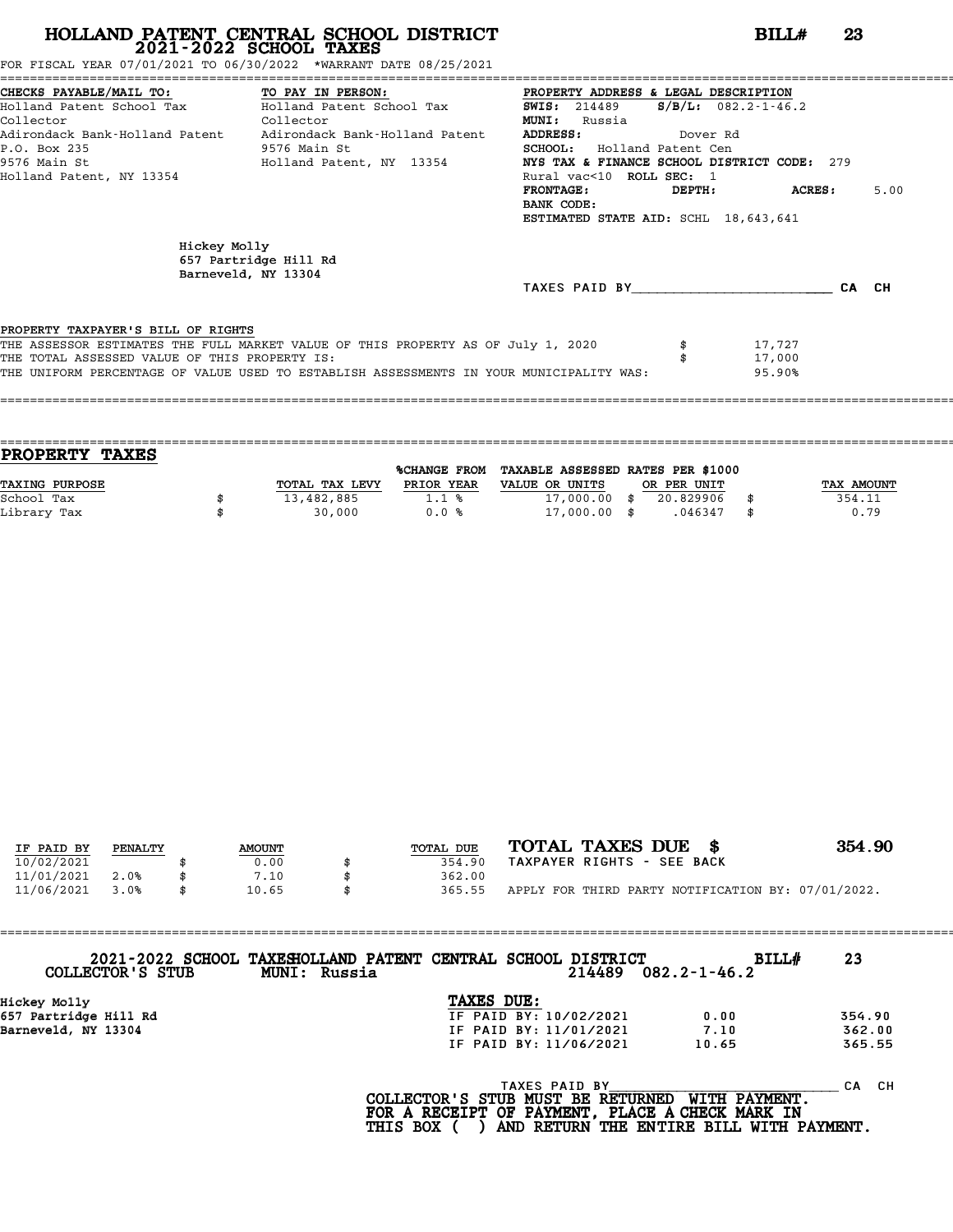# HOLLAND PATENT CENTRAL SCHOOL DISTRICT
## 2021-2022 SCHOOL TAXES

**BILL# 23**

FOR FISCAL YEAR 07/01/2021 TO 06/30/2022 *WARRANT DATE 08/25/2021

**CHECKS PAYABLE/MAIL TO:**
Holland Patent School Tax Collector
Adirondack Bank-Holland Patent
P.O. Box 235
9576 Main St
Holland Patent, NY 13354

**TO PAY IN PERSON:**
Holland Patent School Tax Collector
Adirondack Bank-Holland Patent
9576 Main St
Holland Patent, NY 13354

**PROPERTY ADDRESS & LEGAL DESCRIPTION**
**SWIS:** 214489 **S/B/L:** 082.2-1-46.2
**MUNI:** Russia
**ADDRESS:** Dover Rd
**SCHOOL:** Holland Patent Cen
**NYS TAX & FINANCE SCHOOL DISTRICT CODE:** 279
Rural vac<10 **ROLL SEC:** 1
**FRONTAGE:** **DEPTH:** **ACRES:** 5.00
**BANK CODE:**
**ESTIMATED STATE AID:** SCHL 18,643,641

Hickey Molly
657 Partridge Hill Rd
Barneveld, NY 13304

TAXES PAID BY________________________ CA CH

PROPERTY TAXPAYER'S BILL OF RIGHTS
THE ASSESSOR ESTIMATES THE FULL MARKET VALUE OF THIS PROPERTY AS OF July 1, 2020 $ 17,727
THE TOTAL ASSESSED VALUE OF THIS PROPERTY IS: $ 17,000
THE UNIFORM PERCENTAGE OF VALUE USED TO ESTABLISH ASSESSMENTS IN YOUR MUNICIPALITY WAS: 95.90%

## PROPERTY TAXES

| TAXING PURPOSE | | TOTAL TAX LEVY | %CHANGE FROM PRIOR YEAR | TAXABLE ASSESSED VALUE OR UNITS | | RATES PER $1000 OR PER UNIT | | TAX AMOUNT |
|---|---|---|---|---|---|---|---|---|
| School Tax | $ | 13,482,885 | 1.1 % | 17,000.00 | $ | 20.829906 | $ | 354.11 |
| Library Tax | $ | 30,000 | 0.0 % | 17,000.00 | $ | .046347 | $ | 0.79 |

| IF PAID BY | PENALTY | | AMOUNT | | TOTAL DUE |
|---|---|---|---|---|---|
| 10/02/2021 | | $ | 0.00 | $ | 354.90 |
| 11/01/2021 | 2.0% | $ | 7.10 | $ | 362.00 |
| 11/06/2021 | 3.0% | $ | 10.65 | $ | 365.55 |

**TOTAL TAXES DUE $ 354.90**
TAXPAYER RIGHTS - SEE BACK
APPLY FOR THIRD PARTY NOTIFICATION BY: 07/01/2022.

---

2021-2022 SCHOOL TAXES HOLLAND PATENT CENTRAL SCHOOL DISTRICT **BILL# 23**
COLLECTOR'S STUB MUNI: Russia 214489 082.2-1-46.2

Hickey Molly
657 Partridge Hill Rd
Barneveld, NY 13304

**TAXES DUE:**

| | | |
|---|---|---|
| IF PAID BY: 10/02/2021 | 0.00 | 354.90 |
| IF PAID BY: 11/01/2021 | 7.10 | 362.00 |
| IF PAID BY: 11/06/2021 | 10.65 | 365.55 |

TAXES PAID BY____________________________ CA CH

COLLECTOR'S STUB MUST BE RETURNED WITH PAYMENT.
FOR A RECEIPT OF PAYMENT, PLACE A CHECK MARK IN
THIS BOX ( ) AND RETURN THE ENTIRE BILL WITH PAYMENT.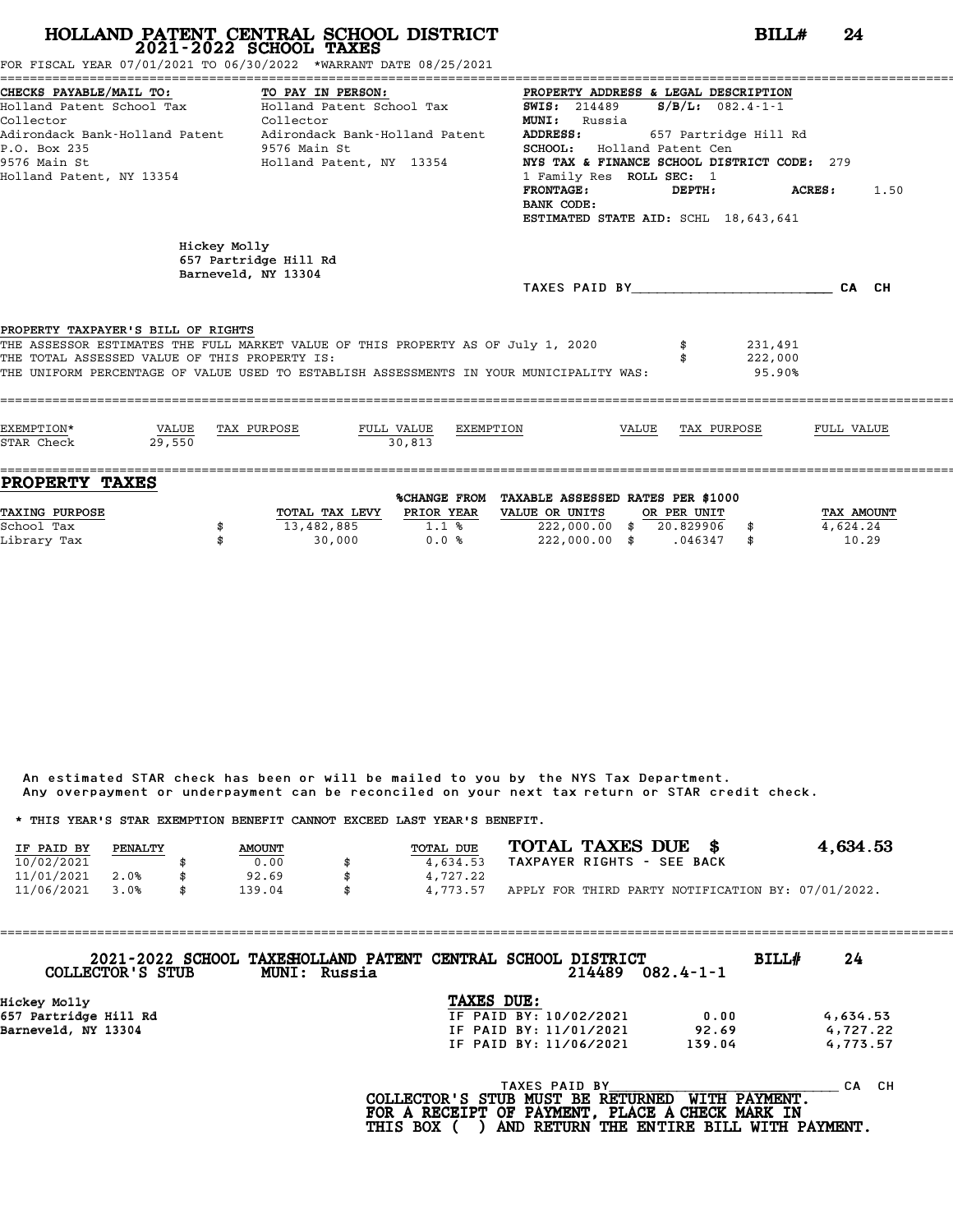# HOLLAND PATENT CENTRAL SCHOOL DISTRICT
## 2021-2022 SCHOOL TAXES

**BILL# 24**

FOR FISCAL YEAR 07/01/2021 TO 06/30/2022 *WARRANT DATE 08/25/2021

| CHECKS PAYABLE/MAIL TO: | TO PAY IN PERSON: | PROPERTY ADDRESS & LEGAL DESCRIPTION |
|---|---|---|
| Holland Patent School Tax | Holland Patent School Tax | **SWIS:** 214489 **S/B/L:** 082.4-1-1 |
| Collector | Collector | **MUNI:** Russia |
| Adirondack Bank-Holland Patent | Adirondack Bank-Holland Patent | **ADDRESS:** 657 Partridge Hill Rd |
| P.O. Box 235 | 9576 Main St | **SCHOOL:** Holland Patent Cen |
| 9576 Main St | Holland Patent, NY 13354 | **NYS TAX & FINANCE SCHOOL DISTRICT CODE:** 279 |
| Holland Patent, NY 13354 | | 1 Family Res **ROLL SEC:** 1 |
| | | **FRONTAGE:** **DEPTH:** **ACRES:** 1.50 |
| | | **BANK CODE:** |
| | | **ESTIMATED STATE AID:** SCHL 18,643,641 |

Hickey Molly
657 Partridge Hill Rd
Barneveld, NY 13304

TAXES PAID BY\_\_\_\_\_\_\_\_\_\_\_\_\_\_\_\_\_\_\_\_\_\_\_\_ CA CH

PROPERTY TAXPAYER'S BILL OF RIGHTS

THE ASSESSOR ESTIMATES THE FULL MARKET VALUE OF THIS PROPERTY AS OF July 1, 2020 $ 231,491
THE TOTAL ASSESSED VALUE OF THIS PROPERTY IS: $ 222,000
THE UNIFORM PERCENTAGE OF VALUE USED TO ESTABLISH ASSESSMENTS IN YOUR MUNICIPALITY WAS: 95.90%

| EXEMPTION* | VALUE | TAX PURPOSE | FULL VALUE | EXEMPTION | VALUE | TAX PURPOSE | FULL VALUE |
|---|---|---|---|---|---|---|---|
| STAR Check | 29,550 | | 30,813 | | | | |

## PROPERTY TAXES

| TAXING PURPOSE | | TOTAL TAX LEVY | %CHANGE FROM PRIOR YEAR | TAXABLE ASSESSED VALUE OR UNITS | RATES PER $1000 OR PER UNIT | | TAX AMOUNT |
|---|---|---|---|---|---|---|---|
| School Tax | $ | 13,482,885 | 1.1 % | 222,000.00 | $ 20.829906 | $ | 4,624.24 |
| Library Tax | $ | 30,000 | 0.0 % | 222,000.00 | $ .046347 | $ | 10.29 |

An estimated STAR check has been or will be mailed to you by the NYS Tax Department.
Any overpayment or underpayment can be reconciled on your next tax return or STAR credit check.

* THIS YEAR'S STAR EXEMPTION BENEFIT CANNOT EXCEED LAST YEAR'S BENEFIT.

| IF PAID BY | PENALTY | | AMOUNT | | TOTAL DUE |
|---|---|---|---|---|---|
| 10/02/2021 | | $ | 0.00 | $ | 4,634.53 |
| 11/01/2021 | 2.0% | $ | 92.69 | $ | 4,727.22 |
| 11/06/2021 | 3.0% | $ | 139.04 | $ | 4,773.57 |

**TOTAL TAXES DUE $ 4,634.53**

TAXPAYER RIGHTS - SEE BACK

APPLY FOR THIRD PARTY NOTIFICATION BY: 07/01/2022.

---

**2021-2022 SCHOOL TAXES HOLLAND PATENT CENTRAL SCHOOL DISTRICT** **BILL# 24**

COLLECTOR'S STUB MUNI: Russia 214489 082.4-1-1

Hickey Molly
657 Partridge Hill Rd
Barneveld, NY 13304

**TAXES DUE:**

| | | |
|---|---|---|
| IF PAID BY: 10/02/2021 | 0.00 | 4,634.53 |
| IF PAID BY: 11/01/2021 | 92.69 | 4,727.22 |
| IF PAID BY: 11/06/2021 | 139.04 | 4,773.57 |

TAXES PAID BY\_\_\_\_\_\_\_\_\_\_\_\_\_\_\_\_\_\_\_\_\_\_\_\_ CA CH

**COLLECTOR'S STUB MUST BE RETURNED WITH PAYMENT.**
**FOR A RECEIPT OF PAYMENT, PLACE A CHECK MARK IN**
**THIS BOX ( ) AND RETURN THE ENTIRE BILL WITH PAYMENT.**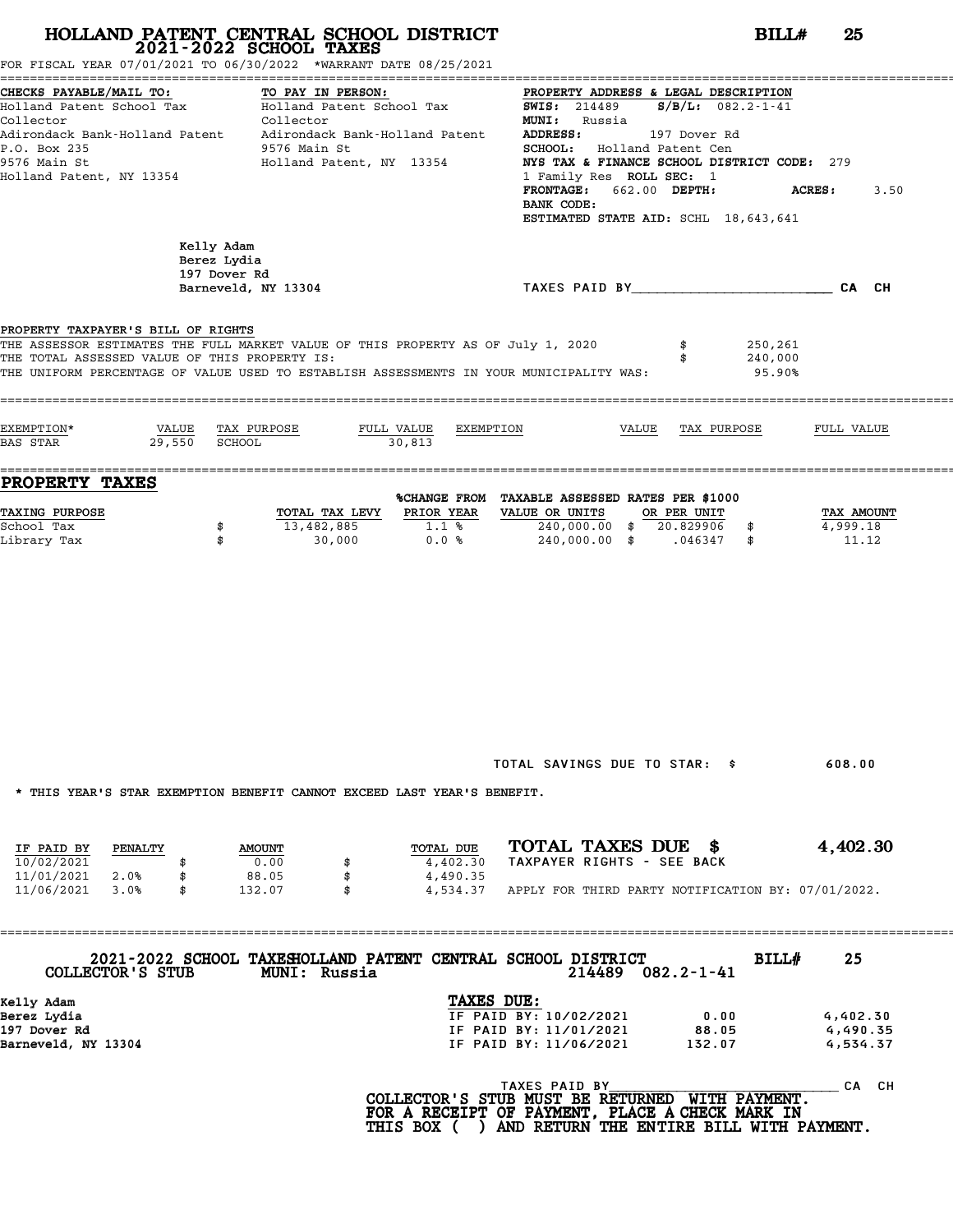# HOLLAND PATENT CENTRAL SCHOOL DISTRICT
## 2021-2022 SCHOOL TAXES

**BILL# 25**

FOR FISCAL YEAR 07/01/2021 TO 06/30/2022 *WARRANT DATE 08/25/2021

**CHECKS PAYABLE/MAIL TO:**
Holland Patent School Tax Collector
Adirondack Bank-Holland Patent
P.O. Box 235
9576 Main St
Holland Patent, NY 13354

**TO PAY IN PERSON:**
Holland Patent School Tax Collector
Adirondack Bank-Holland Patent
9576 Main St
Holland Patent, NY 13354

**PROPERTY ADDRESS & LEGAL DESCRIPTION**
**SWIS:** 214489 **S/B/L:** 082.2-1-41
**MUNI:** Russia
**ADDRESS:** 197 Dover Rd
**SCHOOL:** Holland Patent Cen
**NYS TAX & FINANCE SCHOOL DISTRICT CODE:** 279
1 Family Res **ROLL SEC:** 1
**FRONTAGE:** 662.00 **DEPTH:** **ACRES:** 3.50
**BANK CODE:**
**ESTIMATED STATE AID:** SCHL 18,643,641

Kelly Adam
Berez Lydia
197 Dover Rd
Barneveld, NY 13304

TAXES PAID BY______________________ CA CH

**PROPERTY TAXPAYER'S BILL OF RIGHTS**

THE ASSESSOR ESTIMATES THE FULL MARKET VALUE OF THIS PROPERTY AS OF July 1, 2020 $ 250,261
THE TOTAL ASSESSED VALUE OF THIS PROPERTY IS: $ 240,000
THE UNIFORM PERCENTAGE OF VALUE USED TO ESTABLISH ASSESSMENTS IN YOUR MUNICIPALITY WAS: 95.90%

| EXEMPTION* | VALUE | TAX PURPOSE | FULL VALUE | EXEMPTION | VALUE | TAX PURPOSE | FULL VALUE |
|---|---|---|---|---|---|---|---|
| BAS STAR | 29,550 | SCHOOL | 30,813 | | | | |

## PROPERTY TAXES

| TAXING PURPOSE | | TOTAL TAX LEVY | %CHANGE FROM PRIOR YEAR | TAXABLE ASSESSED VALUE OR UNITS | RATES PER $1000 OR PER UNIT | | TAX AMOUNT |
|---|---|---|---|---|---|---|---|
| School Tax | $ | 13,482,885 | 1.1 % | 240,000.00 $ | 20.829906 | $ | 4,999.18 |
| Library Tax | $ | 30,000 | 0.0 % | 240,000.00 $ | .046347 | $ | 11.12 |

TOTAL SAVINGS DUE TO STAR: $ 608.00

* THIS YEAR'S STAR EXEMPTION BENEFIT CANNOT EXCEED LAST YEAR'S BENEFIT.

| IF PAID BY | PENALTY | | AMOUNT | | TOTAL DUE |
|---|---|---|---|---|---|
| 10/02/2021 | | $ | 0.00 | $ | 4,402.30 |
| 11/01/2021 | 2.0% | $ | 88.05 | $ | 4,490.35 |
| 11/06/2021 | 3.0% | $ | 132.07 | $ | 4,534.37 |

**TOTAL TAXES DUE $ 4,402.30**
TAXPAYER RIGHTS - SEE BACK
APPLY FOR THIRD PARTY NOTIFICATION BY: 07/01/2022.

---

**2021-2022 SCHOOL TAXES HOLLAND PATENT CENTRAL SCHOOL DISTRICT** **BILL# 25**
**COLLECTOR'S STUB** **MUNI: Russia** **214489 082.2-1-41**

Kelly Adam
Berez Lydia
197 Dover Rd
Barneveld, NY 13304

**TAXES DUE:**

| | | |
|---|---|---|
| IF PAID BY: 10/02/2021 | 0.00 | 4,402.30 |
| IF PAID BY: 11/01/2021 | 88.05 | 4,490.35 |
| IF PAID BY: 11/06/2021 | 132.07 | 4,534.37 |

TAXES PAID BY______________________ CA CH

**COLLECTOR'S STUB MUST BE RETURNED WITH PAYMENT.
FOR A RECEIPT OF PAYMENT, PLACE A CHECK MARK IN
THIS BOX ( ) AND RETURN THE ENTIRE BILL WITH PAYMENT.**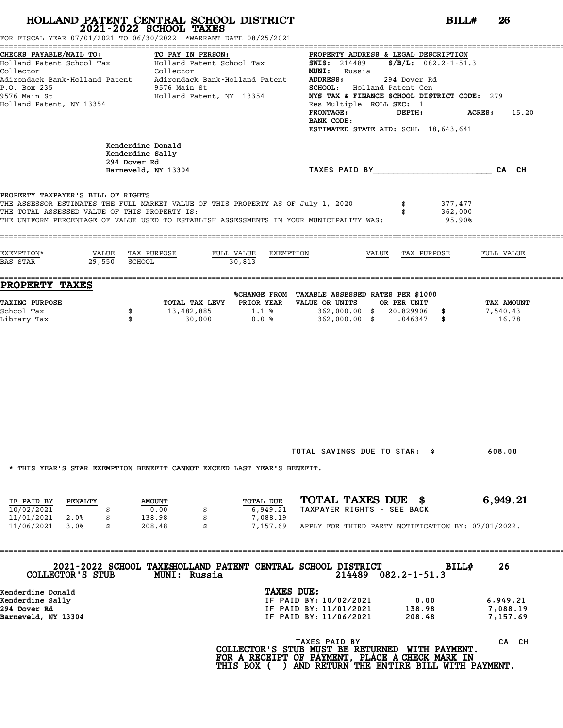# HOLLAND PATENT CENTRAL SCHOOL DISTRICT
## 2021-2022 SCHOOL TAXES

**BILL# 26**

FOR FISCAL YEAR 07/01/2021 TO 06/30/2022 *WARRANT DATE 08/25/2021

| CHECKS PAYABLE/MAIL TO: | TO PAY IN PERSON: | PROPERTY ADDRESS & LEGAL DESCRIPTION |
|---|---|---|
| Holland Patent School Tax Collector | Holland Patent School Tax Collector | **SWIS:** 214489 **S/B/L:** 082.2-1-51.3 |
| Adirondack Bank-Holland Patent | Adirondack Bank-Holland Patent | **MUNI:** Russia |
| P.O. Box 235 | 9576 Main St | **ADDRESS:** 294 Dover Rd |
| 9576 Main St | Holland Patent, NY 13354 | **SCHOOL:** Holland Patent Cen |
| Holland Patent, NY 13354 | | NYS TAX & FINANCE SCHOOL DISTRICT CODE: 279 |
| | | Res Multiple **ROLL SEC:** 1 |
| | | **FRONTAGE:** **DEPTH:** **ACRES:** 15.20 |
| | | **BANK CODE:** |
| | | **ESTIMATED STATE AID:** SCHL 18,643,641 |

Kenderdine Donald
Kenderdine Sally
294 Dover Rd
Barneveld, NY 13304

TAXES PAID BY________________________ CA CH

**PROPERTY TAXPAYER'S BILL OF RIGHTS**

THE ASSESSOR ESTIMATES THE FULL MARKET VALUE OF THIS PROPERTY AS OF July 1, 2020 $ 377,477
THE TOTAL ASSESSED VALUE OF THIS PROPERTY IS: $ 362,000
THE UNIFORM PERCENTAGE OF VALUE USED TO ESTABLISH ASSESSMENTS IN YOUR MUNICIPALITY WAS: 95.90%

| EXEMPTION* | VALUE | TAX PURPOSE | FULL VALUE | EXEMPTION | VALUE | TAX PURPOSE | FULL VALUE |
|---|---|---|---|---|---|---|---|
| BAS STAR | 29,550 | SCHOOL | 30,813 | | | | |

## PROPERTY TAXES

| TAXING PURPOSE | TOTAL TAX LEVY | %CHANGE FROM PRIOR YEAR | TAXABLE ASSESSED VALUE OR UNITS | RATES PER $1000 OR PER UNIT | TAX AMOUNT |
|---|---|---|---|---|---|
| School Tax | $ 13,482,885 | 1.1 % | 362,000.00 | $ 20.829906 | $ 7,540.43 |
| Library Tax | $ 30,000 | 0.0 % | 362,000.00 | $ .046347 | $ 16.78 |

TOTAL SAVINGS DUE TO STAR: $ 608.00

* THIS YEAR'S STAR EXEMPTION BENEFIT CANNOT EXCEED LAST YEAR'S BENEFIT.

| IF PAID BY | PENALTY | AMOUNT | TOTAL DUE |
|---|---|---|---|
| 10/02/2021 | | $ 0.00 | $ 6,949.21 |
| 11/01/2021 | 2.0% | $ 138.98 | $ 7,088.19 |
| 11/06/2021 | 3.0% | $ 208.48 | $ 7,157.69 |

**TOTAL TAXES DUE $ 6,949.21**

TAXPAYER RIGHTS - SEE BACK

APPLY FOR THIRD PARTY NOTIFICATION BY: 07/01/2022.

---

2021-2022 SCHOOL TAXES HOLLAND PATENT CENTRAL SCHOOL DISTRICT **BILL# 26**
COLLECTOR'S STUB MUNI: Russia 214489 082.2-1-51.3

Kenderdine Donald
Kenderdine Sally
294 Dover Rd
Barneveld, NY 13304

**TAXES DUE:**

| | | |
|---|---|---|
| IF PAID BY: 10/02/2021 | 0.00 | 6,949.21 |
| IF PAID BY: 11/01/2021 | 138.98 | 7,088.19 |
| IF PAID BY: 11/06/2021 | 208.48 | 7,157.69 |

TAXES PAID BY____________________________ CA CH

**COLLECTOR'S STUB MUST BE RETURNED WITH PAYMENT. FOR A RECEIPT OF PAYMENT, PLACE A CHECK MARK IN THIS BOX ( ) AND RETURN THE ENTIRE BILL WITH PAYMENT.**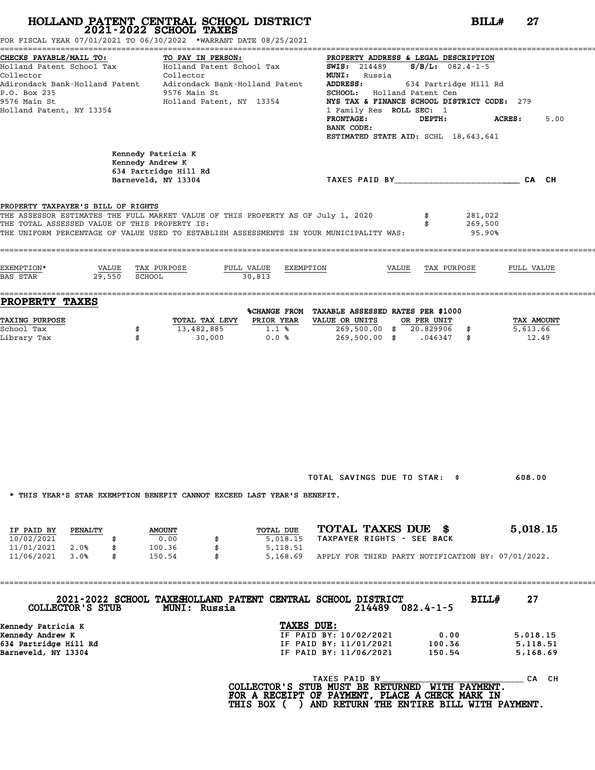# HOLLAND PATENT CENTRAL SCHOOL DISTRICT
## 2021-2022 SCHOOL TAXES

**BILL# 27**

FOR FISCAL YEAR 07/01/2021 TO 06/30/2022 *WARRANT DATE 08/25/2021

| CHECKS PAYABLE/MAIL TO: | TO PAY IN PERSON: | PROPERTY ADDRESS & LEGAL DESCRIPTION |
|---|---|---|
| Holland Patent School Tax | Holland Patent School Tax | **SWIS:** 214489 **S/B/L:** 082.4-1-5 |
| Collector | Collector | **MUNI:** Russia |
| Adirondack Bank-Holland Patent | Adirondack Bank-Holland Patent | **ADDRESS:** 634 Partridge Hill Rd |
| P.O. Box 235 | 9576 Main St | **SCHOOL:** Holland Patent Cen |
| 9576 Main St | Holland Patent, NY 13354 | **NYS TAX & FINANCE SCHOOL DISTRICT CODE:** 279 |
| Holland Patent, NY 13354 | | 1 Family Res **ROLL SEC:** 1 |
| | | **FRONTAGE:** **DEPTH:** **ACRES:** 5.00 |
| | | **BANK CODE:** |
| | | **ESTIMATED STATE AID:** SCHL 18,643,641 |

Kennedy Patricia K
Kennedy Andrew K
634 Partridge Hill Rd
Barneveld, NY 13304

TAXES PAID BY______________________ CA CH

PROPERTY TAXPAYER'S BILL OF RIGHTS

THE ASSESSOR ESTIMATES THE FULL MARKET VALUE OF THIS PROPERTY AS OF July 1, 2020 $ 281,022
THE TOTAL ASSESSED VALUE OF THIS PROPERTY IS: $ 269,500
THE UNIFORM PERCENTAGE OF VALUE USED TO ESTABLISH ASSESSMENTS IN YOUR MUNICIPALITY WAS: 95.90%

| EXEMPTION* | VALUE | TAX PURPOSE | FULL VALUE | EXEMPTION | VALUE | TAX PURPOSE | FULL VALUE |
|---|---|---|---|---|---|---|---|
| BAS STAR | 29,550 | SCHOOL | 30,813 | | | | |

## PROPERTY TAXES

| TAXING PURPOSE | | TOTAL TAX LEVY | %CHANGE FROM PRIOR YEAR | TAXABLE ASSESSED VALUE OR UNITS | RATES PER $1000 OR PER UNIT | | TAX AMOUNT |
|---|---|---|---|---|---|---|---|
| School Tax | $ | 13,482,885 | 1.1 % | 269,500.00 | $ 20.829906 | $ | 5,613.66 |
| Library Tax | $ | 30,000 | 0.0 % | 269,500.00 | $ .046347 | $ | 12.49 |

TOTAL SAVINGS DUE TO STAR: $ 608.00

* THIS YEAR'S STAR EXEMPTION BENEFIT CANNOT EXCEED LAST YEAR'S BENEFIT.

| IF PAID BY | PENALTY | | AMOUNT | | TOTAL DUE |
|---|---|---|---|---|---|
| 10/02/2021 | | $ | 0.00 | $ | 5,018.15 |
| 11/01/2021 | 2.0% | $ | 100.36 | $ | 5,118.51 |
| 11/06/2021 | 3.0% | $ | 150.54 | $ | 5,168.69 |

**TOTAL TAXES DUE $ 5,018.15**

TAXPAYER RIGHTS - SEE BACK

APPLY FOR THIRD PARTY NOTIFICATION BY: 07/01/2022.

---

**2021-2022 SCHOOL TAXES HOLLAND PATENT CENTRAL SCHOOL DISTRICT** **BILL# 27**

**COLLECTOR'S STUB** **MUNI: Russia** 214489 082.4-1-5

Kennedy Patricia K
Kennedy Andrew K
634 Partridge Hill Rd
Barneveld, NY 13304

**TAXES DUE:**

| | | |
|---|---|---|
| IF PAID BY: 10/02/2021 | 0.00 | 5,018.15 |
| IF PAID BY: 11/01/2021 | 100.36 | 5,118.51 |
| IF PAID BY: 11/06/2021 | 150.54 | 5,168.69 |

TAXES PAID BY______________________ CA CH

**COLLECTOR'S STUB MUST BE RETURNED WITH PAYMENT.**
**FOR A RECEIPT OF PAYMENT, PLACE A CHECK MARK IN THIS BOX ( ) AND RETURN THE ENTIRE BILL WITH PAYMENT.**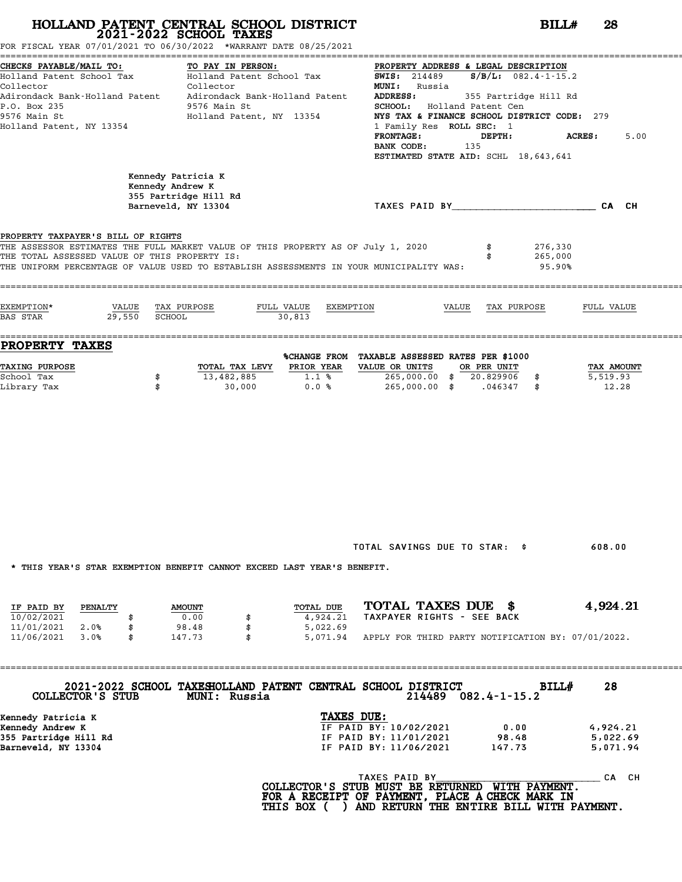# HOLLAND PATENT CENTRAL SCHOOL DISTRICT
## 2021-2022 SCHOOL TAXES

**BILL# 28**

FOR FISCAL YEAR 07/01/2021 TO 06/30/2022 *WARRANT DATE 08/25/2021

| CHECKS PAYABLE/MAIL TO: | TO PAY IN PERSON: | PROPERTY ADDRESS & LEGAL DESCRIPTION |
|---|---|---|
| Holland Patent School Tax | Holland Patent School Tax | **SWIS:** 214489 **S/B/L:** 082.4-1-15.2 |
| Collector | Collector | **MUNI:** Russia |
| Adirondack Bank-Holland Patent | Adirondack Bank-Holland Patent | **ADDRESS:** 355 Partridge Hill Rd |
| P.O. Box 235 | 9576 Main St | **SCHOOL:** Holland Patent Cen |
| 9576 Main St | Holland Patent, NY 13354 | **NYS TAX & FINANCE SCHOOL DISTRICT CODE:** 279 |
| Holland Patent, NY 13354 | | 1 Family Res **ROLL SEC:** 1 |
| | | **FRONTAGE:** **DEPTH:** **ACRES:** 5.00 |
| | | **BANK CODE:** 135 |
| | | **ESTIMATED STATE AID:** SCHL 18,643,641 |

Kennedy Patricia K
Kennedy Andrew K
355 Partridge Hill Rd
Barneveld, NY 13304

TAXES PAID BY\_\_\_\_\_\_\_\_\_\_\_\_\_\_\_\_\_\_\_\_\_\_\_\_ CA CH

**PROPERTY TAXPAYER'S BILL OF RIGHTS**

THE ASSESSOR ESTIMATES THE FULL MARKET VALUE OF THIS PROPERTY AS OF July 1, 2020 $ 276,330
THE TOTAL ASSESSED VALUE OF THIS PROPERTY IS: $ 265,000
THE UNIFORM PERCENTAGE OF VALUE USED TO ESTABLISH ASSESSMENTS IN YOUR MUNICIPALITY WAS: 95.90%

| EXEMPTION* | VALUE | TAX PURPOSE | FULL VALUE | EXEMPTION | VALUE | TAX PURPOSE | FULL VALUE |
|---|---|---|---|---|---|---|---|
| BAS STAR | 29,550 | SCHOOL | 30,813 | | | | |

## PROPERTY TAXES

| TAXING PURPOSE | TOTAL TAX LEVY | %CHANGE FROM PRIOR YEAR | TAXABLE ASSESSED VALUE OR UNITS | RATES PER $1000 OR PER UNIT | TAX AMOUNT |
|---|---|---|---|---|---|
| School Tax | $ 13,482,885 | 1.1 % | 265,000.00 | $ 20.829906 | $ 5,519.93 |
| Library Tax | $ 30,000 | 0.0 % | 265,000.00 | $ .046347 | $ 12.28 |

TOTAL SAVINGS DUE TO STAR: $ 608.00

* THIS YEAR'S STAR EXEMPTION BENEFIT CANNOT EXCEED LAST YEAR'S BENEFIT.

| IF PAID BY | PENALTY | AMOUNT | TOTAL DUE |
|---|---|---|---|
| 10/02/2021 | | $ 0.00 | $ 4,924.21 |
| 11/01/2021 | 2.0% | $ 98.48 | $ 5,022.69 |
| 11/06/2021 | 3.0% | $ 147.73 | $ 5,071.94 |

**TOTAL TAXES DUE $ 4,924.21**

TAXPAYER RIGHTS - SEE BACK

APPLY FOR THIRD PARTY NOTIFICATION BY: 07/01/2022.

---

**2021-2022 SCHOOL TAXES HOLLAND PATENT CENTRAL SCHOOL DISTRICT BILL# 28**

**COLLECTOR'S STUB MUNI: Russia 214489 082.4-1-15.2**

Kennedy Patricia K
Kennedy Andrew K
355 Partridge Hill Rd
Barneveld, NY 13304

**TAXES DUE:**

| | | |
|---|---|---|
| IF PAID BY: 10/02/2021 | 0.00 | 4,924.21 |
| IF PAID BY: 11/01/2021 | 98.48 | 5,022.69 |
| IF PAID BY: 11/06/2021 | 147.73 | 5,071.94 |

TAXES PAID BY\_\_\_\_\_\_\_\_\_\_\_\_\_\_\_\_\_\_\_\_\_\_\_\_ CA CH

**COLLECTOR'S STUB MUST BE RETURNED WITH PAYMENT.**
**FOR A RECEIPT OF PAYMENT, PLACE A CHECK MARK IN THIS BOX ( ) AND RETURN THE ENTIRE BILL WITH PAYMENT.**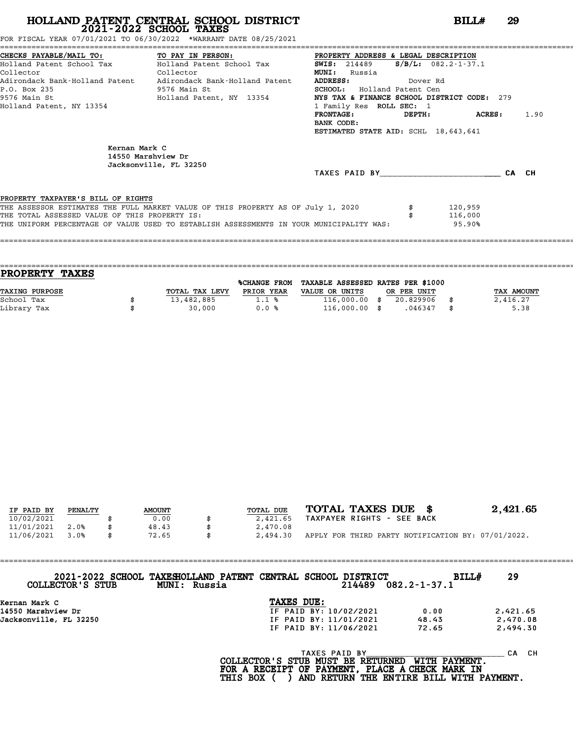# HOLLAND PATENT CENTRAL SCHOOL DISTRICT
## 2021-2022 SCHOOL TAXES

**BILL# 29**

FOR FISCAL YEAR 07/01/2021 TO 06/30/2022 *WARRANT DATE 08/25/2021

**CHECKS PAYABLE/MAIL TO:**
Holland Patent School Tax Collector
Adirondack Bank-Holland Patent
P.O. Box 235
9576 Main St
Holland Patent, NY 13354

**TO PAY IN PERSON:**
Holland Patent School Tax Collector
Adirondack Bank-Holland Patent
9576 Main St
Holland Patent, NY 13354

**PROPERTY ADDRESS & LEGAL DESCRIPTION**
**SWIS:** 214489 **S/B/L:** 082.2-1-37.1
**MUNI:** Russia
**ADDRESS:** Dover Rd
**SCHOOL:** Holland Patent Cen
**NYS TAX & FINANCE SCHOOL DISTRICT CODE:** 279
1 Family Res **ROLL SEC:** 1
**FRONTAGE:** **DEPTH:** **ACRES:** 1.90
**BANK CODE:**
**ESTIMATED STATE AID:** SCHL 18,643,641

Kernan Mark C
14550 Marshview Dr
Jacksonville, FL 32250

TAXES PAID BY\_\_\_\_\_\_\_\_\_\_\_\_\_\_\_\_\_\_\_\_\_\_\_\_ CA CH

PROPERTY TAXPAYER'S BILL OF RIGHTS

THE ASSESSOR ESTIMATES THE FULL MARKET VALUE OF THIS PROPERTY AS OF July 1, 2020 $ 120,959
THE TOTAL ASSESSED VALUE OF THIS PROPERTY IS: $ 116,000
THE UNIFORM PERCENTAGE OF VALUE USED TO ESTABLISH ASSESSMENTS IN YOUR MUNICIPALITY WAS: 95.90%

## PROPERTY TAXES

| TAXING PURPOSE | | TOTAL TAX LEVY | %CHANGE FROM PRIOR YEAR | TAXABLE ASSESSED VALUE OR UNITS | | RATES PER $1000 OR PER UNIT | | TAX AMOUNT |
|---|---|---|---|---|---|---|---|---|
| School Tax | $ | 13,482,885 | 1.1 % | 116,000.00 | $ | 20.829906 | $ | 2,416.27 |
| Library Tax | $ | 30,000 | 0.0 % | 116,000.00 | $ | .046347 | $ | 5.38 |

| IF PAID BY | PENALTY | | AMOUNT | | TOTAL DUE |
|---|---|---|---|---|---|
| 10/02/2021 | | $ | 0.00 | $ | 2,421.65 |
| 11/01/2021 | 2.0% | $ | 48.43 | $ | 2,470.08 |
| 11/06/2021 | 3.0% | $ | 72.65 | $ | 2,494.30 |

**TOTAL TAXES DUE $ 2,421.65**
TAXPAYER RIGHTS - SEE BACK
APPLY FOR THIRD PARTY NOTIFICATION BY: 07/01/2022.

---

2021-2022 SCHOOL TAXES HOLLAND PATENT CENTRAL SCHOOL DISTRICT **BILL# 29**
COLLECTOR'S STUB MUNI: Russia 214489 082.2-1-37.1

Kernan Mark C
14550 Marshview Dr
Jacksonville, FL 32250

**TAXES DUE:**

| | | |
|---|---|---|
| IF PAID BY: 10/02/2021 | 0.00 | 2,421.65 |
| IF PAID BY: 11/01/2021 | 48.43 | 2,470.08 |
| IF PAID BY: 11/06/2021 | 72.65 | 2,494.30 |

TAXES PAID BY\_\_\_\_\_\_\_\_\_\_\_\_\_\_\_\_\_\_\_\_\_\_\_\_ CA CH

**COLLECTOR'S STUB MUST BE RETURNED WITH PAYMENT.**
**FOR A RECEIPT OF PAYMENT, PLACE A CHECK MARK IN THIS BOX ( ) AND RETURN THE ENTIRE BILL WITH PAYMENT.**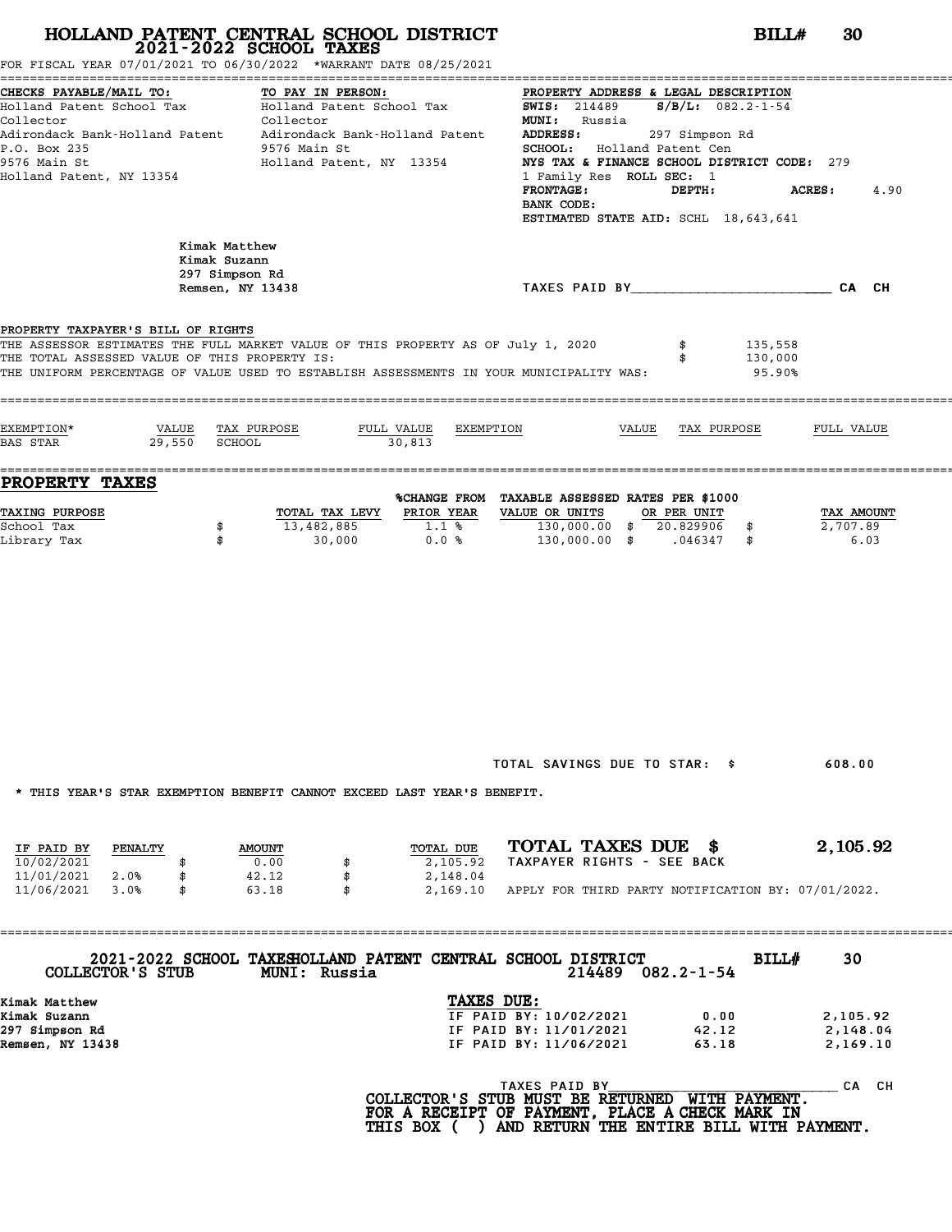# HOLLAND PATENT CENTRAL SCHOOL DISTRICT
## 2021-2022 SCHOOL TAXES

**BILL# 30**

FOR FISCAL YEAR 07/01/2021 TO 06/30/2022 *WARRANT DATE 08/25/2021

| CHECKS PAYABLE/MAIL TO: | TO PAY IN PERSON: | PROPERTY ADDRESS & LEGAL DESCRIPTION |
|---|---|---|
| Holland Patent School Tax Collector | Holland Patent School Tax Collector | SWIS: 214489 S/B/L: 082.2-1-54 |
| Adirondack Bank-Holland Patent | Adirondack Bank-Holland Patent | MUNI: Russia |
| P.O. Box 235 | 9576 Main St | ADDRESS: 297 Simpson Rd |
| 9576 Main St | Holland Patent, NY 13354 | SCHOOL: Holland Patent Cen |
| Holland Patent, NY 13354 | | NYS TAX & FINANCE SCHOOL DISTRICT CODE: 279 |
| | | 1 Family Res ROLL SEC: 1 |
| | | FRONTAGE: DEPTH: ACRES: 4.90 |
| | | BANK CODE: |
| | | ESTIMATED STATE AID: SCHL 18,643,641 |

Kimak Matthew
Kimak Suzann
297 Simpson Rd
Remsen, NY 13438

TAXES PAID BY________________________ CA CH

**PROPERTY TAXPAYER'S BILL OF RIGHTS**

THE ASSESSOR ESTIMATES THE FULL MARKET VALUE OF THIS PROPERTY AS OF July 1, 2020 $ 135,558
THE TOTAL ASSESSED VALUE OF THIS PROPERTY IS: $ 130,000
THE UNIFORM PERCENTAGE OF VALUE USED TO ESTABLISH ASSESSMENTS IN YOUR MUNICIPALITY WAS: 95.90%

| EXEMPTION* | VALUE | TAX PURPOSE | FULL VALUE | EXEMPTION | VALUE | TAX PURPOSE | FULL VALUE |
|---|---|---|---|---|---|---|---|
| BAS STAR | 29,550 | SCHOOL | 30,813 | | | | |

## PROPERTY TAXES

| TAXING PURPOSE | | TOTAL TAX LEVY | %CHANGE FROM PRIOR YEAR | TAXABLE ASSESSED VALUE OR UNITS | RATES PER $1000 OR PER UNIT | | TAX AMOUNT |
|---|---|---|---|---|---|---|---|
| School Tax | $ | 13,482,885 | 1.1 % | 130,000.00 | $ 20.829906 | $ | 2,707.89 |
| Library Tax | $ | 30,000 | 0.0 % | 130,000.00 | $ .046347 | $ | 6.03 |

TOTAL SAVINGS DUE TO STAR: $ 608.00

* THIS YEAR'S STAR EXEMPTION BENEFIT CANNOT EXCEED LAST YEAR'S BENEFIT.

| IF PAID BY | PENALTY | | AMOUNT | | TOTAL DUE |
|---|---|---|---|---|---|
| 10/02/2021 | | $ | 0.00 | $ | 2,105.92 |
| 11/01/2021 | 2.0% | $ | 42.12 | $ | 2,148.04 |
| 11/06/2021 | 3.0% | $ | 63.18 | $ | 2,169.10 |

**TOTAL TAXES DUE $ 2,105.92**

TAXPAYER RIGHTS - SEE BACK

APPLY FOR THIRD PARTY NOTIFICATION BY: 07/01/2022.

---

**2021-2022 SCHOOL TAXES HOLLAND PATENT CENTRAL SCHOOL DISTRICT BILL# 30**

**COLLECTOR'S STUB MUNI: Russia 214489 082.2-1-54**

Kimak Matthew
Kimak Suzann
297 Simpson Rd
Remsen, NY 13438

**TAXES DUE:**

| | | |
|---|---|---|
| IF PAID BY: 10/02/2021 | 0.00 | 2,105.92 |
| IF PAID BY: 11/01/2021 | 42.12 | 2,148.04 |
| IF PAID BY: 11/06/2021 | 63.18 | 2,169.10 |

TAXES PAID BY______________________________ CA CH

**COLLECTOR'S STUB MUST BE RETURNED WITH PAYMENT.
FOR A RECEIPT OF PAYMENT, PLACE A CHECK MARK IN
THIS BOX ( ) AND RETURN THE ENTIRE BILL WITH PAYMENT.**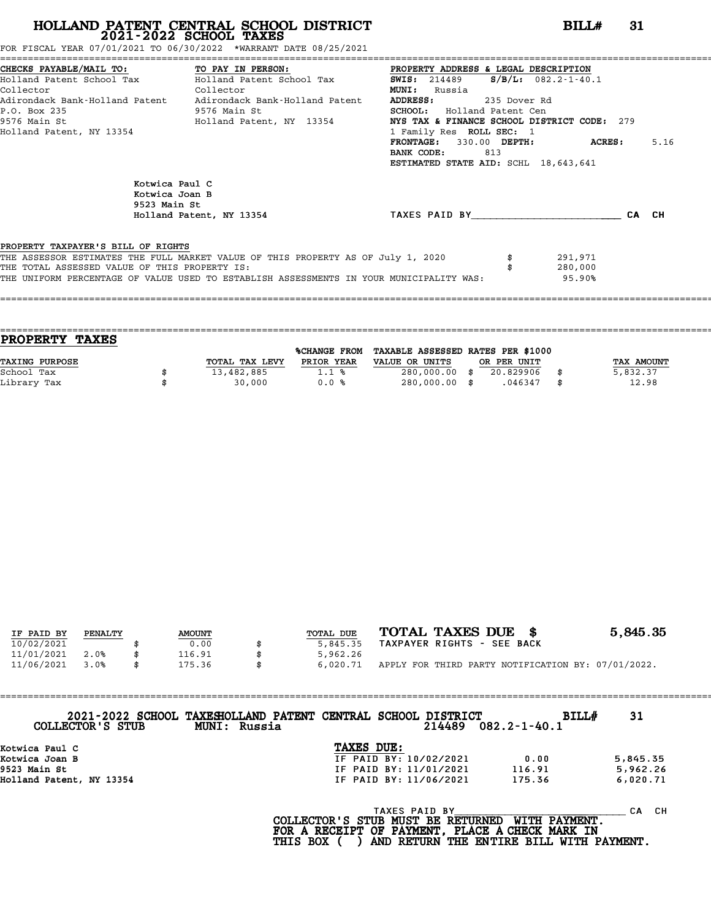# HOLLAND PATENT CENTRAL SCHOOL DISTRICT
## 2021-2022 SCHOOL TAXES

**BILL# 31**

FOR FISCAL YEAR 07/01/2021 TO 06/30/2022 *WARRANT DATE 08/25/2021

| CHECKS PAYABLE/MAIL TO: | TO PAY IN PERSON: | PROPERTY ADDRESS & LEGAL DESCRIPTION |
|---|---|---|
| Holland Patent School Tax Collector | Holland Patent School Tax Collector | SWIS: 214489 S/B/L: 082.2-1-40.1 |
| Adirondack Bank-Holland Patent | Adirondack Bank-Holland Patent | MUNI: Russia |
| P.O. Box 235 | 9576 Main St | ADDRESS: 235 Dover Rd |
| 9576 Main St | Holland Patent, NY 13354 | SCHOOL: Holland Patent Cen |
| Holland Patent, NY 13354 | | NYS TAX & FINANCE SCHOOL DISTRICT CODE: 279 |
| | | 1 Family Res ROLL SEC: 1 |
| | | FRONTAGE: 330.00 DEPTH: ACRES: 5.16 |
| | | BANK CODE: 813 |
| | | ESTIMATED STATE AID: SCHL 18,643,641 |

Kotwica Paul C
Kotwica Joan B
9523 Main St
Holland Patent, NY 13354

TAXES PAID BY________________________ CA CH

PROPERTY TAXPAYER'S BILL OF RIGHTS

| | |
|---|---|
| THE ASSESSOR ESTIMATES THE FULL MARKET VALUE OF THIS PROPERTY AS OF July 1, 2020 | $ 291,971 |
| THE TOTAL ASSESSED VALUE OF THIS PROPERTY IS: | $ 280,000 |
| THE UNIFORM PERCENTAGE OF VALUE USED TO ESTABLISH ASSESSMENTS IN YOUR MUNICIPALITY WAS: | 95.90% |

## PROPERTY TAXES

| TAXING PURPOSE | TOTAL TAX LEVY | %CHANGE FROM PRIOR YEAR | TAXABLE ASSESSED VALUE OR UNITS | RATES PER $1000 OR PER UNIT | TAX AMOUNT |
|---|---|---|---|---|---|
| School Tax | $ 13,482,885 | 1.1 % | 280,000.00 | $ 20.829906 | $ 5,832.37 |
| Library Tax | $ 30,000 | 0.0 % | 280,000.00 | $ .046347 | $ 12.98 |

| IF PAID BY | PENALTY | AMOUNT | TOTAL DUE |
|---|---|---|---|
| 10/02/2021 | | $ 0.00 | $ 5,845.35 |
| 11/01/2021 | 2.0% | $ 116.91 | $ 5,962.26 |
| 11/06/2021 | 3.0% | $ 175.36 | $ 6,020.71 |

**TOTAL TAXES DUE $ 5,845.35**

TAXPAYER RIGHTS - SEE BACK

APPLY FOR THIRD PARTY NOTIFICATION BY: 07/01/2022.

---

**2021-2022 SCHOOL TAXES HOLLAND PATENT CENTRAL SCHOOL DISTRICT BILL# 31**

**COLLECTOR'S STUB MUNI: Russia 214489 082.2-1-40.1**

Kotwica Paul C
Kotwica Joan B
9523 Main St
Holland Patent, NY 13354

**TAXES DUE:**

| | | |
|---|---|---|
| IF PAID BY: 10/02/2021 | 0.00 | 5,845.35 |
| IF PAID BY: 11/01/2021 | 116.91 | 5,962.26 |
| IF PAID BY: 11/06/2021 | 175.36 | 6,020.71 |

TAXES PAID BY____________________________ CA CH

**COLLECTOR'S STUB MUST BE RETURNED WITH PAYMENT.**
**FOR A RECEIPT OF PAYMENT, PLACE A CHECK MARK IN THIS BOX ( ) AND RETURN THE ENTIRE BILL WITH PAYMENT.**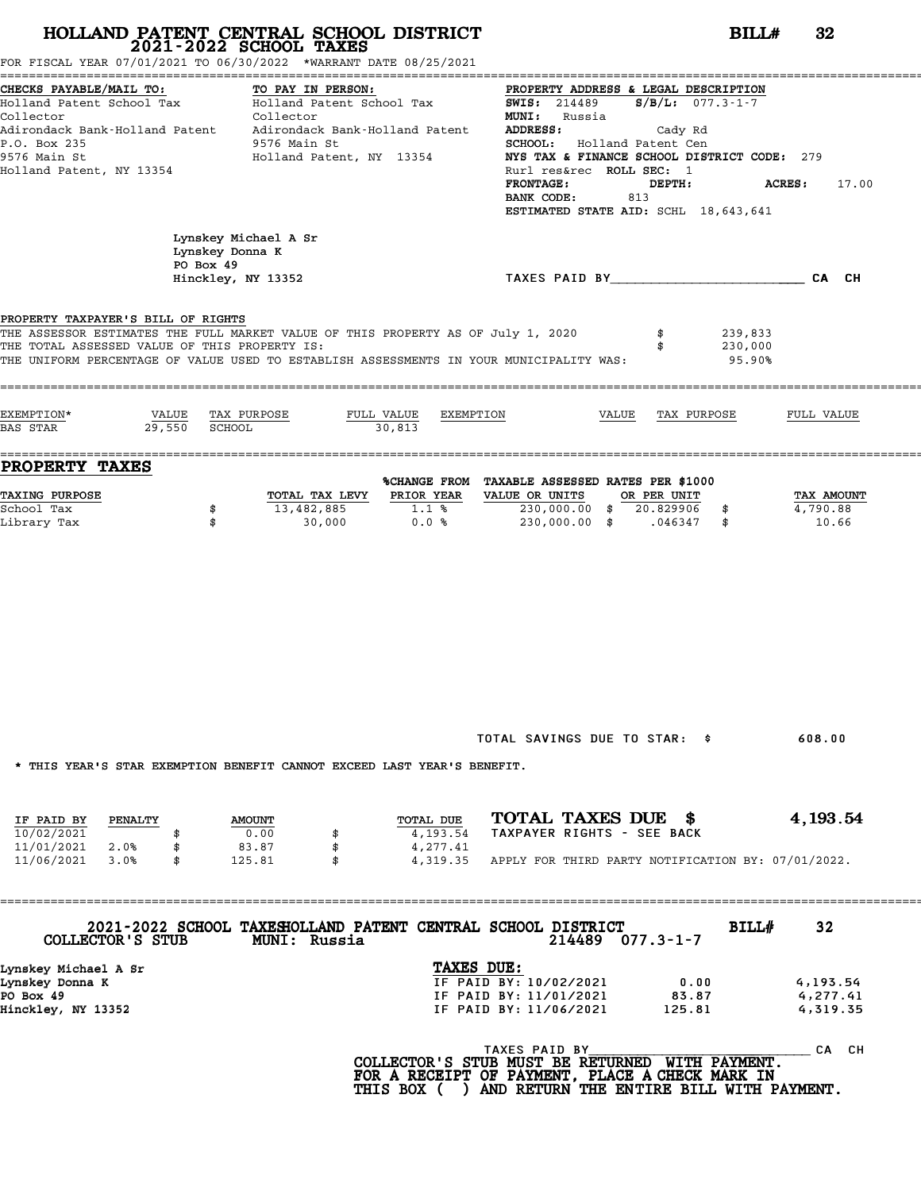# HOLLAND PATENT CENTRAL SCHOOL DISTRICT
## 2021-2022 SCHOOL TAXES

**BILL# 32**

FOR FISCAL YEAR 07/01/2021 TO 06/30/2022 *WARRANT DATE 08/25/2021

| CHECKS PAYABLE/MAIL TO: | TO PAY IN PERSON: | PROPERTY ADDRESS & LEGAL DESCRIPTION |
|---|---|---|
| Holland Patent School Tax | Holland Patent School Tax | **SWIS:** 214489 **S/B/L:** 077.3-1-7 |
| Collector | Collector | **MUNI:** Russia |
| Adirondack Bank-Holland Patent | Adirondack Bank-Holland Patent | **ADDRESS:** Cady Rd |
| P.O. Box 235 | 9576 Main St | **SCHOOL:** Holland Patent Cen |
| 9576 Main St | Holland Patent, NY 13354 | **NYS TAX & FINANCE SCHOOL DISTRICT CODE:** 279 |
| Holland Patent, NY 13354 | | Rurl res&rec **ROLL SEC:** 1 |
| | | **FRONTAGE:** **DEPTH:** **ACRES:** 17.00 |
| | | **BANK CODE:** 813 |
| | | **ESTIMATED STATE AID:** SCHL 18,643,641 |

Lynskey Michael A Sr
Lynskey Donna K
PO Box 49
Hinckley, NY 13352

TAXES PAID BY________________________ CA CH

**PROPERTY TAXPAYER'S BILL OF RIGHTS**

THE ASSESSOR ESTIMATES THE FULL MARKET VALUE OF THIS PROPERTY AS OF July 1, 2020 $ 239,833
THE TOTAL ASSESSED VALUE OF THIS PROPERTY IS: $ 230,000
THE UNIFORM PERCENTAGE OF VALUE USED TO ESTABLISH ASSESSMENTS IN YOUR MUNICIPALITY WAS: 95.90%

| EXEMPTION* | VALUE | TAX PURPOSE | FULL VALUE | EXEMPTION | VALUE | TAX PURPOSE | FULL VALUE |
|---|---|---|---|---|---|---|---|
| BAS STAR | 29,550 | SCHOOL | 30,813 | | | | |

## PROPERTY TAXES

| TAXING PURPOSE | TOTAL TAX LEVY | %CHANGE FROM PRIOR YEAR | TAXABLE ASSESSED VALUE OR UNITS | RATES PER $1000 OR PER UNIT | TAX AMOUNT |
|---|---|---|---|---|---|
| School Tax | $ 13,482,885 | 1.1 % | 230,000.00 | $ 20.829906 | $ 4,790.88 |
| Library Tax | $ 30,000 | 0.0 % | 230,000.00 | $ .046347 | $ 10.66 |

TOTAL SAVINGS DUE TO STAR: $ 608.00

* THIS YEAR'S STAR EXEMPTION BENEFIT CANNOT EXCEED LAST YEAR'S BENEFIT.

| IF PAID BY | PENALTY | AMOUNT | TOTAL DUE |
|---|---|---|---|
| 10/02/2021 | | $ 0.00 | $ 4,193.54 |
| 11/01/2021 | 2.0% | $ 83.87 | $ 4,277.41 |
| 11/06/2021 | 3.0% | $ 125.81 | $ 4,319.35 |

**TOTAL TAXES DUE $ 4,193.54**

TAXPAYER RIGHTS - SEE BACK

APPLY FOR THIRD PARTY NOTIFICATION BY: 07/01/2022.

---

**2021-2022 SCHOOL TAXES HOLLAND PATENT CENTRAL SCHOOL DISTRICT** **BILL# 32**

**COLLECTOR'S STUB** **MUNI: Russia** 214489 077.3-1-7

Lynskey Michael A Sr
Lynskey Donna K
PO Box 49
Hinckley, NY 13352

**TAXES DUE:**

| | | |
|---|---|---|
| IF PAID BY: 10/02/2021 | 0.00 | 4,193.54 |
| IF PAID BY: 11/01/2021 | 83.87 | 4,277.41 |
| IF PAID BY: 11/06/2021 | 125.81 | 4,319.35 |

TAXES PAID BY______________________________ CA CH

**COLLECTOR'S STUB MUST BE RETURNED WITH PAYMENT.**
**FOR A RECEIPT OF PAYMENT, PLACE A CHECK MARK IN**
**THIS BOX ( ) AND RETURN THE ENTIRE BILL WITH PAYMENT.**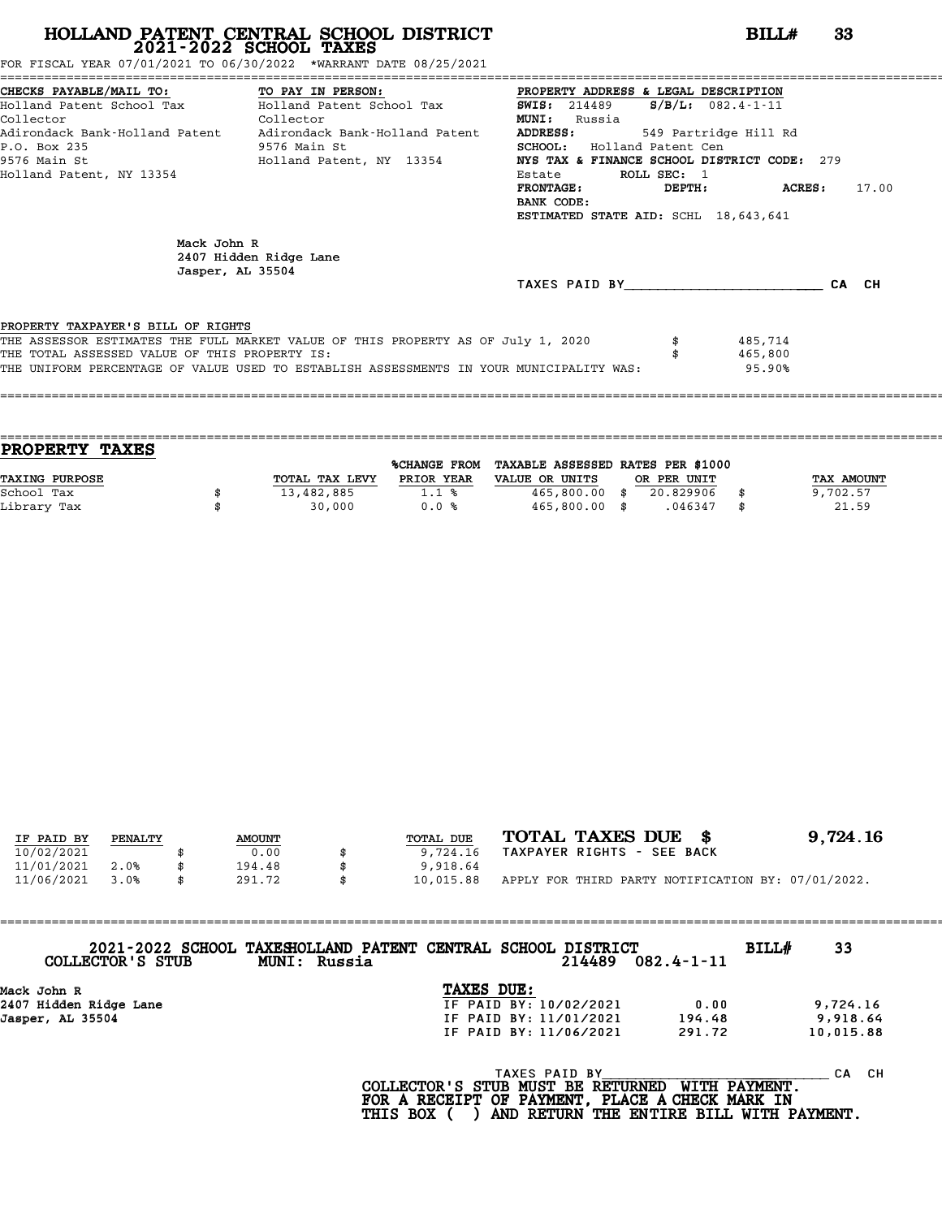# HOLLAND PATENT CENTRAL SCHOOL DISTRICT
## 2021-2022 SCHOOL TAXES

**BILL# 33**

FOR FISCAL YEAR 07/01/2021 TO 06/30/2022 *WARRANT DATE 08/25/2021

| CHECKS PAYABLE/MAIL TO: | TO PAY IN PERSON: | PROPERTY ADDRESS & LEGAL DESCRIPTION |
|---|---|---|
| Holland Patent School Tax | Holland Patent School Tax | SWIS: 214489  S/B/L: 082.4-1-11 |
| Collector | Collector | MUNI: Russia |
| Adirondack Bank-Holland Patent | Adirondack Bank-Holland Patent | ADDRESS: 549 Partridge Hill Rd |
| P.O. Box 235 | 9576 Main St | SCHOOL: Holland Patent Cen |
| 9576 Main St | Holland Patent, NY 13354 | NYS TAX & FINANCE SCHOOL DISTRICT CODE: 279 |
| Holland Patent, NY 13354 | | Estate  ROLL SEC: 1 |
| | | FRONTAGE:  DEPTH:  ACRES: 17.00 |
| | | BANK CODE: |
| | | ESTIMATED STATE AID: SCHL 18,643,641 |

Mack John R
2407 Hidden Ridge Lane
Jasper, AL 35504

TAXES PAID BY________________________ CA CH

### PROPERTY TAXPAYER'S BILL OF RIGHTS

| | |
|---|---|
| THE ASSESSOR ESTIMATES THE FULL MARKET VALUE OF THIS PROPERTY AS OF July 1, 2020 | $ 485,714 |
| THE TOTAL ASSESSED VALUE OF THIS PROPERTY IS: | $ 465,800 |
| THE UNIFORM PERCENTAGE OF VALUE USED TO ESTABLISH ASSESSMENTS IN YOUR MUNICIPALITY WAS: | 95.90% |

## PROPERTY TAXES

| TAXING PURPOSE | TOTAL TAX LEVY | %CHANGE FROM PRIOR YEAR | TAXABLE ASSESSED VALUE OR UNITS | RATES PER $1000 OR PER UNIT | TAX AMOUNT |
|---|---|---|---|---|---|
| School Tax | $ 13,482,885 | 1.1 % | 465,800.00 | $ 20.829906 | $ 9,702.57 |
| Library Tax | $ 30,000 | 0.0 % | 465,800.00 | $ .046347 | $ 21.59 |

| IF PAID BY | PENALTY | AMOUNT | TOTAL DUE |
|---|---|---|---|
| 10/02/2021 | | $ 0.00 | $ 9,724.16 |
| 11/01/2021 | 2.0% | $ 194.48 | $ 9,918.64 |
| 11/06/2021 | 3.0% | $ 291.72 | $ 10,015.88 |

**TOTAL TAXES DUE $ 9,724.16**

TAXPAYER RIGHTS - SEE BACK

APPLY FOR THIRD PARTY NOTIFICATION BY: 07/01/2022.

---

2021-2022 SCHOOL TAXES HOLLAND PATENT CENTRAL SCHOOL DISTRICT  BILL# 33

COLLECTOR'S STUB  MUNI: Russia  214489 082.4-1-11

Mack John R
2407 Hidden Ridge Lane
Jasper, AL 35504

**TAXES DUE:**

| | | |
|---|---|---|
| IF PAID BY: 10/02/2021 | 0.00 | 9,724.16 |
| IF PAID BY: 11/01/2021 | 194.48 | 9,918.64 |
| IF PAID BY: 11/06/2021 | 291.72 | 10,015.88 |

TAXES PAID BY______________________________ CA CH

**COLLECTOR'S STUB MUST BE RETURNED WITH PAYMENT.**
**FOR A RECEIPT OF PAYMENT, PLACE A CHECK MARK IN**
**THIS BOX ( ) AND RETURN THE ENTIRE BILL WITH PAYMENT.**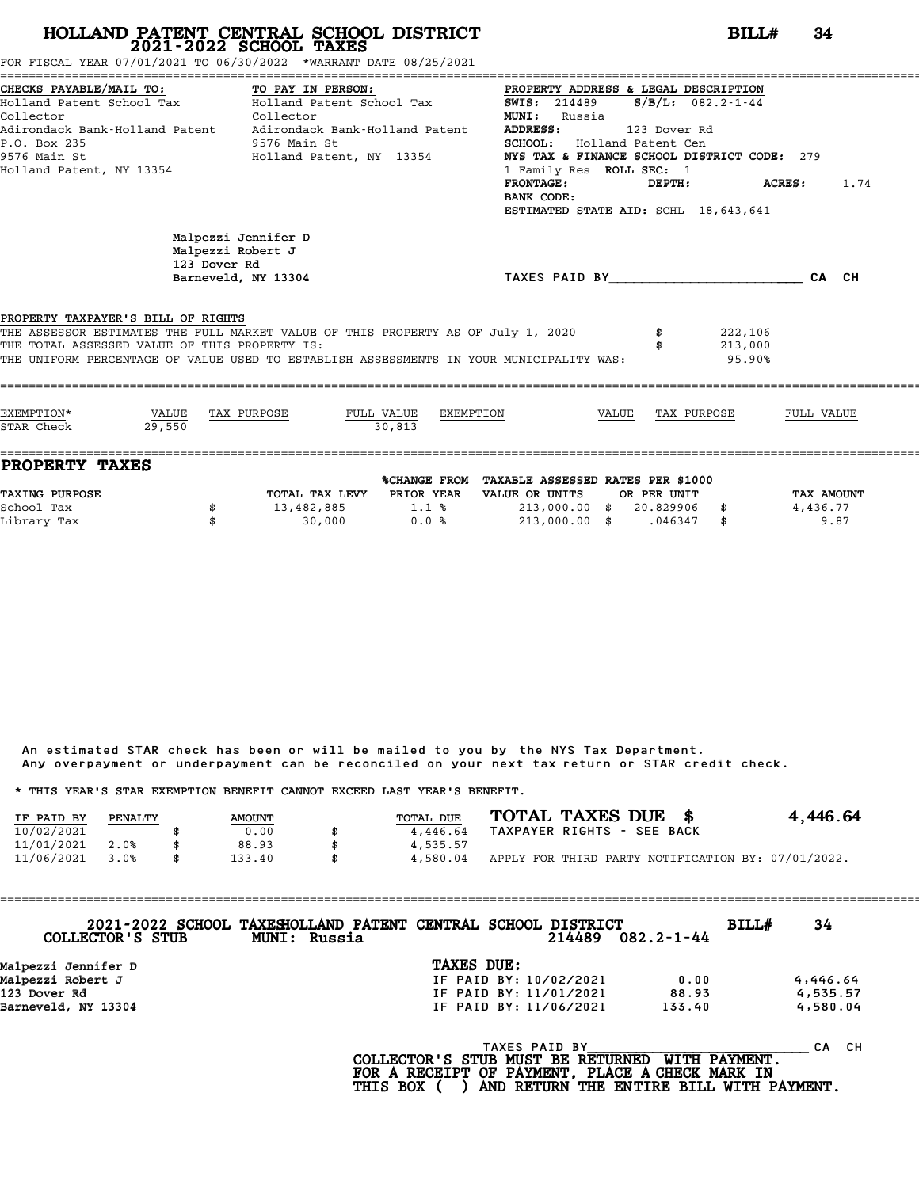# HOLLAND PATENT CENTRAL SCHOOL DISTRICT
## 2021-2022 SCHOOL TAXES

**BILL# 34**

FOR FISCAL YEAR 07/01/2021 TO 06/30/2022 *WARRANT DATE 08/25/2021

**CHECKS PAYABLE/MAIL TO:**
Holland Patent School Tax Collector
Adirondack Bank-Holland Patent
P.O. Box 235
9576 Main St
Holland Patent, NY 13354

**TO PAY IN PERSON:**
Holland Patent School Tax Collector
Adirondack Bank-Holland Patent
9576 Main St
Holland Patent, NY 13354

**PROPERTY ADDRESS & LEGAL DESCRIPTION**
**SWIS:** 214489 **S/B/L:** 082.2-1-44
**MUNI:** Russia
**ADDRESS:** 123 Dover Rd
**SCHOOL:** Holland Patent Cen
**NYS TAX & FINANCE SCHOOL DISTRICT CODE:** 279
1 Family Res **ROLL SEC:** 1
**FRONTAGE:** **DEPTH:** **ACRES:** 1.74
**BANK CODE:**
**ESTIMATED STATE AID:** SCHL 18,643,641

Malpezzi Jennifer D
Malpezzi Robert J
123 Dover Rd
Barneveld, NY 13304

TAXES PAID BY________________________ CA CH

PROPERTY TAXPAYER'S BILL OF RIGHTS

THE ASSESSOR ESTIMATES THE FULL MARKET VALUE OF THIS PROPERTY AS OF July 1, 2020 $ 222,106
THE TOTAL ASSESSED VALUE OF THIS PROPERTY IS: $ 213,000
THE UNIFORM PERCENTAGE OF VALUE USED TO ESTABLISH ASSESSMENTS IN YOUR MUNICIPALITY WAS: 95.90%

| EXEMPTION* | VALUE | TAX PURPOSE | FULL VALUE | EXEMPTION | VALUE | TAX PURPOSE | FULL VALUE |
|---|---|---|---|---|---|---|---|
| STAR Check | 29,550 | | 30,813 | | | | |

## PROPERTY TAXES

| TAXING PURPOSE | | TOTAL TAX LEVY | %CHANGE FROM PRIOR YEAR | TAXABLE ASSESSED VALUE OR UNITS | | RATES PER $1000 OR PER UNIT | | TAX AMOUNT |
|---|---|---|---|---|---|---|---|---|
| School Tax | $ | 13,482,885 | 1.1 % | 213,000.00 | $ | 20.829906 | $ | 4,436.77 |
| Library Tax | $ | 30,000 | 0.0 % | 213,000.00 | $ | .046347 | $ | 9.87 |

An estimated STAR check has been or will be mailed to you by the NYS Tax Department.
Any overpayment or underpayment can be reconciled on your next tax return or STAR credit check.

* THIS YEAR'S STAR EXEMPTION BENEFIT CANNOT EXCEED LAST YEAR'S BENEFIT.

| IF PAID BY | PENALTY | | AMOUNT | | TOTAL DUE |
|---|---|---|---|---|---|
| 10/02/2021 | | $ | 0.00 | $ | 4,446.64 |
| 11/01/2021 | 2.0% | $ | 88.93 | $ | 4,535.57 |
| 11/06/2021 | 3.0% | $ | 133.40 | $ | 4,580.04 |

**TOTAL TAXES DUE $ 4,446.64**
TAXPAYER RIGHTS - SEE BACK
APPLY FOR THIRD PARTY NOTIFICATION BY: 07/01/2022.

---

2021-2022 SCHOOL TAXES HOLLAND PATENT CENTRAL SCHOOL DISTRICT **BILL# 34**
COLLECTOR'S STUB MUNI: Russia 214489 082.2-1-44

Malpezzi Jennifer D
Malpezzi Robert J
123 Dover Rd
Barneveld, NY 13304

**TAXES DUE:**

| | | |
|---|---|---|
| IF PAID BY: 10/02/2021 | 0.00 | 4,446.64 |
| IF PAID BY: 11/01/2021 | 88.93 | 4,535.57 |
| IF PAID BY: 11/06/2021 | 133.40 | 4,580.04 |

TAXES PAID BY____________________________ CA CH

**COLLECTOR'S STUB MUST BE RETURNED WITH PAYMENT.**
**FOR A RECEIPT OF PAYMENT, PLACE A CHECK MARK IN THIS BOX ( ) AND RETURN THE ENTIRE BILL WITH PAYMENT.**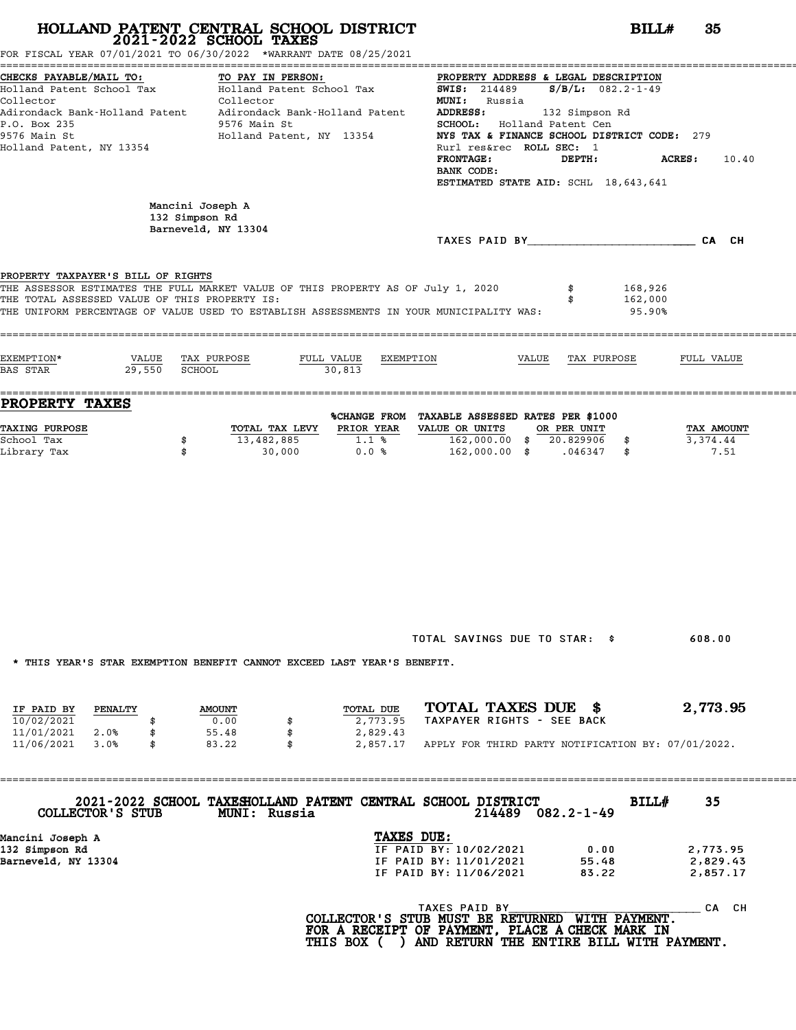# HOLLAND PATENT CENTRAL SCHOOL DISTRICT
## 2021-2022 SCHOOL TAXES

**BILL# 35**

FOR FISCAL YEAR 07/01/2021 TO 06/30/2022 *WARRANT DATE 08/25/2021

**CHECKS PAYABLE/MAIL TO:**
Holland Patent School Tax Collector
Adirondack Bank-Holland Patent
P.O. Box 235
9576 Main St
Holland Patent, NY 13354

**TO PAY IN PERSON:**
Holland Patent School Tax Collector
Adirondack Bank-Holland Patent
9576 Main St
Holland Patent, NY 13354

**PROPERTY ADDRESS & LEGAL DESCRIPTION**
**SWIS:** 214489 **S/B/L:** 082.2-1-49
**MUNI:** Russia
**ADDRESS:** 132 Simpson Rd
**SCHOOL:** Holland Patent Cen
**NYS TAX & FINANCE SCHOOL DISTRICT CODE:** 279
Rurl res&rec **ROLL SEC:** 1
**FRONTAGE:** **DEPTH:** **ACRES:** 10.40
**BANK CODE:**
**ESTIMATED STATE AID:** SCHL 18,643,641

Mancini Joseph A
132 Simpson Rd
Barneveld, NY 13304

TAXES PAID BY\_\_\_\_\_\_\_\_\_\_\_\_\_\_\_\_\_\_\_\_\_\_\_\_ CA CH

**PROPERTY TAXPAYER'S BILL OF RIGHTS**

THE ASSESSOR ESTIMATES THE FULL MARKET VALUE OF THIS PROPERTY AS OF July 1, 2020 $ 168,926
THE TOTAL ASSESSED VALUE OF THIS PROPERTY IS: $ 162,000
THE UNIFORM PERCENTAGE OF VALUE USED TO ESTABLISH ASSESSMENTS IN YOUR MUNICIPALITY WAS: 95.90%

| EXEMPTION* | VALUE | TAX PURPOSE | FULL VALUE | EXEMPTION | VALUE | TAX PURPOSE | FULL VALUE |
|---|---|---|---|---|---|---|---|
| BAS STAR | 29,550 | SCHOOL | 30,813 | | | | |

## PROPERTY TAXES

| TAXING PURPOSE | | TOTAL TAX LEVY | %CHANGE FROM PRIOR YEAR | TAXABLE ASSESSED VALUE OR UNITS | | RATES PER $1000 OR PER UNIT | | TAX AMOUNT |
|---|---|---|---|---|---|---|---|---|
| School Tax | $ | 13,482,885 | 1.1 % | 162,000.00 | $ | 20.829906 | $ | 3,374.44 |
| Library Tax | $ | 30,000 | 0.0 % | 162,000.00 | $ | .046347 | $ | 7.51 |

TOTAL SAVINGS DUE TO STAR: $ 608.00

* THIS YEAR'S STAR EXEMPTION BENEFIT CANNOT EXCEED LAST YEAR'S BENEFIT.

| IF PAID BY | PENALTY | | AMOUNT | | TOTAL DUE |
|---|---|---|---|---|---|
| 10/02/2021 | | $ | 0.00 | $ | 2,773.95 |
| 11/01/2021 | 2.0% | $ | 55.48 | $ | 2,829.43 |
| 11/06/2021 | 3.0% | $ | 83.22 | $ | 2,857.17 |

**TOTAL TAXES DUE $ 2,773.95**
TAXPAYER RIGHTS - SEE BACK

APPLY FOR THIRD PARTY NOTIFICATION BY: 07/01/2022.

---

**2021-2022 SCHOOL TAXES HOLLAND PATENT CENTRAL SCHOOL DISTRICT** **BILL# 35**
**COLLECTOR'S STUB** **MUNI: Russia** 214489 082.2-1-49

Mancini Joseph A
132 Simpson Rd
Barneveld, NY 13304

**TAXES DUE:**

| | | |
|---|---|---|
| IF PAID BY: 10/02/2021 | 0.00 | 2,773.95 |
| IF PAID BY: 11/01/2021 | 55.48 | 2,829.43 |
| IF PAID BY: 11/06/2021 | 83.22 | 2,857.17 |

TAXES PAID BY\_\_\_\_\_\_\_\_\_\_\_\_\_\_\_\_\_\_\_\_\_\_\_\_ CA CH

**COLLECTOR'S STUB MUST BE RETURNED WITH PAYMENT.**
**FOR A RECEIPT OF PAYMENT, PLACE A CHECK MARK IN**
**THIS BOX ( ) AND RETURN THE ENTIRE BILL WITH PAYMENT.**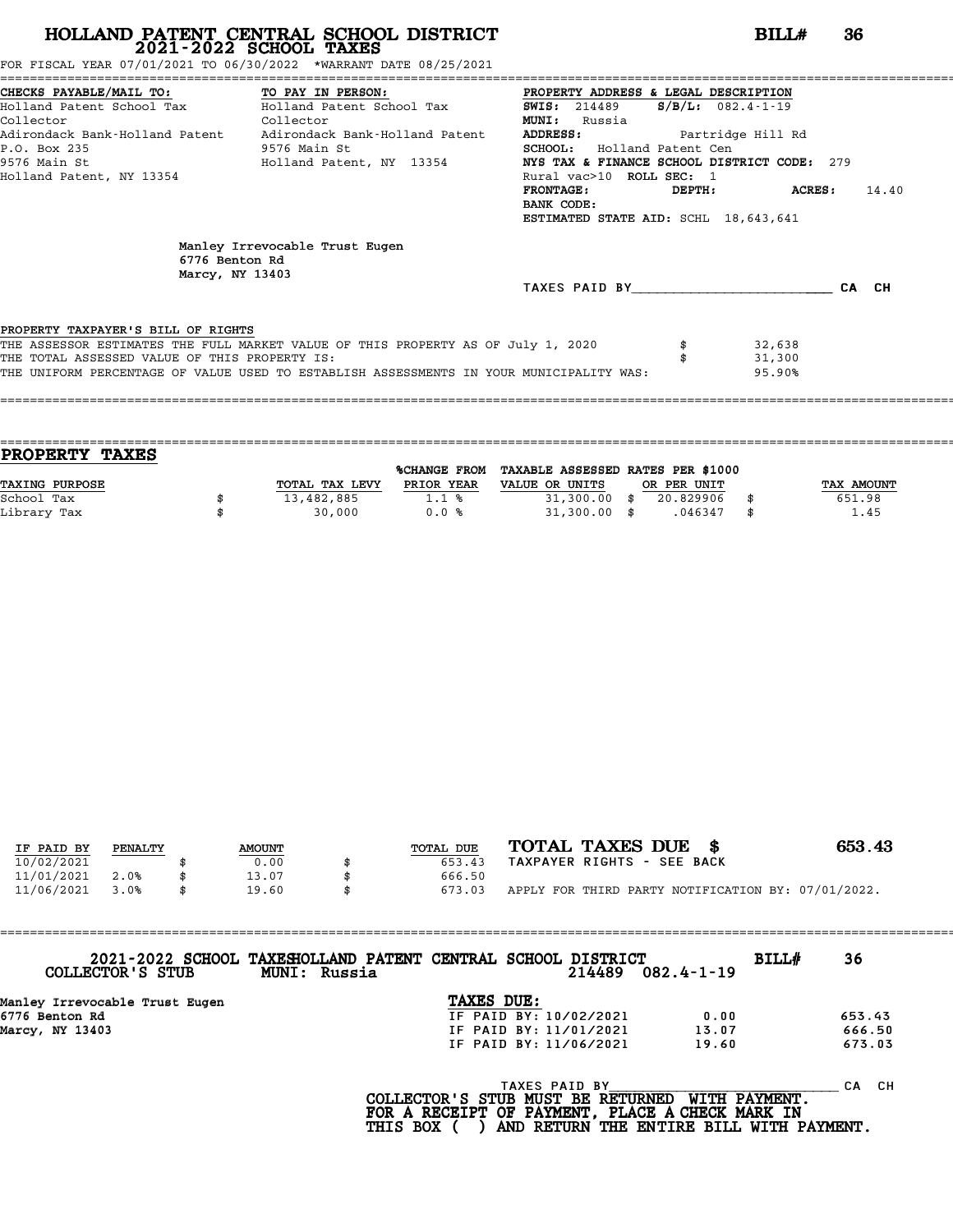# HOLLAND PATENT CENTRAL SCHOOL DISTRICT
## 2021-2022 SCHOOL TAXES

**BILL# 36**

FOR FISCAL YEAR 07/01/2021 TO 06/30/2022 \*WARRANT DATE 08/25/2021

| CHECKS PAYABLE/MAIL TO: | TO PAY IN PERSON: | PROPERTY ADDRESS & LEGAL DESCRIPTION |
|---|---|---|
| Holland Patent School Tax Collector | Holland Patent School Tax Collector | **SWIS:** 214489 **S/B/L:** 082.4-1-19 |
| Adirondack Bank-Holland Patent | Adirondack Bank-Holland Patent | **MUNI:** Russia |
| P.O. Box 235 | 9576 Main St | **ADDRESS:** Partridge Hill Rd |
| 9576 Main St | Holland Patent, NY 13354 | **SCHOOL:** Holland Patent Cen |
| Holland Patent, NY 13354 | | **NYS TAX & FINANCE SCHOOL DISTRICT CODE:** 279 |
| | | Rural vac>10 **ROLL SEC:** 1 |
| | | **FRONTAGE:** **DEPTH:** **ACRES:** 14.40 |
| | | **BANK CODE:** |
| | | **ESTIMATED STATE AID:** SCHL 18,643,641 |

Manley Irrevocable Trust Eugen
6776 Benton Rd
Marcy, NY 13403

TAXES PAID BY\_\_\_\_\_\_\_\_\_\_\_\_\_\_\_\_\_\_\_\_\_\_\_\_ CA CH

PROPERTY TAXPAYER'S BILL OF RIGHTS

| | | |
|---|---|---|
| THE ASSESSOR ESTIMATES THE FULL MARKET VALUE OF THIS PROPERTY AS OF July 1, 2020 | $ | 32,638 |
| THE TOTAL ASSESSED VALUE OF THIS PROPERTY IS: | $ | 31,300 |
| THE UNIFORM PERCENTAGE OF VALUE USED TO ESTABLISH ASSESSMENTS IN YOUR MUNICIPALITY WAS: | | 95.90% |

## PROPERTY TAXES

| TAXING PURPOSE | | TOTAL TAX LEVY | %CHANGE FROM PRIOR YEAR | TAXABLE ASSESSED VALUE OR UNITS | | RATES PER $1000 OR PER UNIT | | TAX AMOUNT |
|---|---|---|---|---|---|---|---|---|
| School Tax | $ | 13,482,885 | 1.1 % | 31,300.00 | $ | 20.829906 | $ | 651.98 |
| Library Tax | $ | 30,000 | 0.0 % | 31,300.00 | $ | .046347 | $ | 1.45 |

| IF PAID BY | PENALTY | | AMOUNT | | TOTAL DUE |
|---|---|---|---|---|---|
| 10/02/2021 | | $ | 0.00 | $ | 653.43 |
| 11/01/2021 | 2.0% | $ | 13.07 | $ | 666.50 |
| 11/06/2021 | 3.0% | $ | 19.60 | $ | 673.03 |

**TOTAL TAXES DUE $ 653.43**

TAXPAYER RIGHTS - SEE BACK

APPLY FOR THIRD PARTY NOTIFICATION BY: 07/01/2022.

---

2021-2022 SCHOOL TAXES HOLLAND PATENT CENTRAL SCHOOL DISTRICT **BILL# 36**

COLLECTOR'S STUB MUNI: Russia 214489 082.4-1-19

**Manley Irrevocable Trust Eugen**
**6776 Benton Rd**
**Marcy, NY 13403**

**TAXES DUE:**

| | | |
|---|---|---|
| IF PAID BY: 10/02/2021 | 0.00 | 653.43 |
| IF PAID BY: 11/01/2021 | 13.07 | 666.50 |
| IF PAID BY: 11/06/2021 | 19.60 | 673.03 |

TAXES PAID BY\_\_\_\_\_\_\_\_\_\_\_\_\_\_\_\_\_\_\_\_\_\_\_\_ CA CH

**COLLECTOR'S STUB MUST BE RETURNED WITH PAYMENT.**
**FOR A RECEIPT OF PAYMENT, PLACE A CHECK MARK IN THIS BOX ( ) AND RETURN THE ENTIRE BILL WITH PAYMENT.**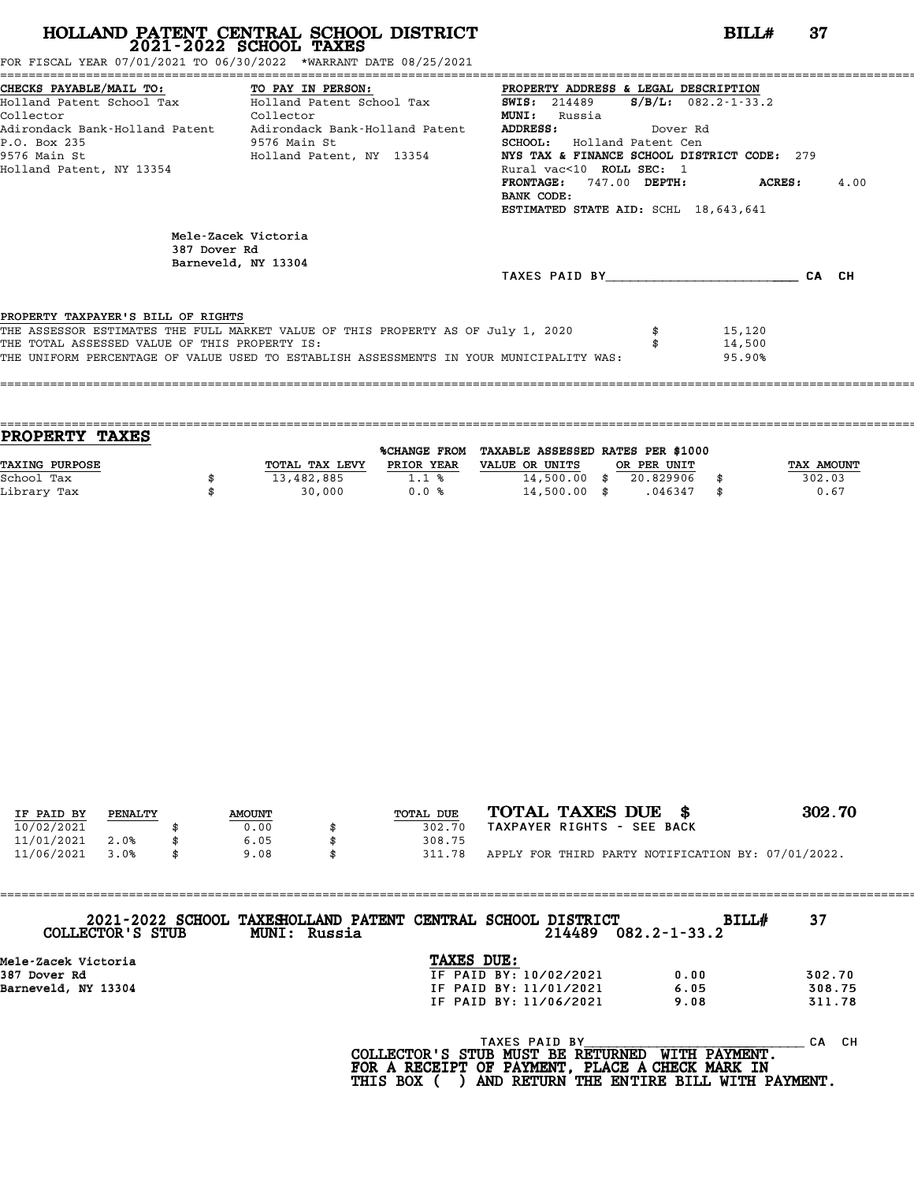# HOLLAND PATENT CENTRAL SCHOOL DISTRICT
## 2021-2022 SCHOOL TAXES

**BILL# 37**

FOR FISCAL YEAR 07/01/2021 TO 06/30/2022 *WARRANT DATE 08/25/2021

**CHECKS PAYABLE/MAIL TO:**
Holland Patent School Tax Collector
Adirondack Bank-Holland Patent
P.O. Box 235
9576 Main St
Holland Patent, NY 13354

**TO PAY IN PERSON:**
Holland Patent School Tax Collector
Adirondack Bank-Holland Patent
9576 Main St
Holland Patent, NY 13354

**PROPERTY ADDRESS & LEGAL DESCRIPTION**
**SWIS:** 214489 **S/B/L:** 082.2-1-33.2
**MUNI:** Russia
**ADDRESS:** Dover Rd
**SCHOOL:** Holland Patent Cen
**NYS TAX & FINANCE SCHOOL DISTRICT CODE:** 279
Rural vac<10 **ROLL SEC:** 1
**FRONTAGE:** 747.00 **DEPTH:** **ACRES:** 4.00
**BANK CODE:**
**ESTIMATED STATE AID:** SCHL 18,643,641

Mele-Zacek Victoria
387 Dover Rd
Barneveld, NY 13304

TAXES PAID BY________________________ CA CH

PROPERTY TAXPAYER'S BILL OF RIGHTS
THE ASSESSOR ESTIMATES THE FULL MARKET VALUE OF THIS PROPERTY AS OF July 1, 2020 $ 15,120
THE TOTAL ASSESSED VALUE OF THIS PROPERTY IS: $ 14,500
THE UNIFORM PERCENTAGE OF VALUE USED TO ESTABLISH ASSESSMENTS IN YOUR MUNICIPALITY WAS: 95.90%

## PROPERTY TAXES

| TAXING PURPOSE | TOTAL TAX LEVY | %CHANGE FROM PRIOR YEAR | TAXABLE ASSESSED VALUE OR UNITS | RATES PER $1000 OR PER UNIT | TAX AMOUNT |
|---|---|---|---|---|---|
| School Tax | $ 13,482,885 | 1.1 % | 14,500.00 | $ 20.829906 | $ 302.03 |
| Library Tax | $ 30,000 | 0.0 % | 14,500.00 | $ .046347 | $ 0.67 |

| IF PAID BY | PENALTY | AMOUNT | TOTAL DUE |
|---|---|---|---|
| 10/02/2021 | | $ 0.00 | $ 302.70 |
| 11/01/2021 | 2.0% | $ 6.05 | $ 308.75 |
| 11/06/2021 | 3.0% | $ 9.08 | $ 311.78 |

**TOTAL TAXES DUE $ 302.70**
TAXPAYER RIGHTS - SEE BACK
APPLY FOR THIRD PARTY NOTIFICATION BY: 07/01/2022.

---

**2021-2022 SCHOOL TAXES HOLLAND PATENT CENTRAL SCHOOL DISTRICT** **BILL# 37**
**COLLECTOR'S STUB** **MUNI: Russia** 214489 082.2-1-33.2

Mele-Zacek Victoria
387 Dover Rd
Barneveld, NY 13304

**TAXES DUE:**

| | | |
|---|---|---|
| IF PAID BY: 10/02/2021 | 0.00 | 302.70 |
| IF PAID BY: 11/01/2021 | 6.05 | 308.75 |
| IF PAID BY: 11/06/2021 | 9.08 | 311.78 |

TAXES PAID BY____________________________ CA CH

**COLLECTOR'S STUB MUST BE RETURNED WITH PAYMENT.**
**FOR A RECEIPT OF PAYMENT, PLACE A CHECK MARK IN THIS BOX ( ) AND RETURN THE ENTIRE BILL WITH PAYMENT.**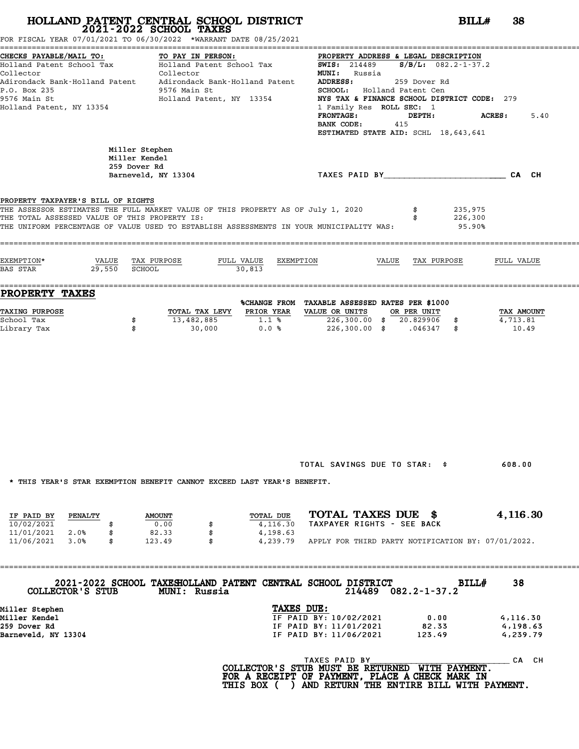# HOLLAND PATENT CENTRAL SCHOOL DISTRICT
## 2021-2022 SCHOOL TAXES

**BILL# 38**

FOR FISCAL YEAR 07/01/2021 TO 06/30/2022 *WARRANT DATE 08/25/2021

**CHECKS PAYABLE/MAIL TO:**
Holland Patent School Tax Collector
Adirondack Bank-Holland Patent
P.O. Box 235
9576 Main St
Holland Patent, NY 13354

**TO PAY IN PERSON:**
Holland Patent School Tax Collector
Adirondack Bank-Holland Patent
9576 Main St
Holland Patent, NY 13354

**PROPERTY ADDRESS & LEGAL DESCRIPTION**
**SWIS:** 214489 **S/B/L:** 082.2-1-37.2
**MUNI:** Russia
**ADDRESS:** 259 Dover Rd
**SCHOOL:** Holland Patent Cen
**NYS TAX & FINANCE SCHOOL DISTRICT CODE:** 279
1 Family Res **ROLL SEC:** 1
**FRONTAGE:** **DEPTH:** **ACRES:** 5.40
**BANK CODE:** 415
**ESTIMATED STATE AID:** SCHL 18,643,641

Miller Stephen
Miller Kendel
259 Dover Rd
Barneveld, NY 13304

TAXES PAID BY________________________ CA CH

PROPERTY TAXPAYER'S BILL OF RIGHTS

THE ASSESSOR ESTIMATES THE FULL MARKET VALUE OF THIS PROPERTY AS OF July 1, 2020 $ 235,975
THE TOTAL ASSESSED VALUE OF THIS PROPERTY IS: $ 226,300
THE UNIFORM PERCENTAGE OF VALUE USED TO ESTABLISH ASSESSMENTS IN YOUR MUNICIPALITY WAS: 95.90%

| EXEMPTION* | VALUE | TAX PURPOSE | FULL VALUE | EXEMPTION | VALUE | TAX PURPOSE | FULL VALUE |
|---|---|---|---|---|---|---|---|
| BAS STAR | 29,550 | SCHOOL | 30,813 | | | | |

## PROPERTY TAXES

| TAXING PURPOSE | | TOTAL TAX LEVY | %CHANGE FROM PRIOR YEAR | TAXABLE ASSESSED VALUE OR UNITS | RATES PER $1000 OR PER UNIT | | TAX AMOUNT |
|---|---|---|---|---|---|---|---|
| School Tax | $ | 13,482,885 | 1.1 % | 226,300.00 $ | 20.829906 | $ | 4,713.81 |
| Library Tax | $ | 30,000 | 0.0 % | 226,300.00 $ | .046347 | $ | 10.49 |

TOTAL SAVINGS DUE TO STAR: $ 608.00

* THIS YEAR'S STAR EXEMPTION BENEFIT CANNOT EXCEED LAST YEAR'S BENEFIT.

| IF PAID BY | PENALTY | | AMOUNT | | TOTAL DUE |
|---|---|---|---|---|---|
| 10/02/2021 | | $ | 0.00 | $ | 4,116.30 |
| 11/01/2021 | 2.0% | $ | 82.33 | $ | 4,198.63 |
| 11/06/2021 | 3.0% | $ | 123.49 | $ | 4,239.79 |

**TOTAL TAXES DUE $ 4,116.30**
TAXPAYER RIGHTS - SEE BACK
APPLY FOR THIRD PARTY NOTIFICATION BY: 07/01/2022.

---

**2021-2022 SCHOOL TAXES HOLLAND PATENT CENTRAL SCHOOL DISTRICT** **BILL# 38**
**COLLECTOR'S STUB** **MUNI: Russia** 214489 082.2-1-37.2

Miller Stephen
Miller Kendel
259 Dover Rd
Barneveld, NY 13304

**TAXES DUE:**

| | | |
|---|---|---|
| IF PAID BY: 10/02/2021 | 0.00 | 4,116.30 |
| IF PAID BY: 11/01/2021 | 82.33 | 4,198.63 |
| IF PAID BY: 11/06/2021 | 123.49 | 4,239.79 |

TAXES PAID BY______________________________ CA CH

**COLLECTOR'S STUB MUST BE RETURNED WITH PAYMENT.
FOR A RECEIPT OF PAYMENT, PLACE A CHECK MARK IN
THIS BOX ( ) AND RETURN THE ENTIRE BILL WITH PAYMENT.**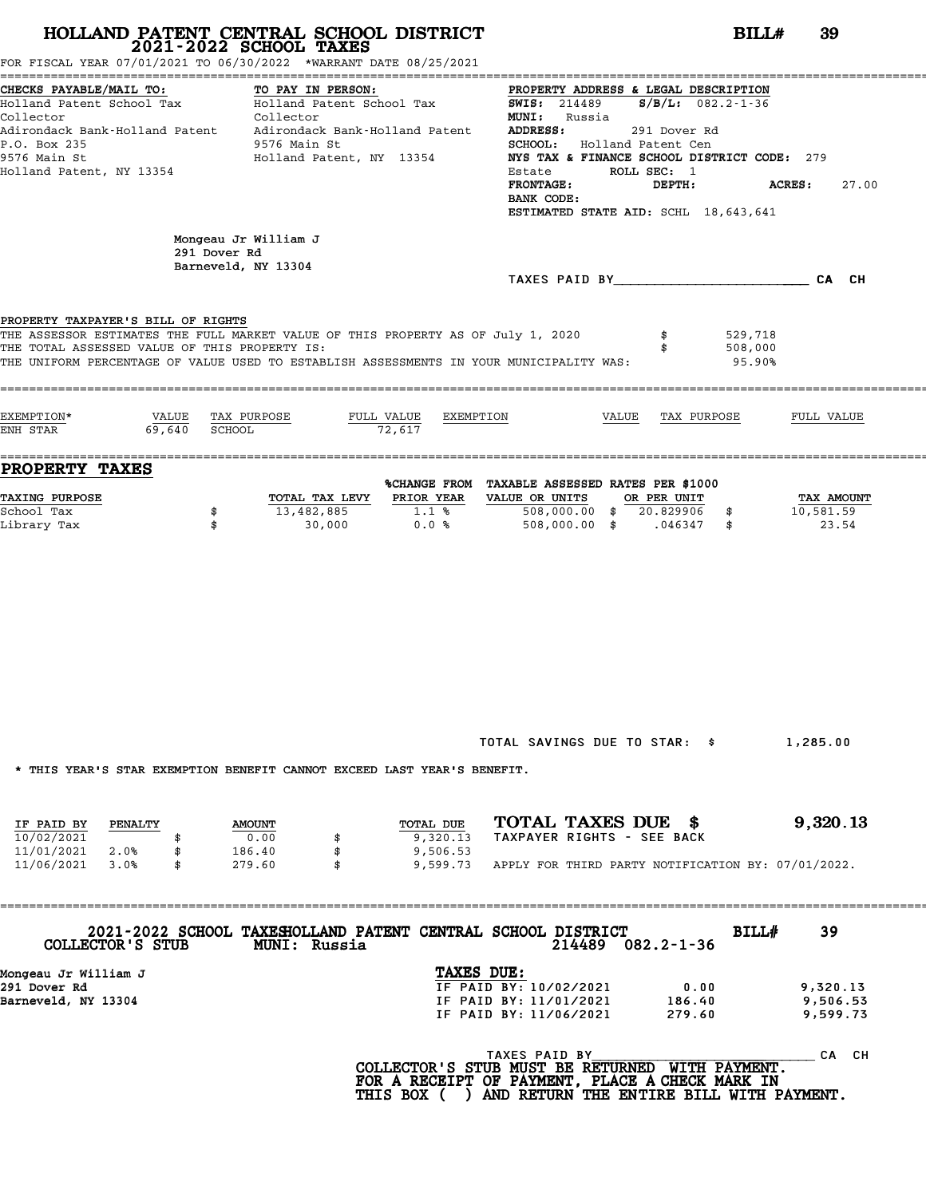# HOLLAND PATENT CENTRAL SCHOOL DISTRICT
## 2021-2022 SCHOOL TAXES

**BILL# 39**

FOR FISCAL YEAR 07/01/2021 TO 06/30/2022 *WARRANT DATE 08/25/2021

| CHECKS PAYABLE/MAIL TO: | TO PAY IN PERSON: | PROPERTY ADDRESS & LEGAL DESCRIPTION |
|---|---|---|
| Holland Patent School Tax | Holland Patent School Tax | SWIS: 214489 S/B/L: 082.2-1-36 |
| Collector | Collector | MUNI: Russia |
| Adirondack Bank-Holland Patent | Adirondack Bank-Holland Patent | ADDRESS: 291 Dover Rd |
| P.O. Box 235 | 9576 Main St | SCHOOL: Holland Patent Cen |
| 9576 Main St | Holland Patent, NY 13354 | NYS TAX & FINANCE SCHOOL DISTRICT CODE: 279 |
| Holland Patent, NY 13354 | | Estate ROLL SEC: 1 |
| | | FRONTAGE: DEPTH: ACRES: 27.00 |
| | | BANK CODE: |
| | | ESTIMATED STATE AID: SCHL 18,643,641 |

Mongeau Jr William J
291 Dover Rd
Barneveld, NY 13304

TAXES PAID BY________________________ CA CH

**PROPERTY TAXPAYER'S BILL OF RIGHTS**

THE ASSESSOR ESTIMATES THE FULL MARKET VALUE OF THIS PROPERTY AS OF July 1, 2020 $ 529,718
THE TOTAL ASSESSED VALUE OF THIS PROPERTY IS: $ 508,000
THE UNIFORM PERCENTAGE OF VALUE USED TO ESTABLISH ASSESSMENTS IN YOUR MUNICIPALITY WAS: 95.90%

| EXEMPTION* | VALUE | TAX PURPOSE | FULL VALUE | EXEMPTION | VALUE | TAX PURPOSE | FULL VALUE |
|---|---|---|---|---|---|---|---|
| ENH STAR | 69,640 | SCHOOL | 72,617 | | | | |

## PROPERTY TAXES

| TAXING PURPOSE | | TOTAL TAX LEVY | %CHANGE FROM PRIOR YEAR | TAXABLE ASSESSED VALUE OR UNITS | RATES PER $1000 OR PER UNIT | | TAX AMOUNT |
|---|---|---|---|---|---|---|---|
| School Tax | $ | 13,482,885 | 1.1 % | 508,000.00 | $ 20.829906 | $ | 10,581.59 |
| Library Tax | $ | 30,000 | 0.0 % | 508,000.00 | $ .046347 | $ | 23.54 |

TOTAL SAVINGS DUE TO STAR: $ 1,285.00

* THIS YEAR'S STAR EXEMPTION BENEFIT CANNOT EXCEED LAST YEAR'S BENEFIT.

| IF PAID BY | PENALTY | | AMOUNT | | TOTAL DUE |
|---|---|---|---|---|---|
| 10/02/2021 | | $ | 0.00 | $ | 9,320.13 |
| 11/01/2021 | 2.0% | $ | 186.40 | $ | 9,506.53 |
| 11/06/2021 | 3.0% | $ | 279.60 | $ | 9,599.73 |

**TOTAL TAXES DUE $ 9,320.13**

TAXPAYER RIGHTS - SEE BACK

APPLY FOR THIRD PARTY NOTIFICATION BY: 07/01/2022.

---

**2021-2022 SCHOOL TAXES HOLLAND PATENT CENTRAL SCHOOL DISTRICT BILL# 39**

COLLECTOR'S STUB MUNI: Russia 214489 082.2-1-36

Mongeau Jr William J
291 Dover Rd
Barneveld, NY 13304

| TAXES DUE: | | |
|---|---|---|
| IF PAID BY: 10/02/2021 | 0.00 | 9,320.13 |
| IF PAID BY: 11/01/2021 | 186.40 | 9,506.53 |
| IF PAID BY: 11/06/2021 | 279.60 | 9,599.73 |

TAXES PAID BY________________________ CA CH

**COLLECTOR'S STUB MUST BE RETURNED WITH PAYMENT.
FOR A RECEIPT OF PAYMENT, PLACE A CHECK MARK IN
THIS BOX ( ) AND RETURN THE ENTIRE BILL WITH PAYMENT.**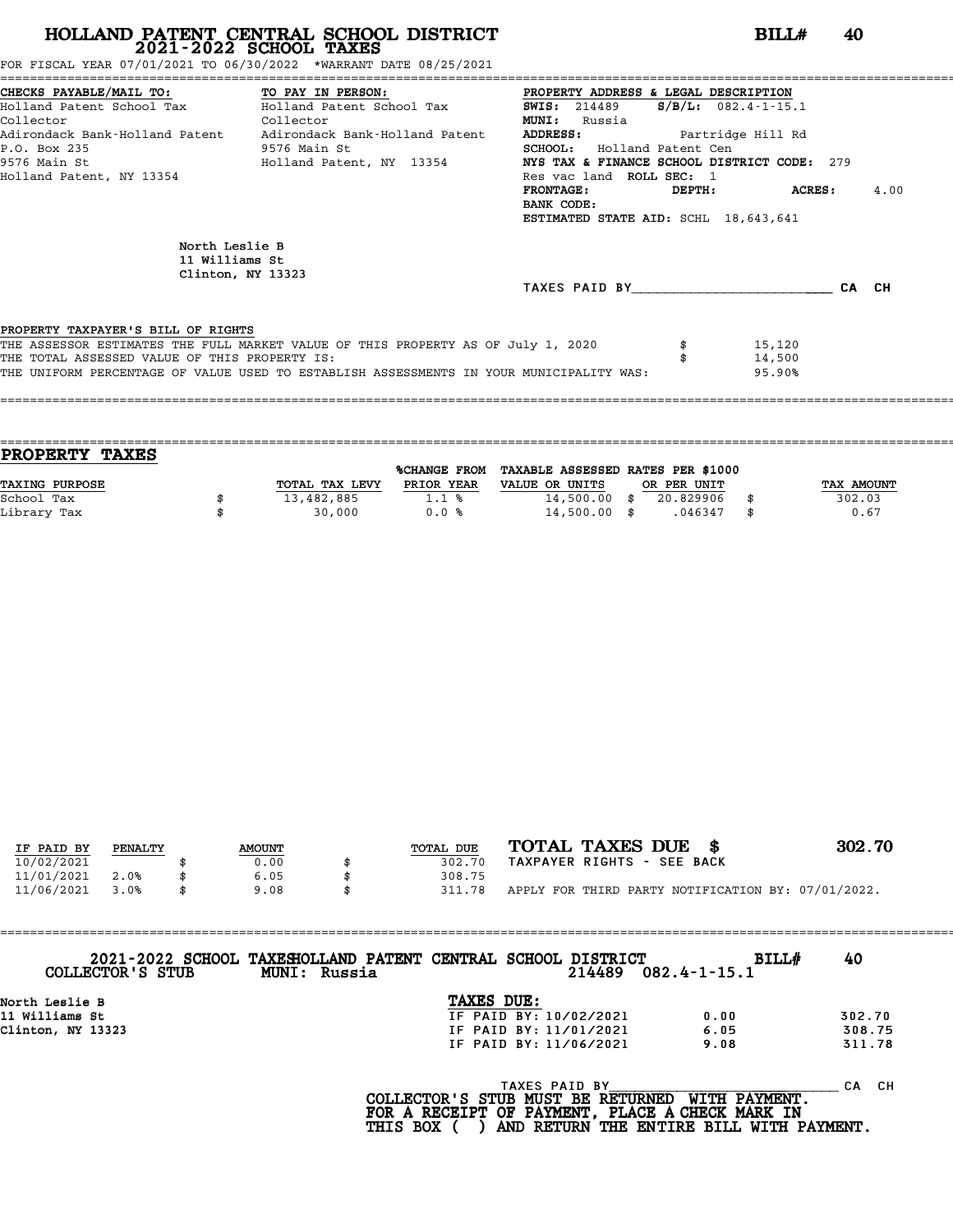# HOLLAND PATENT CENTRAL SCHOOL DISTRICT
## 2021-2022 SCHOOL TAXES

**BILL# 40**

FOR FISCAL YEAR 07/01/2021 TO 06/30/2022 *WARRANT DATE 08/25/2021

| CHECKS PAYABLE/MAIL TO: | TO PAY IN PERSON: | PROPERTY ADDRESS & LEGAL DESCRIPTION |
|---|---|---|
| Holland Patent School Tax Collector | Holland Patent School Tax Collector | SWIS: 214489 S/B/L: 082.4-1-15.1 |
| Adirondack Bank-Holland Patent | Adirondack Bank-Holland Patent | MUNI: Russia |
| P.O. Box 235 | 9576 Main St | ADDRESS: Partridge Hill Rd |
| 9576 Main St | Holland Patent, NY 13354 | SCHOOL: Holland Patent Cen |
| Holland Patent, NY 13354 | | NYS TAX & FINANCE SCHOOL DISTRICT CODE: 279 |
| | | Res vac land ROLL SEC: 1 |
| | | FRONTAGE: DEPTH: ACRES: 4.00 |
| | | BANK CODE: |
| | | ESTIMATED STATE AID: SCHL 18,643,641 |

North Leslie B
11 Williams St
Clinton, NY 13323

TAXES PAID BY\_\_\_\_\_\_\_\_\_\_\_\_\_\_\_\_\_\_\_\_\_\_\_\_ CA CH

**PROPERTY TAXPAYER'S BILL OF RIGHTS**

| | | |
|---|---|---|
| THE ASSESSOR ESTIMATES THE FULL MARKET VALUE OF THIS PROPERTY AS OF July 1, 2020 | $ | 15,120 |
| THE TOTAL ASSESSED VALUE OF THIS PROPERTY IS: | $ | 14,500 |
| THE UNIFORM PERCENTAGE OF VALUE USED TO ESTABLISH ASSESSMENTS IN YOUR MUNICIPALITY WAS: | | 95.90% |

## PROPERTY TAXES

| TAXING PURPOSE | | TOTAL TAX LEVY | %CHANGE FROM PRIOR YEAR | TAXABLE ASSESSED VALUE OR UNITS | | RATES PER $1000 OR PER UNIT | | TAX AMOUNT |
|---|---|---|---|---|---|---|---|---|
| School Tax | $ | 13,482,885 | 1.1 % | 14,500.00 | $ | 20.829906 | $ | 302.03 |
| Library Tax | $ | 30,000 | 0.0 % | 14,500.00 | $ | .046347 | $ | 0.67 |

| IF PAID BY | PENALTY | | AMOUNT | | TOTAL DUE |
|---|---|---|---|---|---|
| 10/02/2021 | | $ | 0.00 | $ | 302.70 |
| 11/01/2021 | 2.0% | $ | 6.05 | $ | 308.75 |
| 11/06/2021 | 3.0% | $ | 9.08 | $ | 311.78 |

**TOTAL TAXES DUE $ 302.70**

TAXPAYER RIGHTS - SEE BACK

APPLY FOR THIRD PARTY NOTIFICATION BY: 07/01/2022.

---

**2021-2022 SCHOOL TAXES HOLLAND PATENT CENTRAL SCHOOL DISTRICT BILL# 40**

**COLLECTOR'S STUB MUNI: Russia 214489 082.4-1-15.1**

North Leslie B
11 Williams St
Clinton, NY 13323

**TAXES DUE:**

| | | |
|---|---|---|
| IF PAID BY: 10/02/2021 | 0.00 | 302.70 |
| IF PAID BY: 11/01/2021 | 6.05 | 308.75 |
| IF PAID BY: 11/06/2021 | 9.08 | 311.78 |

TAXES PAID BY\_\_\_\_\_\_\_\_\_\_\_\_\_\_\_\_\_\_\_\_\_\_\_\_ CA CH

**COLLECTOR'S STUB MUST BE RETURNED WITH PAYMENT.**
**FOR A RECEIPT OF PAYMENT, PLACE A CHECK MARK IN**
**THIS BOX ( ) AND RETURN THE ENTIRE BILL WITH PAYMENT.**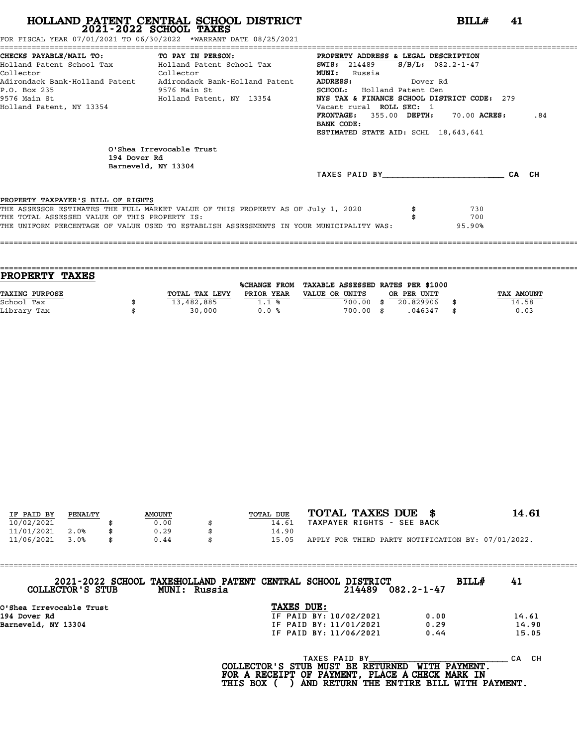# HOLLAND PATENT CENTRAL SCHOOL DISTRICT
## 2021-2022 SCHOOL TAXES

**BILL# 41**

FOR FISCAL YEAR 07/01/2021 TO 06/30/2022 *WARRANT DATE 08/25/2021

**CHECKS PAYABLE/MAIL TO:**
Holland Patent School Tax Collector
Adirondack Bank-Holland Patent
P.O. Box 235
9576 Main St
Holland Patent, NY 13354

**TO PAY IN PERSON:**
Holland Patent School Tax Collector
Adirondack Bank-Holland Patent
9576 Main St
Holland Patent, NY 13354

**PROPERTY ADDRESS & LEGAL DESCRIPTION**
**SWIS:** 214489 **S/B/L:** 082.2-1-47
**MUNI:** Russia
**ADDRESS:** Dover Rd
**SCHOOL:** Holland Patent Cen
**NYS TAX & FINANCE SCHOOL DISTRICT CODE:** 279
Vacant rural **ROLL SEC:** 1
**FRONTAGE:** 355.00 **DEPTH:** 70.00 **ACRES:** .84
**BANK CODE:**
**ESTIMATED STATE AID:** SCHL 18,643,641

O'Shea Irrevocable Trust
194 Dover Rd
Barneveld, NY 13304

TAXES PAID BY________________________ CA CH

PROPERTY TAXPAYER'S BILL OF RIGHTS

| | |
|---|---|
| THE ASSESSOR ESTIMATES THE FULL MARKET VALUE OF THIS PROPERTY AS OF July 1, 2020 | $ 730 |
| THE TOTAL ASSESSED VALUE OF THIS PROPERTY IS: | $ 700 |
| THE UNIFORM PERCENTAGE OF VALUE USED TO ESTABLISH ASSESSMENTS IN YOUR MUNICIPALITY WAS: | 95.90% |

## PROPERTY TAXES

| TAXING PURPOSE | TOTAL TAX LEVY | %CHANGE FROM PRIOR YEAR | TAXABLE ASSESSED VALUE OR UNITS | RATES PER $1000 OR PER UNIT | TAX AMOUNT |
|---|---|---|---|---|---|
| School Tax | $ 13,482,885 | 1.1 % | 700.00 | $ 20.829906 | $ 14.58 |
| Library Tax | $ 30,000 | 0.0 % | 700.00 | $ .046347 | $ 0.03 |

| IF PAID BY | PENALTY | AMOUNT | TOTAL DUE |
|---|---|---|---|
| 10/02/2021 | | $ 0.00 | $ 14.61 |
| 11/01/2021 | 2.0% | $ 0.29 | $ 14.90 |
| 11/06/2021 | 3.0% | $ 0.44 | $ 15.05 |

**TOTAL TAXES DUE $ 14.61**
TAXPAYER RIGHTS - SEE BACK
APPLY FOR THIRD PARTY NOTIFICATION BY: 07/01/2022.

---

**2021-2022 SCHOOL TAXES HOLLAND PATENT CENTRAL SCHOOL DISTRICT** **BILL# 41**
**COLLECTOR'S STUB** **MUNI: Russia** 214489 082.2-1-47

O'Shea Irrevocable Trust
194 Dover Rd
Barneveld, NY 13304

**TAXES DUE:**

| | | |
|---|---|---|
| IF PAID BY: 10/02/2021 | 0.00 | 14.61 |
| IF PAID BY: 11/01/2021 | 0.29 | 14.90 |
| IF PAID BY: 11/06/2021 | 0.44 | 15.05 |

TAXES PAID BY______________________________ CA CH

**COLLECTOR'S STUB MUST BE RETURNED WITH PAYMENT.
FOR A RECEIPT OF PAYMENT, PLACE A CHECK MARK IN
THIS BOX ( ) AND RETURN THE ENTIRE BILL WITH PAYMENT.**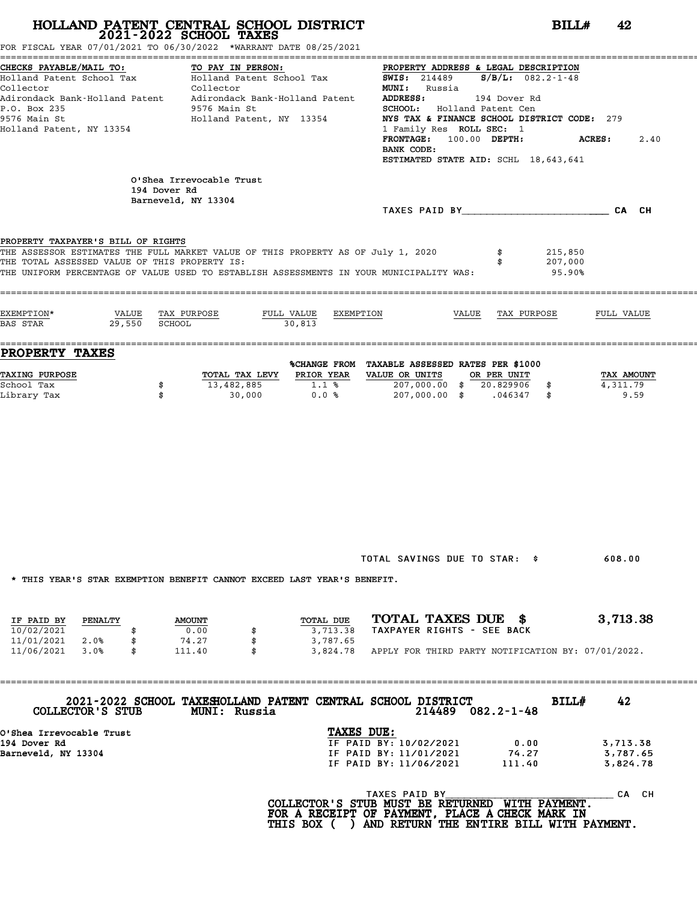# HOLLAND PATENT CENTRAL SCHOOL DISTRICT
## 2021-2022 SCHOOL TAXES

**BILL# 42**

FOR FISCAL YEAR 07/01/2021 TO 06/30/2022 *WARRANT DATE 08/25/2021

| CHECKS PAYABLE/MAIL TO: | TO PAY IN PERSON: | PROPERTY ADDRESS & LEGAL DESCRIPTION |
|---|---|---|
| Holland Patent School Tax | Holland Patent School Tax | **SWIS:** 214489 **S/B/L:** 082.2-1-48 |
| Collector | Collector | **MUNI:** Russia |
| Adirondack Bank-Holland Patent | Adirondack Bank-Holland Patent | **ADDRESS:** 194 Dover Rd |
| P.O. Box 235 | 9576 Main St | **SCHOOL:** Holland Patent Cen |
| 9576 Main St | Holland Patent, NY 13354 | **NYS TAX & FINANCE SCHOOL DISTRICT CODE:** 279 |
| Holland Patent, NY 13354 | | 1 Family Res **ROLL SEC:** 1 |
| | | **FRONTAGE:** 100.00 **DEPTH:** **ACRES:** 2.40 |
| | | **BANK CODE:** |
| | | **ESTIMATED STATE AID:** SCHL 18,643,641 |

O'Shea Irrevocable Trust
194 Dover Rd
Barneveld, NY 13304

TAXES PAID BY________________________ CA CH

**PROPERTY TAXPAYER'S BILL OF RIGHTS**

THE ASSESSOR ESTIMATES THE FULL MARKET VALUE OF THIS PROPERTY AS OF July 1, 2020 $ 215,850
THE TOTAL ASSESSED VALUE OF THIS PROPERTY IS: $ 207,000
THE UNIFORM PERCENTAGE OF VALUE USED TO ESTABLISH ASSESSMENTS IN YOUR MUNICIPALITY WAS: 95.90%

| EXEMPTION* | VALUE | TAX PURPOSE | FULL VALUE | EXEMPTION | VALUE | TAX PURPOSE | FULL VALUE |
|---|---|---|---|---|---|---|---|
| BAS STAR | 29,550 | SCHOOL | 30,813 | | | | |

## PROPERTY TAXES

| TAXING PURPOSE | | TOTAL TAX LEVY | %CHANGE FROM PRIOR YEAR | TAXABLE ASSESSED VALUE OR UNITS | RATES PER $1000 OR PER UNIT | | TAX AMOUNT |
|---|---|---|---|---|---|---|---|
| School Tax | $ | 13,482,885 | 1.1 % | 207,000.00 | $ 20.829906 | $ | 4,311.79 |
| Library Tax | $ | 30,000 | 0.0 % | 207,000.00 | $ .046347 | $ | 9.59 |

TOTAL SAVINGS DUE TO STAR: $ 608.00

* THIS YEAR'S STAR EXEMPTION BENEFIT CANNOT EXCEED LAST YEAR'S BENEFIT.

| IF PAID BY | PENALTY | | AMOUNT | | TOTAL DUE |
|---|---|---|---|---|---|
| 10/02/2021 | | $ | 0.00 | $ | 3,713.38 |
| 11/01/2021 | 2.0% | $ | 74.27 | $ | 3,787.65 |
| 11/06/2021 | 3.0% | $ | 111.40 | $ | 3,824.78 |

**TOTAL TAXES DUE $ 3,713.38**

TAXPAYER RIGHTS - SEE BACK

APPLY FOR THIRD PARTY NOTIFICATION BY: 07/01/2022.

---

**2021-2022 SCHOOL TAXES HOLLAND PATENT CENTRAL SCHOOL DISTRICT** **BILL# 42**

**COLLECTOR'S STUB** **MUNI: Russia** **214489 082.2-1-48**

O'Shea Irrevocable Trust
194 Dover Rd
Barneveld, NY 13304

**TAXES DUE:**

| | | |
|---|---|---|
| IF PAID BY: 10/02/2021 | 0.00 | 3,713.38 |
| IF PAID BY: 11/01/2021 | 74.27 | 3,787.65 |
| IF PAID BY: 11/06/2021 | 111.40 | 3,824.78 |

TAXES PAID BY____________________________ CA CH

**COLLECTOR'S STUB MUST BE RETURNED WITH PAYMENT.**
**FOR A RECEIPT OF PAYMENT, PLACE A CHECK MARK IN**
**THIS BOX ( ) AND RETURN THE ENTIRE BILL WITH PAYMENT.**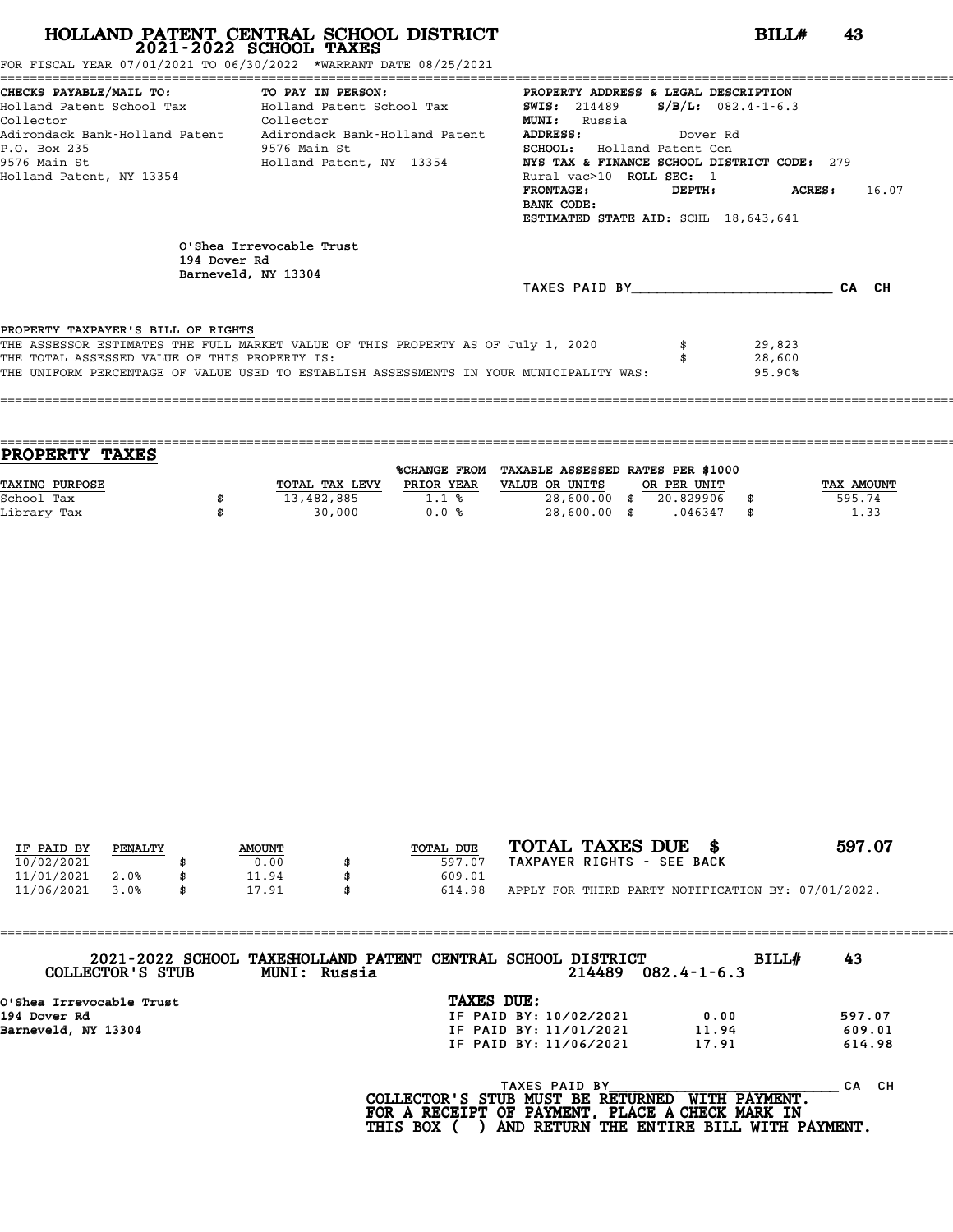# HOLLAND PATENT CENTRAL SCHOOL DISTRICT
## 2021-2022 SCHOOL TAXES

**BILL# 43**

FOR FISCAL YEAR 07/01/2021 TO 06/30/2022 *WARRANT DATE 08/25/2021

| CHECKS PAYABLE/MAIL TO: | TO PAY IN PERSON: | PROPERTY ADDRESS & LEGAL DESCRIPTION |
|---|---|---|
| Holland Patent School Tax Collector | Holland Patent School Tax Collector | **SWIS:** 214489 **S/B/L:** 082.4-1-6.3 |
| Adirondack Bank-Holland Patent | Adirondack Bank-Holland Patent | **MUNI:** Russia |
| P.O. Box 235 | 9576 Main St | **ADDRESS:** Dover Rd |
| 9576 Main St | Holland Patent, NY 13354 | **SCHOOL:** Holland Patent Cen |
| Holland Patent, NY 13354 | | **NYS TAX & FINANCE SCHOOL DISTRICT CODE:** 279 |
| | | Rural vac>10 **ROLL SEC:** 1 |
| | | **FRONTAGE:** **DEPTH:** **ACRES:** 16.07 |
| | | **BANK CODE:** |
| | | **ESTIMATED STATE AID:** SCHL 18,643,641 |

O'Shea Irrevocable Trust
194 Dover Rd
Barneveld, NY 13304

TAXES PAID BY________________________ CA CH

PROPERTY TAXPAYER'S BILL OF RIGHTS

THE ASSESSOR ESTIMATES THE FULL MARKET VALUE OF THIS PROPERTY AS OF July 1, 2020 $ 29,823
THE TOTAL ASSESSED VALUE OF THIS PROPERTY IS: $ 28,600
THE UNIFORM PERCENTAGE OF VALUE USED TO ESTABLISH ASSESSMENTS IN YOUR MUNICIPALITY WAS: 95.90%

## PROPERTY TAXES

| TAXING PURPOSE | TOTAL TAX LEVY | %CHANGE FROM PRIOR YEAR | TAXABLE ASSESSED VALUE OR UNITS | RATES PER $1000 OR PER UNIT | TAX AMOUNT |
|---|---|---|---|---|---|
| School Tax | $ 13,482,885 | 1.1 % | 28,600.00 | $ 20.829906 | $ 595.74 |
| Library Tax | $ 30,000 | 0.0 % | 28,600.00 | $ .046347 | $ 1.33 |

| IF PAID BY | PENALTY | AMOUNT | TOTAL DUE |
|---|---|---|---|
| 10/02/2021 | | $ 0.00 | $ 597.07 |
| 11/01/2021 | 2.0% | $ 11.94 | $ 609.01 |
| 11/06/2021 | 3.0% | $ 17.91 | $ 614.98 |

**TOTAL TAXES DUE $ 597.07**

TAXPAYER RIGHTS - SEE BACK

APPLY FOR THIRD PARTY NOTIFICATION BY: 07/01/2022.

---

2021-2022 SCHOOL TAXES HOLLAND PATENT CENTRAL SCHOOL DISTRICT **BILL# 43**

COLLECTOR'S STUB MUNI: Russia 214489 082.4-1-6.3

O'Shea Irrevocable Trust
194 Dover Rd
Barneveld, NY 13304

**TAXES DUE:**

| | | |
|---|---|---|
| IF PAID BY: 10/02/2021 | 0.00 | 597.07 |
| IF PAID BY: 11/01/2021 | 11.94 | 609.01 |
| IF PAID BY: 11/06/2021 | 17.91 | 614.98 |

TAXES PAID BY____________________________ CA CH

**COLLECTOR'S STUB MUST BE RETURNED WITH PAYMENT.**
**FOR A RECEIPT OF PAYMENT, PLACE A CHECK MARK IN THIS BOX ( ) AND RETURN THE ENTIRE BILL WITH PAYMENT.**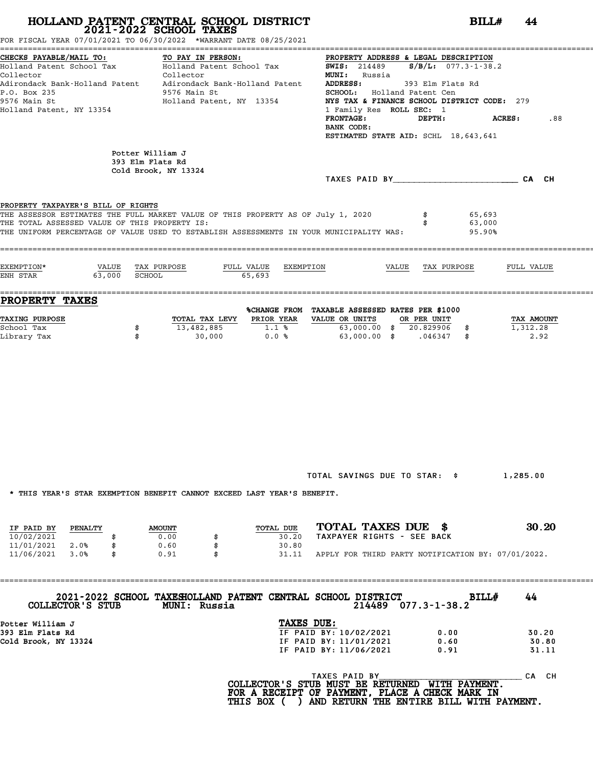# HOLLAND PATENT CENTRAL SCHOOL DISTRICT
## 2021-2022 SCHOOL TAXES

**BILL# 44**

FOR FISCAL YEAR 07/01/2021 TO 06/30/2022 *WARRANT DATE 08/25/2021

**CHECKS PAYABLE/MAIL TO:**
Holland Patent School Tax Collector
Adirondack Bank-Holland Patent
P.O. Box 235
9576 Main St
Holland Patent, NY 13354

**TO PAY IN PERSON:**
Holland Patent School Tax Collector
Adirondack Bank-Holland Patent
9576 Main St
Holland Patent, NY 13354

**PROPERTY ADDRESS & LEGAL DESCRIPTION**
**SWIS:** 214489 **S/B/L:** 077.3-1-38.2
**MUNI:** Russia
**ADDRESS:** 393 Elm Flats Rd
**SCHOOL:** Holland Patent Cen
**NYS TAX & FINANCE SCHOOL DISTRICT CODE:** 279
1 Family Res **ROLL SEC:** 1
**FRONTAGE:** **DEPTH:** **ACRES:** .88
**BANK CODE:**
**ESTIMATED STATE AID:** SCHL 18,643,641

Potter William J
393 Elm Flats Rd
Cold Brook, NY 13324

TAXES PAID BY________________________ CA CH

PROPERTY TAXPAYER'S BILL OF RIGHTS

| | |
|---|---|
| THE ASSESSOR ESTIMATES THE FULL MARKET VALUE OF THIS PROPERTY AS OF July 1, 2020 | $ 65,693 |
| THE TOTAL ASSESSED VALUE OF THIS PROPERTY IS: | $ 63,000 |
| THE UNIFORM PERCENTAGE OF VALUE USED TO ESTABLISH ASSESSMENTS IN YOUR MUNICIPALITY WAS: | 95.90% |

| EXEMPTION* | VALUE | TAX PURPOSE | FULL VALUE | EXEMPTION | VALUE | TAX PURPOSE | FULL VALUE |
|---|---|---|---|---|---|---|---|
| ENH STAR | 63,000 | SCHOOL | 65,693 | | | | |

## PROPERTY TAXES

| TAXING PURPOSE | TOTAL TAX LEVY | %CHANGE FROM PRIOR YEAR | TAXABLE ASSESSED VALUE OR UNITS | RATES PER $1000 OR PER UNIT | TAX AMOUNT |
|---|---|---|---|---|---|
| School Tax | $ 13,482,885 | 1.1 % | 63,000.00 | $ 20.829906 | $ 1,312.28 |
| Library Tax | $ 30,000 | 0.0 % | 63,000.00 | $ .046347 | $ 2.92 |

TOTAL SAVINGS DUE TO STAR: $ 1,285.00

* THIS YEAR'S STAR EXEMPTION BENEFIT CANNOT EXCEED LAST YEAR'S BENEFIT.

| IF PAID BY | PENALTY | AMOUNT | TOTAL DUE |
|---|---|---|---|
| 10/02/2021 | | $ 0.00 | $ 30.20 |
| 11/01/2021 | 2.0% | $ 0.60 | $ 30.80 |
| 11/06/2021 | 3.0% | $ 0.91 | $ 31.11 |

**TOTAL TAXES DUE $ 30.20**
TAXPAYER RIGHTS - SEE BACK
APPLY FOR THIRD PARTY NOTIFICATION BY: 07/01/2022.

---

2021-2022 SCHOOL TAXES HOLLAND PATENT CENTRAL SCHOOL DISTRICT **BILL# 44**
COLLECTOR'S STUB MUNI: Russia 214489 077.3-1-38.2

Potter William J
393 Elm Flats Rd
Cold Brook, NY 13324

**TAXES DUE:**

| | | |
|---|---|---|
| IF PAID BY: 10/02/2021 | 0.00 | 30.20 |
| IF PAID BY: 11/01/2021 | 0.60 | 30.80 |
| IF PAID BY: 11/06/2021 | 0.91 | 31.11 |

TAXES PAID BY________________________ CA CH

COLLECTOR'S STUB MUST BE RETURNED WITH PAYMENT.
FOR A RECEIPT OF PAYMENT, PLACE A CHECK MARK IN THIS BOX ( ) AND RETURN THE ENTIRE BILL WITH PAYMENT.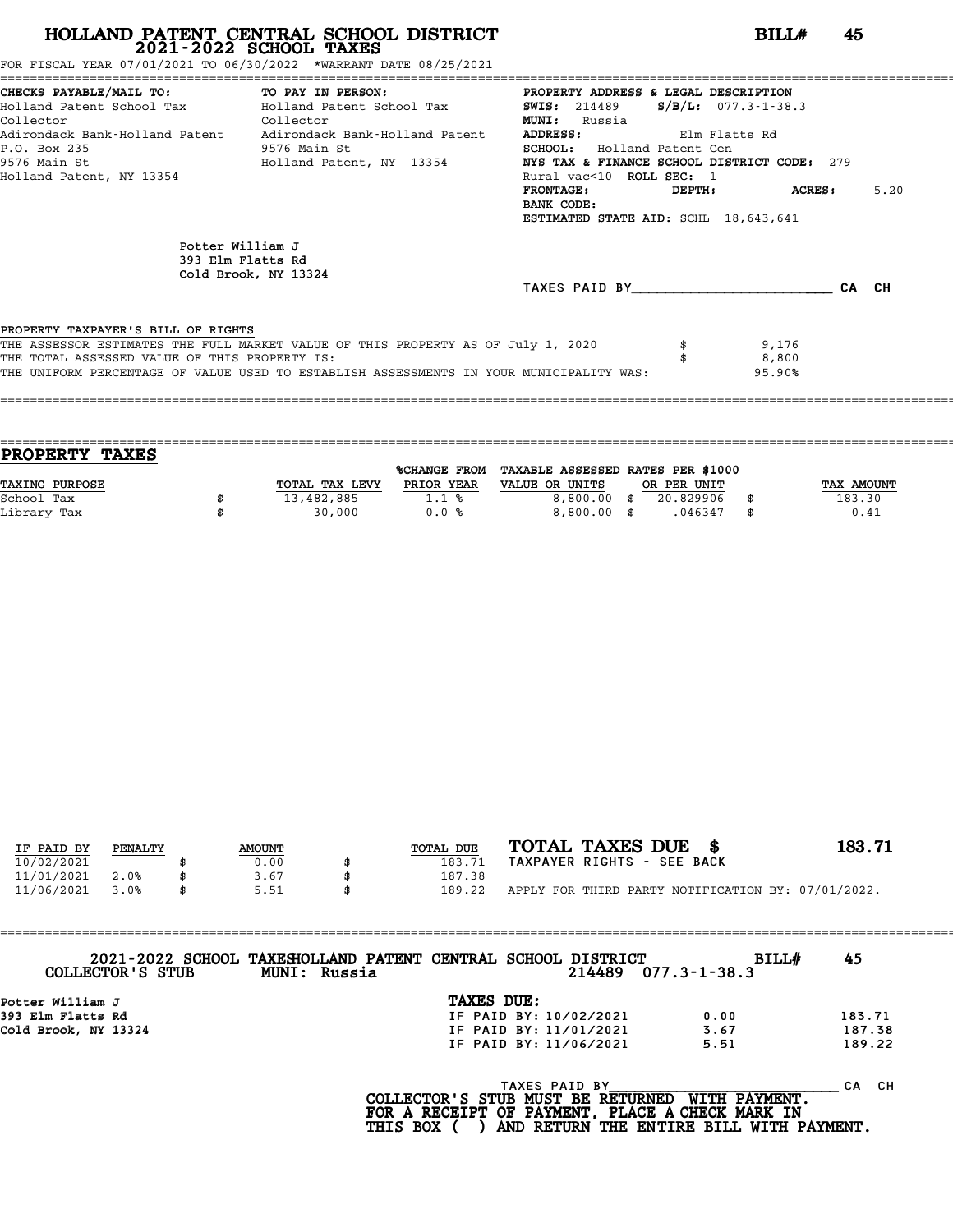# HOLLAND PATENT CENTRAL SCHOOL DISTRICT
## 2021-2022 SCHOOL TAXES

**BILL# 45**

FOR FISCAL YEAR 07/01/2021 TO 06/30/2022 *WARRANT DATE 08/25/2021

**CHECKS PAYABLE/MAIL TO:**
Holland Patent School Tax Collector
Adirondack Bank-Holland Patent
P.O. Box 235
9576 Main St
Holland Patent, NY 13354

**TO PAY IN PERSON:**
Holland Patent School Tax Collector
Adirondack Bank-Holland Patent
9576 Main St
Holland Patent, NY 13354

**PROPERTY ADDRESS & LEGAL DESCRIPTION**
**SWIS:** 214489 **S/B/L:** 077.3-1-38.3
**MUNI:** Russia
**ADDRESS:** Elm Flatts Rd
**SCHOOL:** Holland Patent Cen
**NYS TAX & FINANCE SCHOOL DISTRICT CODE:** 279
Rural vac<10 **ROLL SEC:** 1
**FRONTAGE:** **DEPTH:** **ACRES:** 5.20
**BANK CODE:**
**ESTIMATED STATE AID:** SCHL 18,643,641

Potter William J
393 Elm Flatts Rd
Cold Brook, NY 13324

TAXES PAID BY________________________ CA CH

PROPERTY TAXPAYER'S BILL OF RIGHTS
THE ASSESSOR ESTIMATES THE FULL MARKET VALUE OF THIS PROPERTY AS OF July 1, 2020 $ 9,176
THE TOTAL ASSESSED VALUE OF THIS PROPERTY IS: $ 8,800
THE UNIFORM PERCENTAGE OF VALUE USED TO ESTABLISH ASSESSMENTS IN YOUR MUNICIPALITY WAS: 95.90%

## PROPERTY TAXES

| TAXING PURPOSE | TOTAL TAX LEVY | %CHANGE FROM PRIOR YEAR | TAXABLE ASSESSED VALUE OR UNITS | RATES PER $1000 OR PER UNIT | TAX AMOUNT |
|---|---|---|---|---|---|
| School Tax | $ 13,482,885 | 1.1 % | 8,800.00 | $ 20.829906 | $ 183.30 |
| Library Tax | $ 30,000 | 0.0 % | 8,800.00 | $ .046347 | $ 0.41 |

| IF PAID BY | PENALTY | AMOUNT | TOTAL DUE |
|---|---|---|---|
| 10/02/2021 | | $ 0.00 | $ 183.71 |
| 11/01/2021 | 2.0% | $ 3.67 | $ 187.38 |
| 11/06/2021 | 3.0% | $ 5.51 | $ 189.22 |

**TOTAL TAXES DUE $ 183.71**
TAXPAYER RIGHTS - SEE BACK
APPLY FOR THIRD PARTY NOTIFICATION BY: 07/01/2022.

---

**2021-2022 SCHOOL TAXES HOLLAND PATENT CENTRAL SCHOOL DISTRICT** **BILL# 45**
**COLLECTOR'S STUB** **MUNI: Russia** 214489 077.3-1-38.3

Potter William J
393 Elm Flatts Rd
Cold Brook, NY 13324

**TAXES DUE:**

| | | |
|---|---|---|
| IF PAID BY: 10/02/2021 | 0.00 | 183.71 |
| IF PAID BY: 11/01/2021 | 3.67 | 187.38 |
| IF PAID BY: 11/06/2021 | 5.51 | 189.22 |

TAXES PAID BY______________________________ CA CH

**COLLECTOR'S STUB MUST BE RETURNED WITH PAYMENT.**
**FOR A RECEIPT OF PAYMENT, PLACE A CHECK MARK IN THIS BOX ( ) AND RETURN THE ENTIRE BILL WITH PAYMENT.**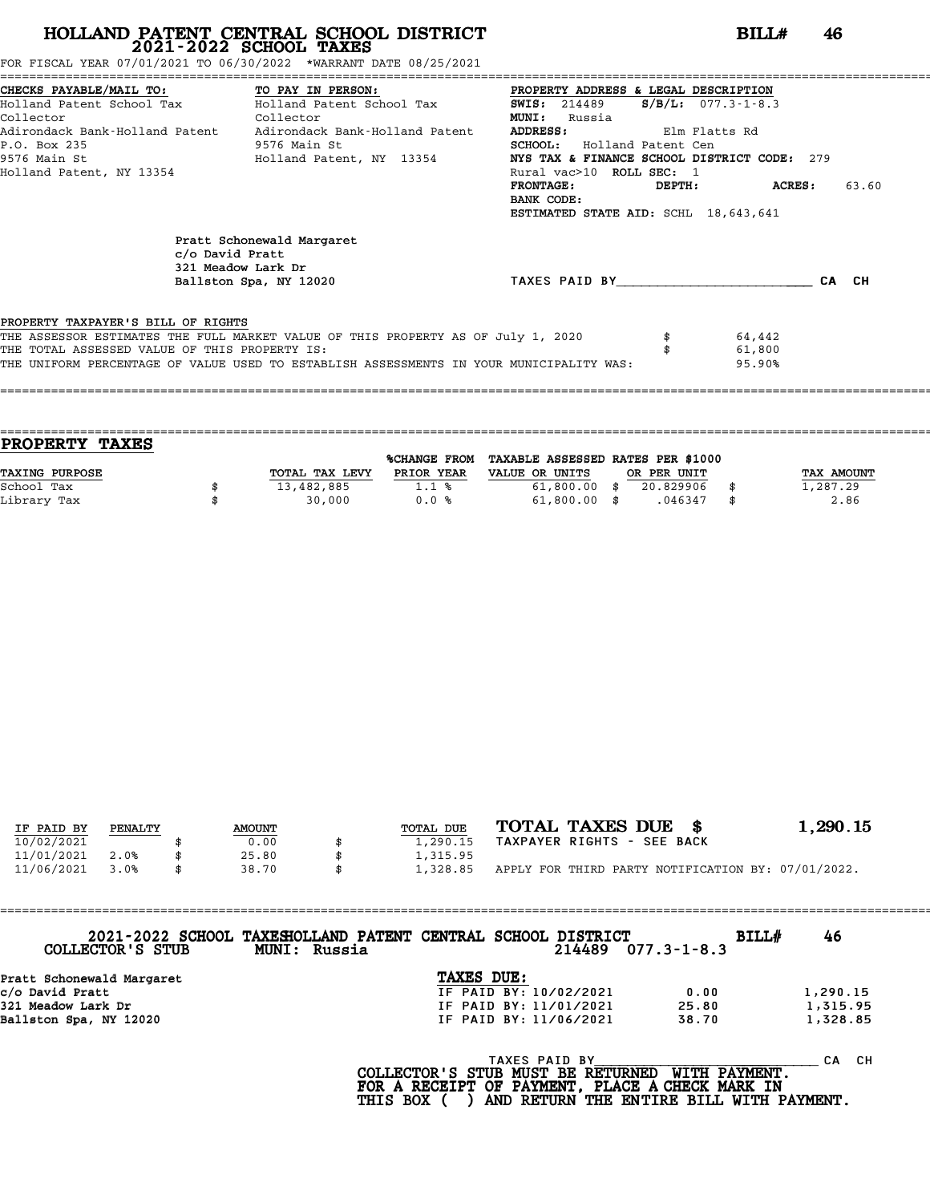# HOLLAND PATENT CENTRAL SCHOOL DISTRICT
## 2021-2022 SCHOOL TAXES

**BILL# 46**

FOR FISCAL YEAR 07/01/2021 TO 06/30/2022 *WARRANT DATE 08/25/2021

**CHECKS PAYABLE/MAIL TO:**
Holland Patent School Tax Collector
Adirondack Bank-Holland Patent
P.O. Box 235
9576 Main St
Holland Patent, NY 13354

**TO PAY IN PERSON:**
Holland Patent School Tax Collector
Adirondack Bank-Holland Patent
9576 Main St
Holland Patent, NY 13354

**PROPERTY ADDRESS & LEGAL DESCRIPTION**
**SWIS:** 214489 **S/B/L:** 077.3-1-8.3
**MUNI:** Russia
**ADDRESS:** Elm Flatts Rd
**SCHOOL:** Holland Patent Cen
**NYS TAX & FINANCE SCHOOL DISTRICT CODE:** 279
Rural vac>10 **ROLL SEC:** 1
**FRONTAGE:** **DEPTH:** **ACRES:** 63.60
**BANK CODE:**
**ESTIMATED STATE AID:** SCHL 18,643,641

Pratt Schonewald Margaret
c/o David Pratt
321 Meadow Lark Dr
Ballston Spa, NY 12020

TAXES PAID BY________________________ CA CH

PROPERTY TAXPAYER'S BILL OF RIGHTS

THE ASSESSOR ESTIMATES THE FULL MARKET VALUE OF THIS PROPERTY AS OF July 1, 2020 $ 64,442
THE TOTAL ASSESSED VALUE OF THIS PROPERTY IS: $ 61,800
THE UNIFORM PERCENTAGE OF VALUE USED TO ESTABLISH ASSESSMENTS IN YOUR MUNICIPALITY WAS: 95.90%

## PROPERTY TAXES

| TAXING PURPOSE | TOTAL TAX LEVY | %CHANGE FROM PRIOR YEAR | TAXABLE ASSESSED VALUE OR UNITS | RATES PER $1000 OR PER UNIT | TAX AMOUNT |
|---|---|---|---|---|---|
| School Tax | $ 13,482,885 | 1.1 % | 61,800.00 | $ 20.829906 | $ 1,287.29 |
| Library Tax | $ 30,000 | 0.0 % | 61,800.00 | $ .046347 | $ 2.86 |

| IF PAID BY | PENALTY | AMOUNT | TOTAL DUE |
|---|---|---|---|
| 10/02/2021 | | $ 0.00 | $ 1,290.15 |
| 11/01/2021 | 2.0% | $ 25.80 | $ 1,315.95 |
| 11/06/2021 | 3.0% | $ 38.70 | $ 1,328.85 |

**TOTAL TAXES DUE $ 1,290.15**

TAXPAYER RIGHTS - SEE BACK

APPLY FOR THIRD PARTY NOTIFICATION BY: 07/01/2022.

---

2021-2022 SCHOOL TAXES HOLLAND PATENT CENTRAL SCHOOL DISTRICT **BILL# 46**
COLLECTOR'S STUB MUNI: Russia 214489 077.3-1-8.3

Pratt Schonewald Margaret
c/o David Pratt
321 Meadow Lark Dr
Ballston Spa, NY 12020

**TAXES DUE:**

| | | |
|---|---|---|
| IF PAID BY: 10/02/2021 | 0.00 | 1,290.15 |
| IF PAID BY: 11/01/2021 | 25.80 | 1,315.95 |
| IF PAID BY: 11/06/2021 | 38.70 | 1,328.85 |

TAXES PAID BY________________________ CA CH

COLLECTOR'S STUB MUST BE RETURNED WITH PAYMENT.
FOR A RECEIPT OF PAYMENT, PLACE A CHECK MARK IN THIS BOX ( ) AND RETURN THE ENTIRE BILL WITH PAYMENT.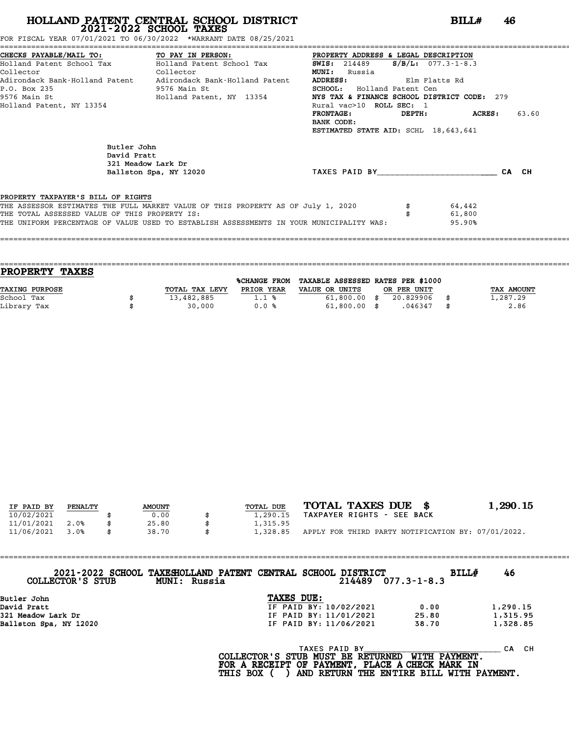# HOLLAND PATENT CENTRAL SCHOOL DISTRICT
## 2021-2022 SCHOOL TAXES

**BILL# 46**

FOR FISCAL YEAR 07/01/2021 TO 06/30/2022 *WARRANT DATE 08/25/2021

**CHECKS PAYABLE/MAIL TO:**
Holland Patent School Tax Collector
Adirondack Bank-Holland Patent
P.O. Box 235
9576 Main St
Holland Patent, NY 13354

**TO PAY IN PERSON:**
Holland Patent School Tax Collector
Adirondack Bank-Holland Patent
9576 Main St
Holland Patent, NY 13354

**PROPERTY ADDRESS & LEGAL DESCRIPTION**
**SWIS:** 214489 **S/B/L:** 077.3-1-8.3
**MUNI:** Russia
**ADDRESS:** Elm Flatts Rd
**SCHOOL:** Holland Patent Cen
**NYS TAX & FINANCE SCHOOL DISTRICT CODE:** 279
Rural vac>10 **ROLL SEC:** 1
**FRONTAGE:** **DEPTH:** **ACRES:** 63.60
**BANK CODE:**
**ESTIMATED STATE AID:** SCHL 18,643,641

Butler John
David Pratt
321 Meadow Lark Dr
Ballston Spa, NY 12020

TAXES PAID BY________________________ CA CH

PROPERTY TAXPAYER'S BILL OF RIGHTS
THE ASSESSOR ESTIMATES THE FULL MARKET VALUE OF THIS PROPERTY AS OF July 1, 2020 $ 64,442
THE TOTAL ASSESSED VALUE OF THIS PROPERTY IS: $ 61,800
THE UNIFORM PERCENTAGE OF VALUE USED TO ESTABLISH ASSESSMENTS IN YOUR MUNICIPALITY WAS: 95.90%

## PROPERTY TAXES

| TAXING PURPOSE | TOTAL TAX LEVY | %CHANGE FROM PRIOR YEAR | TAXABLE ASSESSED VALUE OR UNITS | RATES PER $1000 OR PER UNIT | TAX AMOUNT |
|---|---|---|---|---|---|
| School Tax | $ 13,482,885 | 1.1 % | 61,800.00 | $ 20.829906 | $ 1,287.29 |
| Library Tax | $ 30,000 | 0.0 % | 61,800.00 | $ .046347 | $ 2.86 |

| IF PAID BY | PENALTY | AMOUNT | TOTAL DUE |
|---|---|---|---|
| 10/02/2021 | | $ 0.00 | $ 1,290.15 |
| 11/01/2021 | 2.0% | $ 25.80 | $ 1,315.95 |
| 11/06/2021 | 3.0% | $ 38.70 | $ 1,328.85 |

**TOTAL TAXES DUE $ 1,290.15**
TAXPAYER RIGHTS - SEE BACK
APPLY FOR THIRD PARTY NOTIFICATION BY: 07/01/2022.

---

2021-2022 SCHOOL TAXES HOLLAND PATENT CENTRAL SCHOOL DISTRICT **BILL# 46**
COLLECTOR'S STUB MUNI: Russia 214489 077.3-1-8.3

**Butler John**
**David Pratt**
**321 Meadow Lark Dr**
**Ballston Spa, NY 12020**

**TAXES DUE:**

| | | |
|---|---|---|
| IF PAID BY: 10/02/2021 | 0.00 | 1,290.15 |
| IF PAID BY: 11/01/2021 | 25.80 | 1,315.95 |
| IF PAID BY: 11/06/2021 | 38.70 | 1,328.85 |

TAXES PAID BY________________________ CA CH

**COLLECTOR'S STUB MUST BE RETURNED WITH PAYMENT.**
**FOR A RECEIPT OF PAYMENT, PLACE A CHECK MARK IN**
**THIS BOX ( ) AND RETURN THE ENTIRE BILL WITH PAYMENT.**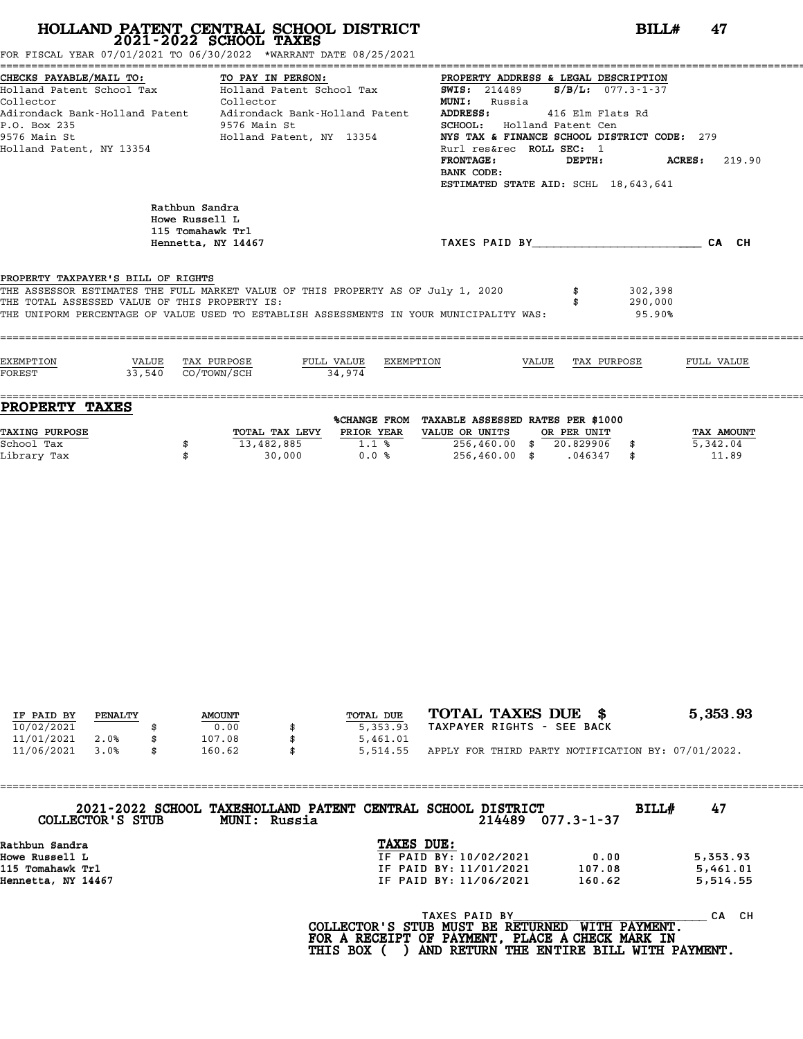# HOLLAND PATENT CENTRAL SCHOOL DISTRICT
## 2021-2022 SCHOOL TAXES

**BILL# 47**

FOR FISCAL YEAR 07/01/2021 TO 06/30/2022 *WARRANT DATE 08/25/2021

**CHECKS PAYABLE/MAIL TO:**
Holland Patent School Tax Collector
Adirondack Bank-Holland Patent
P.O. Box 235
9576 Main St
Holland Patent, NY 13354

**TO PAY IN PERSON:**
Holland Patent School Tax Collector
Adirondack Bank-Holland Patent
9576 Main St
Holland Patent, NY 13354

**PROPERTY ADDRESS & LEGAL DESCRIPTION**
**SWIS:** 214489 **S/B/L:** 077.3-1-37
**MUNI:** Russia
**ADDRESS:** 416 Elm Flats Rd
**SCHOOL:** Holland Patent Cen
**NYS TAX & FINANCE SCHOOL DISTRICT CODE:** 279
Rurl res&rec **ROLL SEC:** 1
**FRONTAGE:** **DEPTH:** **ACRES:** 219.90
**BANK CODE:**
**ESTIMATED STATE AID:** SCHL 18,643,641

Rathbun Sandra
Howe Russell L
115 Tomahawk Trl
Hennetta, NY 14467

TAXES PAID BY________________________ CA CH

**PROPERTY TAXPAYER'S BILL OF RIGHTS**

THE ASSESSOR ESTIMATES THE FULL MARKET VALUE OF THIS PROPERTY AS OF July 1, 2020 $ 302,398
THE TOTAL ASSESSED VALUE OF THIS PROPERTY IS: $ 290,000
THE UNIFORM PERCENTAGE OF VALUE USED TO ESTABLISH ASSESSMENTS IN YOUR MUNICIPALITY WAS: 95.90%

| EXEMPTION | VALUE | TAX PURPOSE | FULL VALUE | EXEMPTION | VALUE | TAX PURPOSE | FULL VALUE |
|---|---|---|---|---|---|---|---|
| FOREST | 33,540 | CO/TOWN/SCH | 34,974 | | | | |

## PROPERTY TAXES

| TAXING PURPOSE | TOTAL TAX LEVY | %CHANGE FROM PRIOR YEAR | TAXABLE ASSESSED VALUE OR UNITS | RATES PER $1000 OR PER UNIT | TAX AMOUNT |
|---|---|---|---|---|---|
| School Tax | $ 13,482,885 | 1.1 % | 256,460.00 | $ 20.829906 | $ 5,342.04 |
| Library Tax | $ 30,000 | 0.0 % | 256,460.00 | $ .046347 | $ 11.89 |

| IF PAID BY | PENALTY | AMOUNT | TOTAL DUE |
|---|---|---|---|
| 10/02/2021 | | $ 0.00 | $ 5,353.93 |
| 11/01/2021 | 2.0% | $ 107.08 | $ 5,461.01 |
| 11/06/2021 | 3.0% | $ 160.62 | $ 5,514.55 |

**TOTAL TAXES DUE $ 5,353.93**
TAXPAYER RIGHTS - SEE BACK
APPLY FOR THIRD PARTY NOTIFICATION BY: 07/01/2022.

---

**2021-2022 SCHOOL TAXES HOLLAND PATENT CENTRAL SCHOOL DISTRICT** **BILL# 47**
**COLLECTOR'S STUB** **MUNI: Russia** **214489 077.3-1-37**

Rathbun Sandra
Howe Russell L
115 Tomahawk Trl
Hennetta, NY 14467

**TAXES DUE:**

| | | |
|---|---|---|
| IF PAID BY: 10/02/2021 | 0.00 | 5,353.93 |
| IF PAID BY: 11/01/2021 | 107.08 | 5,461.01 |
| IF PAID BY: 11/06/2021 | 160.62 | 5,514.55 |

TAXES PAID BY______________________________ CA CH

**COLLECTOR'S STUB MUST BE RETURNED WITH PAYMENT.**
**FOR A RECEIPT OF PAYMENT, PLACE A CHECK MARK IN**
**THIS BOX ( ) AND RETURN THE ENTIRE BILL WITH PAYMENT.**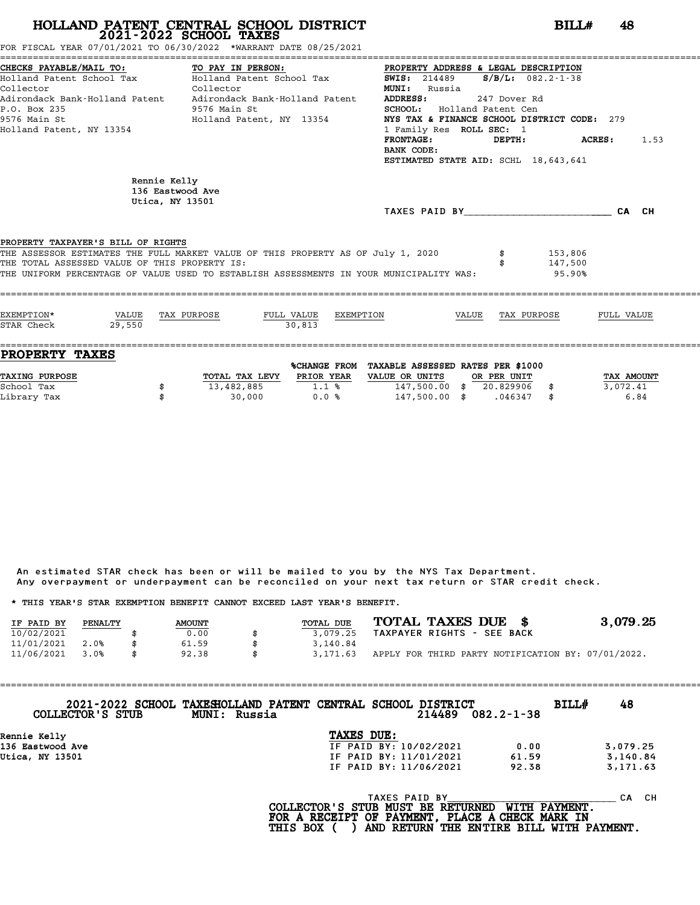# HOLLAND PATENT CENTRAL SCHOOL DISTRICT
## 2021-2022 SCHOOL TAXES

**BILL# 48**

FOR FISCAL YEAR 07/01/2021 TO 06/30/2022 *WARRANT DATE 08/25/2021

| CHECKS PAYABLE/MAIL TO: | TO PAY IN PERSON: | PROPERTY ADDRESS & LEGAL DESCRIPTION |
|---|---|---|
| Holland Patent School Tax | Holland Patent School Tax | **SWIS:** 214489 **S/B/L:** 082.2-1-38 |
| Collector | Collector | **MUNI:** Russia |
| Adirondack Bank-Holland Patent | Adirondack Bank-Holland Patent | **ADDRESS:** 247 Dover Rd |
| P.O. Box 235 | 9576 Main St | **SCHOOL:** Holland Patent Cen |
| 9576 Main St | Holland Patent, NY 13354 | **NYS TAX & FINANCE SCHOOL DISTRICT CODE:** 279 |
| Holland Patent, NY 13354 | | 1 Family Res **ROLL SEC:** 1 |
| | | **FRONTAGE:** **DEPTH:** **ACRES:** 1.53 |
| | | **BANK CODE:** |
| | | **ESTIMATED STATE AID:** SCHL 18,643,641 |

Rennie Kelly
136 Eastwood Ave
Utica, NY 13501

TAXES PAID BY________________________ CA CH

**PROPERTY TAXPAYER'S BILL OF RIGHTS**

THE ASSESSOR ESTIMATES THE FULL MARKET VALUE OF THIS PROPERTY AS OF July 1, 2020 $ 153,806
THE TOTAL ASSESSED VALUE OF THIS PROPERTY IS: $ 147,500
THE UNIFORM PERCENTAGE OF VALUE USED TO ESTABLISH ASSESSMENTS IN YOUR MUNICIPALITY WAS: 95.90%

| EXEMPTION* | VALUE | TAX PURPOSE | FULL VALUE | EXEMPTION | VALUE | TAX PURPOSE | FULL VALUE |
|---|---|---|---|---|---|---|---|
| STAR Check | 29,550 | | 30,813 | | | | |

## PROPERTY TAXES

| TAXING PURPOSE | | TOTAL TAX LEVY | %CHANGE FROM PRIOR YEAR | TAXABLE ASSESSED VALUE OR UNITS | | RATES PER $1000 OR PER UNIT | | TAX AMOUNT |
|---|---|---|---|---|---|---|---|---|
| School Tax | $ | 13,482,885 | 1.1 % | 147,500.00 | $ | 20.829906 | $ | 3,072.41 |
| Library Tax | $ | 30,000 | 0.0 % | 147,500.00 | $ | .046347 | $ | 6.84 |

An estimated STAR check has been or will be mailed to you by the NYS Tax Department.
Any overpayment or underpayment can be reconciled on your next tax return or STAR credit check.

* THIS YEAR'S STAR EXEMPTION BENEFIT CANNOT EXCEED LAST YEAR'S BENEFIT.

| IF PAID BY | PENALTY | | AMOUNT | | TOTAL DUE |
|---|---|---|---|---|---|
| 10/02/2021 | | $ | 0.00 | $ | 3,079.25 |
| 11/01/2021 | 2.0% | $ | 61.59 | $ | 3,140.84 |
| 11/06/2021 | 3.0% | $ | 92.38 | $ | 3,171.63 |

**TOTAL TAXES DUE $ 3,079.25**

TAXPAYER RIGHTS - SEE BACK

APPLY FOR THIRD PARTY NOTIFICATION BY: 07/01/2022.

---

**2021-2022 SCHOOL TAXES HOLLAND PATENT CENTRAL SCHOOL DISTRICT** **BILL# 48**

**COLLECTOR'S STUB** **MUNI: Russia** **214489 082.2-1-38**

**Rennie Kelly**
**136 Eastwood Ave**
**Utica, NY 13501**

**TAXES DUE:**

| | | |
|---|---|---|
| IF PAID BY: 10/02/2021 | 0.00 | 3,079.25 |
| IF PAID BY: 11/01/2021 | 61.59 | 3,140.84 |
| IF PAID BY: 11/06/2021 | 92.38 | 3,171.63 |

TAXES PAID BY____________________________ CA CH

**COLLECTOR'S STUB MUST BE RETURNED WITH PAYMENT.**
**FOR A RECEIPT OF PAYMENT, PLACE A CHECK MARK IN**
**THIS BOX ( ) AND RETURN THE ENTIRE BILL WITH PAYMENT.**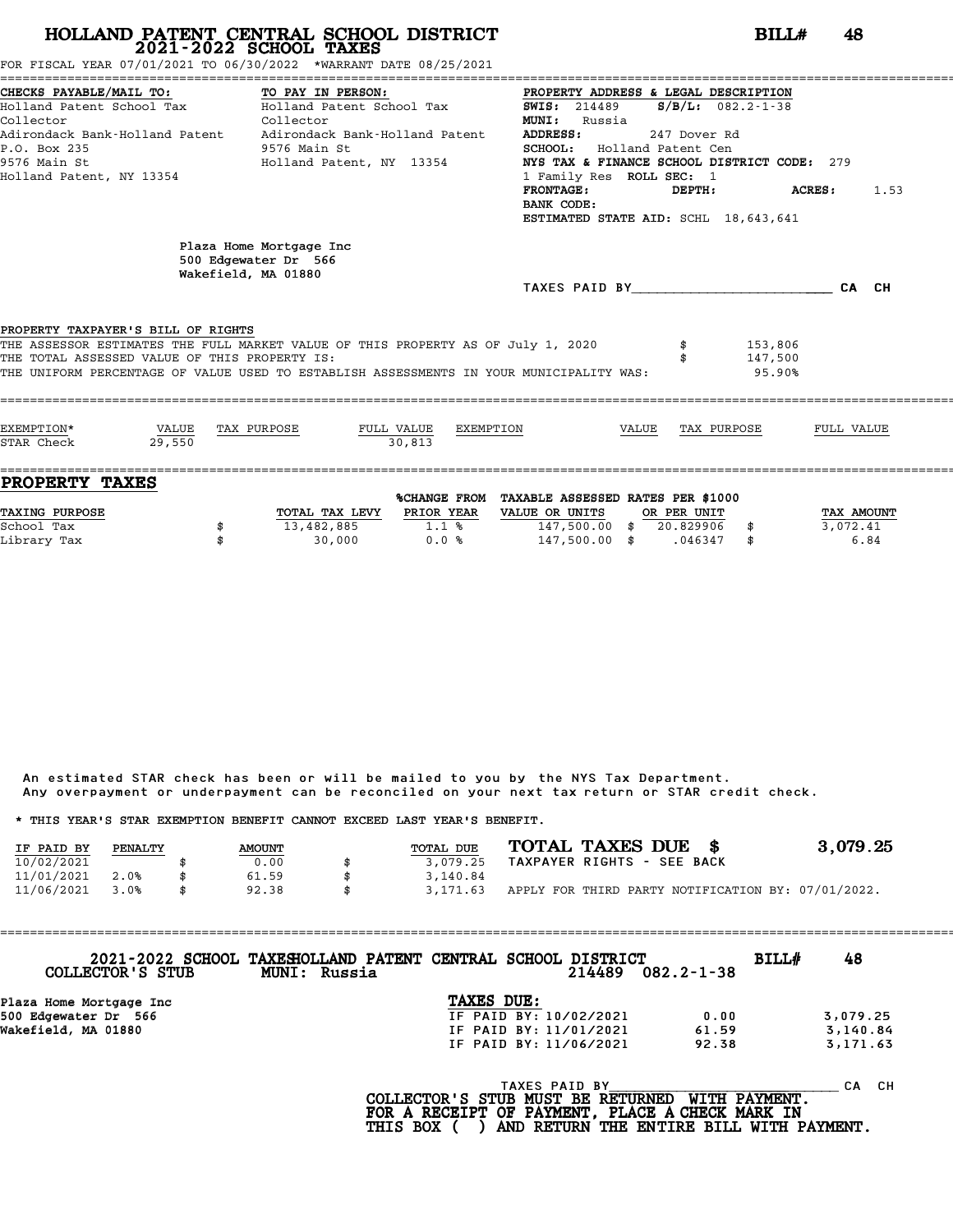# HOLLAND PATENT CENTRAL SCHOOL DISTRICT
## 2021-2022 SCHOOL TAXES

**BILL# 48**

FOR FISCAL YEAR 07/01/2021 TO 06/30/2022 *WARRANT DATE 08/25/2021

| CHECKS PAYABLE/MAIL TO: | TO PAY IN PERSON: | PROPERTY ADDRESS & LEGAL DESCRIPTION |
|---|---|---|
| Holland Patent School Tax | Holland Patent School Tax | **SWIS:** 214489 **S/B/L:** 082.2-1-38 |
| Collector | Collector | **MUNI:** Russia |
| Adirondack Bank-Holland Patent | Adirondack Bank-Holland Patent | **ADDRESS:** 247 Dover Rd |
| P.O. Box 235 | 9576 Main St | **SCHOOL:** Holland Patent Cen |
| 9576 Main St | Holland Patent, NY 13354 | **NYS TAX & FINANCE SCHOOL DISTRICT CODE:** 279 |
| Holland Patent, NY 13354 | | 1 Family Res **ROLL SEC:** 1 |
| | | **FRONTAGE:** **DEPTH:** **ACRES:** 1.53 |
| | | **BANK CODE:** |
| | | **ESTIMATED STATE AID:** SCHL 18,643,641 |

Plaza Home Mortgage Inc
500 Edgewater Dr 566
Wakefield, MA 01880

TAXES PAID BY________________________ CA CH

**PROPERTY TAXPAYER'S BILL OF RIGHTS**

THE ASSESSOR ESTIMATES THE FULL MARKET VALUE OF THIS PROPERTY AS OF July 1, 2020 $ 153,806
THE TOTAL ASSESSED VALUE OF THIS PROPERTY IS: $ 147,500
THE UNIFORM PERCENTAGE OF VALUE USED TO ESTABLISH ASSESSMENTS IN YOUR MUNICIPALITY WAS: 95.90%

| EXEMPTION* | VALUE | TAX PURPOSE | FULL VALUE | EXEMPTION | VALUE | TAX PURPOSE | FULL VALUE |
|---|---|---|---|---|---|---|---|
| STAR Check | 29,550 | | 30,813 | | | | |

## PROPERTY TAXES

| TAXING PURPOSE | | TOTAL TAX LEVY | %CHANGE FROM PRIOR YEAR | TAXABLE ASSESSED VALUE OR UNITS | | RATES PER $1000 OR PER UNIT | | TAX AMOUNT |
|---|---|---|---|---|---|---|---|---|
| School Tax | $ | 13,482,885 | 1.1 % | 147,500.00 | $ | 20.829906 | $ | 3,072.41 |
| Library Tax | $ | 30,000 | 0.0 % | 147,500.00 | $ | .046347 | $ | 6.84 |

An estimated STAR check has been or will be mailed to you by the NYS Tax Department.
Any overpayment or underpayment can be reconciled on your next tax return or STAR credit check.

* THIS YEAR'S STAR EXEMPTION BENEFIT CANNOT EXCEED LAST YEAR'S BENEFIT.

| IF PAID BY | PENALTY | | AMOUNT | | TOTAL DUE |
|---|---|---|---|---|---|
| 10/02/2021 | | $ | 0.00 | $ | 3,079.25 |
| 11/01/2021 | 2.0% | $ | 61.59 | $ | 3,140.84 |
| 11/06/2021 | 3.0% | $ | 92.38 | $ | 3,171.63 |

**TOTAL TAXES DUE $ 3,079.25**

TAXPAYER RIGHTS - SEE BACK

APPLY FOR THIRD PARTY NOTIFICATION BY: 07/01/2022.

---

**2021-2022 SCHOOL TAXES HOLLAND PATENT CENTRAL SCHOOL DISTRICT** **BILL# 48**
**COLLECTOR'S STUB** **MUNI: Russia** **214489 082.2-1-38**

Plaza Home Mortgage Inc
500 Edgewater Dr 566
Wakefield, MA 01880

**TAXES DUE:**

| | | |
|---|---|---|
| IF PAID BY: 10/02/2021 | 0.00 | 3,079.25 |
| IF PAID BY: 11/01/2021 | 61.59 | 3,140.84 |
| IF PAID BY: 11/06/2021 | 92.38 | 3,171.63 |

TAXES PAID BY______________________________ CA CH

**COLLECTOR'S STUB MUST BE RETURNED WITH PAYMENT.**
**FOR A RECEIPT OF PAYMENT, PLACE A CHECK MARK IN**
**THIS BOX ( ) AND RETURN THE ENTIRE BILL WITH PAYMENT.**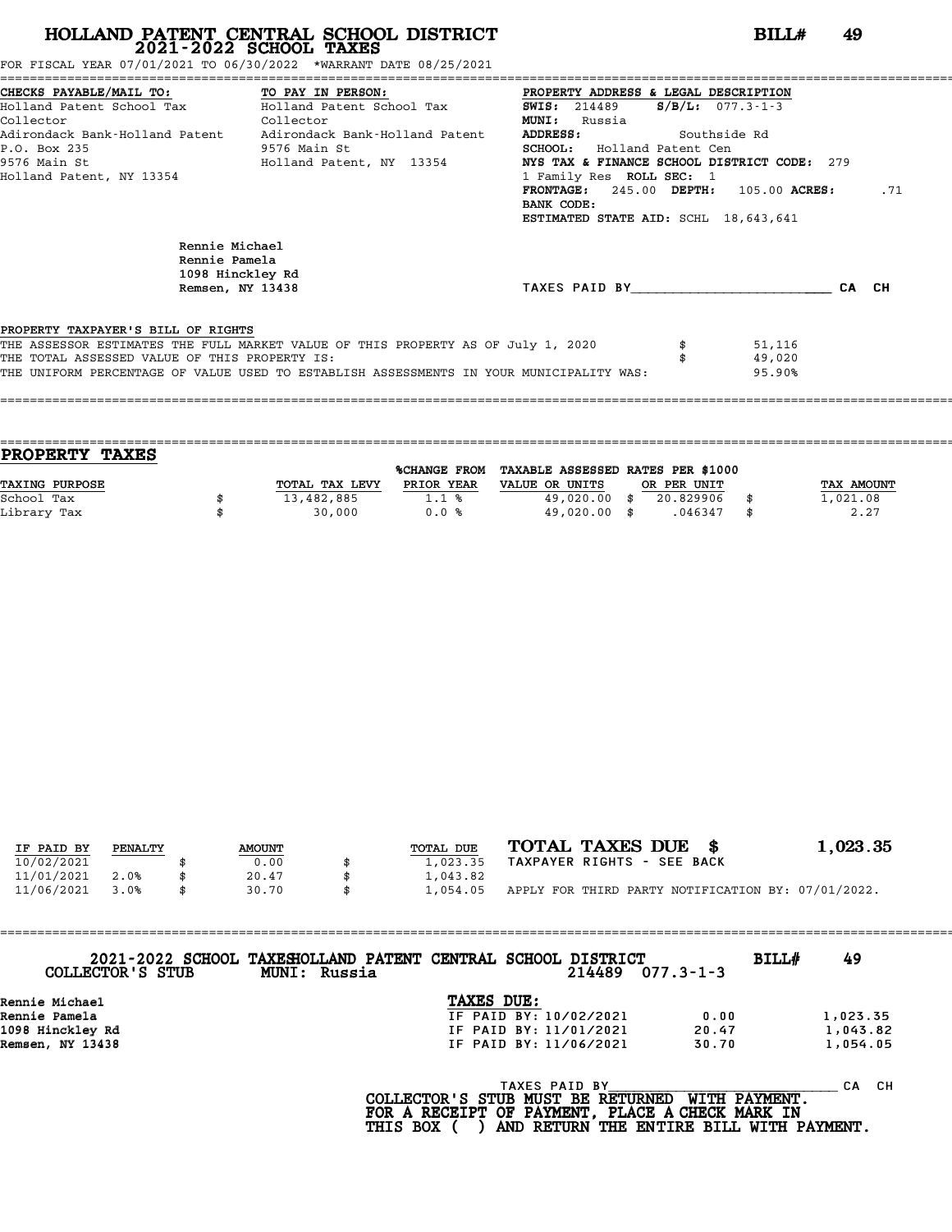# HOLLAND PATENT CENTRAL SCHOOL DISTRICT
## 2021-2022 SCHOOL TAXES

**BILL# 49**

FOR FISCAL YEAR 07/01/2021 TO 06/30/2022 *WARRANT DATE 08/25/2021

| CHECKS PAYABLE/MAIL TO: | TO PAY IN PERSON: | PROPERTY ADDRESS & LEGAL DESCRIPTION |
|---|---|---|
| Holland Patent School Tax Collector | Holland Patent School Tax Collector | SWIS: 214489 S/B/L: 077.3-1-3 |
| Adirondack Bank-Holland Patent | Adirondack Bank-Holland Patent | MUNI: Russia |
| P.O. Box 235 | 9576 Main St | ADDRESS: Southside Rd |
| 9576 Main St | Holland Patent, NY 13354 | SCHOOL: Holland Patent Cen |
| Holland Patent, NY 13354 | | NYS TAX & FINANCE SCHOOL DISTRICT CODE: 279 |
| | | 1 Family Res ROLL SEC: 1 |
| | | FRONTAGE: 245.00 DEPTH: 105.00 ACRES: .71 |
| | | BANK CODE: |
| | | ESTIMATED STATE AID: SCHL 18,643,641 |

Rennie Michael
Rennie Pamela
1098 Hinckley Rd
Remsen, NY 13438

TAXES PAID BY\_\_\_\_\_\_\_\_\_\_\_\_\_\_\_\_\_\_\_\_\_\_\_\_ CA CH

**PROPERTY TAXPAYER'S BILL OF RIGHTS**

THE ASSESSOR ESTIMATES THE FULL MARKET VALUE OF THIS PROPERTY AS OF July 1, 2020 $ 51,116
THE TOTAL ASSESSED VALUE OF THIS PROPERTY IS: $ 49,020
THE UNIFORM PERCENTAGE OF VALUE USED TO ESTABLISH ASSESSMENTS IN YOUR MUNICIPALITY WAS: 95.90%

## PROPERTY TAXES

| TAXING PURPOSE | TOTAL TAX LEVY | %CHANGE FROM PRIOR YEAR | TAXABLE ASSESSED VALUE OR UNITS | RATES PER $1000 OR PER UNIT | TAX AMOUNT |
|---|---|---|---|---|---|
| School Tax | $ 13,482,885 | 1.1 % | 49,020.00 | $ 20.829906 | $ 1,021.08 |
| Library Tax | $ 30,000 | 0.0 % | 49,020.00 | $ .046347 | $ 2.27 |

| IF PAID BY | PENALTY | AMOUNT | TOTAL DUE |
|---|---|---|---|
| 10/02/2021 | | $ 0.00 | $ 1,023.35 |
| 11/01/2021 | 2.0% | $ 20.47 | $ 1,043.82 |
| 11/06/2021 | 3.0% | $ 30.70 | $ 1,054.05 |

**TOTAL TAXES DUE $ 1,023.35**

TAXPAYER RIGHTS - SEE BACK

APPLY FOR THIRD PARTY NOTIFICATION BY: 07/01/2022.

---

**2021-2022 SCHOOL TAXES HOLLAND PATENT CENTRAL SCHOOL DISTRICT** BILL# 49
COLLECTOR'S STUB MUNI: Russia 214489 077.3-1-3

Rennie Michael
Rennie Pamela
1098 Hinckley Rd
Remsen, NY 13438

**TAXES DUE:**

| | | |
|---|---|---|
| IF PAID BY: 10/02/2021 | 0.00 | 1,023.35 |
| IF PAID BY: 11/01/2021 | 20.47 | 1,043.82 |
| IF PAID BY: 11/06/2021 | 30.70 | 1,054.05 |

TAXES PAID BY\_\_\_\_\_\_\_\_\_\_\_\_\_\_\_\_\_\_\_\_\_\_\_\_ CA CH

**COLLECTOR'S STUB MUST BE RETURNED WITH PAYMENT. FOR A RECEIPT OF PAYMENT, PLACE A CHECK MARK IN THIS BOX ( ) AND RETURN THE ENTIRE BILL WITH PAYMENT.**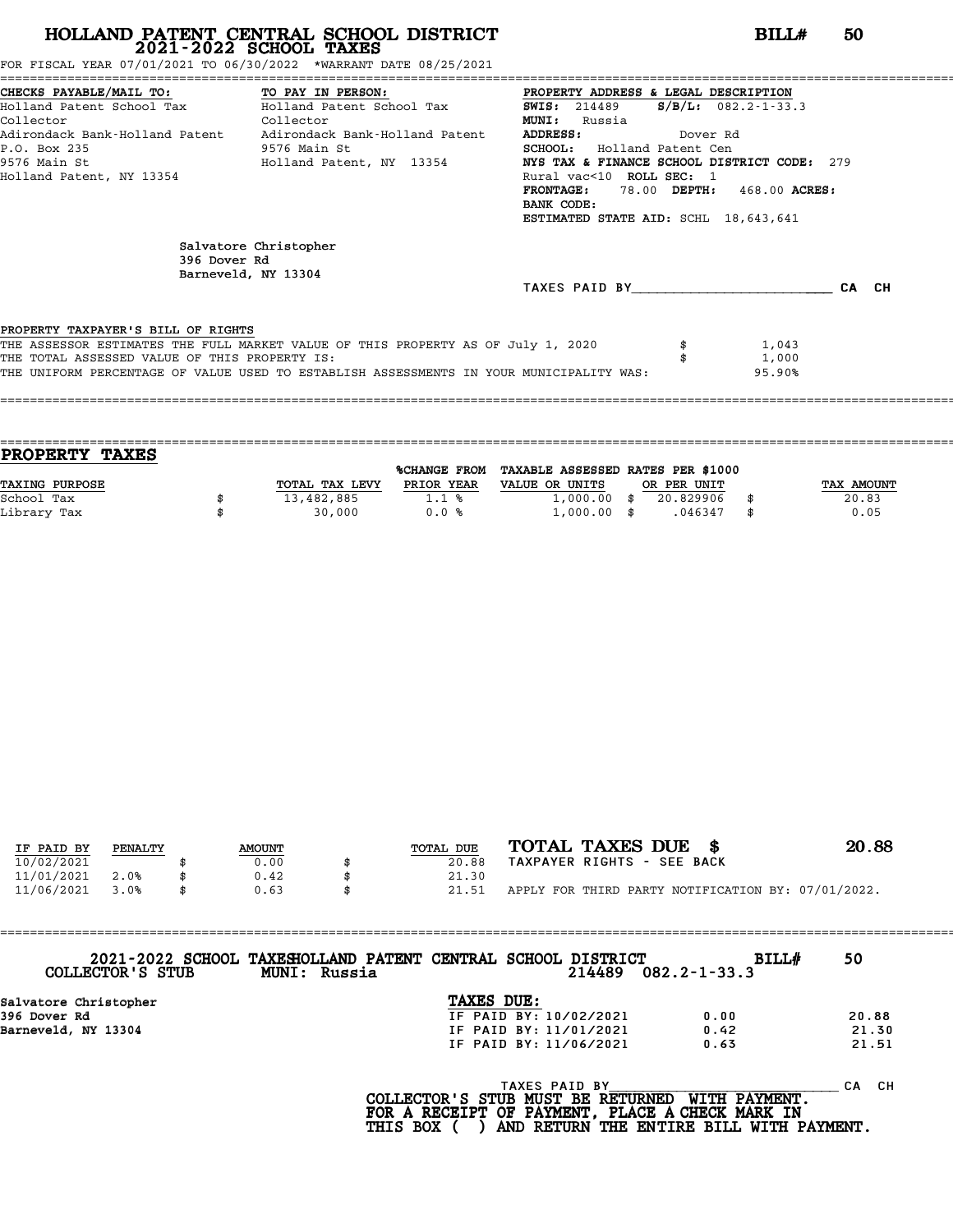# HOLLAND PATENT CENTRAL SCHOOL DISTRICT
## 2021-2022 SCHOOL TAXES

**BILL# 50**

FOR FISCAL YEAR 07/01/2021 TO 06/30/2022 *WARRANT DATE 08/25/2021

**CHECKS PAYABLE/MAIL TO:**
Holland Patent School Tax Collector
Adirondack Bank-Holland Patent
P.O. Box 235
9576 Main St
Holland Patent, NY 13354

**TO PAY IN PERSON:**
Holland Patent School Tax Collector
Adirondack Bank-Holland Patent
9576 Main St
Holland Patent, NY 13354

**PROPERTY ADDRESS & LEGAL DESCRIPTION**
**SWIS:** 214489 **S/B/L:** 082.2-1-33.3
**MUNI:** Russia
**ADDRESS:** Dover Rd
**SCHOOL:** Holland Patent Cen
**NYS TAX & FINANCE SCHOOL DISTRICT CODE:** 279
Rural vac<10 **ROLL SEC:** 1
**FRONTAGE:** 78.00 **DEPTH:** 468.00 **ACRES:**
**BANK CODE:**
**ESTIMATED STATE AID:** SCHL 18,643,641

Salvatore Christopher
396 Dover Rd
Barneveld, NY 13304

TAXES PAID BY________________________ CA CH

PROPERTY TAXPAYER'S BILL OF RIGHTS

| | | |
|---|---|---|
| THE ASSESSOR ESTIMATES THE FULL MARKET VALUE OF THIS PROPERTY AS OF July 1, 2020 | $ | 1,043 |
| THE TOTAL ASSESSED VALUE OF THIS PROPERTY IS: | $ | 1,000 |
| THE UNIFORM PERCENTAGE OF VALUE USED TO ESTABLISH ASSESSMENTS IN YOUR MUNICIPALITY WAS: | | 95.90% |

## PROPERTY TAXES

| TAXING PURPOSE | | TOTAL TAX LEVY | %CHANGE FROM PRIOR YEAR | TAXABLE ASSESSED VALUE OR UNITS | | RATES PER $1000 OR PER UNIT | | TAX AMOUNT |
|---|---|---|---|---|---|---|---|---|
| School Tax | $ | 13,482,885 | 1.1 % | 1,000.00 | $ | 20.829906 | $ | 20.83 |
| Library Tax | $ | 30,000 | 0.0 % | 1,000.00 | $ | .046347 | $ | 0.05 |

| IF PAID BY | PENALTY | | AMOUNT | | TOTAL DUE |
|---|---|---|---|---|---|
| 10/02/2021 | | $ | 0.00 | $ | 20.88 |
| 11/01/2021 | 2.0% | $ | 0.42 | $ | 21.30 |
| 11/06/2021 | 3.0% | $ | 0.63 | $ | 21.51 |

**TOTAL TAXES DUE $ 20.88**
TAXPAYER RIGHTS - SEE BACK
APPLY FOR THIRD PARTY NOTIFICATION BY: 07/01/2022.

2021-2022 SCHOOL TAXES HOLLAND PATENT CENTRAL SCHOOL DISTRICT **BILL# 50**
COLLECTOR'S STUB MUNI: Russia 214489 082.2-1-33.3

Salvatore Christopher
396 Dover Rd
Barneveld, NY 13304

**TAXES DUE:**

| | | |
|---|---|---|
| IF PAID BY: 10/02/2021 | 0.00 | 20.88 |
| IF PAID BY: 11/01/2021 | 0.42 | 21.30 |
| IF PAID BY: 11/06/2021 | 0.63 | 21.51 |

TAXES PAID BY______________________________ CA CH

COLLECTOR'S STUB MUST BE RETURNED WITH PAYMENT.
FOR A RECEIPT OF PAYMENT, PLACE A CHECK MARK IN
THIS BOX ( ) AND RETURN THE ENTIRE BILL WITH PAYMENT.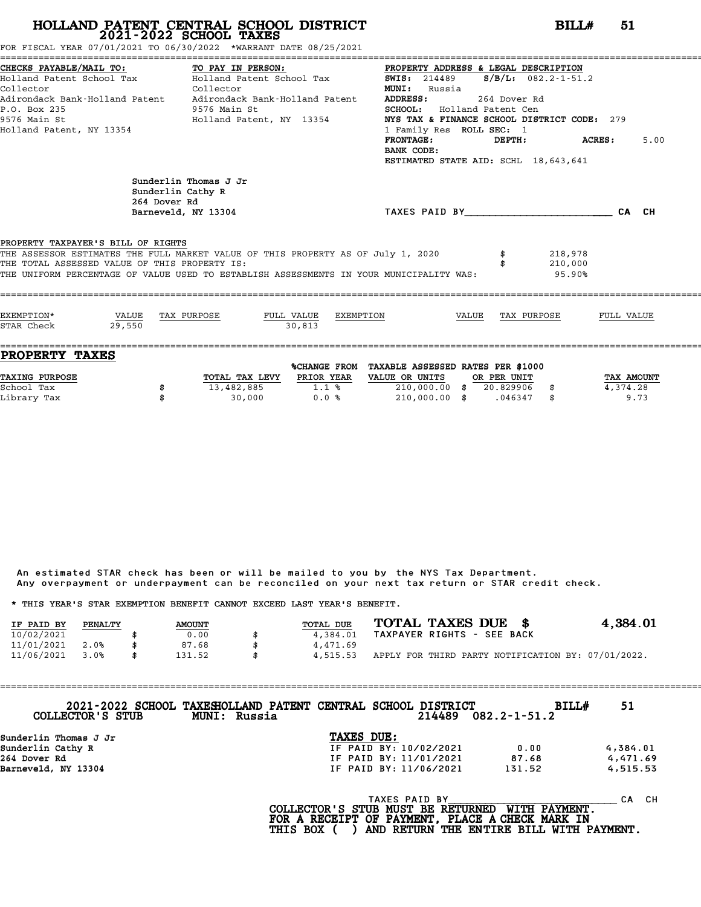# HOLLAND PATENT CENTRAL SCHOOL DISTRICT
## 2021-2022 SCHOOL TAXES

**BILL# 51**

FOR FISCAL YEAR 07/01/2021 TO 06/30/2022 *WARRANT DATE 08/25/2021

| CHECKS PAYABLE/MAIL TO: | TO PAY IN PERSON: | PROPERTY ADDRESS & LEGAL DESCRIPTION |
|---|---|---|
| Holland Patent School Tax | Holland Patent School Tax | SWIS: 214489 S/B/L: 082.2-1-51.2 |
| Collector | Collector | MUNI: Russia |
| Adirondack Bank-Holland Patent | Adirondack Bank-Holland Patent | ADDRESS: 264 Dover Rd |
| P.O. Box 235 | 9576 Main St | SCHOOL: Holland Patent Cen |
| 9576 Main St | Holland Patent, NY 13354 | NYS TAX & FINANCE SCHOOL DISTRICT CODE: 279 |
| Holland Patent, NY 13354 | | 1 Family Res ROLL SEC: 1 |
| | | FRONTAGE: DEPTH: ACRES: 5.00 |
| | | BANK CODE: |
| | | ESTIMATED STATE AID: SCHL 18,643,641 |

Sunderlin Thomas J Jr
Sunderlin Cathy R
264 Dover Rd
Barneveld, NY 13304

TAXES PAID BY________________________ CA CH

PROPERTY TAXPAYER'S BILL OF RIGHTS

THE ASSESSOR ESTIMATES THE FULL MARKET VALUE OF THIS PROPERTY AS OF July 1, 2020 $ 218,978
THE TOTAL ASSESSED VALUE OF THIS PROPERTY IS: $ 210,000
THE UNIFORM PERCENTAGE OF VALUE USED TO ESTABLISH ASSESSMENTS IN YOUR MUNICIPALITY WAS: 95.90%

| EXEMPTION* | VALUE | TAX PURPOSE | FULL VALUE | EXEMPTION | VALUE | TAX PURPOSE | FULL VALUE |
|---|---|---|---|---|---|---|---|
| STAR Check | 29,550 | | 30,813 | | | | |

## PROPERTY TAXES

| TAXING PURPOSE | | TOTAL TAX LEVY | %CHANGE FROM PRIOR YEAR | TAXABLE ASSESSED VALUE OR UNITS | RATES PER $1000 OR PER UNIT | | TAX AMOUNT |
|---|---|---|---|---|---|---|---|
| School Tax | $ | 13,482,885 | 1.1 % | 210,000.00 $ | 20.829906 | $ | 4,374.28 |
| Library Tax | $ | 30,000 | 0.0 % | 210,000.00 $ | .046347 | $ | 9.73 |

An estimated STAR check has been or will be mailed to you by the NYS Tax Department.
Any overpayment or underpayment can be reconciled on your next tax return or STAR credit check.

* THIS YEAR'S STAR EXEMPTION BENEFIT CANNOT EXCEED LAST YEAR'S BENEFIT.

| IF PAID BY | PENALTY | | AMOUNT | | TOTAL DUE |
|---|---|---|---|---|---|
| 10/02/2021 | | $ | 0.00 | $ | 4,384.01 |
| 11/01/2021 | 2.0% | $ | 87.68 | $ | 4,471.69 |
| 11/06/2021 | 3.0% | $ | 131.52 | $ | 4,515.53 |

**TOTAL TAXES DUE $ 4,384.01**

TAXPAYER RIGHTS - SEE BACK

APPLY FOR THIRD PARTY NOTIFICATION BY: 07/01/2022.

---

**2021-2022 SCHOOL TAXES HOLLAND PATENT CENTRAL SCHOOL DISTRICT BILL# 51**

**COLLECTOR'S STUB MUNI: Russia 214489 082.2-1-51.2**

Sunderlin Thomas J Jr
Sunderlin Cathy R
264 Dover Rd
Barneveld, NY 13304

**TAXES DUE:**

| | | |
|---|---|---|
| IF PAID BY: 10/02/2021 | 0.00 | 4,384.01 |
| IF PAID BY: 11/01/2021 | 87.68 | 4,471.69 |
| IF PAID BY: 11/06/2021 | 131.52 | 4,515.53 |

TAXES PAID BY________________________ CA CH

**COLLECTOR'S STUB MUST BE RETURNED WITH PAYMENT.**
**FOR A RECEIPT OF PAYMENT, PLACE A CHECK MARK IN THIS BOX ( ) AND RETURN THE ENTIRE BILL WITH PAYMENT.**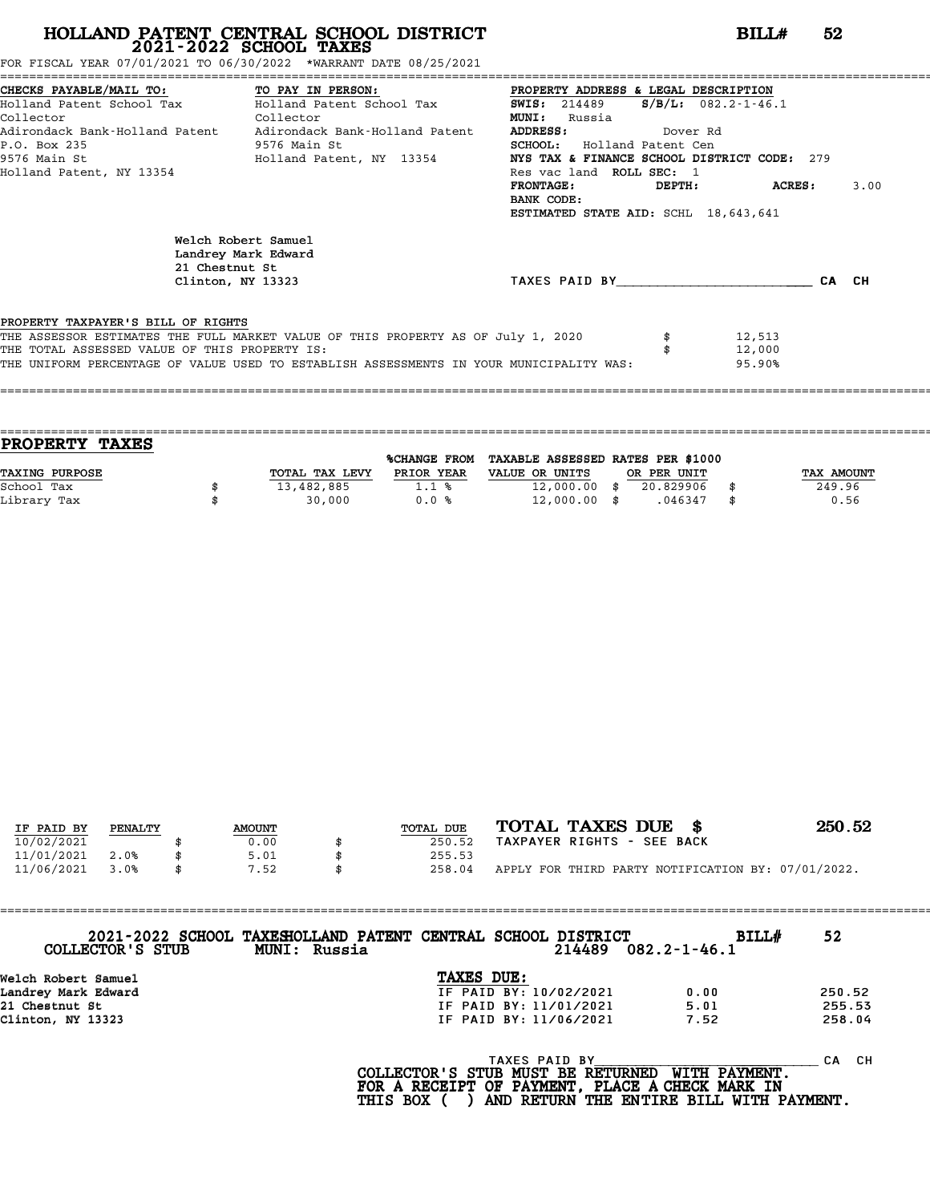# HOLLAND PATENT CENTRAL SCHOOL DISTRICT
## 2021-2022 SCHOOL TAXES

**BILL# 52**

FOR FISCAL YEAR 07/01/2021 TO 06/30/2022 *WARRANT DATE 08/25/2021

**CHECKS PAYABLE/MAIL TO:**
Holland Patent School Tax Collector
Adirondack Bank-Holland Patent
P.O. Box 235
9576 Main St
Holland Patent, NY 13354

**TO PAY IN PERSON:**
Holland Patent School Tax Collector
Adirondack Bank-Holland Patent
9576 Main St
Holland Patent, NY 13354

**PROPERTY ADDRESS & LEGAL DESCRIPTION**
**SWIS:** 214489 **S/B/L:** 082.2-1-46.1
**MUNI:** Russia
**ADDRESS:** Dover Rd
**SCHOOL:** Holland Patent Cen
**NYS TAX & FINANCE SCHOOL DISTRICT CODE:** 279
Res vac land **ROLL SEC:** 1
**FRONTAGE:** **DEPTH:** **ACRES:** 3.00
**BANK CODE:**
**ESTIMATED STATE AID:** SCHL 18,643,641

Welch Robert Samuel
Landrey Mark Edward
21 Chestnut St
Clinton, NY 13323

TAXES PAID BY________________________ CA CH

PROPERTY TAXPAYER'S BILL OF RIGHTS

| | | |
|---|---|---|
| THE ASSESSOR ESTIMATES THE FULL MARKET VALUE OF THIS PROPERTY AS OF July 1, 2020 | $ | 12,513 |
| THE TOTAL ASSESSED VALUE OF THIS PROPERTY IS: | $ | 12,000 |
| THE UNIFORM PERCENTAGE OF VALUE USED TO ESTABLISH ASSESSMENTS IN YOUR MUNICIPALITY WAS: | | 95.90% |

## PROPERTY TAXES

| TAXING PURPOSE | | TOTAL TAX LEVY | %CHANGE FROM PRIOR YEAR | TAXABLE ASSESSED VALUE OR UNITS | | RATES PER $1000 OR PER UNIT | | TAX AMOUNT |
|---|---|---|---|---|---|---|---|---|
| School Tax | $ | 13,482,885 | 1.1 % | 12,000.00 | $ | 20.829906 | $ | 249.96 |
| Library Tax | $ | 30,000 | 0.0 % | 12,000.00 | $ | .046347 | $ | 0.56 |

| IF PAID BY | PENALTY | | AMOUNT | | TOTAL DUE |
|---|---|---|---|---|---|
| 10/02/2021 | | $ | 0.00 | $ | 250.52 |
| 11/01/2021 | 2.0% | $ | 5.01 | $ | 255.53 |
| 11/06/2021 | 3.0% | $ | 7.52 | $ | 258.04 |

**TOTAL TAXES DUE $ 250.52**
TAXPAYER RIGHTS - SEE BACK

APPLY FOR THIRD PARTY NOTIFICATION BY: 07/01/2022.

---

2021-2022 SCHOOL TAXES HOLLAND PATENT CENTRAL SCHOOL DISTRICT **BILL# 52**
COLLECTOR'S STUB MUNI: Russia 214489 082.2-1-46.1

Welch Robert Samuel
Landrey Mark Edward
21 Chestnut St
Clinton, NY 13323

**TAXES DUE:**

| | | |
|---|---|---|
| IF PAID BY: 10/02/2021 | 0.00 | 250.52 |
| IF PAID BY: 11/01/2021 | 5.01 | 255.53 |
| IF PAID BY: 11/06/2021 | 7.52 | 258.04 |

TAXES PAID BY______________________________ CA CH

**COLLECTOR'S STUB MUST BE RETURNED WITH PAYMENT.**
**FOR A RECEIPT OF PAYMENT, PLACE A CHECK MARK IN THIS BOX ( ) AND RETURN THE ENTIRE BILL WITH PAYMENT.**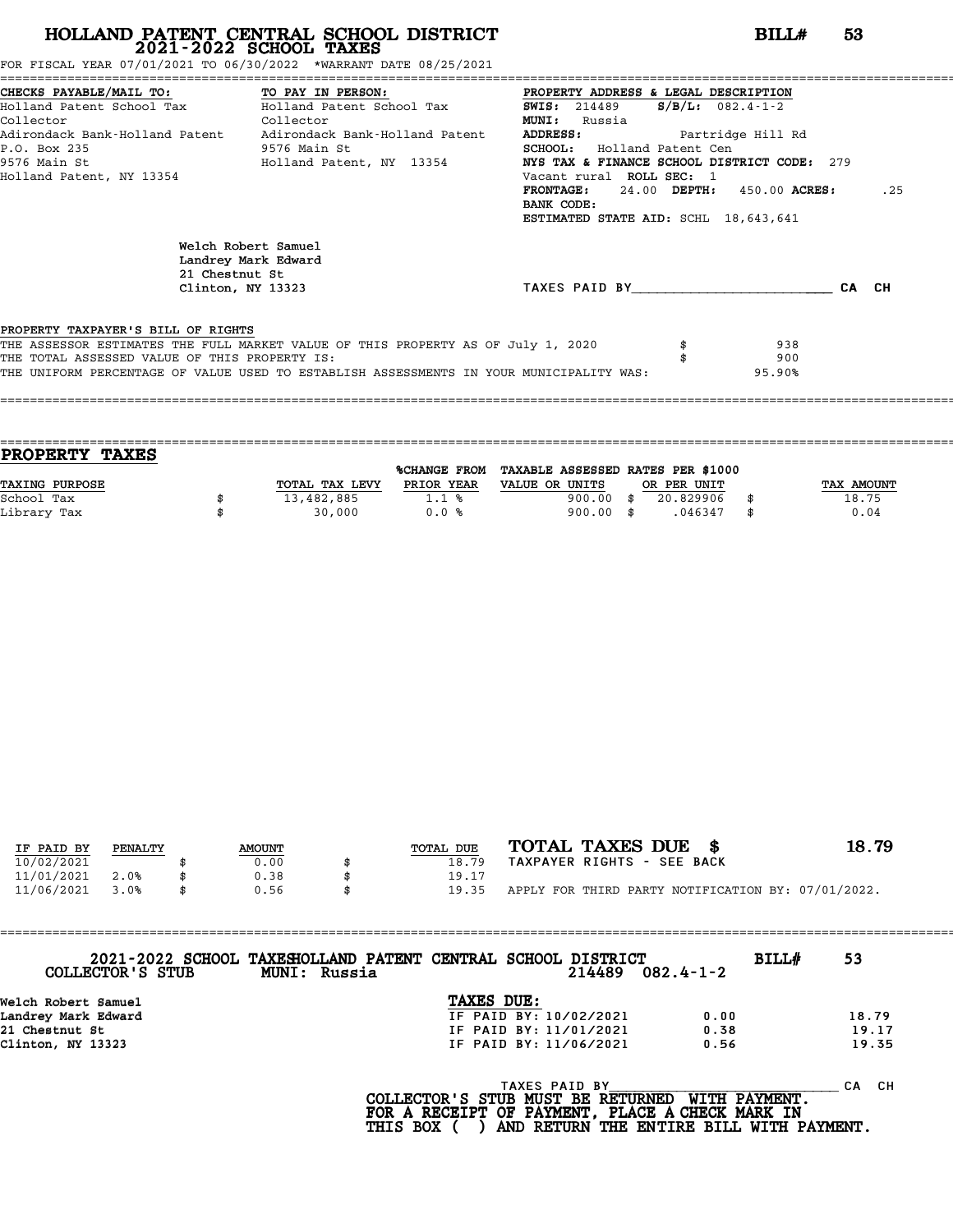# HOLLAND PATENT CENTRAL SCHOOL DISTRICT
## 2021-2022 SCHOOL TAXES

**BILL# 53**

FOR FISCAL YEAR 07/01/2021 TO 06/30/2022 *WARRANT DATE 08/25/2021

| CHECKS PAYABLE/MAIL TO: | TO PAY IN PERSON: | PROPERTY ADDRESS & LEGAL DESCRIPTION |
|---|---|---|
| Holland Patent School Tax Collector | Holland Patent School Tax Collector | SWIS: 214489 S/B/L: 082.4-1-2 |
| Adirondack Bank-Holland Patent | Adirondack Bank-Holland Patent | MUNI: Russia |
| P.O. Box 235 | 9576 Main St | ADDRESS: Partridge Hill Rd |
| 9576 Main St | Holland Patent, NY 13354 | SCHOOL: Holland Patent Cen |
| Holland Patent, NY 13354 | | NYS TAX & FINANCE SCHOOL DISTRICT CODE: 279 |
| | | Vacant rural ROLL SEC: 1 |
| | | FRONTAGE: 24.00 DEPTH: 450.00 ACRES: .25 |
| | | BANK CODE: |
| | | ESTIMATED STATE AID: SCHL 18,643,641 |

Welch Robert Samuel
Landrey Mark Edward
21 Chestnut St
Clinton, NY 13323

TAXES PAID BY________________________ CA CH

**PROPERTY TAXPAYER'S BILL OF RIGHTS**

| | | |
|---|---|---|
| THE ASSESSOR ESTIMATES THE FULL MARKET VALUE OF THIS PROPERTY AS OF July 1, 2020 | $ | 938 |
| THE TOTAL ASSESSED VALUE OF THIS PROPERTY IS: | $ | 900 |
| THE UNIFORM PERCENTAGE OF VALUE USED TO ESTABLISH ASSESSMENTS IN YOUR MUNICIPALITY WAS: | | 95.90% |

## PROPERTY TAXES

| TAXING PURPOSE | | TOTAL TAX LEVY | %CHANGE FROM PRIOR YEAR | TAXABLE ASSESSED VALUE OR UNITS | | RATES PER $1000 OR PER UNIT | | TAX AMOUNT |
|---|---|---|---|---|---|---|---|---|
| School Tax | $ | 13,482,885 | 1.1 % | 900.00 | $ | 20.829906 | $ | 18.75 |
| Library Tax | $ | 30,000 | 0.0 % | 900.00 | $ | .046347 | $ | 0.04 |

| IF PAID BY | PENALTY | | AMOUNT | | TOTAL DUE |
|---|---|---|---|---|---|
| 10/02/2021 | | $ | 0.00 | $ | 18.79 |
| 11/01/2021 | 2.0% | $ | 0.38 | $ | 19.17 |
| 11/06/2021 | 3.0% | $ | 0.56 | $ | 19.35 |

**TOTAL TAXES DUE $ 18.79**

TAXPAYER RIGHTS - SEE BACK

APPLY FOR THIRD PARTY NOTIFICATION BY: 07/01/2022.

---

2021-2022 SCHOOL TAXES HOLLAND PATENT CENTRAL SCHOOL DISTRICT **BILL# 53**

COLLECTOR'S STUB MUNI: Russia 214489 082.4-1-2

Welch Robert Samuel
Landrey Mark Edward
21 Chestnut St
Clinton, NY 13323

**TAXES DUE:**

| | | |
|---|---|---|
| IF PAID BY: 10/02/2021 | 0.00 | 18.79 |
| IF PAID BY: 11/01/2021 | 0.38 | 19.17 |
| IF PAID BY: 11/06/2021 | 0.56 | 19.35 |

TAXES PAID BY______________________________ CA CH

**COLLECTOR'S STUB MUST BE RETURNED WITH PAYMENT.**
**FOR A RECEIPT OF PAYMENT, PLACE A CHECK MARK IN THIS BOX ( ) AND RETURN THE ENTIRE BILL WITH PAYMENT.**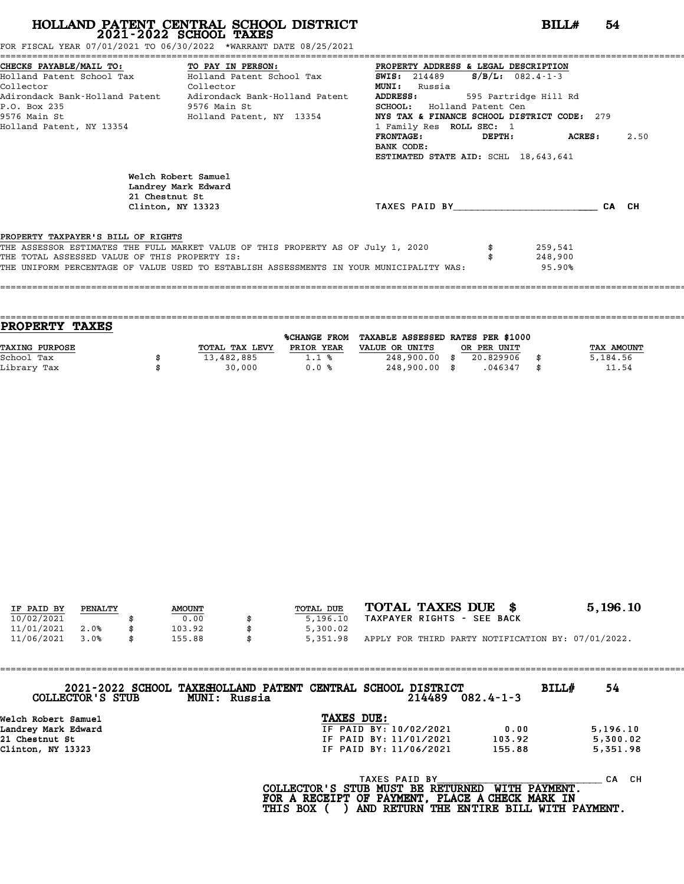# HOLLAND PATENT CENTRAL SCHOOL DISTRICT
## 2021-2022 SCHOOL TAXES

**BILL# 54**

FOR FISCAL YEAR 07/01/2021 TO 06/30/2022 *WARRANT DATE 08/25/2021

**CHECKS PAYABLE/MAIL TO:**
Holland Patent School Tax Collector
Adirondack Bank-Holland Patent
P.O. Box 235
9576 Main St
Holland Patent, NY 13354

**TO PAY IN PERSON:**
Holland Patent School Tax Collector
Adirondack Bank-Holland Patent
9576 Main St
Holland Patent, NY 13354

**PROPERTY ADDRESS & LEGAL DESCRIPTION**
**SWIS:** 214489 **S/B/L:** 082.4-1-3
**MUNI:** Russia
**ADDRESS:** 595 Partridge Hill Rd
**SCHOOL:** Holland Patent Cen
**NYS TAX & FINANCE SCHOOL DISTRICT CODE:** 279
1 Family Res **ROLL SEC:** 1
**FRONTAGE:** **DEPTH:** **ACRES:** 2.50
**BANK CODE:**
**ESTIMATED STATE AID:** SCHL 18,643,641

Welch Robert Samuel
Landrey Mark Edward
21 Chestnut St
Clinton, NY 13323

TAXES PAID BY________________________ CA CH

PROPERTY TAXPAYER'S BILL OF RIGHTS

| | | |
|---|---|---|
| THE ASSESSOR ESTIMATES THE FULL MARKET VALUE OF THIS PROPERTY AS OF July 1, 2020 | $ | 259,541 |
| THE TOTAL ASSESSED VALUE OF THIS PROPERTY IS: | $ | 248,900 |
| THE UNIFORM PERCENTAGE OF VALUE USED TO ESTABLISH ASSESSMENTS IN YOUR MUNICIPALITY WAS: | | 95.90% |

## PROPERTY TAXES

| TAXING PURPOSE | | TOTAL TAX LEVY | %CHANGE FROM PRIOR YEAR | TAXABLE ASSESSED VALUE OR UNITS | | RATES PER $1000 OR PER UNIT | | TAX AMOUNT |
|---|---|---|---|---|---|---|---|---|
| School Tax | $ | 13,482,885 | 1.1 % | 248,900.00 | $ | 20.829906 | $ | 5,184.56 |
| Library Tax | $ | 30,000 | 0.0 % | 248,900.00 | $ | .046347 | $ | 11.54 |

| IF PAID BY | PENALTY | | AMOUNT | | TOTAL DUE |
|---|---|---|---|---|---|
| 10/02/2021 | | $ | 0.00 | $ | 5,196.10 |
| 11/01/2021 | 2.0% | $ | 103.92 | $ | 5,300.02 |
| 11/06/2021 | 3.0% | $ | 155.88 | $ | 5,351.98 |

**TOTAL TAXES DUE $ 5,196.10**
TAXPAYER RIGHTS - SEE BACK
APPLY FOR THIRD PARTY NOTIFICATION BY: 07/01/2022.

---

2021-2022 SCHOOL TAXES HOLLAND PATENT CENTRAL SCHOOL DISTRICT **BILL# 54**
COLLECTOR'S STUB MUNI: Russia 214489 082.4-1-3

Welch Robert Samuel
Landrey Mark Edward
21 Chestnut St
Clinton, NY 13323

**TAXES DUE:**

| | | |
|---|---|---|
| IF PAID BY: 10/02/2021 | 0.00 | 5,196.10 |
| IF PAID BY: 11/01/2021 | 103.92 | 5,300.02 |
| IF PAID BY: 11/06/2021 | 155.88 | 5,351.98 |

TAXES PAID BY________________________ CA CH

**COLLECTOR'S STUB MUST BE RETURNED WITH PAYMENT.
FOR A RECEIPT OF PAYMENT, PLACE A CHECK MARK IN
THIS BOX ( ) AND RETURN THE ENTIRE BILL WITH PAYMENT.**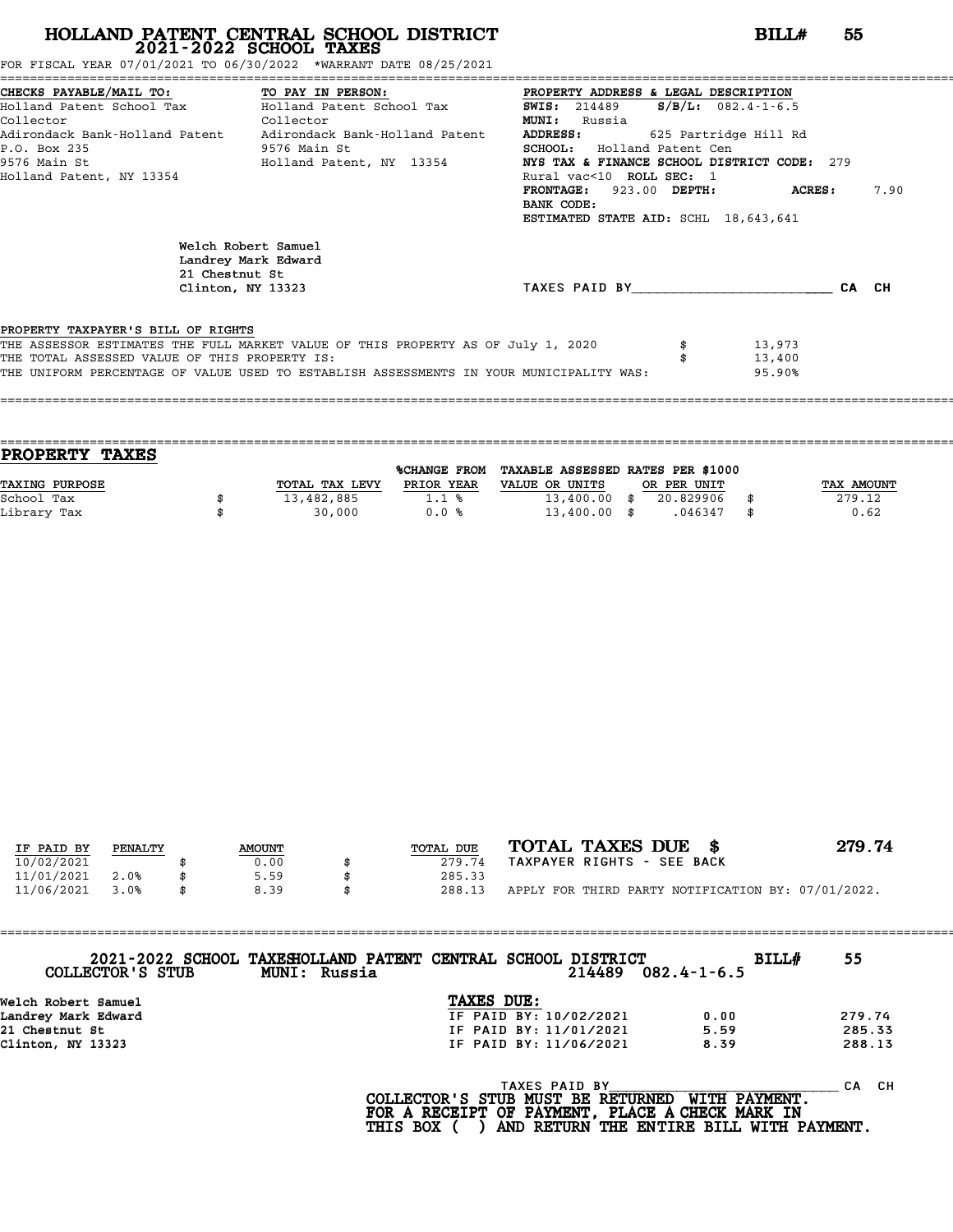# HOLLAND PATENT CENTRAL SCHOOL DISTRICT
## 2021-2022 SCHOOL TAXES

**BILL# 55**

FOR FISCAL YEAR 07/01/2021 TO 06/30/2022 *WARRANT DATE 08/25/2021

| CHECKS PAYABLE/MAIL TO: | TO PAY IN PERSON: | PROPERTY ADDRESS & LEGAL DESCRIPTION |
|---|---|---|
| Holland Patent School Tax | Holland Patent School Tax | **SWIS:** 214489 **S/B/L:** 082.4-1-6.5 |
| Collector | Collector | **MUNI:** Russia |
| Adirondack Bank-Holland Patent | Adirondack Bank-Holland Patent | **ADDRESS:** 625 Partridge Hill Rd |
| P.O. Box 235 | 9576 Main St | **SCHOOL:** Holland Patent Cen |
| 9576 Main St | Holland Patent, NY 13354 | **NYS TAX & FINANCE SCHOOL DISTRICT CODE:** 279 |
| Holland Patent, NY 13354 | | Rural vac<10 **ROLL SEC:** 1 |
| | | **FRONTAGE:** 923.00 **DEPTH:** **ACRES:** 7.90 |
| | | **BANK CODE:** |
| | | **ESTIMATED STATE AID:** SCHL 18,643,641 |

Welch Robert Samuel
Landrey Mark Edward
21 Chestnut St
Clinton, NY 13323

TAXES PAID BY________________________ CA CH

PROPERTY TAXPAYER'S BILL OF RIGHTS

| | | |
|---|---|---|
| THE ASSESSOR ESTIMATES THE FULL MARKET VALUE OF THIS PROPERTY AS OF July 1, 2020 | $ | 13,973 |
| THE TOTAL ASSESSED VALUE OF THIS PROPERTY IS: | $ | 13,400 |
| THE UNIFORM PERCENTAGE OF VALUE USED TO ESTABLISH ASSESSMENTS IN YOUR MUNICIPALITY WAS: | | 95.90% |

## PROPERTY TAXES

| TAXING PURPOSE | | TOTAL TAX LEVY | %CHANGE FROM PRIOR YEAR | TAXABLE ASSESSED VALUE OR UNITS | | RATES PER $1000 OR PER UNIT | | TAX AMOUNT |
|---|---|---|---|---|---|---|---|---|
| School Tax | $ | 13,482,885 | 1.1 % | 13,400.00 | $ | 20.829906 | $ | 279.12 |
| Library Tax | $ | 30,000 | 0.0 % | 13,400.00 | $ | .046347 | $ | 0.62 |

| IF PAID BY | PENALTY | | AMOUNT | | TOTAL DUE |
|---|---|---|---|---|---|
| 10/02/2021 | | $ | 0.00 | $ | 279.74 |
| 11/01/2021 | 2.0% | $ | 5.59 | $ | 285.33 |
| 11/06/2021 | 3.0% | $ | 8.39 | $ | 288.13 |

**TOTAL TAXES DUE $ 279.74**

TAXPAYER RIGHTS - SEE BACK

APPLY FOR THIRD PARTY NOTIFICATION BY: 07/01/2022.

---

**2021-2022 SCHOOL TAXES HOLLAND PATENT CENTRAL SCHOOL DISTRICT** **BILL# 55**

COLLECTOR'S STUB MUNI: Russia 214489 082.4-1-6.5

Welch Robert Samuel
Landrey Mark Edward
21 Chestnut St
Clinton, NY 13323

**TAXES DUE:**

| | | |
|---|---|---|
| IF PAID BY: 10/02/2021 | 0.00 | 279.74 |
| IF PAID BY: 11/01/2021 | 5.59 | 285.33 |
| IF PAID BY: 11/06/2021 | 8.39 | 288.13 |

TAXES PAID BY________________________ CA CH

**COLLECTOR'S STUB MUST BE RETURNED WITH PAYMENT.**
**FOR A RECEIPT OF PAYMENT, PLACE A CHECK MARK IN**
**THIS BOX ( ) AND RETURN THE ENTIRE BILL WITH PAYMENT.**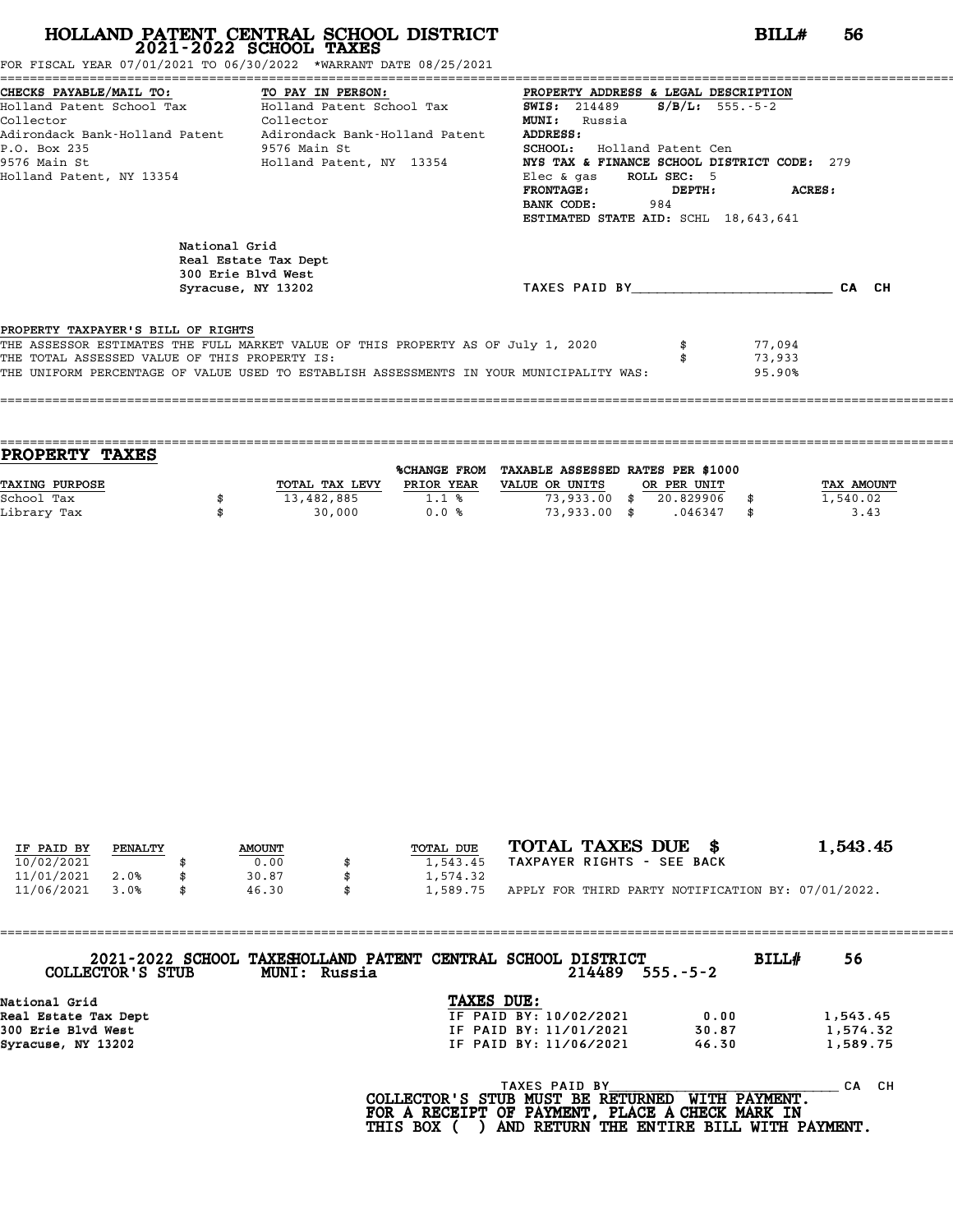# HOLLAND PATENT CENTRAL SCHOOL DISTRICT
## 2021-2022 SCHOOL TAXES

**BILL# 56**

FOR FISCAL YEAR 07/01/2021 TO 06/30/2022 *WARRANT DATE 08/25/2021

**CHECKS PAYABLE/MAIL TO:**
Holland Patent School Tax
Collector
Adirondack Bank-Holland Patent
P.O. Box 235
9576 Main St
Holland Patent, NY 13354

**TO PAY IN PERSON:**
Holland Patent School Tax
Collector
Adirondack Bank-Holland Patent
9576 Main St
Holland Patent, NY 13354

**PROPERTY ADDRESS & LEGAL DESCRIPTION**
**SWIS:** 214489 **S/B/L:** 555.-5-2
**MUNI:** Russia
**ADDRESS:**
**SCHOOL:** Holland Patent Cen
**NYS TAX & FINANCE SCHOOL DISTRICT CODE:** 279
Elec & gas **ROLL SEC:** 5
**FRONTAGE:** **DEPTH:** **ACRES:**
**BANK CODE:** 984
**ESTIMATED STATE AID:** SCHL 18,643,641

National Grid
Real Estate Tax Dept
300 Erie Blvd West
Syracuse, NY 13202

TAXES PAID BY________________________ CA CH

PROPERTY TAXPAYER'S BILL OF RIGHTS

| | | |
|---|---|---|
| THE ASSESSOR ESTIMATES THE FULL MARKET VALUE OF THIS PROPERTY AS OF July 1, 2020 | $ | 77,094 |
| THE TOTAL ASSESSED VALUE OF THIS PROPERTY IS: | $ | 73,933 |
| THE UNIFORM PERCENTAGE OF VALUE USED TO ESTABLISH ASSESSMENTS IN YOUR MUNICIPALITY WAS: | | 95.90% |

## PROPERTY TAXES

| TAXING PURPOSE | TOTAL TAX LEVY | %CHANGE FROM PRIOR YEAR | TAXABLE ASSESSED VALUE OR UNITS | RATES PER $1000 OR PER UNIT | TAX AMOUNT |
|---|---|---|---|---|---|
| School Tax | $ 13,482,885 | 1.1 % | 73,933.00 | $ 20.829906 | $ 1,540.02 |
| Library Tax | $ 30,000 | 0.0 % | 73,933.00 | $ .046347 | $ 3.43 |

| IF PAID BY | PENALTY | AMOUNT | TOTAL DUE |
|---|---|---|---|
| 10/02/2021 | | $ 0.00 | $ 1,543.45 |
| 11/01/2021 | 2.0% | $ 30.87 | $ 1,574.32 |
| 11/06/2021 | 3.0% | $ 46.30 | $ 1,589.75 |

**TOTAL TAXES DUE $ 1,543.45**
TAXPAYER RIGHTS - SEE BACK

APPLY FOR THIRD PARTY NOTIFICATION BY: 07/01/2022.

---

2021-2022 SCHOOL TAXES HOLLAND PATENT CENTRAL SCHOOL DISTRICT **BILL# 56**
COLLECTOR'S STUB MUNI: Russia 214489 555.-5-2

National Grid
Real Estate Tax Dept
300 Erie Blvd West
Syracuse, NY 13202

**TAXES DUE:**

| | | |
|---|---|---|
| IF PAID BY: 10/02/2021 | 0.00 | 1,543.45 |
| IF PAID BY: 11/01/2021 | 30.87 | 1,574.32 |
| IF PAID BY: 11/06/2021 | 46.30 | 1,589.75 |

TAXES PAID BY______________________________ CA CH

**COLLECTOR'S STUB MUST BE RETURNED WITH PAYMENT.**
**FOR A RECEIPT OF PAYMENT, PLACE A CHECK MARK IN**
**THIS BOX ( ) AND RETURN THE ENTIRE BILL WITH PAYMENT.**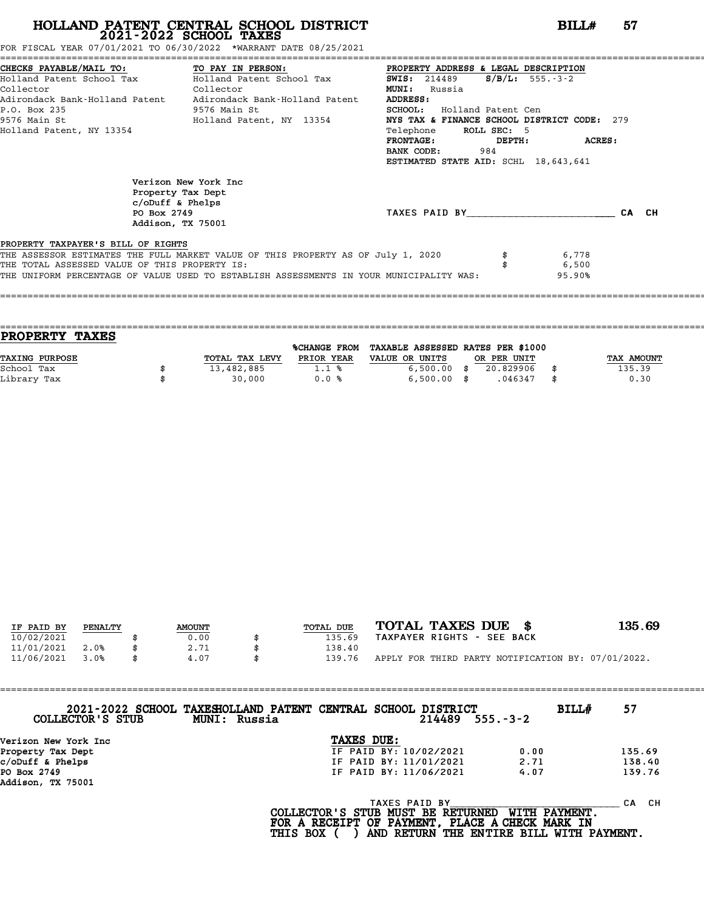# HOLLAND PATENT CENTRAL SCHOOL DISTRICT
## 2021-2022 SCHOOL TAXES

**BILL# 57**

FOR FISCAL YEAR 07/01/2021 TO 06/30/2022 *WARRANT DATE 08/25/2021

| CHECKS PAYABLE/MAIL TO: | TO PAY IN PERSON: | PROPERTY ADDRESS & LEGAL DESCRIPTION |
|---|---|---|
| Holland Patent School Tax | Holland Patent School Tax | **SWIS:** 214489 **S/B/L:** 555.-3-2 |
| Collector | Collector | **MUNI:** Russia |
| Adirondack Bank-Holland Patent | Adirondack Bank-Holland Patent | **ADDRESS:** |
| P.O. Box 235 | 9576 Main St | **SCHOOL:** Holland Patent Cen |
| 9576 Main St | Holland Patent, NY 13354 | **NYS TAX & FINANCE SCHOOL DISTRICT CODE:** 279 |
| Holland Patent, NY 13354 | | Telephone **ROLL SEC:** 5 |
| | | **FRONTAGE:** **DEPTH:** **ACRES:** |
| | | **BANK CODE:** 984 |
| | | **ESTIMATED STATE AID:** SCHL 18,643,641 |

Verizon New York Inc
Property Tax Dept
c/oDuff & Phelps
PO Box 2749
Addison, TX 75001

TAXES PAID BY________________________ CA CH

**PROPERTY TAXPAYER'S BILL OF RIGHTS**

THE ASSESSOR ESTIMATES THE FULL MARKET VALUE OF THIS PROPERTY AS OF July 1, 2020 $ 6,778
THE TOTAL ASSESSED VALUE OF THIS PROPERTY IS: $ 6,500
THE UNIFORM PERCENTAGE OF VALUE USED TO ESTABLISH ASSESSMENTS IN YOUR MUNICIPALITY WAS: 95.90%

## PROPERTY TAXES

| TAXING PURPOSE | TOTAL TAX LEVY | %CHANGE FROM PRIOR YEAR | TAXABLE ASSESSED VALUE OR UNITS | RATES PER $1000 OR PER UNIT | TAX AMOUNT |
|---|---|---|---|---|---|
| School Tax | $ 13,482,885 | 1.1 % | 6,500.00 | $ 20.829906 | $ 135.39 |
| Library Tax | $ 30,000 | 0.0 % | 6,500.00 | $ .046347 | $ 0.30 |

| IF PAID BY | PENALTY | AMOUNT | TOTAL DUE |
|---|---|---|---|
| 10/02/2021 | | $ 0.00 | $ 135.69 |
| 11/01/2021 | 2.0% | $ 2.71 | $ 138.40 |
| 11/06/2021 | 3.0% | $ 4.07 | $ 139.76 |

**TOTAL TAXES DUE $ 135.69**

TAXPAYER RIGHTS - SEE BACK

APPLY FOR THIRD PARTY NOTIFICATION BY: 07/01/2022.

---

**2021-2022 SCHOOL TAXES HOLLAND PATENT CENTRAL SCHOOL DISTRICT** **BILL# 57**

**COLLECTOR'S STUB** **MUNI: Russia** 214489 555.-3-2

Verizon New York Inc
Property Tax Dept
c/oDuff & Phelps
PO Box 2749
Addison, TX 75001

**TAXES DUE:**

| | | |
|---|---|---|
| IF PAID BY: 10/02/2021 | 0.00 | 135.69 |
| IF PAID BY: 11/01/2021 | 2.71 | 138.40 |
| IF PAID BY: 11/06/2021 | 4.07 | 139.76 |

TAXES PAID BY____________________________ CA CH

**COLLECTOR'S STUB MUST BE RETURNED WITH PAYMENT.**
**FOR A RECEIPT OF PAYMENT, PLACE A CHECK MARK IN THIS BOX ( ) AND RETURN THE ENTIRE BILL WITH PAYMENT.**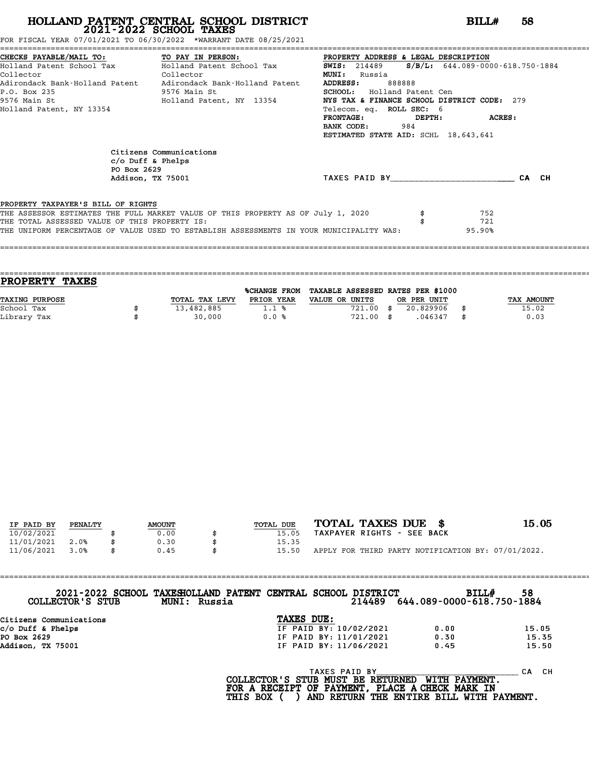# HOLLAND PATENT CENTRAL SCHOOL DISTRICT
## 2021-2022 SCHOOL TAXES

**BILL# 58**

FOR FISCAL YEAR 07/01/2021 TO 06/30/2022 *WARRANT DATE 08/25/2021

| CHECKS PAYABLE/MAIL TO: | TO PAY IN PERSON: | PROPERTY ADDRESS & LEGAL DESCRIPTION |
|---|---|---|
| Holland Patent School Tax | Holland Patent School Tax | **SWIS:** 214489 **S/B/L:** 644.089-0000-618.750-1884 |
| Collector | Collector | **MUNI:** Russia |
| Adirondack Bank-Holland Patent | Adirondack Bank-Holland Patent | **ADDRESS:** 888888 |
| P.O. Box 235 | 9576 Main St | **SCHOOL:** Holland Patent Cen |
| 9576 Main St | Holland Patent, NY 13354 | **NYS TAX & FINANCE SCHOOL DISTRICT CODE:** 279 |
| Holland Patent, NY 13354 | | Telecom. eq. **ROLL SEC:** 6 |
| | | **FRONTAGE:** **DEPTH:** **ACRES:** |
| | | **BANK CODE:** 984 |
| | | **ESTIMATED STATE AID:** SCHL 18,643,641 |

Citizens Communications
c/o Duff & Phelps
PO Box 2629
Addison, TX 75001

TAXES PAID BY________________________ CA CH

PROPERTY TAXPAYER'S BILL OF RIGHTS

THE ASSESSOR ESTIMATES THE FULL MARKET VALUE OF THIS PROPERTY AS OF July 1, 2020 $ 752
THE TOTAL ASSESSED VALUE OF THIS PROPERTY IS: $ 721
THE UNIFORM PERCENTAGE OF VALUE USED TO ESTABLISH ASSESSMENTS IN YOUR MUNICIPALITY WAS: 95.90%

## PROPERTY TAXES

| TAXING PURPOSE | TOTAL TAX LEVY | %CHANGE FROM PRIOR YEAR | TAXABLE ASSESSED VALUE OR UNITS | RATES PER $1000 OR PER UNIT | TAX AMOUNT |
|---|---|---|---|---|---|
| School Tax | $ 13,482,885 | 1.1 % | 721.00 | $ 20.829906 | $ 15.02 |
| Library Tax | $ 30,000 | 0.0 % | 721.00 | $ .046347 | $ 0.03 |

| IF PAID BY | PENALTY | AMOUNT | TOTAL DUE |
|---|---|---|---|
| 10/02/2021 | | $ 0.00 | $ 15.05 |
| 11/01/2021 | 2.0% | $ 0.30 | $ 15.35 |
| 11/06/2021 | 3.0% | $ 0.45 | $ 15.50 |

**TOTAL TAXES DUE $ 15.05**

TAXPAYER RIGHTS - SEE BACK

APPLY FOR THIRD PARTY NOTIFICATION BY: 07/01/2022.

---

**2021-2022 SCHOOL TAXES HOLLAND PATENT CENTRAL SCHOOL DISTRICT** **BILL# 58**

**COLLECTOR'S STUB** **MUNI: Russia** 214489 644.089-0000-618.750-1884

Citizens Communications
c/o Duff & Phelps
PO Box 2629
Addison, TX 75001

**TAXES DUE:**

| | | |
|---|---|---|
| IF PAID BY: 10/02/2021 | 0.00 | 15.05 |
| IF PAID BY: 11/01/2021 | 0.30 | 15.35 |
| IF PAID BY: 11/06/2021 | 0.45 | 15.50 |

TAXES PAID BY________________________ CA CH

**COLLECTOR'S STUB MUST BE RETURNED WITH PAYMENT. FOR A RECEIPT OF PAYMENT, PLACE A CHECK MARK IN THIS BOX ( ) AND RETURN THE ENTIRE BILL WITH PAYMENT.**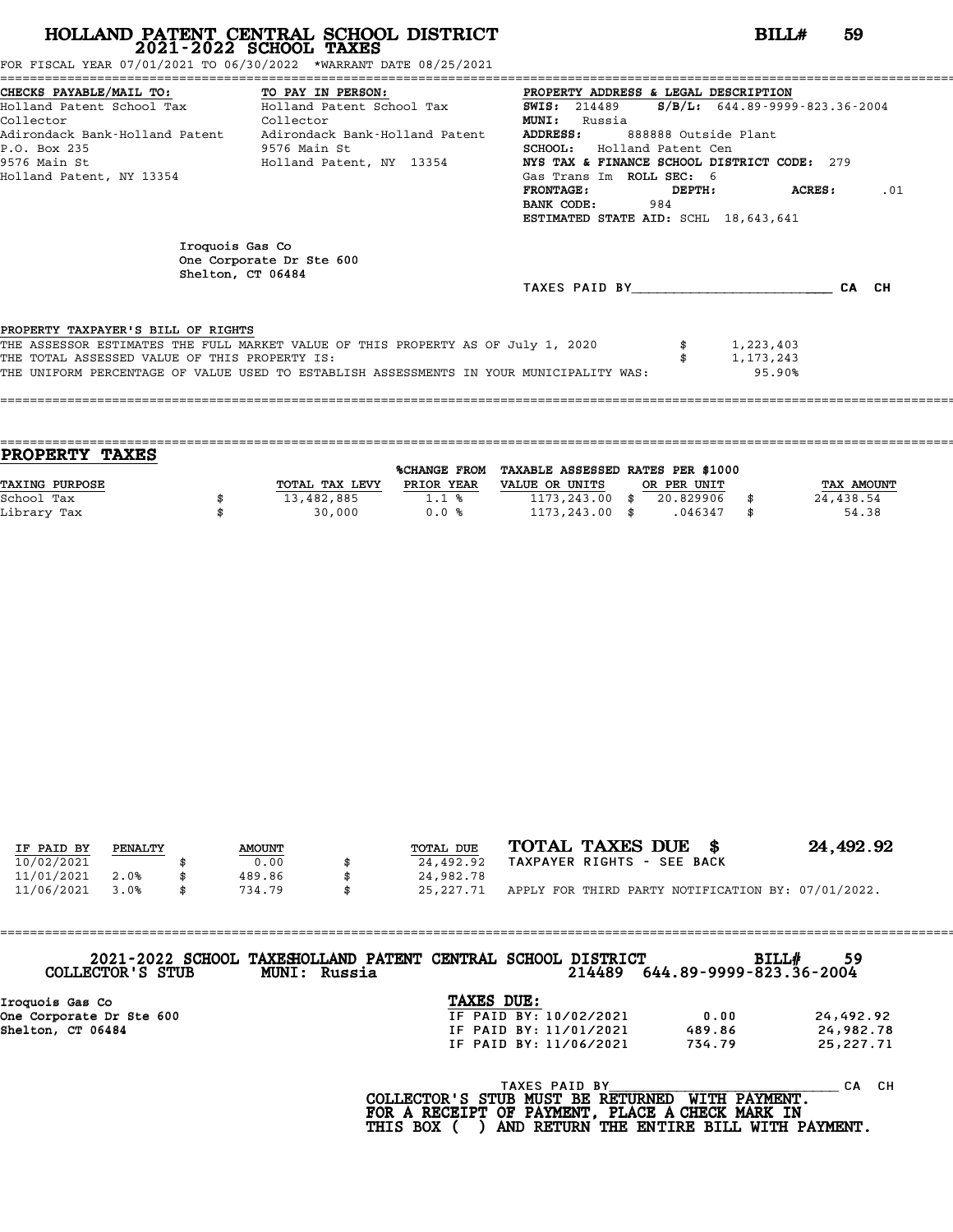# HOLLAND PATENT CENTRAL SCHOOL DISTRICT
## 2021-2022 SCHOOL TAXES

**BILL# 59**

FOR FISCAL YEAR 07/01/2021 TO 06/30/2022 *WARRANT DATE 08/25/2021

| CHECKS PAYABLE/MAIL TO: | TO PAY IN PERSON: | PROPERTY ADDRESS & LEGAL DESCRIPTION |
|---|---|---|
| Holland Patent School Tax | Holland Patent School Tax | **SWIS:** 214489 **S/B/L:** 644.89-9999-823.36-2004 |
| Collector | Collector | **MUNI:** Russia |
| Adirondack Bank-Holland Patent | Adirondack Bank-Holland Patent | **ADDRESS:** 888888 Outside Plant |
| P.O. Box 235 | 9576 Main St | **SCHOOL:** Holland Patent Cen |
| 9576 Main St | Holland Patent, NY 13354 | **NYS TAX & FINANCE SCHOOL DISTRICT CODE:** 279 |
| Holland Patent, NY 13354 | | Gas Trans Im **ROLL SEC:** 6 |
| | | **FRONTAGE:** **DEPTH:** **ACRES:** .01 |
| | | **BANK CODE:** 984 |
| | | **ESTIMATED STATE AID:** SCHL 18,643,641 |

Iroquois Gas Co
One Corporate Dr Ste 600
Shelton, CT 06484

TAXES PAID BY________________________ CA CH

PROPERTY TAXPAYER'S BILL OF RIGHTS

THE ASSESSOR ESTIMATES THE FULL MARKET VALUE OF THIS PROPERTY AS OF July 1, 2020 $ 1,223,403
THE TOTAL ASSESSED VALUE OF THIS PROPERTY IS: $ 1,173,243
THE UNIFORM PERCENTAGE OF VALUE USED TO ESTABLISH ASSESSMENTS IN YOUR MUNICIPALITY WAS: 95.90%

## PROPERTY TAXES

| TAXING PURPOSE | | TOTAL TAX LEVY | %CHANGE FROM PRIOR YEAR | TAXABLE ASSESSED VALUE OR UNITS | | RATES PER $1000 OR PER UNIT | | TAX AMOUNT |
|---|---|---|---|---|---|---|---|---|
| School Tax | $ | 13,482,885 | 1.1 % | 1173,243.00 | $ | 20.829906 | $ | 24,438.54 |
| Library Tax | $ | 30,000 | 0.0 % | 1173,243.00 | $ | .046347 | $ | 54.38 |

| IF PAID BY | PENALTY | | AMOUNT | | TOTAL DUE |
|---|---|---|---|---|---|
| 10/02/2021 | | $ | 0.00 | $ | 24,492.92 |
| 11/01/2021 | 2.0% | $ | 489.86 | $ | 24,982.78 |
| 11/06/2021 | 3.0% | $ | 734.79 | $ | 25,227.71 |

**TOTAL TAXES DUE $ 24,492.92**

TAXPAYER RIGHTS - SEE BACK

APPLY FOR THIRD PARTY NOTIFICATION BY: 07/01/2022.

**2021-2022 SCHOOL TAXES HOLLAND PATENT CENTRAL SCHOOL DISTRICT BILL# 59**
**COLLECTOR'S STUB MUNI: Russia 214489 644.89-9999-823.36-2004**

**Iroquois Gas Co**
**One Corporate Dr Ste 600**
**Shelton, CT 06484**

**TAXES DUE:**

| | | |
|---|---|---|
| IF PAID BY: 10/02/2021 | 0.00 | 24,492.92 |
| IF PAID BY: 11/01/2021 | 489.86 | 24,982.78 |
| IF PAID BY: 11/06/2021 | 734.79 | 25,227.71 |

TAXES PAID BY________________________ CA CH

**COLLECTOR'S STUB MUST BE RETURNED WITH PAYMENT.**
**FOR A RECEIPT OF PAYMENT, PLACE A CHECK MARK IN**
**THIS BOX ( ) AND RETURN THE ENTIRE BILL WITH PAYMENT.**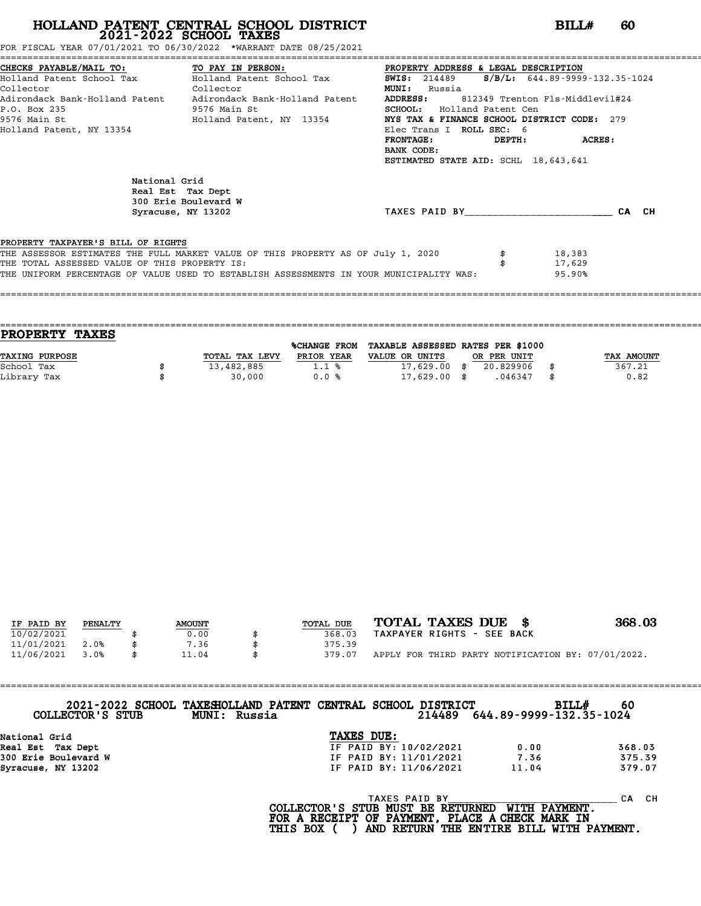# HOLLAND PATENT CENTRAL SCHOOL DISTRICT
## 2021-2022 SCHOOL TAXES

**BILL# 60**

FOR FISCAL YEAR 07/01/2021 TO 06/30/2022 *WARRANT DATE 08/25/2021

| CHECKS PAYABLE/MAIL TO: | TO PAY IN PERSON: | PROPERTY ADDRESS & LEGAL DESCRIPTION |
|---|---|---|
| Holland Patent School Tax | Holland Patent School Tax | SWIS: 214489  S/B/L: 644.89-9999-132.35-1024 |
| Collector | Collector | MUNI: Russia |
| Adirondack Bank-Holland Patent | Adirondack Bank-Holland Patent | ADDRESS: 812349 Trenton Fls-Middlevil#24 |
| P.O. Box 235 | 9576 Main St | SCHOOL: Holland Patent Cen |
| 9576 Main St | Holland Patent, NY 13354 | NYS TAX & FINANCE SCHOOL DISTRICT CODE: 279 |
| Holland Patent, NY 13354 | | Elec Trans I ROLL SEC: 6 |
| | | FRONTAGE: DEPTH: ACRES: |
| | | BANK CODE: |
| | | ESTIMATED STATE AID: SCHL 18,643,641 |

National Grid
Real Est Tax Dept
300 Erie Boulevard W
Syracuse, NY 13202

TAXES PAID BY________________________ CA CH

**PROPERTY TAXPAYER'S BILL OF RIGHTS**

THE ASSESSOR ESTIMATES THE FULL MARKET VALUE OF THIS PROPERTY AS OF July 1, 2020 $ 18,383
THE TOTAL ASSESSED VALUE OF THIS PROPERTY IS: $ 17,629
THE UNIFORM PERCENTAGE OF VALUE USED TO ESTABLISH ASSESSMENTS IN YOUR MUNICIPALITY WAS: 95.90%

## PROPERTY TAXES

| TAXING PURPOSE | TOTAL TAX LEVY | %CHANGE FROM PRIOR YEAR | TAXABLE ASSESSED VALUE OR UNITS | RATES PER $1000 OR PER UNIT | TAX AMOUNT |
|---|---|---|---|---|---|
| School Tax | $ 13,482,885 | 1.1 % | 17,629.00 | $ 20.829906 | $ 367.21 |
| Library Tax | $ 30,000 | 0.0 % | 17,629.00 | $ .046347 | $ 0.82 |

| IF PAID BY | PENALTY | AMOUNT | TOTAL DUE |
|---|---|---|---|
| 10/02/2021 | | $ 0.00 | $ 368.03 |
| 11/01/2021 | 2.0% | $ 7.36 | $ 375.39 |
| 11/06/2021 | 3.0% | $ 11.04 | $ 379.07 |

**TOTAL TAXES DUE $ 368.03**

TAXPAYER RIGHTS - SEE BACK

APPLY FOR THIRD PARTY NOTIFICATION BY: 07/01/2022.

---

2021-2022 SCHOOL TAXES HOLLAND PATENT CENTRAL SCHOOL DISTRICT BILL# 60
COLLECTOR'S STUB MUNI: Russia 214489 644.89-9999-132.35-1024

National Grid
Real Est Tax Dept
300 Erie Boulevard W
Syracuse, NY 13202

| TAXES DUE: | | |
|---|---|---|
| IF PAID BY: 10/02/2021 | 0.00 | 368.03 |
| IF PAID BY: 11/01/2021 | 7.36 | 375.39 |
| IF PAID BY: 11/06/2021 | 11.04 | 379.07 |

TAXES PAID BY______________________________ CA CH

**COLLECTOR'S STUB MUST BE RETURNED WITH PAYMENT.
FOR A RECEIPT OF PAYMENT, PLACE A CHECK MARK IN
THIS BOX ( ) AND RETURN THE ENTIRE BILL WITH PAYMENT.**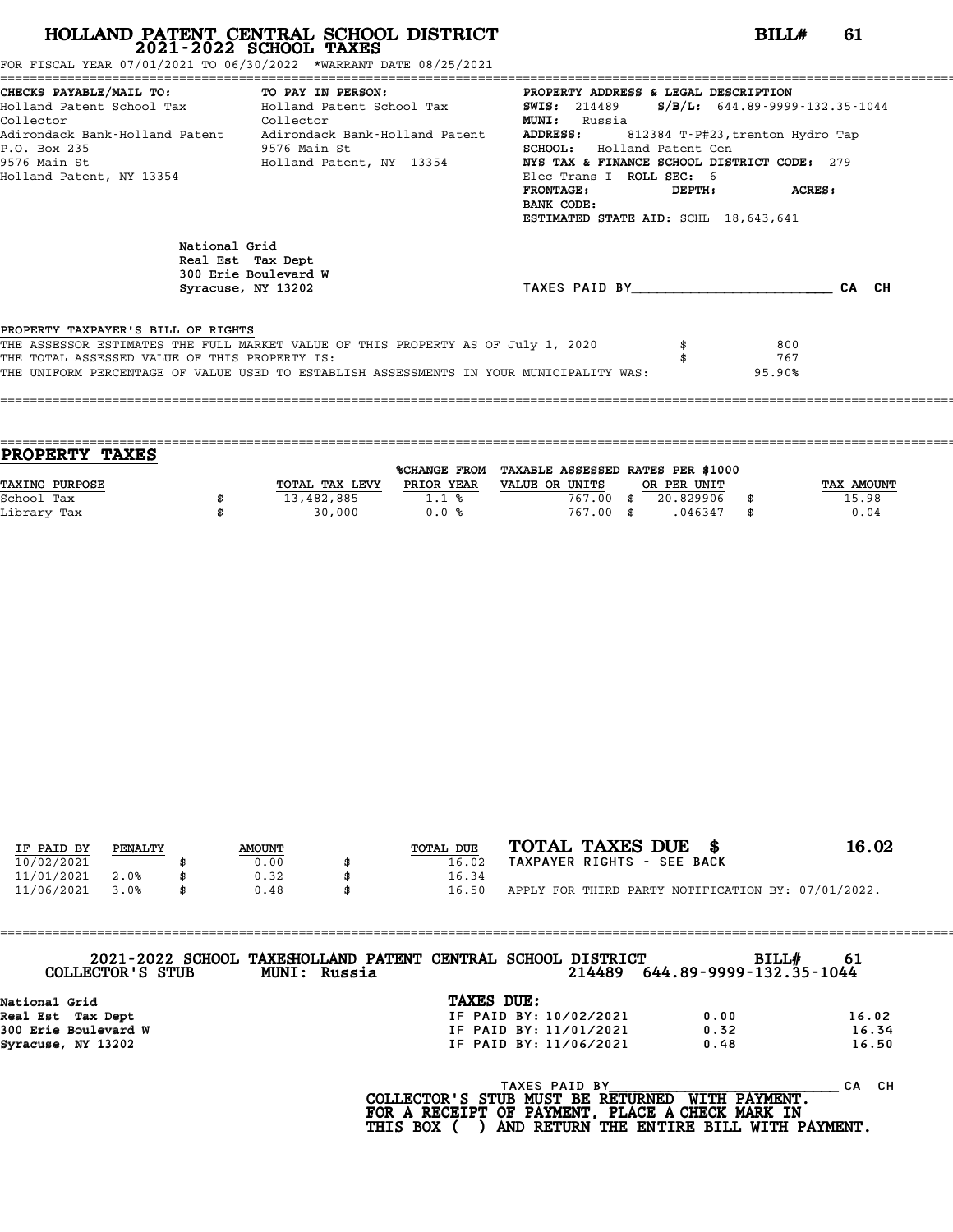# HOLLAND PATENT CENTRAL SCHOOL DISTRICT
## 2021-2022 SCHOOL TAXES

**BILL# 61**

FOR FISCAL YEAR 07/01/2021 TO 06/30/2022 *WARRANT DATE 08/25/2021

| CHECKS PAYABLE/MAIL TO: | TO PAY IN PERSON: | PROPERTY ADDRESS & LEGAL DESCRIPTION |
|---|---|---|
| Holland Patent School Tax | Holland Patent School Tax | **SWIS:** 214489 **S/B/L:** 644.89-9999-132.35-1044 |
| Collector | Collector | **MUNI:** Russia |
| Adirondack Bank-Holland Patent | Adirondack Bank-Holland Patent | **ADDRESS:** 812384 T-P#23,trenton Hydro Tap |
| P.O. Box 235 | 9576 Main St | **SCHOOL:** Holland Patent Cen |
| 9576 Main St | Holland Patent, NY 13354 | **NYS TAX & FINANCE SCHOOL DISTRICT CODE:** 279 |
| Holland Patent, NY 13354 | | Elec Trans I **ROLL SEC:** 6 |
| | | **FRONTAGE:** **DEPTH:** **ACRES:** |
| | | **BANK CODE:** |
| | | **ESTIMATED STATE AID:** SCHL 18,643,641 |

National Grid
Real Est Tax Dept
300 Erie Boulevard W
Syracuse, NY 13202

TAXES PAID BY_______________________ CA CH

PROPERTY TAXPAYER'S BILL OF RIGHTS

THE ASSESSOR ESTIMATES THE FULL MARKET VALUE OF THIS PROPERTY AS OF July 1, 2020 $ 800
THE TOTAL ASSESSED VALUE OF THIS PROPERTY IS: $ 767
THE UNIFORM PERCENTAGE OF VALUE USED TO ESTABLISH ASSESSMENTS IN YOUR MUNICIPALITY WAS: 95.90%

## PROPERTY TAXES

| TAXING PURPOSE | | TOTAL TAX LEVY | %CHANGE FROM PRIOR YEAR | TAXABLE ASSESSED VALUE OR UNITS | | RATES PER $1000 OR PER UNIT | | TAX AMOUNT |
|---|---|---|---|---|---|---|---|---|
| School Tax | $ | 13,482,885 | 1.1 % | 767.00 | $ | 20.829906 | $ | 15.98 |
| Library Tax | $ | 30,000 | 0.0 % | 767.00 | $ | .046347 | $ | 0.04 |

| IF PAID BY | PENALTY | | AMOUNT | | TOTAL DUE |
|---|---|---|---|---|---|
| 10/02/2021 | | $ | 0.00 | $ | 16.02 |
| 11/01/2021 | 2.0% | $ | 0.32 | $ | 16.34 |
| 11/06/2021 | 3.0% | $ | 0.48 | $ | 16.50 |

**TOTAL TAXES DUE $ 16.02**

TAXPAYER RIGHTS - SEE BACK

APPLY FOR THIRD PARTY NOTIFICATION BY: 07/01/2022.

---

**2021-2022 SCHOOL TAXES HOLLAND PATENT CENTRAL SCHOOL DISTRICT BILL# 61**

**COLLECTOR'S STUB MUNI: Russia 214489 644.89-9999-132.35-1044**

**National Grid**
**Real Est Tax Dept**
**300 Erie Boulevard W**
**Syracuse, NY 13202**

**TAXES DUE:**

| | | |
|---|---|---|
| IF PAID BY: 10/02/2021 | 0.00 | 16.02 |
| IF PAID BY: 11/01/2021 | 0.32 | 16.34 |
| IF PAID BY: 11/06/2021 | 0.48 | 16.50 |

TAXES PAID BY_______________________ CA CH

**COLLECTOR'S STUB MUST BE RETURNED WITH PAYMENT.**
**FOR A RECEIPT OF PAYMENT, PLACE A CHECK MARK IN**
**THIS BOX ( ) AND RETURN THE ENTIRE BILL WITH PAYMENT.**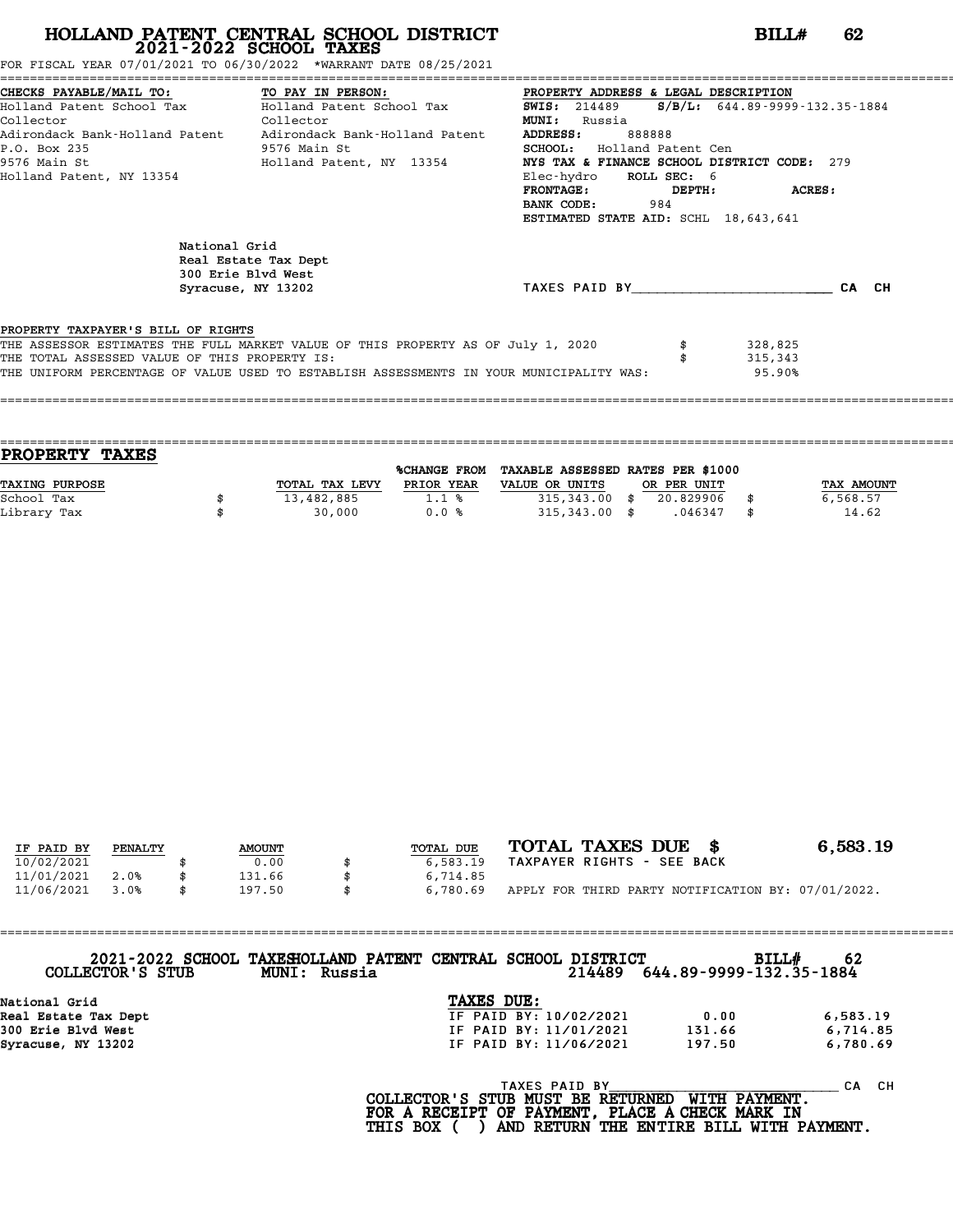# HOLLAND PATENT CENTRAL SCHOOL DISTRICT
## 2021-2022 SCHOOL TAXES

**BILL# 62**

FOR FISCAL YEAR 07/01/2021 TO 06/30/2022 *WARRANT DATE 08/25/2021

| CHECKS PAYABLE/MAIL TO: | TO PAY IN PERSON: | PROPERTY ADDRESS & LEGAL DESCRIPTION |
|---|---|---|
| Holland Patent School Tax | Holland Patent School Tax | **SWIS:** 214489 **S/B/L:** 644.89-9999-132.35-1884 |
| Collector | Collector | **MUNI:** Russia |
| Adirondack Bank-Holland Patent | Adirondack Bank-Holland Patent | **ADDRESS:** 888888 |
| P.O. Box 235 | 9576 Main St | **SCHOOL:** Holland Patent Cen |
| 9576 Main St | Holland Patent, NY 13354 | **NYS TAX & FINANCE SCHOOL DISTRICT CODE:** 279 |
| Holland Patent, NY 13354 | | Elec-hydro **ROLL SEC:** 6 |
| | | **FRONTAGE:** **DEPTH:** **ACRES:** |
| | | **BANK CODE:** 984 |
| | | **ESTIMATED STATE AID:** SCHL 18,643,641 |

National Grid
Real Estate Tax Dept
300 Erie Blvd West
Syracuse, NY 13202

TAXES PAID BY________________________ CA CH

PROPERTY TAXPAYER'S BILL OF RIGHTS

| | | |
|---|---|---|
| THE ASSESSOR ESTIMATES THE FULL MARKET VALUE OF THIS PROPERTY AS OF July 1, 2020 | $ | 328,825 |
| THE TOTAL ASSESSED VALUE OF THIS PROPERTY IS: | $ | 315,343 |
| THE UNIFORM PERCENTAGE OF VALUE USED TO ESTABLISH ASSESSMENTS IN YOUR MUNICIPALITY WAS: | | 95.90% |

## PROPERTY TAXES

| TAXING PURPOSE | TOTAL TAX LEVY | %CHANGE FROM PRIOR YEAR | TAXABLE ASSESSED VALUE OR UNITS | RATES PER $1000 OR PER UNIT | TAX AMOUNT |
|---|---|---|---|---|---|
| School Tax | $ 13,482,885 | 1.1 % | 315,343.00 | $ 20.829906 | $ 6,568.57 |
| Library Tax | $ 30,000 | 0.0 % | 315,343.00 | $ .046347 | $ 14.62 |

| IF PAID BY | PENALTY | AMOUNT | TOTAL DUE |
|---|---|---|---|
| 10/02/2021 | | $ 0.00 | $ 6,583.19 |
| 11/01/2021 | 2.0% | $ 131.66 | $ 6,714.85 |
| 11/06/2021 | 3.0% | $ 197.50 | $ 6,780.69 |

**TOTAL TAXES DUE $ 6,583.19**

TAXPAYER RIGHTS - SEE BACK

APPLY FOR THIRD PARTY NOTIFICATION BY: 07/01/2022.

---

**2021-2022 SCHOOL TAXES HOLLAND PATENT CENTRAL SCHOOL DISTRICT** **BILL# 62**

**COLLECTOR'S STUB** **MUNI: Russia** 214489 644.89-9999-132.35-1884

National Grid
Real Estate Tax Dept
300 Erie Blvd West
Syracuse, NY 13202

**TAXES DUE:**

| | | |
|---|---|---|
| IF PAID BY: 10/02/2021 | 0.00 | 6,583.19 |
| IF PAID BY: 11/01/2021 | 131.66 | 6,714.85 |
| IF PAID BY: 11/06/2021 | 197.50 | 6,780.69 |

TAXES PAID BY____________________________ CA CH

**COLLECTOR'S STUB MUST BE RETURNED WITH PAYMENT.**
**FOR A RECEIPT OF PAYMENT, PLACE A CHECK MARK IN**
**THIS BOX ( ) AND RETURN THE ENTIRE BILL WITH PAYMENT.**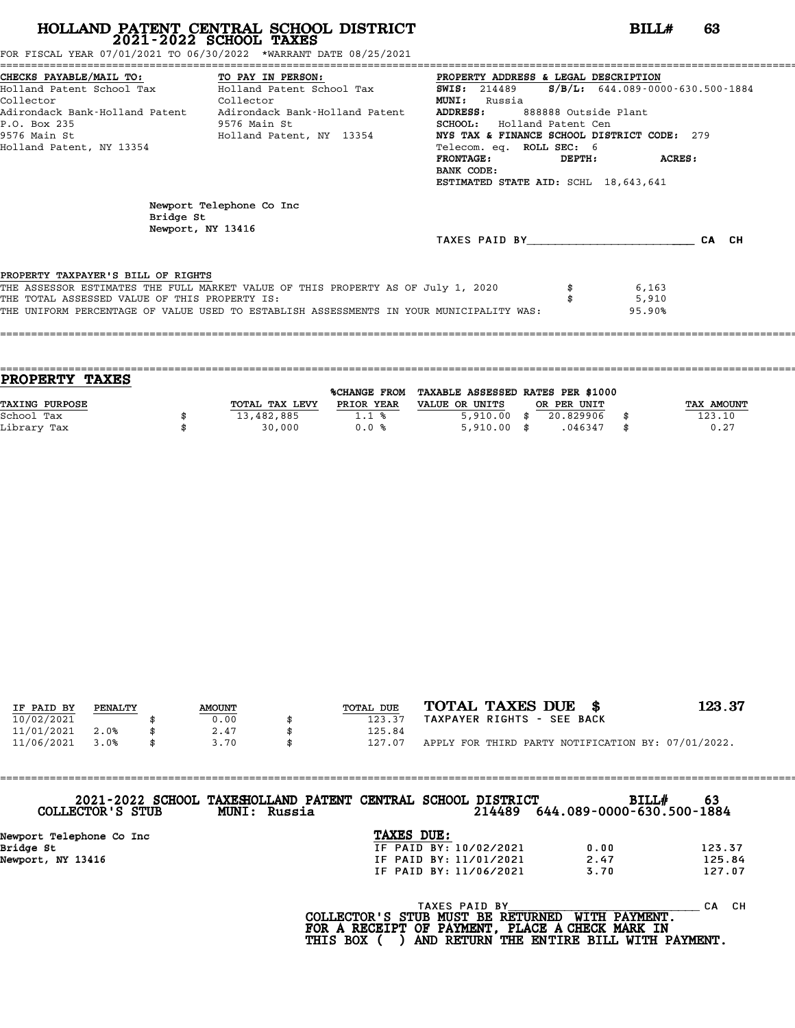# HOLLAND PATENT CENTRAL SCHOOL DISTRICT
## 2021-2022 SCHOOL TAXES

**BILL# 63**

FOR FISCAL YEAR 07/01/2021 TO 06/30/2022 *WARRANT DATE 08/25/2021

| CHECKS PAYABLE/MAIL TO: | TO PAY IN PERSON: | PROPERTY ADDRESS & LEGAL DESCRIPTION |
|---|---|---|
| Holland Patent School Tax | Holland Patent School Tax | **SWIS:** 214489 **S/B/L:** 644.089-0000-630.500-1884 |
| Collector | Collector | **MUNI:** Russia |
| Adirondack Bank-Holland Patent | Adirondack Bank-Holland Patent | **ADDRESS:** 888888 Outside Plant |
| P.O. Box 235 | 9576 Main St | **SCHOOL:** Holland Patent Cen |
| 9576 Main St | Holland Patent, NY 13354 | **NYS TAX & FINANCE SCHOOL DISTRICT CODE:** 279 |
| Holland Patent, NY 13354 | | Telecom. eq. **ROLL SEC:** 6 |
| | | **FRONTAGE:** **DEPTH:** **ACRES:** |
| | | **BANK CODE:** |
| | | **ESTIMATED STATE AID:** SCHL 18,643,641 |

Newport Telephone Co Inc
Bridge St
Newport, NY 13416

TAXES PAID BY________________________ CA CH

PROPERTY TAXPAYER'S BILL OF RIGHTS

THE ASSESSOR ESTIMATES THE FULL MARKET VALUE OF THIS PROPERTY AS OF July 1, 2020 $ 6,163
THE TOTAL ASSESSED VALUE OF THIS PROPERTY IS: $ 5,910
THE UNIFORM PERCENTAGE OF VALUE USED TO ESTABLISH ASSESSMENTS IN YOUR MUNICIPALITY WAS: 95.90%

## PROPERTY TAXES

| TAXING PURPOSE | | TOTAL TAX LEVY | %CHANGE FROM PRIOR YEAR | TAXABLE ASSESSED VALUE OR UNITS | | RATES PER $1000 OR PER UNIT | | TAX AMOUNT |
|---|---|---|---|---|---|---|---|---|
| School Tax | $ | 13,482,885 | 1.1 % | 5,910.00 | $ | 20.829906 | $ | 123.10 |
| Library Tax | $ | 30,000 | 0.0 % | 5,910.00 | $ | .046347 | $ | 0.27 |

| IF PAID BY | PENALTY | | AMOUNT | | TOTAL DUE |
|---|---|---|---|---|---|
| 10/02/2021 | | $ | 0.00 | $ | 123.37 |
| 11/01/2021 | 2.0% | $ | 2.47 | $ | 125.84 |
| 11/06/2021 | 3.0% | $ | 3.70 | $ | 127.07 |

**TOTAL TAXES DUE $ 123.37**

TAXPAYER RIGHTS - SEE BACK

APPLY FOR THIRD PARTY NOTIFICATION BY: 07/01/2022.

---

**2021-2022 SCHOOL TAXES HOLLAND PATENT CENTRAL SCHOOL DISTRICT BILL# 63**

**COLLECTOR'S STUB MUNI: Russia 214489 644.089-0000-630.500-1884**

Newport Telephone Co Inc
Bridge St
Newport, NY 13416

**TAXES DUE:**

| | | |
|---|---|---|
| IF PAID BY: 10/02/2021 | 0.00 | 123.37 |
| IF PAID BY: 11/01/2021 | 2.47 | 125.84 |
| IF PAID BY: 11/06/2021 | 3.70 | 127.07 |

TAXES PAID BY______________________________ CA CH

**COLLECTOR'S STUB MUST BE RETURNED WITH PAYMENT.**
**FOR A RECEIPT OF PAYMENT, PLACE A CHECK MARK IN**
**THIS BOX ( ) AND RETURN THE ENTIRE BILL WITH PAYMENT.**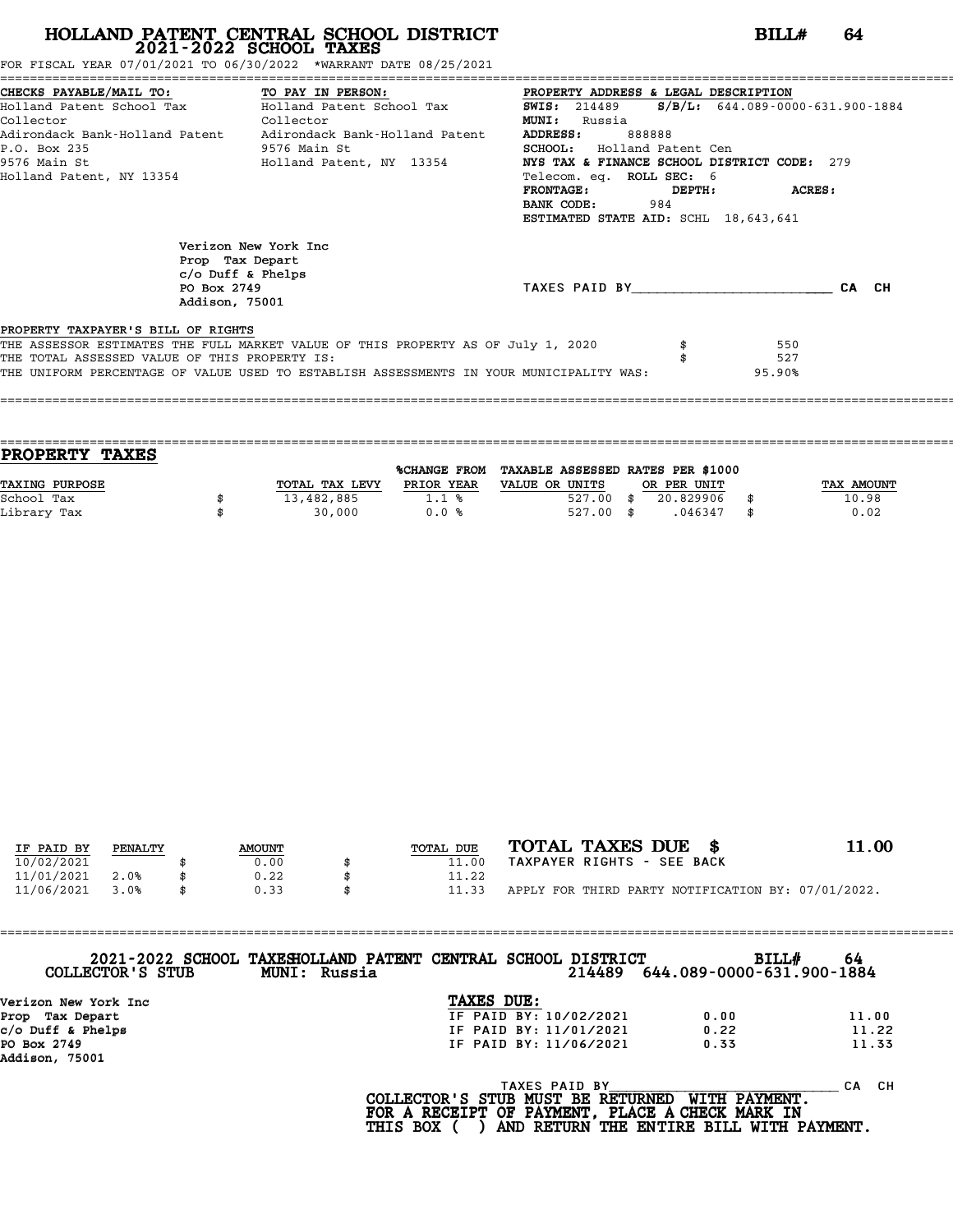# HOLLAND PATENT CENTRAL SCHOOL DISTRICT
## 2021-2022 SCHOOL TAXES

**BILL# 64**

FOR FISCAL YEAR 07/01/2021 TO 06/30/2022 *WARRANT DATE 08/25/2021

| CHECKS PAYABLE/MAIL TO: | TO PAY IN PERSON: | PROPERTY ADDRESS & LEGAL DESCRIPTION |
|---|---|---|
| Holland Patent School Tax Collector | Holland Patent School Tax Collector | **SWIS:** 214489 **S/B/L:** 644.089-0000-631.900-1884 |
| Adirondack Bank-Holland Patent | Adirondack Bank-Holland Patent | **MUNI:** Russia |
| P.O. Box 235 | 9576 Main St | **ADDRESS:** 888888 |
| 9576 Main St | Holland Patent, NY 13354 | **SCHOOL:** Holland Patent Cen |
| Holland Patent, NY 13354 | | **NYS TAX & FINANCE SCHOOL DISTRICT CODE:** 279 |
| | | Telecom. eq. **ROLL SEC:** 6 |
| | | **FRONTAGE:** **DEPTH:** **ACRES:** |
| | | **BANK CODE:** 984 |
| | | **ESTIMATED STATE AID:** SCHL 18,643,641 |

Verizon New York Inc
Prop Tax Depart
c/o Duff & Phelps
PO Box 2749
Addison, 75001

TAXES PAID BY________________________ CA CH

PROPERTY TAXPAYER'S BILL OF RIGHTS

THE ASSESSOR ESTIMATES THE FULL MARKET VALUE OF THIS PROPERTY AS OF July 1, 2020 $ 550
THE TOTAL ASSESSED VALUE OF THIS PROPERTY IS: $ 527
THE UNIFORM PERCENTAGE OF VALUE USED TO ESTABLISH ASSESSMENTS IN YOUR MUNICIPALITY WAS: 95.90%

## PROPERTY TAXES

| TAXING PURPOSE | TOTAL TAX LEVY | %CHANGE FROM PRIOR YEAR | TAXABLE ASSESSED VALUE OR UNITS | RATES PER $1000 OR PER UNIT | TAX AMOUNT |
|---|---|---|---|---|---|
| School Tax | $ 13,482,885 | 1.1 % | 527.00 | $ 20.829906 | $ 10.98 |
| Library Tax | $ 30,000 | 0.0 % | 527.00 | $ .046347 | $ 0.02 |

| IF PAID BY | PENALTY | AMOUNT | TOTAL DUE |
|---|---|---|---|
| 10/02/2021 | | $ 0.00 | $ 11.00 |
| 11/01/2021 | 2.0% | $ 0.22 | $ 11.22 |
| 11/06/2021 | 3.0% | $ 0.33 | $ 11.33 |

**TOTAL TAXES DUE $ 11.00**

TAXPAYER RIGHTS - SEE BACK

APPLY FOR THIRD PARTY NOTIFICATION BY: 07/01/2022.

---

**2021-2022 SCHOOL TAXES HOLLAND PATENT CENTRAL SCHOOL DISTRICT** **BILL# 64**

**COLLECTOR'S STUB** **MUNI: Russia** **214489 644.089-0000-631.900-1884**

Verizon New York Inc
Prop Tax Depart
c/o Duff & Phelps
PO Box 2749
Addison, 75001

**TAXES DUE:**

| | | |
|---|---|---|
| IF PAID BY: 10/02/2021 | 0.00 | 11.00 |
| IF PAID BY: 11/01/2021 | 0.22 | 11.22 |
| IF PAID BY: 11/06/2021 | 0.33 | 11.33 |

TAXES PAID BY____________________________ CA CH

**COLLECTOR'S STUB MUST BE RETURNED WITH PAYMENT. FOR A RECEIPT OF PAYMENT, PLACE A CHECK MARK IN THIS BOX ( ) AND RETURN THE ENTIRE BILL WITH PAYMENT.**